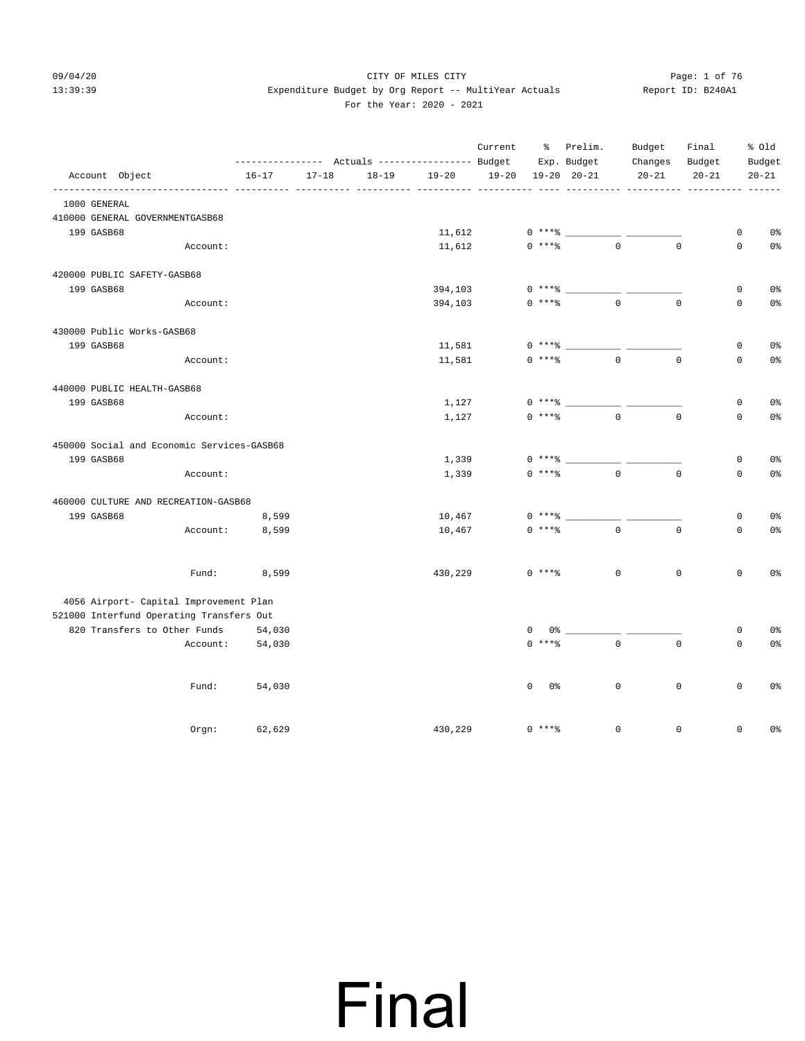CITY OF MILES CITY

Expenditure Budget by Org Report -- MultiYear Actuals

For the Year: 2020 - 2021

| Account Object | Actuals 16-17 | Actuals 17-18 | Actuals 18-19 | Actuals 19-20 | Current Budget 19-20 | % Exp. 19-20 | Prelim. Budget 20-21 | Budget Changes 20-21 | Final Budget 20-21 | % Old Budget 20-21 |
|---|---|---|---|---|---|---|---|---|---|---|
| **1000 GENERAL** | | | | | | | | | | |
| **410000 GENERAL GOVERNMENTGASB68** | | | | | | | | | | |
| 199 GASB68 | | | | 11,612 | 0 | ***% | ___________ | ___________ | 0 | 0% |
| Account: | | | | 11,612 | 0 | ***% | 0 | 0 | 0 | 0% |
| **420000 PUBLIC SAFETY-GASB68** | | | | | | | | | | |
| 199 GASB68 | | | | 394,103 | 0 | ***% | ___________ | ___________ | 0 | 0% |
| Account: | | | | 394,103 | 0 | ***% | 0 | 0 | 0 | 0% |
| **430000 Public Works-GASB68** | | | | | | | | | | |
| 199 GASB68 | | | | 11,581 | 0 | ***% | ___________ | ___________ | 0 | 0% |
| Account: | | | | 11,581 | 0 | ***% | 0 | 0 | 0 | 0% |
| **440000 PUBLIC HEALTH-GASB68** | | | | | | | | | | |
| 199 GASB68 | | | | 1,127 | 0 | ***% | ___________ | ___________ | 0 | 0% |
| Account: | | | | 1,127 | 0 | ***% | 0 | 0 | 0 | 0% |
| **450000 Social and Economic Services-GASB68** | | | | | | | | | | |
| 199 GASB68 | | | | 1,339 | 0 | ***% | ___________ | ___________ | 0 | 0% |
| Account: | | | | 1,339 | 0 | ***% | 0 | 0 | 0 | 0% |
| **460000 CULTURE AND RECREATION-GASB68** | | | | | | | | | | |
| 199 GASB68 | 8,599 | | | 10,467 | 0 | ***% | ___________ | ___________ | 0 | 0% |
| Account: | 8,599 | | | 10,467 | 0 | ***% | 0 | 0 | 0 | 0% |
| Fund: | 8,599 | | | 430,229 | 0 | ***% | 0 | 0 | 0 | 0% |
| **4056 Airport- Capital Improvement Plan** | | | | | | | | | | |
| **521000 Interfund Operating Transfers Out** | | | | | | | | | | |
| 820 Transfers to Other Funds | 54,030 | | | | 0 | 0% | ___________ | ___________ | 0 | 0% |
| Account: | 54,030 | | | | 0 | ***% | 0 | 0 | 0 | 0% |
| Fund: | 54,030 | | | | 0 | 0% | 0 | 0 | 0 | 0% |
| Orgn: | 62,629 | | | 430,229 | 0 | ***% | 0 | 0 | 0 | 0% |

# Final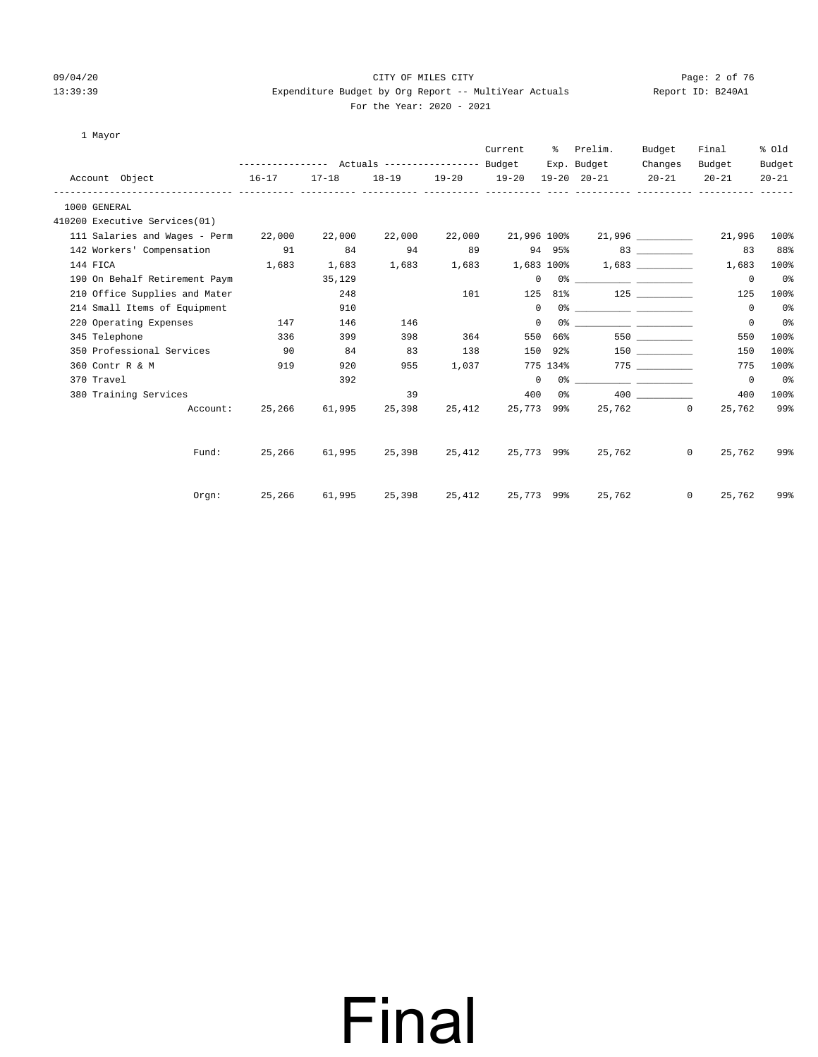CITY OF MILES CITY

Expenditure Budget by Org Report -- MultiYear Actuals

For the Year: 2020 - 2021

09/04/20 13:39:39 Report ID: B240A1

1 Mayor

| Account Object | Actuals 16-17 | Actuals 17-18 | Actuals 18-19 | Actuals 19-20 | Current Budget 19-20 | % Exp. 19-20 | Prelim. Budget 20-21 | Budget Changes 20-21 | Final Budget 20-21 | % Old Budget 20-21 |
|---|---|---|---|---|---|---|---|---|---|---|
| 1000 GENERAL | | | | | | | | | | |
| 410200 Executive Services(01) | | | | | | | | | | |
| 111 Salaries and Wages - Perm | 22,000 | 22,000 | 22,000 | 22,000 | 21,996 | 100% | 21,996 | __________ | 21,996 | 100% |
| 142 Workers' Compensation | 91 | 84 | 94 | 89 | 94 | 95% | 83 | __________ | 83 | 88% |
| 144 FICA | 1,683 | 1,683 | 1,683 | 1,683 | 1,683 | 100% | 1,683 | __________ | 1,683 | 100% |
| 190 On Behalf Retirement Paym | | 35,129 | | | 0 | 0% | __________ | __________ | 0 | 0% |
| 210 Office Supplies and Mater | | 248 | | 101 | 125 | 81% | 125 | __________ | 125 | 100% |
| 214 Small Items of Equipment | | 910 | | | 0 | 0% | __________ | __________ | 0 | 0% |
| 220 Operating Expenses | 147 | 146 | 146 | | 0 | 0% | __________ | __________ | 0 | 0% |
| 345 Telephone | 336 | 399 | 398 | 364 | 550 | 66% | 550 | __________ | 550 | 100% |
| 350 Professional Services | 90 | 84 | 83 | 138 | 150 | 92% | 150 | __________ | 150 | 100% |
| 360 Contr R & M | 919 | 920 | 955 | 1,037 | 775 | 134% | 775 | __________ | 775 | 100% |
| 370 Travel | | 392 | | | 0 | 0% | __________ | __________ | 0 | 0% |
| 380 Training Services | | | 39 | | 400 | 0% | 400 | __________ | 400 | 100% |
| Account: | 25,266 | 61,995 | 25,398 | 25,412 | 25,773 | 99% | 25,762 | 0 | 25,762 | 99% |
| Fund: | 25,266 | 61,995 | 25,398 | 25,412 | 25,773 | 99% | 25,762 | 0 | 25,762 | 99% |
| Orgn: | 25,266 | 61,995 | 25,398 | 25,412 | 25,773 | 99% | 25,762 | 0 | 25,762 | 99% |

# Final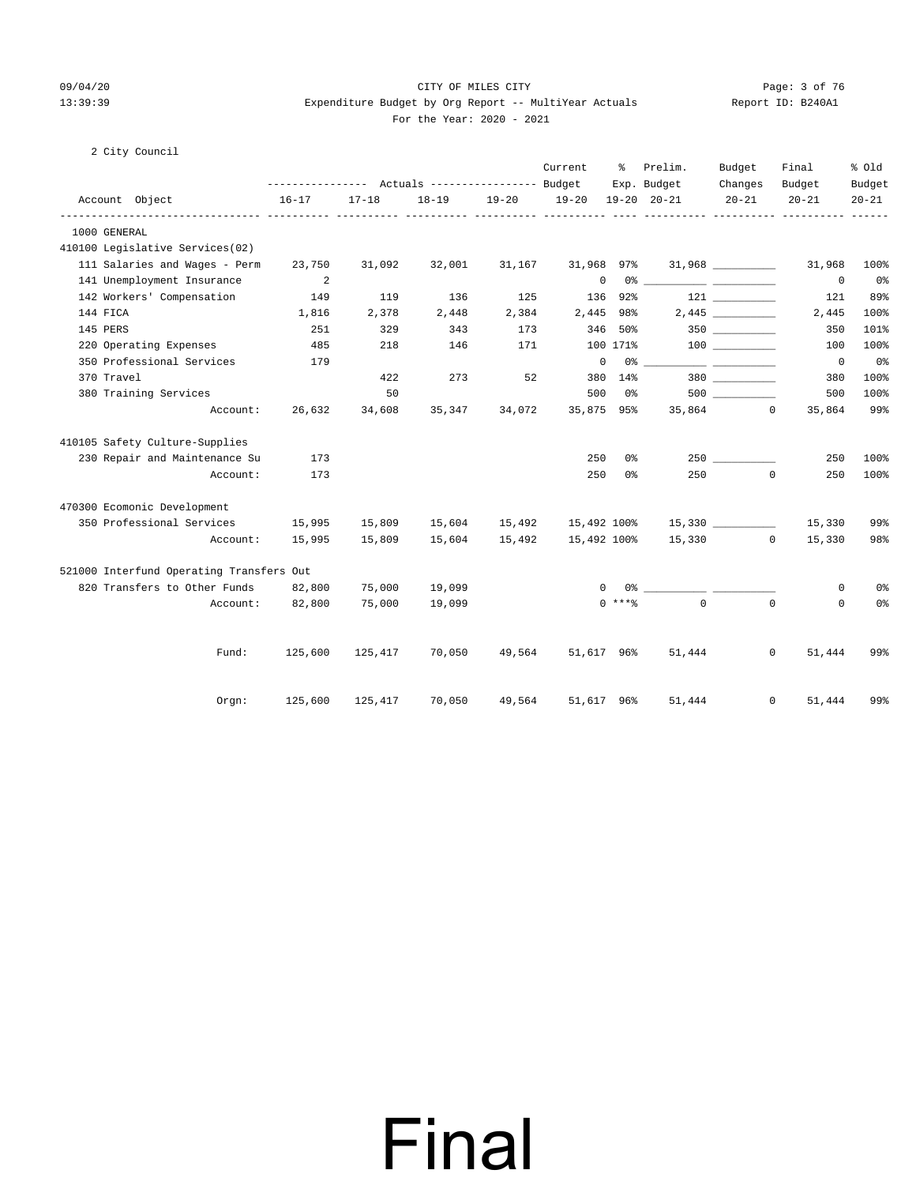CITY OF MILES CITY

Expenditure Budget by Org Report -- MultiYear Actuals

For the Year: 2020 - 2021

2 City Council

| Account Object | Actuals 16-17 | Actuals 17-18 | Actuals 18-19 | Actuals 19-20 | Current Budget 19-20 | % Exp. 19-20 | Prelim. Budget 20-21 | Budget Changes 20-21 | Final Budget 20-21 | % Old Budget 20-21 |
|---|---|---|---|---|---|---|---|---|---|---|
| 1000 GENERAL | | | | | | | | | | |
| 410100 Legislative Services(02) | | | | | | | | | | |
| 111 Salaries and Wages - Perm | 23,750 | 31,092 | 32,001 | 31,167 | 31,968 | 97% | 31,968 | __________ | 31,968 | 100% |
| 141 Unemployment Insurance | 2 | | | | 0 | 0% | __________ | __________ | 0 | 0% |
| 142 Workers' Compensation | 149 | 119 | 136 | 125 | 136 | 92% | 121 | __________ | 121 | 89% |
| 144 FICA | 1,816 | 2,378 | 2,448 | 2,384 | 2,445 | 98% | 2,445 | __________ | 2,445 | 100% |
| 145 PERS | 251 | 329 | 343 | 173 | 346 | 50% | 350 | __________ | 350 | 101% |
| 220 Operating Expenses | 485 | 218 | 146 | 171 | 100 | 171% | 100 | __________ | 100 | 100% |
| 350 Professional Services | 179 | | | | 0 | 0% | __________ | __________ | 0 | 0% |
| 370 Travel | | 422 | 273 | 52 | 380 | 14% | 380 | __________ | 380 | 100% |
| 380 Training Services | | 50 | | | 500 | 0% | 500 | __________ | 500 | 100% |
| Account: | 26,632 | 34,608 | 35,347 | 34,072 | 35,875 | 95% | 35,864 | 0 | 35,864 | 99% |
| 410105 Safety Culture-Supplies | | | | | | | | | | |
| 230 Repair and Maintenance Su | 173 | | | | 250 | 0% | 250 | __________ | 250 | 100% |
| Account: | 173 | | | | 250 | 0% | 250 | 0 | 250 | 100% |
| 470300 Ecomonic Development | | | | | | | | | | |
| 350 Professional Services | 15,995 | 15,809 | 15,604 | 15,492 | 15,492 | 100% | 15,330 | __________ | 15,330 | 99% |
| Account: | 15,995 | 15,809 | 15,604 | 15,492 | 15,492 | 100% | 15,330 | 0 | 15,330 | 98% |
| 521000 Interfund Operating Transfers Out | | | | | | | | | | |
| 820 Transfers to Other Funds | 82,800 | 75,000 | 19,099 | | 0 | 0% | __________ | __________ | 0 | 0% |
| Account: | 82,800 | 75,000 | 19,099 | | 0 | ***% | 0 | 0 | 0 | 0% |
| Fund: | 125,600 | 125,417 | 70,050 | 49,564 | 51,617 | 96% | 51,444 | 0 | 51,444 | 99% |
| Orgn: | 125,600 | 125,417 | 70,050 | 49,564 | 51,617 | 96% | 51,444 | 0 | 51,444 | 99% |

# Final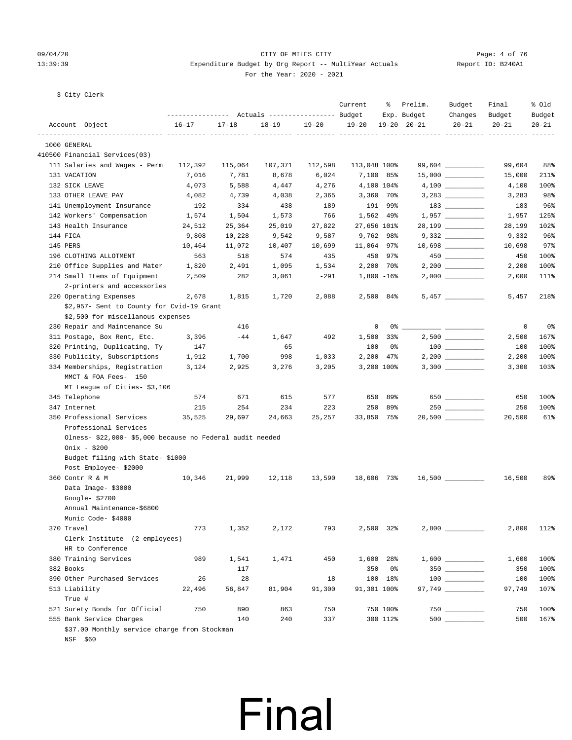CITY OF MILES CITY

Expenditure Budget by Org Report -- MultiYear Actuals

For the Year: 2020 - 2021

3 City Clerk

| Account Object | Actuals 16-17 | Actuals 17-18 | Actuals 18-19 | Actuals 19-20 | Current Budget 19-20 | % Exp. 19-20 | Prelim. Budget 20-21 | Budget Changes 20-21 | Final Budget 20-21 | % Old Budget 20-21 |
|---|---|---|---|---|---|---|---|---|---|---|
| 1000 GENERAL | | | | | | | | | | |
| 410500 Financial Services(03) | | | | | | | | | | |
| 111 Salaries and Wages - Perm | 112,392 | 115,064 | 107,371 | 112,598 | 113,048 | 100% | 99,604 | __________ | 99,604 | 88% |
| 131 VACATION | 7,016 | 7,781 | 8,678 | 6,024 | 7,100 | 85% | 15,000 | __________ | 15,000 | 211% |
| 132 SICK LEAVE | 4,073 | 5,588 | 4,447 | 4,276 | 4,100 | 104% | 4,100 | __________ | 4,100 | 100% |
| 133 OTHER LEAVE PAY | 4,082 | 4,739 | 4,038 | 2,365 | 3,360 | 70% | 3,283 | __________ | 3,283 | 98% |
| 141 Unemployment Insurance | 192 | 334 | 438 | 189 | 191 | 99% | 183 | __________ | 183 | 96% |
| 142 Workers' Compensation | 1,574 | 1,504 | 1,573 | 766 | 1,562 | 49% | 1,957 | __________ | 1,957 | 125% |
| 143 Health Insurance | 24,512 | 25,364 | 25,019 | 27,822 | 27,656 | 101% | 28,199 | __________ | 28,199 | 102% |
| 144 FICA | 9,808 | 10,228 | 9,542 | 9,587 | 9,762 | 98% | 9,332 | __________ | 9,332 | 96% |
| 145 PERS | 10,464 | 11,072 | 10,407 | 10,699 | 11,064 | 97% | 10,698 | __________ | 10,698 | 97% |
| 196 CLOTHING ALLOTMENT | 563 | 518 | 574 | 435 | 450 | 97% | 450 | __________ | 450 | 100% |
| 210 Office Supplies and Mater | 1,820 | 2,491 | 1,095 | 1,534 | 2,200 | 70% | 2,200 | __________ | 2,200 | 100% |
| 214 Small Items of Equipment | 2,509 | 282 | 3,061 | -291 | 1,800 | -16% | 2,000 | __________ | 2,000 | 111% |
| 2-printers and accessories | | | | | | | | | | |
| 220 Operating Expenses | 2,678 | 1,815 | 1,720 | 2,088 | 2,500 | 84% | 5,457 | __________ | 5,457 | 218% |
| $2,957- Sent to County for Cvid-19 Grant | | | | | | | | | | |
| $2,500 for miscellanous expenses | | | | | | | | | | |
| 230 Repair and Maintenance Su | | 416 | | | 0 | 0% | __________ | __________ | 0 | 0% |
| 311 Postage, Box Rent, Etc. | 3,396 | -44 | 1,647 | 492 | 1,500 | 33% | 2,500 | __________ | 2,500 | 167% |
| 320 Printing, Duplicating, Ty | 147 | | 65 | | 100 | 0% | 100 | __________ | 100 | 100% |
| 330 Publicity, Subscriptions | 1,912 | 1,700 | 998 | 1,033 | 2,200 | 47% | 2,200 | __________ | 2,200 | 100% |
| 334 Memberships, Registration | 3,124 | 2,925 | 3,276 | 3,205 | 3,200 | 100% | 3,300 | __________ | 3,300 | 103% |
| MMCT & FOA Fees- 150 | | | | | | | | | | |
| MT League of Cities- $3,106 | | | | | | | | | | |
| 345 Telephone | 574 | 671 | 615 | 577 | 650 | 89% | 650 | __________ | 650 | 100% |
| 347 Internet | 215 | 254 | 234 | 223 | 250 | 89% | 250 | __________ | 250 | 100% |
| 350 Professional Services | 35,525 | 29,697 | 24,663 | 25,257 | 33,850 | 75% | 20,500 | __________ | 20,500 | 61% |
| Professional Services | | | | | | | | | | |
| Olness- $22,000- $5,000 because no Federal audit needed | | | | | | | | | | |
| Onix - $200 | | | | | | | | | | |
| Budget filing with State- $1000 | | | | | | | | | | |
| Post Employee- $2000 | | | | | | | | | | |
| 360 Contr R & M | 10,346 | 21,999 | 12,118 | 13,590 | 18,606 | 73% | 16,500 | __________ | 16,500 | 89% |
| Data Image- $3000 | | | | | | | | | | |
| Google- $2700 | | | | | | | | | | |
| Annual Maintenance-$6800 | | | | | | | | | | |
| Munic Code- $4000 | | | | | | | | | | |
| 370 Travel | 773 | 1,352 | 2,172 | 793 | 2,500 | 32% | 2,800 | __________ | 2,800 | 112% |
| Clerk Institute (2 employees) | | | | | | | | | | |
| HR to Conference | | | | | | | | | | |
| 380 Training Services | 989 | 1,541 | 1,471 | 450 | 1,600 | 28% | 1,600 | __________ | 1,600 | 100% |
| 382 Books | | 117 | | | 350 | 0% | 350 | __________ | 350 | 100% |
| 390 Other Purchased Services | 26 | 28 | | 18 | 100 | 18% | 100 | __________ | 100 | 100% |
| 513 Liability | 22,496 | 56,847 | 81,904 | 91,300 | 91,301 | 100% | 97,749 | __________ | 97,749 | 107% |
| True # | | | | | | | | | | |
| 521 Surety Bonds for Official | 750 | 890 | 863 | 750 | 750 | 100% | 750 | __________ | 750 | 100% |
| 555 Bank Service Charges | | 140 | 240 | 337 | 300 | 112% | 500 | __________ | 500 | 167% |
| $37.00 Monthly service charge from Stockman | | | | | | | | | | |
| NSF $60 | | | | | | | | | | |

# Final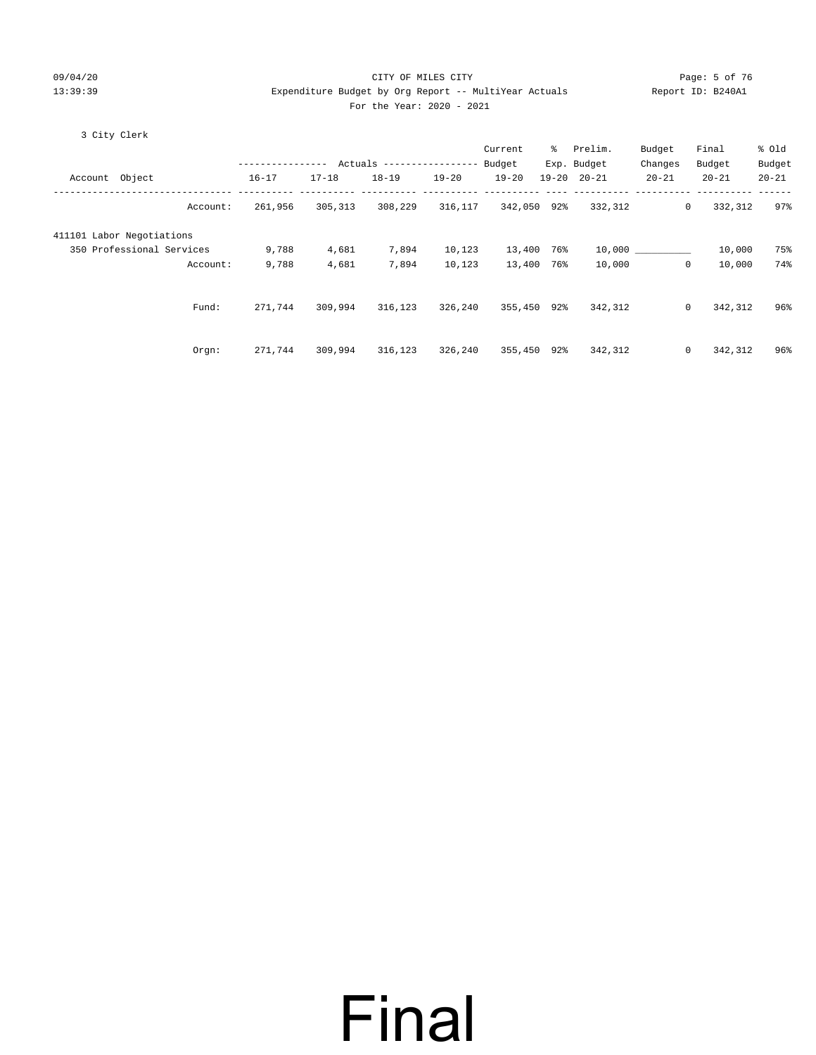3 City Clerk

| Account Object | Actuals 16-17 | 17-18 | 18-19 | 19-20 | Current Budget 19-20 | % Exp. 19-20 | Prelim. Budget 20-21 | Budget Changes 20-21 | Final Budget 20-21 | % Old Budget 20-21 |
|---|---|---|---|---|---|---|---|---|---|---|
| Account: | 261,956 | 305,313 | 308,229 | 316,117 | 342,050 | 92% | 332,312 | 0 | 332,312 | 97% |
| 411101 Labor Negotiations | | | | | | | | | | |
| 350 Professional Services | 9,788 | 4,681 | 7,894 | 10,123 | 13,400 | 76% | 10,000 | __________ | 10,000 | 75% |
| Account: | 9,788 | 4,681 | 7,894 | 10,123 | 13,400 | 76% | 10,000 | 0 | 10,000 | 74% |
| Fund: | 271,744 | 309,994 | 316,123 | 326,240 | 355,450 | 92% | 342,312 | 0 | 342,312 | 96% |
| Orgn: | 271,744 | 309,994 | 316,123 | 326,240 | 355,450 | 92% | 342,312 | 0 | 342,312 | 96% |

Final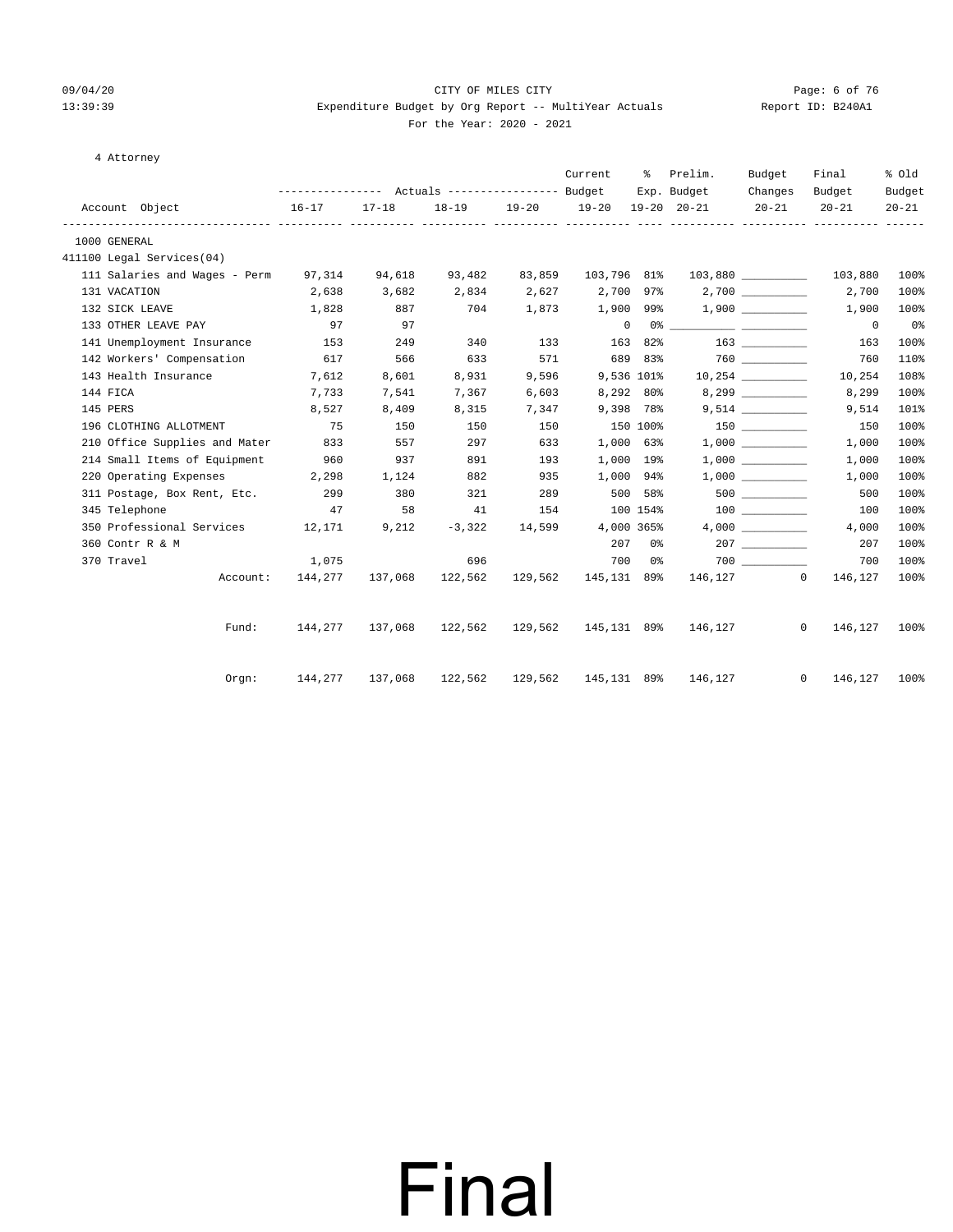CITY OF MILES CITY
Expenditure Budget by Org Report -- MultiYear Actuals
For the Year: 2020 - 2021

4 Attorney

| Account Object | Actuals 16-17 | Actuals 17-18 | Actuals 18-19 | Actuals 19-20 | Current Budget 19-20 | % Exp. 19-20 | Prelim. Budget 20-21 | Budget Changes 20-21 | Final Budget 20-21 | % Old Budget 20-21 |
|---|---|---|---|---|---|---|---|---|---|---|
| 1000 GENERAL | | | | | | | | | | |
| 411100 Legal Services(04) | | | | | | | | | | |
| 111 Salaries and Wages - Perm | 97,314 | 94,618 | 93,482 | 83,859 | 103,796 | 81% | 103,880 | __________ | 103,880 | 100% |
| 131 VACATION | 2,638 | 3,682 | 2,834 | 2,627 | 2,700 | 97% | 2,700 | __________ | 2,700 | 100% |
| 132 SICK LEAVE | 1,828 | 887 | 704 | 1,873 | 1,900 | 99% | 1,900 | __________ | 1,900 | 100% |
| 133 OTHER LEAVE PAY | 97 | 97 | | | 0 | 0% | __________ | __________ | 0 | 0% |
| 141 Unemployment Insurance | 153 | 249 | 340 | 133 | 163 | 82% | 163 | __________ | 163 | 100% |
| 142 Workers' Compensation | 617 | 566 | 633 | 571 | 689 | 83% | 760 | __________ | 760 | 110% |
| 143 Health Insurance | 7,612 | 8,601 | 8,931 | 9,596 | 9,536 | 101% | 10,254 | __________ | 10,254 | 108% |
| 144 FICA | 7,733 | 7,541 | 7,367 | 6,603 | 8,292 | 80% | 8,299 | __________ | 8,299 | 100% |
| 145 PERS | 8,527 | 8,409 | 8,315 | 7,347 | 9,398 | 78% | 9,514 | __________ | 9,514 | 101% |
| 196 CLOTHING ALLOTMENT | 75 | 150 | 150 | 150 | 150 | 100% | 150 | __________ | 150 | 100% |
| 210 Office Supplies and Mater | 833 | 557 | 297 | 633 | 1,000 | 63% | 1,000 | __________ | 1,000 | 100% |
| 214 Small Items of Equipment | 960 | 937 | 891 | 193 | 1,000 | 19% | 1,000 | __________ | 1,000 | 100% |
| 220 Operating Expenses | 2,298 | 1,124 | 882 | 935 | 1,000 | 94% | 1,000 | __________ | 1,000 | 100% |
| 311 Postage, Box Rent, Etc. | 299 | 380 | 321 | 289 | 500 | 58% | 500 | __________ | 500 | 100% |
| 345 Telephone | 47 | 58 | 41 | 154 | 100 | 154% | 100 | __________ | 100 | 100% |
| 350 Professional Services | 12,171 | 9,212 | -3,322 | 14,599 | 4,000 | 365% | 4,000 | __________ | 4,000 | 100% |
| 360 Contr R & M | | | | | 207 | 0% | 207 | __________ | 207 | 100% |
| 370 Travel | 1,075 | | 696 | | 700 | 0% | 700 | __________ | 700 | 100% |
| Account: | 144,277 | 137,068 | 122,562 | 129,562 | 145,131 | 89% | 146,127 | 0 | 146,127 | 100% |
| Fund: | 144,277 | 137,068 | 122,562 | 129,562 | 145,131 | 89% | 146,127 | 0 | 146,127 | 100% |
| Orgn: | 144,277 | 137,068 | 122,562 | 129,562 | 145,131 | 89% | 146,127 | 0 | 146,127 | 100% |

# Final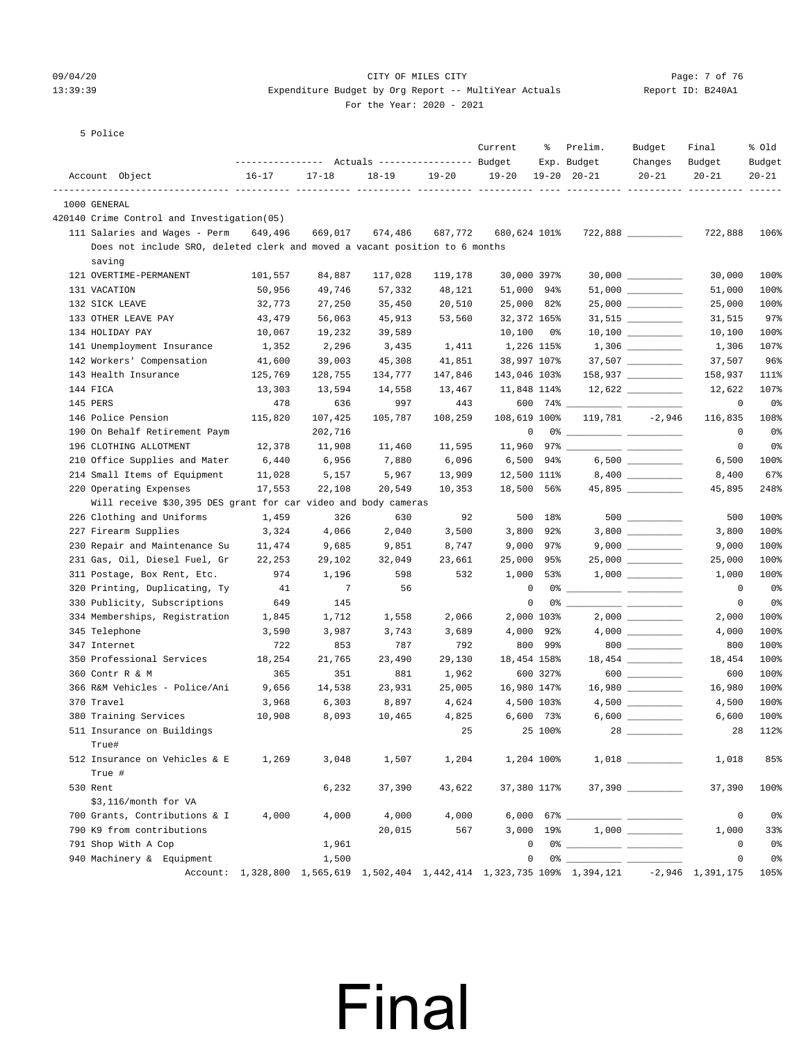CITY OF MILES CITY

Expenditure Budget by Org Report -- MultiYear Actuals

For the Year: 2020 - 2021

5 Police

| Account Object | Actuals 16-17 | Actuals 17-18 | Actuals 18-19 | Actuals 19-20 | Current Budget 19-20 | % Exp. 19-20 | Prelim. Budget 20-21 | Budget Changes 20-21 | Final Budget 20-21 | % Old Budget 20-21 |
|---|---|---|---|---|---|---|---|---|---|---|
| **1000 GENERAL** | | | | | | | | | | |
| **420140 Crime Control and Investigation(05)** | | | | | | | | | | |
| 111 Salaries and Wages - Perm | 649,496 | 669,017 | 674,486 | 687,772 | 680,624 | 101% | 722,888 | __________ | 722,888 | 106% |
| Does not include SRO, deleted clerk and moved a vacant position to 6 months saving | | | | | | | | | | |
| 121 OVERTIME-PERMANENT | 101,557 | 84,887 | 117,028 | 119,178 | 30,000 | 397% | 30,000 | __________ | 30,000 | 100% |
| 131 VACATION | 50,956 | 49,746 | 57,332 | 48,121 | 51,000 | 94% | 51,000 | __________ | 51,000 | 100% |
| 132 SICK LEAVE | 32,773 | 27,250 | 35,450 | 20,510 | 25,000 | 82% | 25,000 | __________ | 25,000 | 100% |
| 133 OTHER LEAVE PAY | 43,479 | 56,063 | 45,913 | 53,560 | 32,372 | 165% | 31,515 | __________ | 31,515 | 97% |
| 134 HOLIDAY PAY | 10,067 | 19,232 | 39,589 | | 10,100 | 0% | 10,100 | __________ | 10,100 | 100% |
| 141 Unemployment Insurance | 1,352 | 2,296 | 3,435 | 1,411 | 1,226 | 115% | 1,306 | __________ | 1,306 | 107% |
| 142 Workers' Compensation | 41,600 | 39,003 | 45,308 | 41,851 | 38,997 | 107% | 37,507 | __________ | 37,507 | 96% |
| 143 Health Insurance | 125,769 | 128,755 | 134,777 | 147,846 | 143,046 | 103% | 158,937 | __________ | 158,937 | 111% |
| 144 FICA | 13,303 | 13,594 | 14,558 | 13,467 | 11,848 | 114% | 12,622 | __________ | 12,622 | 107% |
| 145 PERS | 478 | 636 | 997 | 443 | 600 | 74% | __________ | __________ | 0 | 0% |
| 146 Police Pension | 115,820 | 107,425 | 105,787 | 108,259 | 108,619 | 100% | 119,781 | -2,946 | 116,835 | 108% |
| 190 On Behalf Retirement Paym | | 202,716 | | | 0 | 0% | __________ | __________ | 0 | 0% |
| 196 CLOTHING ALLOTMENT | 12,378 | 11,908 | 11,460 | 11,595 | 11,960 | 97% | __________ | __________ | 0 | 0% |
| 210 Office Supplies and Mater | 6,440 | 6,956 | 7,880 | 6,096 | 6,500 | 94% | 6,500 | __________ | 6,500 | 100% |
| 214 Small Items of Equipment | 11,028 | 5,157 | 5,967 | 13,909 | 12,500 | 111% | 8,400 | __________ | 8,400 | 67% |
| 220 Operating Expenses | 17,553 | 22,108 | 20,549 | 10,353 | 18,500 | 56% | 45,895 | __________ | 45,895 | 248% |
| Will receive $30,395 DES grant for car video and body cameras | | | | | | | | | | |
| 226 Clothing and Uniforms | 1,459 | 326 | 630 | 92 | 500 | 18% | 500 | __________ | 500 | 100% |
| 227 Firearm Supplies | 3,324 | 4,066 | 2,040 | 3,500 | 3,800 | 92% | 3,800 | __________ | 3,800 | 100% |
| 230 Repair and Maintenance Su | 11,474 | 9,685 | 9,851 | 8,747 | 9,000 | 97% | 9,000 | __________ | 9,000 | 100% |
| 231 Gas, Oil, Diesel Fuel, Gr | 22,253 | 29,102 | 32,049 | 23,661 | 25,000 | 95% | 25,000 | __________ | 25,000 | 100% |
| 311 Postage, Box Rent, Etc. | 974 | 1,196 | 598 | 532 | 1,000 | 53% | 1,000 | __________ | 1,000 | 100% |
| 320 Printing, Duplicating, Ty | 41 | 7 | 56 | | 0 | 0% | __________ | __________ | 0 | 0% |
| 330 Publicity, Subscriptions | 649 | 145 | | | 0 | 0% | __________ | __________ | 0 | 0% |
| 334 Memberships, Registration | 1,845 | 1,712 | 1,558 | 2,066 | 2,000 | 103% | 2,000 | __________ | 2,000 | 100% |
| 345 Telephone | 3,590 | 3,987 | 3,743 | 3,689 | 4,000 | 92% | 4,000 | __________ | 4,000 | 100% |
| 347 Internet | 722 | 853 | 787 | 792 | 800 | 99% | 800 | __________ | 800 | 100% |
| 350 Professional Services | 18,254 | 21,765 | 23,490 | 29,130 | 18,454 | 158% | 18,454 | __________ | 18,454 | 100% |
| 360 Contr R & M | 365 | 351 | 881 | 1,962 | 600 | 327% | 600 | __________ | 600 | 100% |
| 366 R&M Vehicles - Police/Ani | 9,656 | 14,538 | 23,931 | 25,005 | 16,980 | 147% | 16,980 | __________ | 16,980 | 100% |
| 370 Travel | 3,968 | 6,303 | 8,897 | 4,624 | 4,500 | 103% | 4,500 | __________ | 4,500 | 100% |
| 380 Training Services | 10,908 | 8,093 | 10,465 | 4,825 | 6,600 | 73% | 6,600 | __________ | 6,600 | 100% |
| 511 Insurance on Buildings | | | | 25 | 25 | 100% | 28 | __________ | 28 | 112% |
| True# | | | | | | | | | | |
| 512 Insurance on Vehicles & E | 1,269 | 3,048 | 1,507 | 1,204 | 1,204 | 100% | 1,018 | __________ | 1,018 | 85% |
| True # | | | | | | | | | | |
| 530 Rent | | 6,232 | 37,390 | 43,622 | 37,380 | 117% | 37,390 | __________ | 37,390 | 100% |
| $3,116/month for VA | | | | | | | | | | |
| 700 Grants, Contributions & I | 4,000 | 4,000 | 4,000 | 4,000 | 6,000 | 67% | __________ | __________ | 0 | 0% |
| 790 K9 from contributions | | | 20,015 | 567 | 3,000 | 19% | 1,000 | __________ | 1,000 | 33% |
| 791 Shop With A Cop | | 1,961 | | | 0 | 0% | __________ | __________ | 0 | 0% |
| 940 Machinery & Equipment | | 1,500 | | | 0 | 0% | __________ | __________ | 0 | 0% |
| Account: | 1,328,800 | 1,565,619 | 1,502,404 | 1,442,414 | 1,323,735 | 109% | 1,394,121 | -2,946 | 1,391,175 | 105% |

Final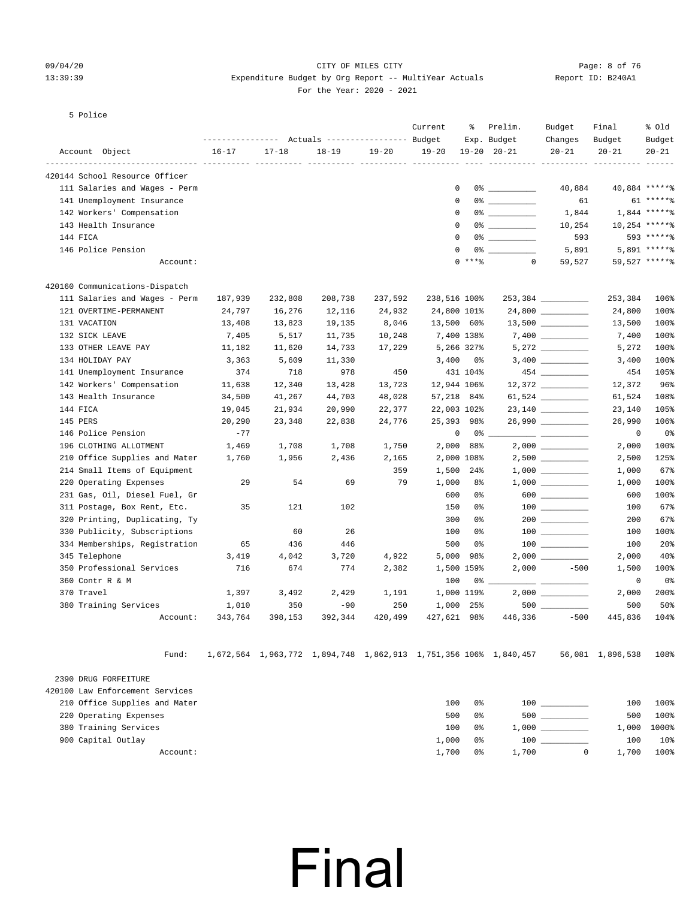5 Police

| Account Object | Actuals 16-17 | Actuals 17-18 | Actuals 18-19 | Actuals 19-20 | Current Budget 19-20 | % Exp. 19-20 | Prelim. Budget 20-21 | Budget Changes 20-21 | Final Budget 20-21 | % Old Budget 20-21 |
|---|---|---|---|---|---|---|---|---|---|---|
| 420144 School Resource Officer | | | | | | | | | | |
| 111 Salaries and Wages - Perm | | | | | 0 | 0% | __________ | 40,884 | 40,884 | *****% |
| 141 Unemployment Insurance | | | | | 0 | 0% | __________ | 61 | 61 | *****% |
| 142 Workers' Compensation | | | | | 0 | 0% | __________ | 1,844 | 1,844 | *****% |
| 143 Health Insurance | | | | | 0 | 0% | __________ | 10,254 | 10,254 | *****% |
| 144 FICA | | | | | 0 | 0% | __________ | 593 | 593 | *****% |
| 146 Police Pension | | | | | 0 | 0% | __________ | 5,891 | 5,891 | *****% |
| Account: | | | | | 0 | ***% | 0 | 59,527 | 59,527 | *****% |
| 420160 Communications-Dispatch | | | | | | | | | | |
| 111 Salaries and Wages - Perm | 187,939 | 232,808 | 208,738 | 237,592 | 238,516 | 100% | 253,384 | __________ | 253,384 | 106% |
| 121 OVERTIME-PERMANENT | 24,797 | 16,276 | 12,116 | 24,932 | 24,800 | 101% | 24,800 | __________ | 24,800 | 100% |
| 131 VACATION | 13,408 | 13,823 | 19,135 | 8,046 | 13,500 | 60% | 13,500 | __________ | 13,500 | 100% |
| 132 SICK LEAVE | 7,405 | 5,517 | 11,735 | 10,248 | 7,400 | 138% | 7,400 | __________ | 7,400 | 100% |
| 133 OTHER LEAVE PAY | 11,182 | 11,620 | 14,733 | 17,229 | 5,266 | 327% | 5,272 | __________ | 5,272 | 100% |
| 134 HOLIDAY PAY | 3,363 | 5,609 | 11,330 | | 3,400 | 0% | 3,400 | __________ | 3,400 | 100% |
| 141 Unemployment Insurance | 374 | 718 | 978 | 450 | 431 | 104% | 454 | __________ | 454 | 105% |
| 142 Workers' Compensation | 11,638 | 12,340 | 13,428 | 13,723 | 12,944 | 106% | 12,372 | __________ | 12,372 | 96% |
| 143 Health Insurance | 34,500 | 41,267 | 44,703 | 48,028 | 57,218 | 84% | 61,524 | __________ | 61,524 | 108% |
| 144 FICA | 19,045 | 21,934 | 20,990 | 22,377 | 22,003 | 102% | 23,140 | __________ | 23,140 | 105% |
| 145 PERS | 20,290 | 23,348 | 22,838 | 24,776 | 25,393 | 98% | 26,990 | __________ | 26,990 | 106% |
| 146 Police Pension | -77 | | | | 0 | 0% | __________ | __________ | 0 | 0% |
| 196 CLOTHING ALLOTMENT | 1,469 | 1,708 | 1,708 | 1,750 | 2,000 | 88% | 2,000 | __________ | 2,000 | 100% |
| 210 Office Supplies and Mater | 1,760 | 1,956 | 2,436 | 2,165 | 2,000 | 108% | 2,500 | __________ | 2,500 | 125% |
| 214 Small Items of Equipment | | | | 359 | 1,500 | 24% | 1,000 | __________ | 1,000 | 67% |
| 220 Operating Expenses | 29 | 54 | 69 | 79 | 1,000 | 8% | 1,000 | __________ | 1,000 | 100% |
| 231 Gas, Oil, Diesel Fuel, Gr | | | | | 600 | 0% | 600 | __________ | 600 | 100% |
| 311 Postage, Box Rent, Etc. | 35 | 121 | 102 | | 150 | 0% | 100 | __________ | 100 | 67% |
| 320 Printing, Duplicating, Ty | | | | | 300 | 0% | 200 | __________ | 200 | 67% |
| 330 Publicity, Subscriptions | | 60 | 26 | | 100 | 0% | 100 | __________ | 100 | 100% |
| 334 Memberships, Registration | 65 | 436 | 446 | | 500 | 0% | 100 | __________ | 100 | 20% |
| 345 Telephone | 3,419 | 4,042 | 3,720 | 4,922 | 5,000 | 98% | 2,000 | __________ | 2,000 | 40% |
| 350 Professional Services | 716 | 674 | 774 | 2,382 | 1,500 | 159% | 2,000 | -500 | 1,500 | 100% |
| 360 Contr R & M | | | | | 100 | 0% | __________ | __________ | 0 | 0% |
| 370 Travel | 1,397 | 3,492 | 2,429 | 1,191 | 1,000 | 119% | 2,000 | __________ | 2,000 | 200% |
| 380 Training Services | 1,010 | 350 | -90 | 250 | 1,000 | 25% | 500 | __________ | 500 | 50% |
| Account: | 343,764 | 398,153 | 392,344 | 420,499 | 427,621 | 98% | 446,336 | -500 | 445,836 | 104% |
| Fund: | 1,672,564 | 1,963,772 | 1,894,748 | 1,862,913 | 1,751,356 | 106% | 1,840,457 | 56,081 | 1,896,538 | 108% |
| 2390 DRUG FORFEITURE | | | | | | | | | | |
| 420100 Law Enforcement Services | | | | | | | | | | |
| 210 Office Supplies and Mater | | | | | 100 | 0% | 100 | __________ | 100 | 100% |
| 220 Operating Expenses | | | | | 500 | 0% | 500 | __________ | 500 | 100% |
| 380 Training Services | | | | | 100 | 0% | 1,000 | __________ | 1,000 | 1000% |
| 900 Capital Outlay | | | | | 1,000 | 0% | 100 | __________ | 100 | 10% |
| Account: | | | | | 1,700 | 0% | 1,700 | 0 | 1,700 | 100% |

Final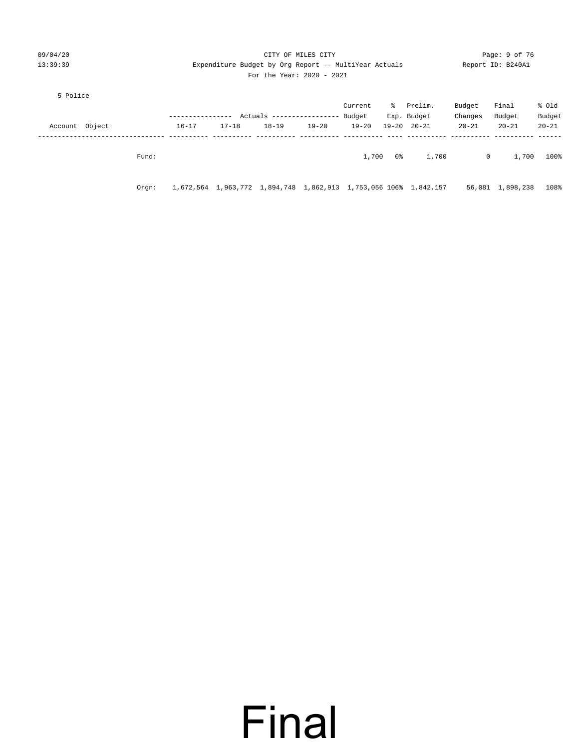CITY OF MILES CITY

Expenditure Budget by Org Report -- MultiYear Actuals

For the Year: 2020 - 2021

5 Police

| Account Object | | Actuals 16-17 | 17-18 | 18-19 | 19-20 | Current Budget 19-20 | % Exp. 19-20 | Prelim. Budget 20-21 | Budget Changes 20-21 | Final Budget 20-21 | % Old Budget 20-21 |
|---|---|---|---|---|---|---|---|---|---|---|---|
| | Fund: | | | | | 1,700 | 0% | 1,700 | 0 | 1,700 | 100% |
| | Orgn: | 1,672,564 | 1,963,772 | 1,894,748 | 1,862,913 | 1,753,056 | 106% | 1,842,157 | 56,081 | 1,898,238 | 108% |

Final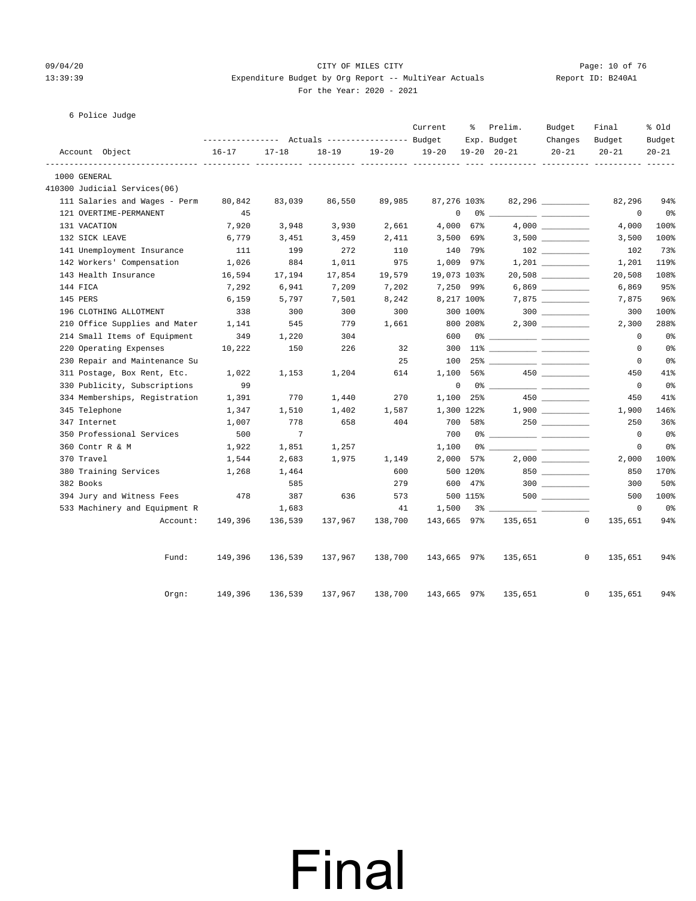CITY OF MILES CITY

Expenditure Budget by Org Report -- MultiYear Actuals

For the Year: 2020 - 2021

6 Police Judge

| Account Object | Actuals 16-17 | Actuals 17-18 | Actuals 18-19 | Actuals 19-20 | Current Budget 19-20 | % Exp. 19-20 | Prelim. Budget 20-21 | Budget Changes 20-21 | Final Budget 20-21 | % Old Budget 20-21 |
|---|---|---|---|---|---|---|---|---|---|---|
| 1000 GENERAL | | | | | | | | | | |
| 410300 Judicial Services(06) | | | | | | | | | | |
| 111 Salaries and Wages - Perm | 80,842 | 83,039 | 86,550 | 89,985 | 87,276 | 103% | 82,296 | __________ | 82,296 | 94% |
| 121 OVERTIME-PERMANENT | 45 | | | | 0 | 0% | __________ | __________ | 0 | 0% |
| 131 VACATION | 7,920 | 3,948 | 3,930 | 2,661 | 4,000 | 67% | 4,000 | __________ | 4,000 | 100% |
| 132 SICK LEAVE | 6,779 | 3,451 | 3,459 | 2,411 | 3,500 | 69% | 3,500 | __________ | 3,500 | 100% |
| 141 Unemployment Insurance | 111 | 199 | 272 | 110 | 140 | 79% | 102 | __________ | 102 | 73% |
| 142 Workers' Compensation | 1,026 | 884 | 1,011 | 975 | 1,009 | 97% | 1,201 | __________ | 1,201 | 119% |
| 143 Health Insurance | 16,594 | 17,194 | 17,854 | 19,579 | 19,073 | 103% | 20,508 | __________ | 20,508 | 108% |
| 144 FICA | 7,292 | 6,941 | 7,209 | 7,202 | 7,250 | 99% | 6,869 | __________ | 6,869 | 95% |
| 145 PERS | 6,159 | 5,797 | 7,501 | 8,242 | 8,217 | 100% | 7,875 | __________ | 7,875 | 96% |
| 196 CLOTHING ALLOTMENT | 338 | 300 | 300 | 300 | 300 | 100% | 300 | __________ | 300 | 100% |
| 210 Office Supplies and Mater | 1,141 | 545 | 779 | 1,661 | 800 | 208% | 2,300 | __________ | 2,300 | 288% |
| 214 Small Items of Equipment | 349 | 1,220 | 304 | | 600 | 0% | __________ | __________ | 0 | 0% |
| 220 Operating Expenses | 10,222 | 150 | 226 | 32 | 300 | 11% | __________ | __________ | 0 | 0% |
| 230 Repair and Maintenance Su | | | | 25 | 100 | 25% | __________ | __________ | 0 | 0% |
| 311 Postage, Box Rent, Etc. | 1,022 | 1,153 | 1,204 | 614 | 1,100 | 56% | 450 | __________ | 450 | 41% |
| 330 Publicity, Subscriptions | 99 | | | | 0 | 0% | __________ | __________ | 0 | 0% |
| 334 Memberships, Registration | 1,391 | 770 | 1,440 | 270 | 1,100 | 25% | 450 | __________ | 450 | 41% |
| 345 Telephone | 1,347 | 1,510 | 1,402 | 1,587 | 1,300 | 122% | 1,900 | __________ | 1,900 | 146% |
| 347 Internet | 1,007 | 778 | 658 | 404 | 700 | 58% | 250 | __________ | 250 | 36% |
| 350 Professional Services | 500 | 7 | | | 700 | 0% | __________ | __________ | 0 | 0% |
| 360 Contr R & M | 1,922 | 1,851 | 1,257 | | 1,100 | 0% | __________ | __________ | 0 | 0% |
| 370 Travel | 1,544 | 2,683 | 1,975 | 1,149 | 2,000 | 57% | 2,000 | __________ | 2,000 | 100% |
| 380 Training Services | 1,268 | 1,464 | | 600 | 500 | 120% | 850 | __________ | 850 | 170% |
| 382 Books | | 585 | | 279 | 600 | 47% | 300 | __________ | 300 | 50% |
| 394 Jury and Witness Fees | 478 | 387 | 636 | 573 | 500 | 115% | 500 | __________ | 500 | 100% |
| 533 Machinery and Equipment R | | 1,683 | | 41 | 1,500 | 3% | __________ | __________ | 0 | 0% |
| Account: | 149,396 | 136,539 | 137,967 | 138,700 | 143,665 | 97% | 135,651 | 0 | 135,651 | 94% |
| Fund: | 149,396 | 136,539 | 137,967 | 138,700 | 143,665 | 97% | 135,651 | 0 | 135,651 | 94% |
| Orgn: | 149,396 | 136,539 | 137,967 | 138,700 | 143,665 | 97% | 135,651 | 0 | 135,651 | 94% |

# Final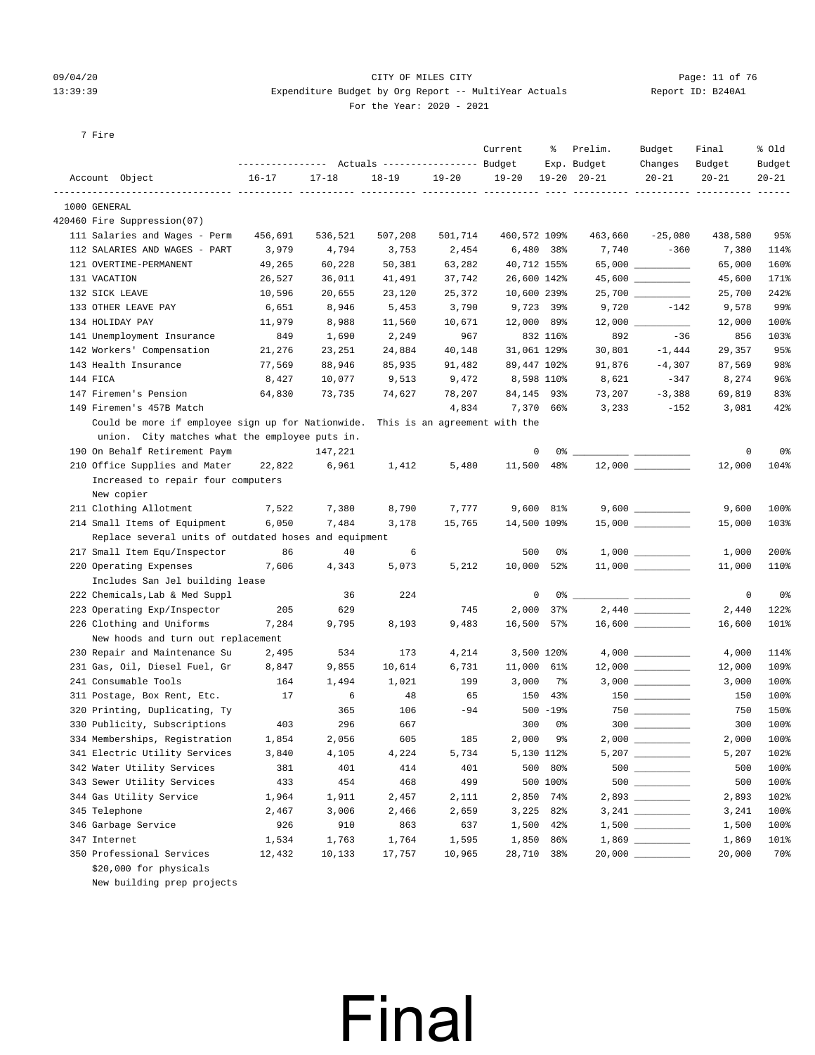CITY OF MILES CITY

Expenditure Budget by Org Report -- MultiYear Actuals

For the Year: 2020 - 2021

7 Fire

| Account Object | Actuals 16-17 | Actuals 17-18 | Actuals 18-19 | Actuals 19-20 | Current Budget 19-20 | % Exp. 19-20 | Prelim. Budget 20-21 | Budget Changes 20-21 | Final Budget 20-21 | % Old Budget 20-21 |
|---|---|---|---|---|---|---|---|---|---|---|
| 1000 GENERAL | | | | | | | | | | |
| 420460 Fire Suppression(07) | | | | | | | | | | |
| 111 Salaries and Wages - Perm | 456,691 | 536,521 | 507,208 | 501,714 | 460,572 | 109% | 463,660 | -25,080 | 438,580 | 95% |
| 112 SALARIES AND WAGES - PART | 3,979 | 4,794 | 3,753 | 2,454 | 6,480 | 38% | 7,740 | -360 | 7,380 | 114% |
| 121 OVERTIME-PERMANENT | 49,265 | 60,228 | 50,381 | 63,282 | 40,712 | 155% | 65,000 | | 65,000 | 160% |
| 131 VACATION | 26,527 | 36,011 | 41,491 | 37,742 | 26,600 | 142% | 45,600 | | 45,600 | 171% |
| 132 SICK LEAVE | 10,596 | 20,655 | 23,120 | 25,372 | 10,600 | 239% | 25,700 | | 25,700 | 242% |
| 133 OTHER LEAVE PAY | 6,651 | 8,946 | 5,453 | 3,790 | 9,723 | 39% | 9,720 | -142 | 9,578 | 99% |
| 134 HOLIDAY PAY | 11,979 | 8,988 | 11,560 | 10,671 | 12,000 | 89% | 12,000 | | 12,000 | 100% |
| 141 Unemployment Insurance | 849 | 1,690 | 2,249 | 967 | 832 | 116% | 892 | -36 | 856 | 103% |
| 142 Workers' Compensation | 21,276 | 23,251 | 24,884 | 40,148 | 31,061 | 129% | 30,801 | -1,444 | 29,357 | 95% |
| 143 Health Insurance | 77,569 | 88,946 | 85,935 | 91,482 | 89,447 | 102% | 91,876 | -4,307 | 87,569 | 98% |
| 144 FICA | 8,427 | 10,077 | 9,513 | 9,472 | 8,598 | 110% | 8,621 | -347 | 8,274 | 96% |
| 147 Firemen's Pension | 64,830 | 73,735 | 74,627 | 78,207 | 84,145 | 93% | 73,207 | -3,388 | 69,819 | 83% |
| 149 Firemen's 457B Match | | | | 4,834 | 7,370 | 66% | 3,233 | -152 | 3,081 | 42% |
| Could be more if employee sign up for Nationwide. This is an agreement with the union. City matches what the employee puts in. | | | | | | | | | | |
| 190 On Behalf Retirement Paym | | 147,221 | | | 0 | 0% | | | 0 | 0% |
| 210 Office Supplies and Mater | 22,822 | 6,961 | 1,412 | 5,480 | 11,500 | 48% | 12,000 | | 12,000 | 104% |
| Increased to repair four computers<br>New copier | | | | | | | | | | |
| 211 Clothing Allotment | 7,522 | 7,380 | 8,790 | 7,777 | 9,600 | 81% | 9,600 | | 9,600 | 100% |
| 214 Small Items of Equipment | 6,050 | 7,484 | 3,178 | 15,765 | 14,500 | 109% | 15,000 | | 15,000 | 103% |
| Replace several units of outdated hoses and equipment | | | | | | | | | | |
| 217 Small Item Equ/Inspector | 86 | 40 | 6 | | 500 | 0% | 1,000 | | 1,000 | 200% |
| 220 Operating Expenses | 7,606 | 4,343 | 5,073 | 5,212 | 10,000 | 52% | 11,000 | | 11,000 | 110% |
| Includes San Jel building lease | | | | | | | | | | |
| 222 Chemicals,Lab & Med Suppl | | 36 | 224 | | 0 | 0% | | | 0 | 0% |
| 223 Operating Exp/Inspector | 205 | 629 | | 745 | 2,000 | 37% | 2,440 | | 2,440 | 122% |
| 226 Clothing and Uniforms | 7,284 | 9,795 | 8,193 | 9,483 | 16,500 | 57% | 16,600 | | 16,600 | 101% |
| New hoods and turn out replacement | | | | | | | | | | |
| 230 Repair and Maintenance Su | 2,495 | 534 | 173 | 4,214 | 3,500 | 120% | 4,000 | | 4,000 | 114% |
| 231 Gas, Oil, Diesel Fuel, Gr | 8,847 | 9,855 | 10,614 | 6,731 | 11,000 | 61% | 12,000 | | 12,000 | 109% |
| 241 Consumable Tools | 164 | 1,494 | 1,021 | 199 | 3,000 | 7% | 3,000 | | 3,000 | 100% |
| 311 Postage, Box Rent, Etc. | 17 | 6 | 48 | 65 | 150 | 43% | 150 | | 150 | 100% |
| 320 Printing, Duplicating, Ty | | 365 | 106 | -94 | 500 | -19% | 750 | | 750 | 150% |
| 330 Publicity, Subscriptions | 403 | 296 | 667 | | 300 | 0% | 300 | | 300 | 100% |
| 334 Memberships, Registration | 1,854 | 2,056 | 605 | 185 | 2,000 | 9% | 2,000 | | 2,000 | 100% |
| 341 Electric Utility Services | 3,840 | 4,105 | 4,224 | 5,734 | 5,130 | 112% | 5,207 | | 5,207 | 102% |
| 342 Water Utility Services | 381 | 401 | 414 | 401 | 500 | 80% | 500 | | 500 | 100% |
| 343 Sewer Utility Services | 433 | 454 | 468 | 499 | 500 | 100% | 500 | | 500 | 100% |
| 344 Gas Utility Service | 1,964 | 1,911 | 2,457 | 2,111 | 2,850 | 74% | 2,893 | | 2,893 | 102% |
| 345 Telephone | 2,467 | 3,006 | 2,466 | 2,659 | 3,225 | 82% | 3,241 | | 3,241 | 100% |
| 346 Garbage Service | 926 | 910 | 863 | 637 | 1,500 | 42% | 1,500 | | 1,500 | 100% |
| 347 Internet | 1,534 | 1,763 | 1,764 | 1,595 | 1,850 | 86% | 1,869 | | 1,869 | 101% |
| 350 Professional Services | 12,432 | 10,133 | 17,757 | 10,965 | 28,710 | 38% | 20,000 | | 20,000 | 70% |
| $20,000 for physicals<br>New building prep projects | | | | | | | | | | |

Final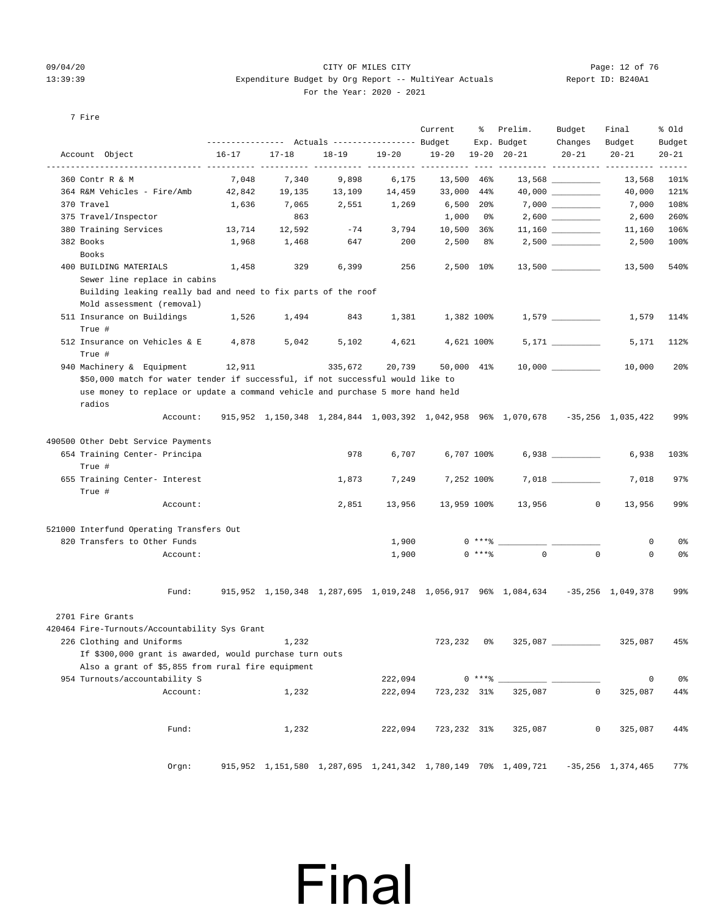7 Fire

| Account Object | Actuals 16-17 | Actuals 17-18 | Actuals 18-19 | Actuals 19-20 | Current Budget 19-20 | % Exp. 19-20 | Prelim. Budget 20-21 | Budget Changes 20-21 | Final Budget 20-21 | % Old Budget 20-21 |
|---|---|---|---|---|---|---|---|---|---|---|
| 360 Contr R & M | 7,048 | 7,340 | 9,898 | 6,175 | 13,500 | 46% | 13,568 | __________ | 13,568 | 101% |
| 364 R&M Vehicles - Fire/Amb | 42,842 | 19,135 | 13,109 | 14,459 | 33,000 | 44% | 40,000 | __________ | 40,000 | 121% |
| 370 Travel | 1,636 | 7,065 | 2,551 | 1,269 | 6,500 | 20% | 7,000 | __________ | 7,000 | 108% |
| 375 Travel/Inspector | | 863 | | | 1,000 | 0% | 2,600 | __________ | 2,600 | 260% |
| 380 Training Services | 13,714 | 12,592 | -74 | 3,794 | 10,500 | 36% | 11,160 | __________ | 11,160 | 106% |
| 382 Books | 1,968 | 1,468 | 647 | 200 | 2,500 | 8% | 2,500 | __________ | 2,500 | 100% |
| Books | | | | | | | | | | |
| 400 BUILDING MATERIALS | 1,458 | 329 | 6,399 | 256 | 2,500 | 10% | 13,500 | __________ | 13,500 | 540% |
| Sewer line replace in cabins | | | | | | | | | | |
| Building leaking really bad and need to fix parts of the roof | | | | | | | | | | |
| Mold assessment (removal) | | | | | | | | | | |
| 511 Insurance on Buildings | 1,526 | 1,494 | 843 | 1,381 | 1,382 | 100% | 1,579 | __________ | 1,579 | 114% |
| True # | | | | | | | | | | |
| 512 Insurance on Vehicles & E | 4,878 | 5,042 | 5,102 | 4,621 | 4,621 | 100% | 5,171 | __________ | 5,171 | 112% |
| True # | | | | | | | | | | |
| 940 Machinery & Equipment | 12,911 | | 335,672 | 20,739 | 50,000 | 41% | 10,000 | __________ | 10,000 | 20% |
| $50,000 match for water tender if successful, if not successful would like to use money to replace or update a command vehicle and purchase 5 more hand held radios | | | | | | | | | | |
| Account: | 915,952 | 1,150,348 | 1,284,844 | 1,003,392 | 1,042,958 | 96% | 1,070,678 | -35,256 | 1,035,422 | 99% |
| **490500 Other Debt Service Payments** | | | | | | | | | | |
| 654 Training Center- Principa | | | 978 | 6,707 | 6,707 | 100% | 6,938 | __________ | 6,938 | 103% |
| True # | | | | | | | | | | |
| 655 Training Center- Interest | | | 1,873 | 7,249 | 7,252 | 100% | 7,018 | __________ | 7,018 | 97% |
| True # | | | | | | | | | | |
| Account: | | | 2,851 | 13,956 | 13,959 | 100% | 13,956 | 0 | 13,956 | 99% |
| **521000 Interfund Operating Transfers Out** | | | | | | | | | | |
| 820 Transfers to Other Funds | | | | 1,900 | 0 | ***% | __________ | __________ | 0 | 0% |
| Account: | | | | 1,900 | 0 | ***% | 0 | 0 | 0 | 0% |
| Fund: | 915,952 | 1,150,348 | 1,287,695 | 1,019,248 | 1,056,917 | 96% | 1,084,634 | -35,256 | 1,049,378 | 99% |

2701 Fire Grants

| Account Object | Actuals 16-17 | Actuals 17-18 | Actuals 18-19 | Actuals 19-20 | Current Budget 19-20 | % Exp. 19-20 | Prelim. Budget 20-21 | Budget Changes 20-21 | Final Budget 20-21 | % Old Budget 20-21 |
|---|---|---|---|---|---|---|---|---|---|---|
| **420464 Fire-Turnouts/Accountability Sys Grant** | | | | | | | | | | |
| 226 Clothing and Uniforms | | 1,232 | | | 723,232 | 0% | 325,087 | __________ | 325,087 | 45% |
| If $300,000 grant is awarded, would purchase turn outs | | | | | | | | | | |
| Also a grant of $5,855 from rural fire equipment | | | | | | | | | | |
| 954 Turnouts/accountability S | | | | 222,094 | 0 | ***% | __________ | __________ | 0 | 0% |
| Account: | | 1,232 | | 222,094 | 723,232 | 31% | 325,087 | 0 | 325,087 | 44% |
| Fund: | | 1,232 | | 222,094 | 723,232 | 31% | 325,087 | 0 | 325,087 | 44% |
| Orgn: | 915,952 | 1,151,580 | 1,287,695 | 1,241,342 | 1,780,149 | 70% | 1,409,721 | -35,256 | 1,374,465 | 77% |

# Final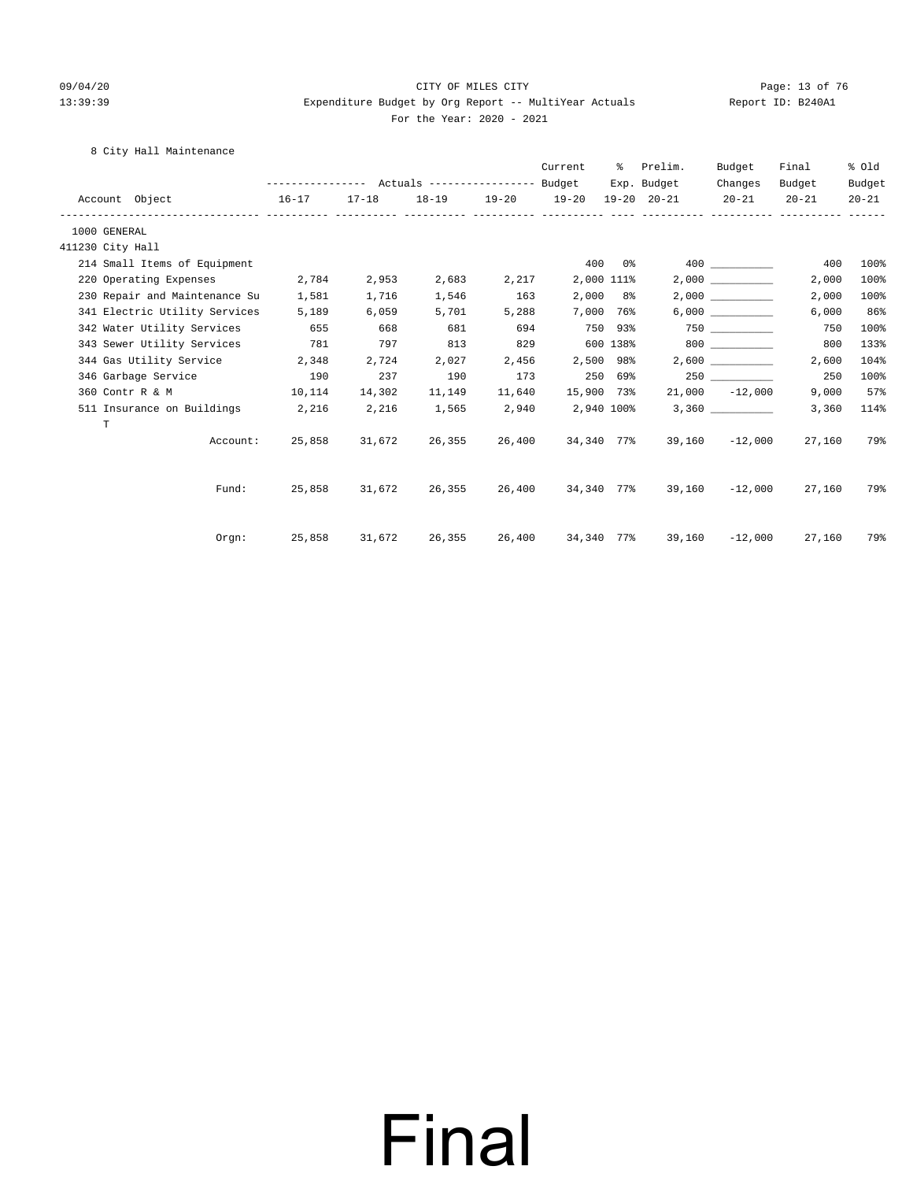CITY OF MILES CITY

Expenditure Budget by Org Report -- MultiYear Actuals

For the Year: 2020 - 2021

8 City Hall Maintenance

| Account Object | Actuals 16-17 | Actuals 17-18 | Actuals 18-19 | Actuals 19-20 | Current Budget 19-20 | % Exp. 19-20 | Prelim. Budget 20-21 | Budget Changes 20-21 | Final Budget 20-21 | % Old Budget 20-21 |
|---|---|---|---|---|---|---|---|---|---|---|
| 1000 GENERAL | | | | | | | | | | |
| 411230 City Hall | | | | | | | | | | |
| 214 Small Items of Equipment | | | | | 400 | 0% | 400 | __________ | 400 | 100% |
| 220 Operating Expenses | 2,784 | 2,953 | 2,683 | 2,217 | 2,000 | 111% | 2,000 | __________ | 2,000 | 100% |
| 230 Repair and Maintenance Su | 1,581 | 1,716 | 1,546 | 163 | 2,000 | 8% | 2,000 | __________ | 2,000 | 100% |
| 341 Electric Utility Services | 5,189 | 6,059 | 5,701 | 5,288 | 7,000 | 76% | 6,000 | __________ | 6,000 | 86% |
| 342 Water Utility Services | 655 | 668 | 681 | 694 | 750 | 93% | 750 | __________ | 750 | 100% |
| 343 Sewer Utility Services | 781 | 797 | 813 | 829 | 600 | 138% | 800 | __________ | 800 | 133% |
| 344 Gas Utility Service | 2,348 | 2,724 | 2,027 | 2,456 | 2,500 | 98% | 2,600 | __________ | 2,600 | 104% |
| 346 Garbage Service | 190 | 237 | 190 | 173 | 250 | 69% | 250 | __________ | 250 | 100% |
| 360 Contr R & M | 10,114 | 14,302 | 11,149 | 11,640 | 15,900 | 73% | 21,000 | -12,000 | 9,000 | 57% |
| 511 Insurance on Buildings T | 2,216 | 2,216 | 1,565 | 2,940 | 2,940 | 100% | 3,360 | __________ | 3,360 | 114% |
| Account: | 25,858 | 31,672 | 26,355 | 26,400 | 34,340 | 77% | 39,160 | -12,000 | 27,160 | 79% |
| Fund: | 25,858 | 31,672 | 26,355 | 26,400 | 34,340 | 77% | 39,160 | -12,000 | 27,160 | 79% |
| Orgn: | 25,858 | 31,672 | 26,355 | 26,400 | 34,340 | 77% | 39,160 | -12,000 | 27,160 | 79% |

# Final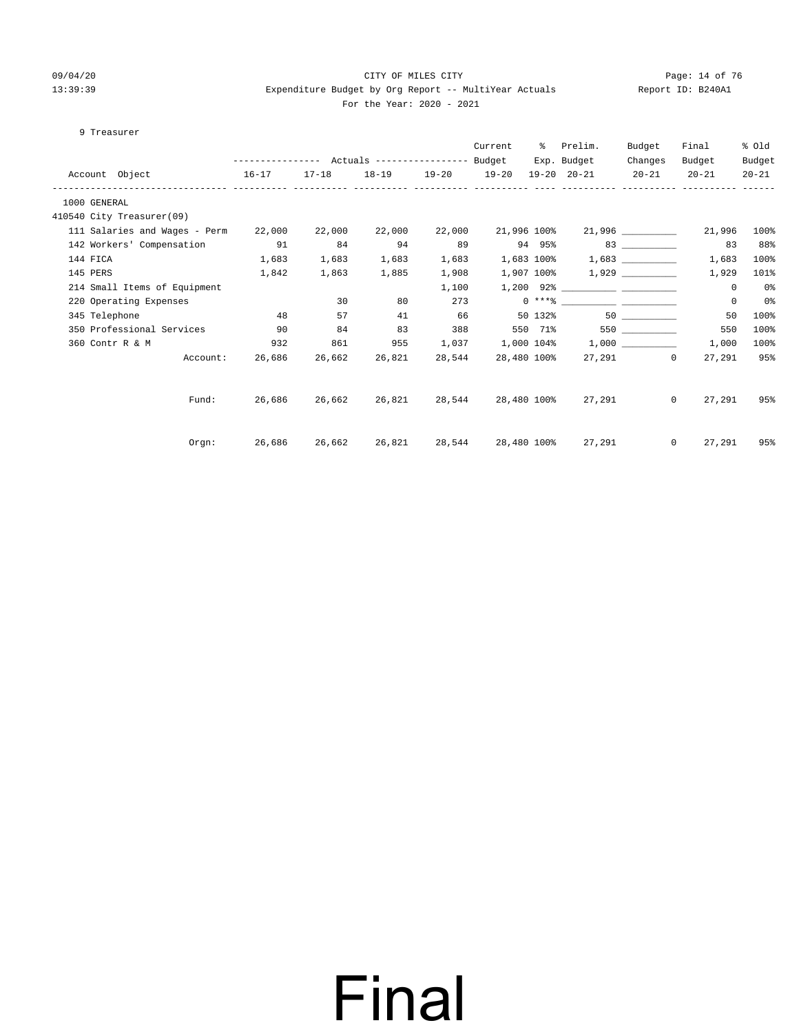CITY OF MILES CITY

Expenditure Budget by Org Report -- MultiYear Actuals

For the Year: 2020 - 2021

Report ID: B240A1

09/04/20
13:39:39

9 Treasurer

| Account Object | Actuals 16-17 | Actuals 17-18 | Actuals 18-19 | Actuals 19-20 | Current Budget 19-20 | % Exp. 19-20 | Prelim. Budget 20-21 | Budget Changes 20-21 | Final Budget 20-21 | % Old Budget 20-21 |
|---|---|---|---|---|---|---|---|---|---|---|
| 1000 GENERAL | | | | | | | | | | |
| 410540 City Treasurer(09) | | | | | | | | | | |
| 111 Salaries and Wages - Perm | 22,000 | 22,000 | 22,000 | 22,000 | 21,996 | 100% | 21,996 | __________ | 21,996 | 100% |
| 142 Workers' Compensation | 91 | 84 | 94 | 89 | 94 | 95% | 83 | __________ | 83 | 88% |
| 144 FICA | 1,683 | 1,683 | 1,683 | 1,683 | 1,683 | 100% | 1,683 | __________ | 1,683 | 100% |
| 145 PERS | 1,842 | 1,863 | 1,885 | 1,908 | 1,907 | 100% | 1,929 | __________ | 1,929 | 101% |
| 214 Small Items of Equipment | | | | 1,100 | 1,200 | 92% | __________ | __________ | 0 | 0% |
| 220 Operating Expenses | | 30 | 80 | 273 | 0 | ***% | __________ | __________ | 0 | 0% |
| 345 Telephone | 48 | 57 | 41 | 66 | 50 | 132% | 50 | __________ | 50 | 100% |
| 350 Professional Services | 90 | 84 | 83 | 388 | 550 | 71% | 550 | __________ | 550 | 100% |
| 360 Contr R & M | 932 | 861 | 955 | 1,037 | 1,000 | 104% | 1,000 | __________ | 1,000 | 100% |
| Account: | 26,686 | 26,662 | 26,821 | 28,544 | 28,480 | 100% | 27,291 | 0 | 27,291 | 95% |
| Fund: | 26,686 | 26,662 | 26,821 | 28,544 | 28,480 | 100% | 27,291 | 0 | 27,291 | 95% |
| Orgn: | 26,686 | 26,662 | 26,821 | 28,544 | 28,480 | 100% | 27,291 | 0 | 27,291 | 95% |

# Final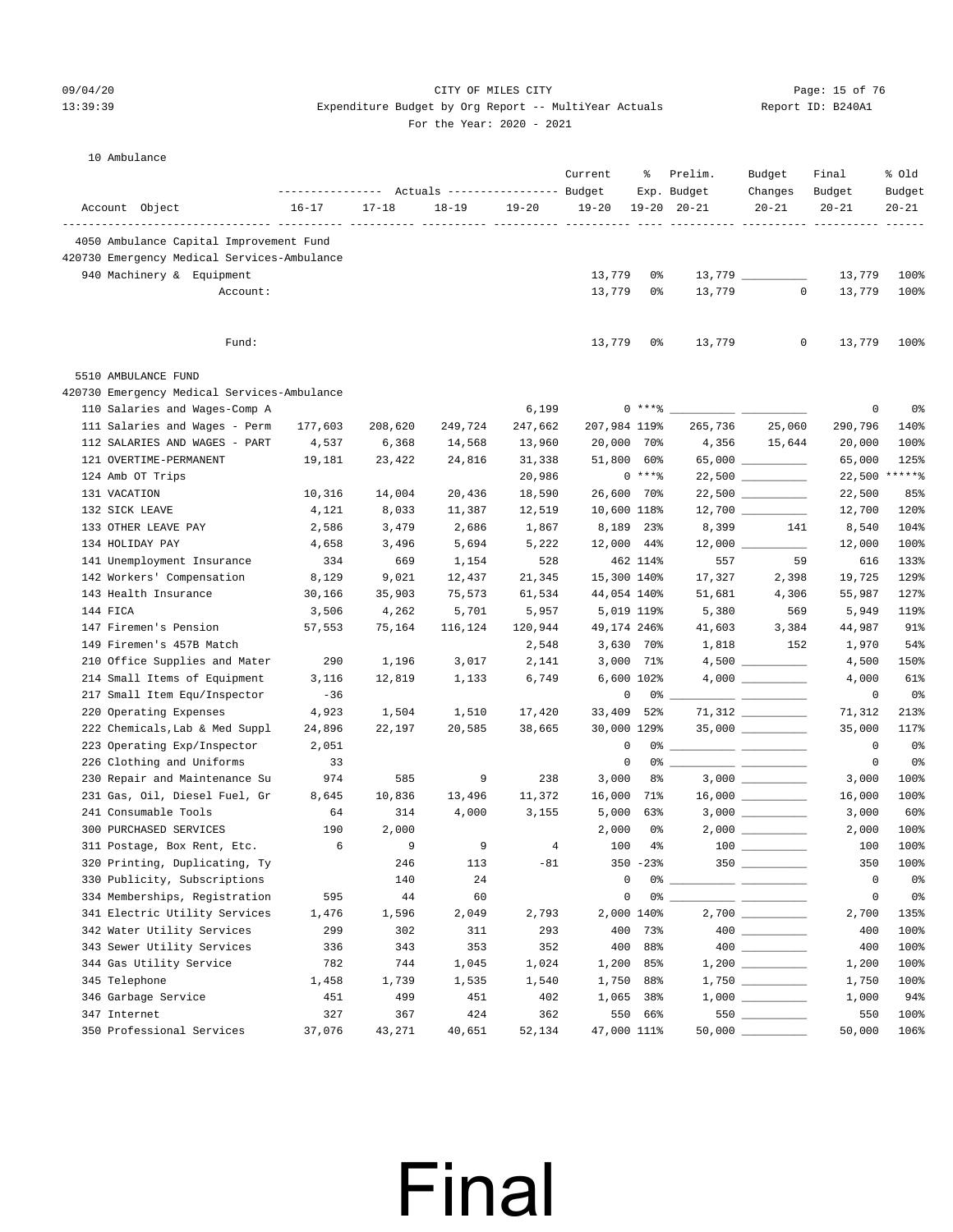CITY OF MILES CITY

Expenditure Budget by Org Report -- MultiYear Actuals

For the Year: 2020 - 2021

10 Ambulance

| Account Object | Actuals 16-17 | Actuals 17-18 | Actuals 18-19 | Actuals 19-20 | Current Budget 19-20 | % Exp. 19-20 | Prelim. Budget 20-21 | Budget Changes 20-21 | Final Budget 20-21 | % Old Budget 20-21 |
|---|---|---|---|---|---|---|---|---|---|---|
| 4050 Ambulance Capital Improvement Fund | | | | | | | | | | |
| 420730 Emergency Medical Services-Ambulance | | | | | | | | | | |
| 940 Machinery & Equipment | | | | | 13,779 | 0% | 13,779 | __________ | 13,779 | 100% |
| Account: | | | | | 13,779 | 0% | 13,779 | 0 | 13,779 | 100% |
| Fund: | | | | | 13,779 | 0% | 13,779 | 0 | 13,779 | 100% |
| 5510 AMBULANCE FUND | | | | | | | | | | |
| 420730 Emergency Medical Services-Ambulance | | | | | | | | | | |
| 110 Salaries and Wages-Comp A | | | | 6,199 | 0 | ***% | __________ | __________ | 0 | 0% |
| 111 Salaries and Wages - Perm | 177,603 | 208,620 | 249,724 | 247,662 | 207,984 | 119% | 265,736 | 25,060 | 290,796 | 140% |
| 112 SALARIES AND WAGES - PART | 4,537 | 6,368 | 14,568 | 13,960 | 20,000 | 70% | 4,356 | 15,644 | 20,000 | 100% |
| 121 OVERTIME-PERMANENT | 19,181 | 23,422 | 24,816 | 31,338 | 51,800 | 60% | 65,000 | __________ | 65,000 | 125% |
| 124 Amb OT Trips | | | | 20,986 | 0 | ***% | 22,500 | __________ | 22,500 | *****% |
| 131 VACATION | 10,316 | 14,004 | 20,436 | 18,590 | 26,600 | 70% | 22,500 | __________ | 22,500 | 85% |
| 132 SICK LEAVE | 4,121 | 8,033 | 11,387 | 12,519 | 10,600 | 118% | 12,700 | __________ | 12,700 | 120% |
| 133 OTHER LEAVE PAY | 2,586 | 3,479 | 2,686 | 1,867 | 8,189 | 23% | 8,399 | 141 | 8,540 | 104% |
| 134 HOLIDAY PAY | 4,658 | 3,496 | 5,694 | 5,222 | 12,000 | 44% | 12,000 | __________ | 12,000 | 100% |
| 141 Unemployment Insurance | 334 | 669 | 1,154 | 528 | 462 | 114% | 557 | 59 | 616 | 133% |
| 142 Workers' Compensation | 8,129 | 9,021 | 12,437 | 21,345 | 15,300 | 140% | 17,327 | 2,398 | 19,725 | 129% |
| 143 Health Insurance | 30,166 | 35,903 | 75,573 | 61,534 | 44,054 | 140% | 51,681 | 4,306 | 55,987 | 127% |
| 144 FICA | 3,506 | 4,262 | 5,701 | 5,957 | 5,019 | 119% | 5,380 | 569 | 5,949 | 119% |
| 147 Firemen's Pension | 57,553 | 75,164 | 116,124 | 120,944 | 49,174 | 246% | 41,603 | 3,384 | 44,987 | 91% |
| 149 Firemen's 457B Match | | | | 2,548 | 3,630 | 70% | 1,818 | 152 | 1,970 | 54% |
| 210 Office Supplies and Mater | 290 | 1,196 | 3,017 | 2,141 | 3,000 | 71% | 4,500 | __________ | 4,500 | 150% |
| 214 Small Items of Equipment | 3,116 | 12,819 | 1,133 | 6,749 | 6,600 | 102% | 4,000 | __________ | 4,000 | 61% |
| 217 Small Item Equ/Inspector | -36 | | | | 0 | 0% | __________ | __________ | 0 | 0% |
| 220 Operating Expenses | 4,923 | 1,504 | 1,510 | 17,420 | 33,409 | 52% | 71,312 | __________ | 71,312 | 213% |
| 222 Chemicals,Lab & Med Suppl | 24,896 | 22,197 | 20,585 | 38,665 | 30,000 | 129% | 35,000 | __________ | 35,000 | 117% |
| 223 Operating Exp/Inspector | 2,051 | | | | 0 | 0% | __________ | __________ | 0 | 0% |
| 226 Clothing and Uniforms | 33 | | | | 0 | 0% | __________ | __________ | 0 | 0% |
| 230 Repair and Maintenance Su | 974 | 585 | 9 | 238 | 3,000 | 8% | 3,000 | __________ | 3,000 | 100% |
| 231 Gas, Oil, Diesel Fuel, Gr | 8,645 | 10,836 | 13,496 | 11,372 | 16,000 | 71% | 16,000 | __________ | 16,000 | 100% |
| 241 Consumable Tools | 64 | 314 | 4,000 | 3,155 | 5,000 | 63% | 3,000 | __________ | 3,000 | 60% |
| 300 PURCHASED SERVICES | 190 | 2,000 | | | 2,000 | 0% | 2,000 | __________ | 2,000 | 100% |
| 311 Postage, Box Rent, Etc. | 6 | 9 | 9 | 4 | 100 | 4% | 100 | __________ | 100 | 100% |
| 320 Printing, Duplicating, Ty | | 246 | 113 | -81 | 350 | -23% | 350 | __________ | 350 | 100% |
| 330 Publicity, Subscriptions | | 140 | 24 | | 0 | 0% | __________ | __________ | 0 | 0% |
| 334 Memberships, Registration | 595 | 44 | 60 | | 0 | 0% | __________ | __________ | 0 | 0% |
| 341 Electric Utility Services | 1,476 | 1,596 | 2,049 | 2,793 | 2,000 | 140% | 2,700 | __________ | 2,700 | 135% |
| 342 Water Utility Services | 299 | 302 | 311 | 293 | 400 | 73% | 400 | __________ | 400 | 100% |
| 343 Sewer Utility Services | 336 | 343 | 353 | 352 | 400 | 88% | 400 | __________ | 400 | 100% |
| 344 Gas Utility Service | 782 | 744 | 1,045 | 1,024 | 1,200 | 85% | 1,200 | __________ | 1,200 | 100% |
| 345 Telephone | 1,458 | 1,739 | 1,535 | 1,540 | 1,750 | 88% | 1,750 | __________ | 1,750 | 100% |
| 346 Garbage Service | 451 | 499 | 451 | 402 | 1,065 | 38% | 1,000 | __________ | 1,000 | 94% |
| 347 Internet | 327 | 367 | 424 | 362 | 550 | 66% | 550 | __________ | 550 | 100% |
| 350 Professional Services | 37,076 | 43,271 | 40,651 | 52,134 | 47,000 | 111% | 50,000 | __________ | 50,000 | 106% |

Final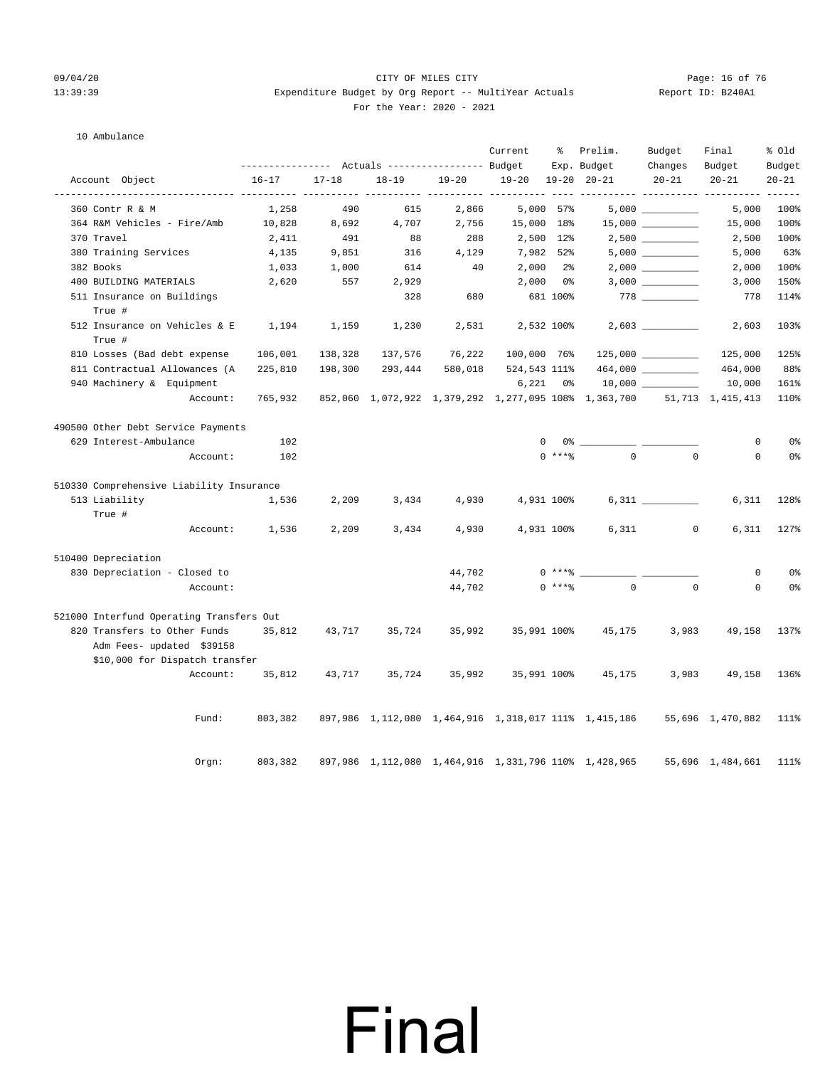CITY OF MILES CITY

Expenditure Budget by Org Report -- MultiYear Actuals

For the Year: 2020 - 2021

10 Ambulance

| Account Object | Actuals 16-17 | Actuals 17-18 | Actuals 18-19 | Actuals 19-20 | Current Budget 19-20 | % Exp. 19-20 | Prelim. Budget 20-21 | Budget Changes 20-21 | Final Budget 20-21 | % Old Budget 20-21 |
|---|---|---|---|---|---|---|---|---|---|---|
| 360 Contr R & M | 1,258 | 490 | 615 | 2,866 | 5,000 | 57% | 5,000 | __________ | 5,000 | 100% |
| 364 R&M Vehicles - Fire/Amb | 10,828 | 8,692 | 4,707 | 2,756 | 15,000 | 18% | 15,000 | __________ | 15,000 | 100% |
| 370 Travel | 2,411 | 491 | 88 | 288 | 2,500 | 12% | 2,500 | __________ | 2,500 | 100% |
| 380 Training Services | 4,135 | 9,851 | 316 | 4,129 | 7,982 | 52% | 5,000 | __________ | 5,000 | 63% |
| 382 Books | 1,033 | 1,000 | 614 | 40 | 2,000 | 2% | 2,000 | __________ | 2,000 | 100% |
| 400 BUILDING MATERIALS | 2,620 | 557 | 2,929 | | 2,000 | 0% | 3,000 | __________ | 3,000 | 150% |
| 511 Insurance on Buildings True # | | | 328 | 680 | 681 | 100% | 778 | __________ | 778 | 114% |
| 512 Insurance on Vehicles & E True # | 1,194 | 1,159 | 1,230 | 2,531 | 2,532 | 100% | 2,603 | __________ | 2,603 | 103% |
| 810 Losses (Bad debt expense | 106,001 | 138,328 | 137,576 | 76,222 | 100,000 | 76% | 125,000 | __________ | 125,000 | 125% |
| 811 Contractual Allowances (A | 225,810 | 198,300 | 293,444 | 580,018 | 524,543 | 111% | 464,000 | __________ | 464,000 | 88% |
| 940 Machinery & Equipment | | | | | 6,221 | 0% | 10,000 | __________ | 10,000 | 161% |
| Account: | 765,932 | 852,060 | 1,072,922 | 1,379,292 | 1,277,095 | 108% | 1,363,700 | 51,713 | 1,415,413 | 110% |
| **490500 Other Debt Service Payments** | | | | | | | | | | |
| 629 Interest-Ambulance | 102 | | | | 0 | 0% | __________ | __________ | 0 | 0% |
| Account: | 102 | | | | 0 | ***% | 0 | 0 | 0 | 0% |
| **510330 Comprehensive Liability Insurance** | | | | | | | | | | |
| 513 Liability True # | 1,536 | 2,209 | 3,434 | 4,930 | 4,931 | 100% | 6,311 | __________ | 6,311 | 128% |
| Account: | 1,536 | 2,209 | 3,434 | 4,930 | 4,931 | 100% | 6,311 | 0 | 6,311 | 127% |
| **510400 Depreciation** | | | | | | | | | | |
| 830 Depreciation - Closed to | | | | 44,702 | 0 | ***% | __________ | __________ | 0 | 0% |
| Account: | | | | 44,702 | 0 | ***% | 0 | 0 | 0 | 0% |
| **521000 Interfund Operating Transfers Out** | | | | | | | | | | |
| 820 Transfers to Other Funds Adm Fees- updated $39158 $10,000 for Dispatch transfer | 35,812 | 43,717 | 35,724 | 35,992 | 35,991 | 100% | 45,175 | 3,983 | 49,158 | 137% |
| Account: | 35,812 | 43,717 | 35,724 | 35,992 | 35,991 | 100% | 45,175 | 3,983 | 49,158 | 136% |
| Fund: | 803,382 | 897,986 | 1,112,080 | 1,464,916 | 1,318,017 | 111% | 1,415,186 | 55,696 | 1,470,882 | 111% |
| Orgn: | 803,382 | 897,986 | 1,112,080 | 1,464,916 | 1,331,796 | 110% | 1,428,965 | 55,696 | 1,484,661 | 111% |

Final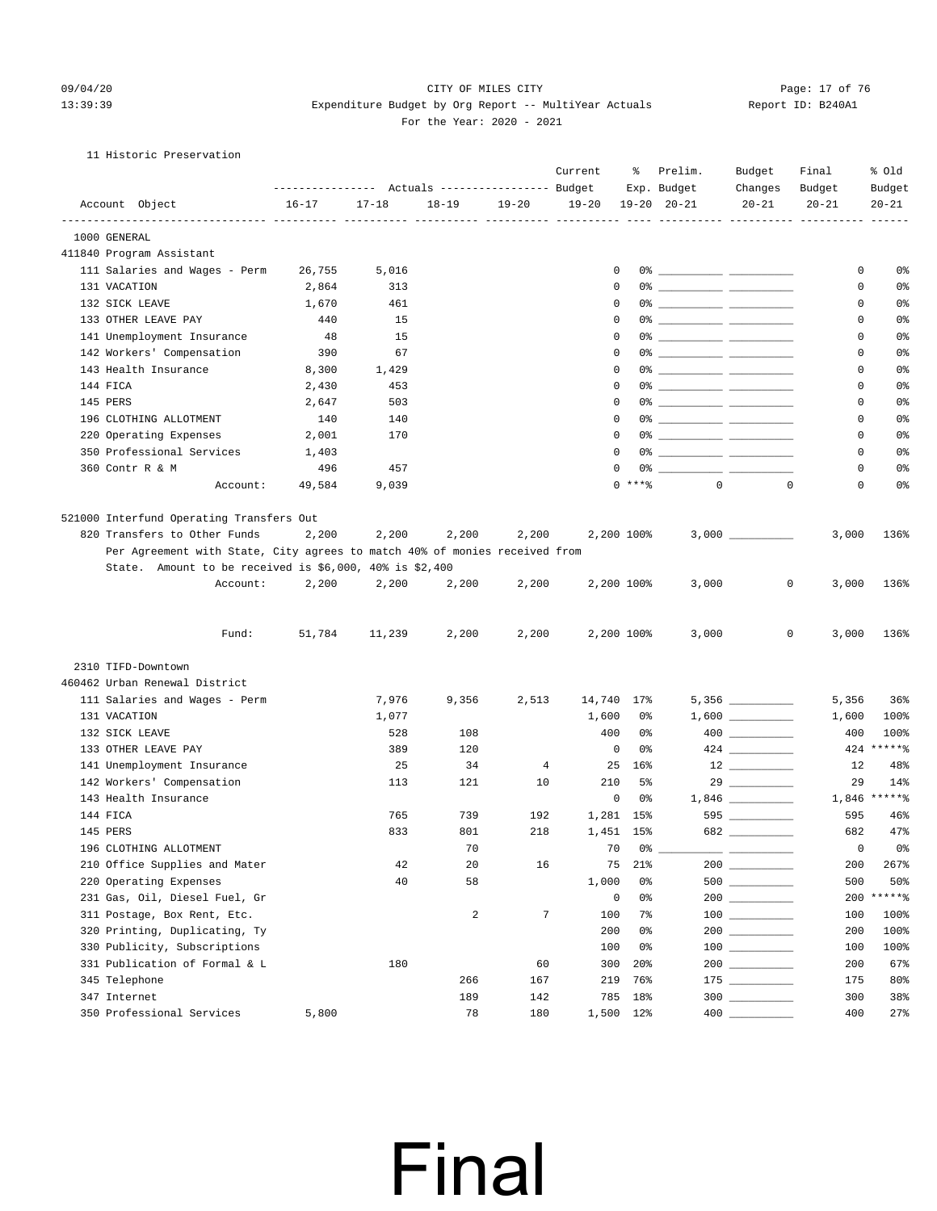CITY OF MILES CITY

Expenditure Budget by Org Report -- MultiYear Actuals

For the Year: 2020 - 2021

11 Historic Preservation

| Account Object | Actuals 16-17 | Actuals 17-18 | Actuals 18-19 | Actuals 19-20 | Current Budget 19-20 | % Exp. 19-20 | Prelim. Budget 20-21 | Budget Changes 20-21 | Final Budget 20-21 | % Old Budget 20-21 |
|---|---|---|---|---|---|---|---|---|---|---|
| **1000 GENERAL** | | | | | | | | | | |
| **411840 Program Assistant** | | | | | | | | | | |
| 111 Salaries and Wages - Perm | 26,755 | 5,016 | | | 0 | 0% | ________ | ________ | 0 | 0% |
| 131 VACATION | 2,864 | 313 | | | 0 | 0% | ________ | ________ | 0 | 0% |
| 132 SICK LEAVE | 1,670 | 461 | | | 0 | 0% | ________ | ________ | 0 | 0% |
| 133 OTHER LEAVE PAY | 440 | 15 | | | 0 | 0% | ________ | ________ | 0 | 0% |
| 141 Unemployment Insurance | 48 | 15 | | | 0 | 0% | ________ | ________ | 0 | 0% |
| 142 Workers' Compensation | 390 | 67 | | | 0 | 0% | ________ | ________ | 0 | 0% |
| 143 Health Insurance | 8,300 | 1,429 | | | 0 | 0% | ________ | ________ | 0 | 0% |
| 144 FICA | 2,430 | 453 | | | 0 | 0% | ________ | ________ | 0 | 0% |
| 145 PERS | 2,647 | 503 | | | 0 | 0% | ________ | ________ | 0 | 0% |
| 196 CLOTHING ALLOTMENT | 140 | 140 | | | 0 | 0% | ________ | ________ | 0 | 0% |
| 220 Operating Expenses | 2,001 | 170 | | | 0 | 0% | ________ | ________ | 0 | 0% |
| 350 Professional Services | 1,403 | | | | 0 | 0% | ________ | ________ | 0 | 0% |
| 360 Contr R & M | 496 | 457 | | | 0 | 0% | ________ | ________ | 0 | 0% |
| Account: | 49,584 | 9,039 | | | 0 | ***% | 0 | 0 | 0 | 0% |
| **521000 Interfund Operating Transfers Out** | | | | | | | | | | |
| 820 Transfers to Other Funds | 2,200 | 2,200 | 2,200 | 2,200 | 2,200 | 100% | 3,000 | ________ | 3,000 | 136% |
| Per Agreement with State, City agrees to match 40% of monies received from State. Amount to be received is $6,000, 40% is $2,400 | | | | | | | | | | |
| Account: | 2,200 | 2,200 | 2,200 | 2,200 | 2,200 | 100% | 3,000 | 0 | 3,000 | 136% |
| Fund: | 51,784 | 11,239 | 2,200 | 2,200 | 2,200 | 100% | 3,000 | 0 | 3,000 | 136% |
| **2310 TIFD-Downtown** | | | | | | | | | | |
| **460462 Urban Renewal District** | | | | | | | | | | |
| 111 Salaries and Wages - Perm | | 7,976 | 9,356 | 2,513 | 14,740 | 17% | 5,356 | ________ | 5,356 | 36% |
| 131 VACATION | | 1,077 | | | 1,600 | 0% | 1,600 | ________ | 1,600 | 100% |
| 132 SICK LEAVE | | 528 | 108 | | 400 | 0% | 400 | ________ | 400 | 100% |
| 133 OTHER LEAVE PAY | | 389 | 120 | | 0 | 0% | 424 | ________ | 424 | *****% |
| 141 Unemployment Insurance | | 25 | 34 | 4 | 25 | 16% | 12 | ________ | 12 | 48% |
| 142 Workers' Compensation | | 113 | 121 | 10 | 210 | 5% | 29 | ________ | 29 | 14% |
| 143 Health Insurance | | | | | 0 | 0% | 1,846 | ________ | 1,846 | *****% |
| 144 FICA | | 765 | 739 | 192 | 1,281 | 15% | 595 | ________ | 595 | 46% |
| 145 PERS | | 833 | 801 | 218 | 1,451 | 15% | 682 | ________ | 682 | 47% |
| 196 CLOTHING ALLOTMENT | | | 70 | | 70 | 0% | ________ | ________ | 0 | 0% |
| 210 Office Supplies and Mater | | 42 | 20 | 16 | 75 | 21% | 200 | ________ | 200 | 267% |
| 220 Operating Expenses | | 40 | 58 | | 1,000 | 0% | 500 | ________ | 500 | 50% |
| 231 Gas, Oil, Diesel Fuel, Gr | | | | | 0 | 0% | 200 | ________ | 200 | *****% |
| 311 Postage, Box Rent, Etc. | | | 2 | 7 | 100 | 7% | 100 | ________ | 100 | 100% |
| 320 Printing, Duplicating, Ty | | | | | 200 | 0% | 200 | ________ | 200 | 100% |
| 330 Publicity, Subscriptions | | | | | 100 | 0% | 100 | ________ | 100 | 100% |
| 331 Publication of Formal & L | | 180 | | 60 | 300 | 20% | 200 | ________ | 200 | 67% |
| 345 Telephone | | | 266 | 167 | 219 | 76% | 175 | ________ | 175 | 80% |
| 347 Internet | | | 189 | 142 | 785 | 18% | 300 | ________ | 300 | 38% |
| 350 Professional Services | 5,800 | | 78 | 180 | 1,500 | 12% | 400 | ________ | 400 | 27% |

Final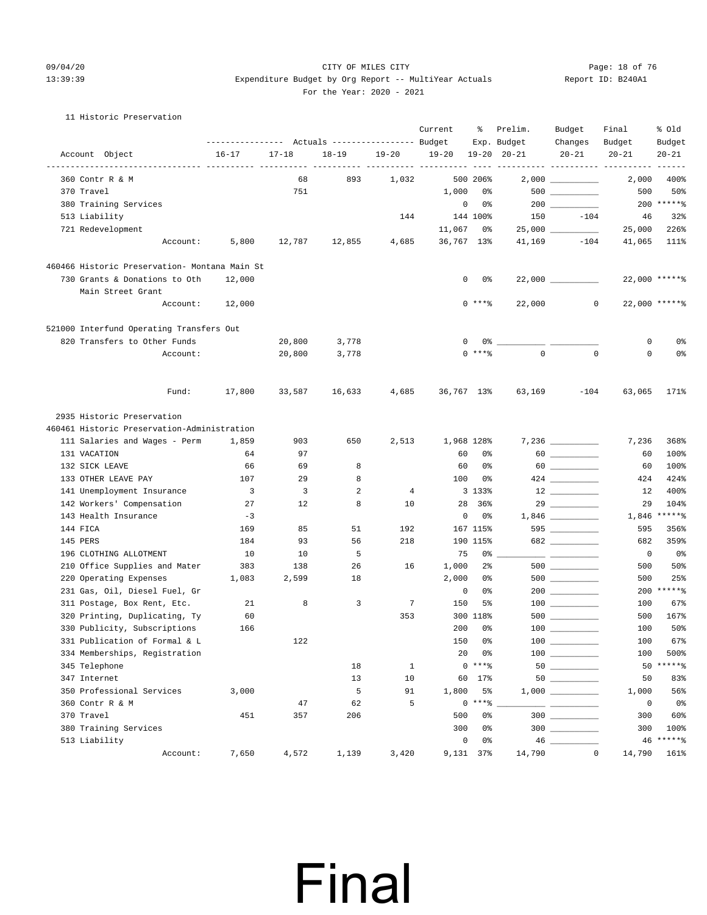CITY OF MILES CITY

Expenditure Budget by Org Report -- MultiYear Actuals

For the Year: 2020 - 2021

11 Historic Preservation

| Account Object | Actuals 16-17 | Actuals 17-18 | Actuals 18-19 | Actuals 19-20 | Current Budget 19-20 | % Exp. 19-20 | Prelim. Budget 20-21 | Budget Changes 20-21 | Final Budget 20-21 | % Old Budget 20-21 |
|---|---|---|---|---|---|---|---|---|---|---|
| 360 Contr R & M | | 68 | 893 | 1,032 | 500 | 206% | 2,000 | __________ | 2,000 | 400% |
| 370 Travel | | 751 | | | 1,000 | 0% | 500 | __________ | 500 | 50% |
| 380 Training Services | | | | | 0 | 0% | 200 | __________ | 200 | *****% |
| 513 Liability | | | | 144 | 144 | 100% | 150 | -104 | 46 | 32% |
| 721 Redevelopment | | | | | 11,067 | 0% | 25,000 | __________ | 25,000 | 226% |
| Account: | 5,800 | 12,787 | 12,855 | 4,685 | 36,767 | 13% | 41,169 | -104 | 41,065 | 111% |
| **460466 Historic Preservation- Montana Main St** | | | | | | | | | | |
| 730 Grants & Donations to Oth Main Street Grant | 12,000 | | | | 0 | 0% | 22,000 | __________ | 22,000 | *****% |
| Account: | 12,000 | | | | 0 | ***% | 22,000 | 0 | 22,000 | *****% |
| **521000 Interfund Operating Transfers Out** | | | | | | | | | | |
| 820 Transfers to Other Funds | | 20,800 | 3,778 | | 0 | 0% | __________ | __________ | 0 | 0% |
| Account: | | 20,800 | 3,778 | | 0 | ***% | 0 | 0 | 0 | 0% |
| Fund: | 17,800 | 33,587 | 16,633 | 4,685 | 36,767 | 13% | 63,169 | -104 | 63,065 | 171% |

2935 Historic Preservation

460461 Historic Preservation-Administration

| Account Object | Actuals 16-17 | Actuals 17-18 | Actuals 18-19 | Actuals 19-20 | Current Budget 19-20 | % Exp. 19-20 | Prelim. Budget 20-21 | Budget Changes 20-21 | Final Budget 20-21 | % Old Budget 20-21 |
|---|---|---|---|---|---|---|---|---|---|---|
| 111 Salaries and Wages - Perm | 1,859 | 903 | 650 | 2,513 | 1,968 | 128% | 7,236 | __________ | 7,236 | 368% |
| 131 VACATION | 64 | 97 | | | 60 | 0% | 60 | __________ | 60 | 100% |
| 132 SICK LEAVE | 66 | 69 | 8 | | 60 | 0% | 60 | __________ | 60 | 100% |
| 133 OTHER LEAVE PAY | 107 | 29 | 8 | | 100 | 0% | 424 | __________ | 424 | 424% |
| 141 Unemployment Insurance | 3 | 3 | 2 | 4 | 3 | 133% | 12 | __________ | 12 | 400% |
| 142 Workers' Compensation | 27 | 12 | 8 | 10 | 28 | 36% | 29 | __________ | 29 | 104% |
| 143 Health Insurance | -3 | | | | 0 | 0% | 1,846 | __________ | 1,846 | *****% |
| 144 FICA | 169 | 85 | 51 | 192 | 167 | 115% | 595 | __________ | 595 | 356% |
| 145 PERS | 184 | 93 | 56 | 218 | 190 | 115% | 682 | __________ | 682 | 359% |
| 196 CLOTHING ALLOTMENT | 10 | 10 | 5 | | 75 | 0% | __________ | __________ | 0 | 0% |
| 210 Office Supplies and Mater | 383 | 138 | 26 | 16 | 1,000 | 2% | 500 | __________ | 500 | 50% |
| 220 Operating Expenses | 1,083 | 2,599 | 18 | | 2,000 | 0% | 500 | __________ | 500 | 25% |
| 231 Gas, Oil, Diesel Fuel, Gr | | | | | 0 | 0% | 200 | __________ | 200 | *****% |
| 311 Postage, Box Rent, Etc. | 21 | 8 | 3 | 7 | 150 | 5% | 100 | __________ | 100 | 67% |
| 320 Printing, Duplicating, Ty | 60 | | | 353 | 300 | 118% | 500 | __________ | 500 | 167% |
| 330 Publicity, Subscriptions | 166 | | | | 200 | 0% | 100 | __________ | 100 | 50% |
| 331 Publication of Formal & L | | 122 | | | 150 | 0% | 100 | __________ | 100 | 67% |
| 334 Memberships, Registration | | | | | 20 | 0% | 100 | __________ | 100 | 500% |
| 345 Telephone | | | 18 | 1 | 0 | ***% | 50 | __________ | 50 | *****% |
| 347 Internet | | | 13 | 10 | 60 | 17% | 50 | __________ | 50 | 83% |
| 350 Professional Services | 3,000 | | 5 | 91 | 1,800 | 5% | 1,000 | __________ | 1,000 | 56% |
| 360 Contr R & M | | 47 | 62 | 5 | 0 | ***% | __________ | __________ | 0 | 0% |
| 370 Travel | 451 | 357 | 206 | | 500 | 0% | 300 | __________ | 300 | 60% |
| 380 Training Services | | | | | 300 | 0% | 300 | __________ | 300 | 100% |
| 513 Liability | | | | | 0 | 0% | 46 | __________ | 46 | *****% |
| Account: | 7,650 | 4,572 | 1,139 | 3,420 | 9,131 | 37% | 14,790 | 0 | 14,790 | 161% |

# Final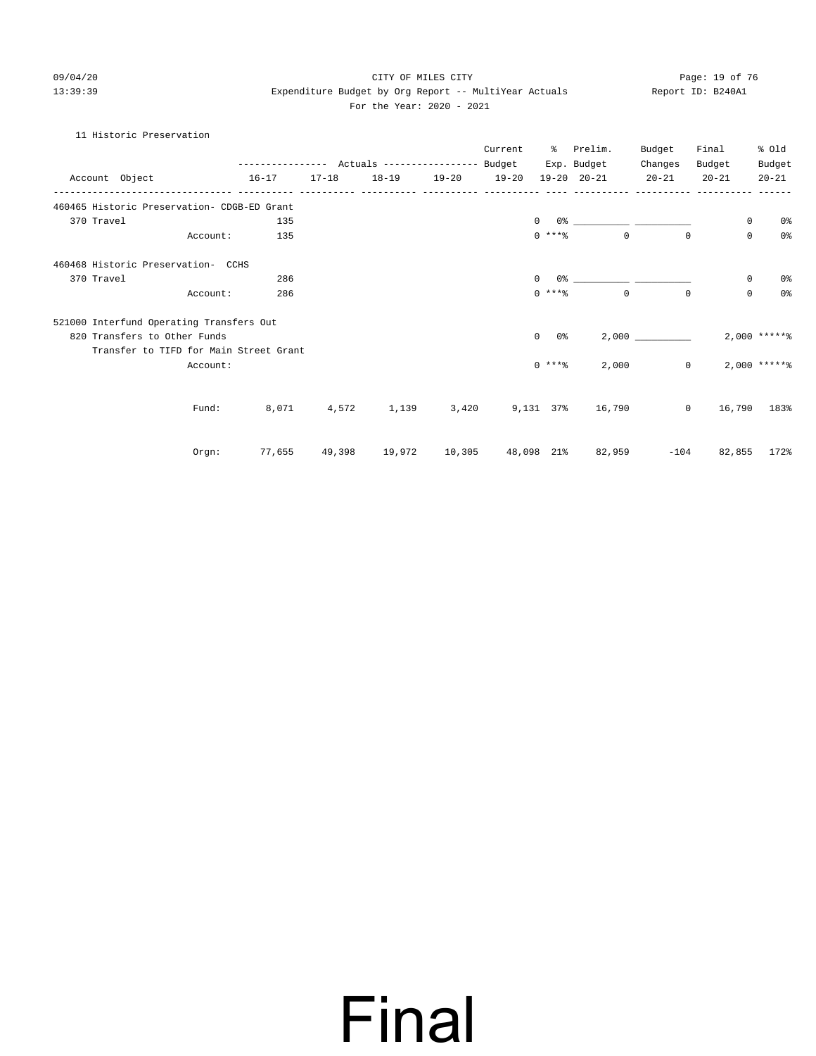CITY OF MILES CITY

Expenditure Budget by Org Report -- MultiYear Actuals

For the Year: 2020 - 2021

11 Historic Preservation

| Account Object | Actuals 16-17 | Actuals 17-18 | Actuals 18-19 | Actuals 19-20 | Current Budget 19-20 | % Exp. 19-20 | Prelim. Budget 20-21 | Budget Changes 20-21 | Final Budget 20-21 | % Old Budget 20-21 |
|---|---|---|---|---|---|---|---|---|---|---|
| **460465 Historic Preservation- CDGB-ED Grant** | | | | | | | | | | |
| 370 Travel | 135 | | | | 0 | 0% | ___________ | ___________ | 0 | 0% |
| Account: | 135 | | | | 0 | ***% | 0 | 0 | 0 | 0% |
| **460468 Historic Preservation- CCHS** | | | | | | | | | | |
| 370 Travel | 286 | | | | 0 | 0% | ___________ | ___________ | 0 | 0% |
| Account: | 286 | | | | 0 | ***% | 0 | 0 | 0 | 0% |
| **521000 Interfund Operating Transfers Out** | | | | | | | | | | |
| 820 Transfers to Other Funds | | | | | 0 | 0% | 2,000 | ___________ | 2,000 | *****% |
| Transfer to TIFD for Main Street Grant | | | | | | | | | | |
| Account: | | | | | 0 | ***% | 2,000 | 0 | 2,000 | *****% |
| Fund: | 8,071 | 4,572 | 1,139 | 3,420 | 9,131 | 37% | 16,790 | 0 | 16,790 | 183% |
| Orgn: | 77,655 | 49,398 | 19,972 | 10,305 | 48,098 | 21% | 82,959 | -104 | 82,855 | 172% |

Final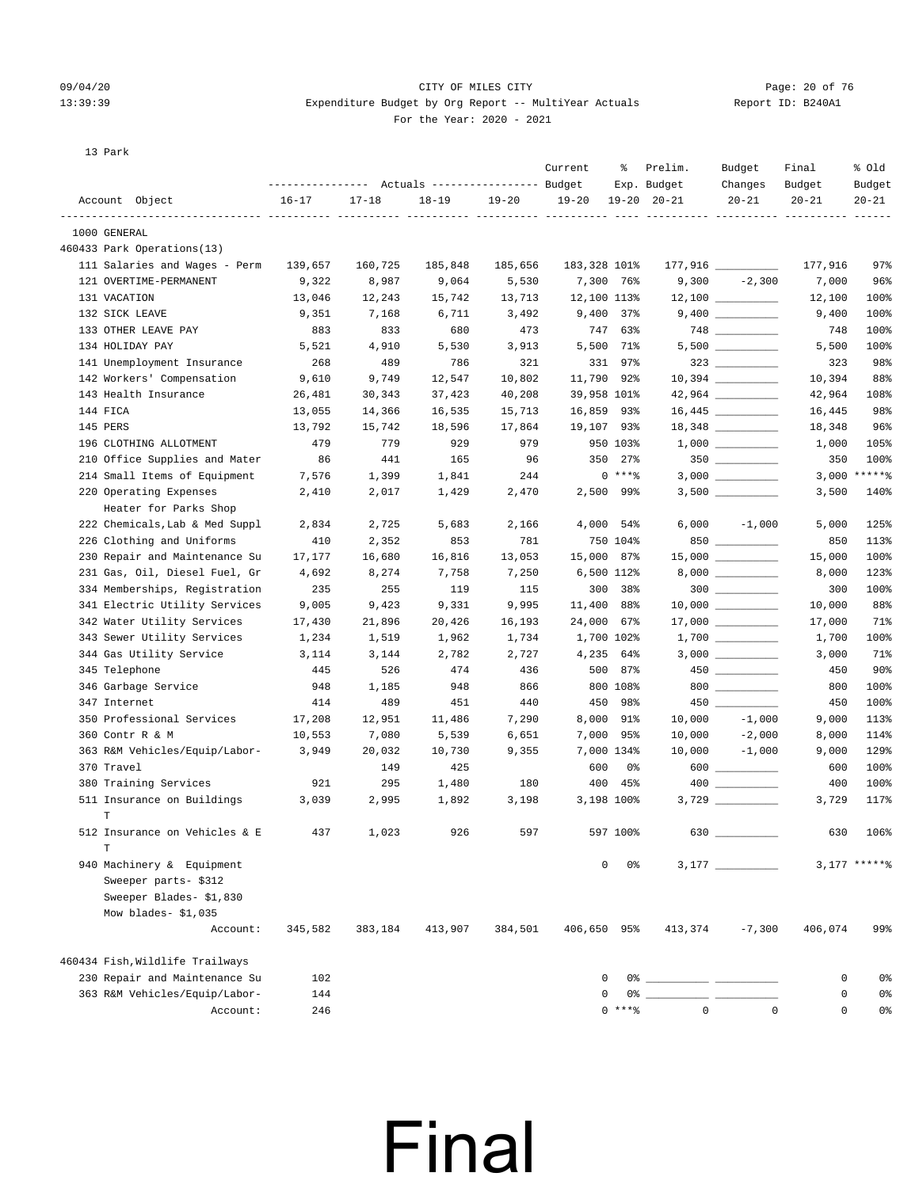# CITY OF MILES CITY

Expenditure Budget by Org Report -- MultiYear Actuals
For the Year: 2020 - 2021

13 Park

| Account Object | Actuals 16-17 | Actuals 17-18 | Actuals 18-19 | Actuals 19-20 | Current Budget 19-20 | % Exp. 19-20 | Prelim. Budget 20-21 | Budget Changes 20-21 | Final Budget 20-21 | % Old Budget 20-21 |
|---|---|---|---|---|---|---|---|---|---|---|
| 1000 GENERAL | | | | | | | | | | |
| 460433 Park Operations(13) | | | | | | | | | | |
| 111 Salaries and Wages - Perm | 139,657 | 160,725 | 185,848 | 185,656 | 183,328 | 101% | 177,916 | __________ | 177,916 | 97% |
| 121 OVERTIME-PERMANENT | 9,322 | 8,987 | 9,064 | 5,530 | 7,300 | 76% | 9,300 | -2,300 | 7,000 | 96% |
| 131 VACATION | 13,046 | 12,243 | 15,742 | 13,713 | 12,100 | 113% | 12,100 | __________ | 12,100 | 100% |
| 132 SICK LEAVE | 9,351 | 7,168 | 6,711 | 3,492 | 9,400 | 37% | 9,400 | __________ | 9,400 | 100% |
| 133 OTHER LEAVE PAY | 883 | 833 | 680 | 473 | 747 | 63% | 748 | __________ | 748 | 100% |
| 134 HOLIDAY PAY | 5,521 | 4,910 | 5,530 | 3,913 | 5,500 | 71% | 5,500 | __________ | 5,500 | 100% |
| 141 Unemployment Insurance | 268 | 489 | 786 | 321 | 331 | 97% | 323 | __________ | 323 | 98% |
| 142 Workers' Compensation | 9,610 | 9,749 | 12,547 | 10,802 | 11,790 | 92% | 10,394 | __________ | 10,394 | 88% |
| 143 Health Insurance | 26,481 | 30,343 | 37,423 | 40,208 | 39,958 | 101% | 42,964 | __________ | 42,964 | 108% |
| 144 FICA | 13,055 | 14,366 | 16,535 | 15,713 | 16,859 | 93% | 16,445 | __________ | 16,445 | 98% |
| 145 PERS | 13,792 | 15,742 | 18,596 | 17,864 | 19,107 | 93% | 18,348 | __________ | 18,348 | 96% |
| 196 CLOTHING ALLOTMENT | 479 | 779 | 929 | 979 | 950 | 103% | 1,000 | __________ | 1,000 | 105% |
| 210 Office Supplies and Mater | 86 | 441 | 165 | 96 | 350 | 27% | 350 | __________ | 350 | 100% |
| 214 Small Items of Equipment | 7,576 | 1,399 | 1,841 | 244 | 0 | ***% | 3,000 | __________ | 3,000 | *****% |
| 220 Operating Expenses<br>Heater for Parks Shop | 2,410 | 2,017 | 1,429 | 2,470 | 2,500 | 99% | 3,500 | __________ | 3,500 | 140% |
| 222 Chemicals,Lab & Med Suppl | 2,834 | 2,725 | 5,683 | 2,166 | 4,000 | 54% | 6,000 | -1,000 | 5,000 | 125% |
| 226 Clothing and Uniforms | 410 | 2,352 | 853 | 781 | 750 | 104% | 850 | __________ | 850 | 113% |
| 230 Repair and Maintenance Su | 17,177 | 16,680 | 16,816 | 13,053 | 15,000 | 87% | 15,000 | __________ | 15,000 | 100% |
| 231 Gas, Oil, Diesel Fuel, Gr | 4,692 | 8,274 | 7,758 | 7,250 | 6,500 | 112% | 8,000 | __________ | 8,000 | 123% |
| 334 Memberships, Registration | 235 | 255 | 119 | 115 | 300 | 38% | 300 | __________ | 300 | 100% |
| 341 Electric Utility Services | 9,005 | 9,423 | 9,331 | 9,995 | 11,400 | 88% | 10,000 | __________ | 10,000 | 88% |
| 342 Water Utility Services | 17,430 | 21,896 | 20,426 | 16,193 | 24,000 | 67% | 17,000 | __________ | 17,000 | 71% |
| 343 Sewer Utility Services | 1,234 | 1,519 | 1,962 | 1,734 | 1,700 | 102% | 1,700 | __________ | 1,700 | 100% |
| 344 Gas Utility Service | 3,114 | 3,144 | 2,782 | 2,727 | 4,235 | 64% | 3,000 | __________ | 3,000 | 71% |
| 345 Telephone | 445 | 526 | 474 | 436 | 500 | 87% | 450 | __________ | 450 | 90% |
| 346 Garbage Service | 948 | 1,185 | 948 | 866 | 800 | 108% | 800 | __________ | 800 | 100% |
| 347 Internet | 414 | 489 | 451 | 440 | 450 | 98% | 450 | __________ | 450 | 100% |
| 350 Professional Services | 17,208 | 12,951 | 11,486 | 7,290 | 8,000 | 91% | 10,000 | -1,000 | 9,000 | 113% |
| 360 Contr R & M | 10,553 | 7,080 | 5,539 | 6,651 | 7,000 | 95% | 10,000 | -2,000 | 8,000 | 114% |
| 363 R&M Vehicles/Equip/Labor- | 3,949 | 20,032 | 10,730 | 9,355 | 7,000 | 134% | 10,000 | -1,000 | 9,000 | 129% |
| 370 Travel | | 149 | 425 | | 600 | 0% | 600 | __________ | 600 | 100% |
| 380 Training Services | 921 | 295 | 1,480 | 180 | 400 | 45% | 400 | __________ | 400 | 100% |
| 511 Insurance on Buildings T | 3,039 | 2,995 | 1,892 | 3,198 | 3,198 | 100% | 3,729 | __________ | 3,729 | 117% |
| 512 Insurance on Vehicles & E T | 437 | 1,023 | 926 | 597 | 597 | 100% | 630 | __________ | 630 | 106% |
| 940 Machinery & Equipment<br>Sweeper parts- $312<br>Sweeper Blades- $1,830<br>Mow blades- $1,035 | | | | | 0 | 0% | 3,177 | __________ | 3,177 | *****% |
| Account: | 345,582 | 383,184 | 413,907 | 384,501 | 406,650 | 95% | 413,374 | -7,300 | 406,074 | 99% |
| 460434 Fish,Wildlife Trailways | | | | | | | | | | |
| 230 Repair and Maintenance Su | 102 | | | | 0 | 0% | __________ | __________ | 0 | 0% |
| 363 R&M Vehicles/Equip/Labor- | 144 | | | | 0 | 0% | __________ | __________ | 0 | 0% |
| Account: | 246 | | | | 0 | ***% | 0 | 0 | 0 | 0% |

Final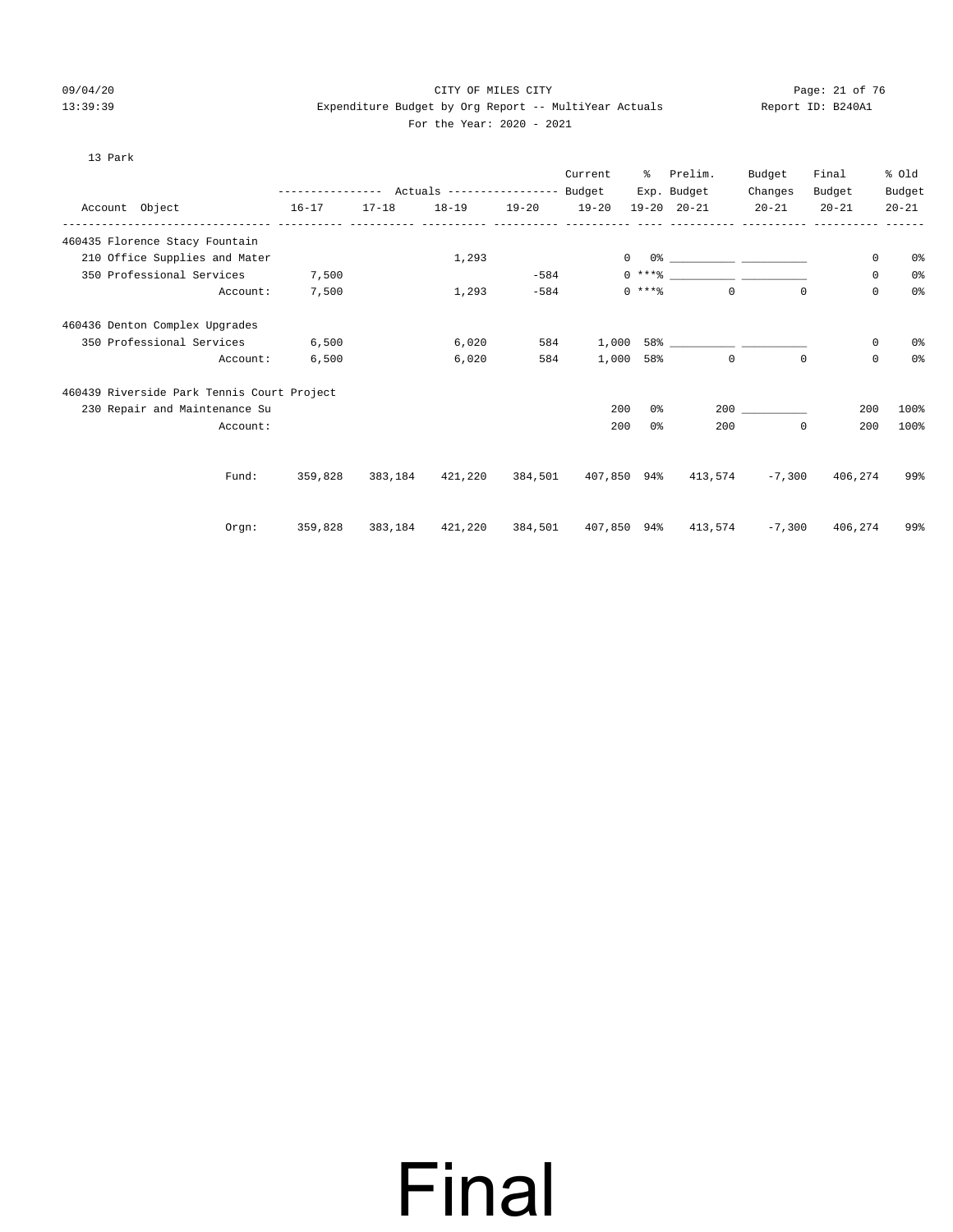CITY OF MILES CITY

Expenditure Budget by Org Report -- MultiYear Actuals

For the Year: 2020 - 2021

13 Park

| Account Object | Actuals 16-17 | Actuals 17-18 | Actuals 18-19 | Actuals 19-20 | Current Budget 19-20 | % Exp. 19-20 | Prelim. Budget 20-21 | Budget Changes 20-21 | Final Budget 20-21 | % Old Budget 20-21 |
|---|---|---|---|---|---|---|---|---|---|---|
| **460435 Florence Stacy Fountain** | | | | | | | | | | |
| 210 Office Supplies and Mater | | | 1,293 | | 0 | 0% | ___________ | ___________ | 0 | 0% |
| 350 Professional Services | 7,500 | | | -584 | 0 | ***% | ___________ | ___________ | 0 | 0% |
| Account: | 7,500 | | 1,293 | -584 | 0 | ***% | 0 | 0 | 0 | 0% |
| **460436 Denton Complex Upgrades** | | | | | | | | | | |
| 350 Professional Services | 6,500 | | 6,020 | 584 | 1,000 | 58% | ___________ | ___________ | 0 | 0% |
| Account: | 6,500 | | 6,020 | 584 | 1,000 | 58% | 0 | 0 | 0 | 0% |
| **460439 Riverside Park Tennis Court Project** | | | | | | | | | | |
| 230 Repair and Maintenance Su | | | | | 200 | 0% | 200 | ___________ | 200 | 100% |
| Account: | | | | | 200 | 0% | 200 | 0 | 200 | 100% |
| Fund: | 359,828 | 383,184 | 421,220 | 384,501 | 407,850 | 94% | 413,574 | -7,300 | 406,274 | 99% |
| Orgn: | 359,828 | 383,184 | 421,220 | 384,501 | 407,850 | 94% | 413,574 | -7,300 | 406,274 | 99% |

Final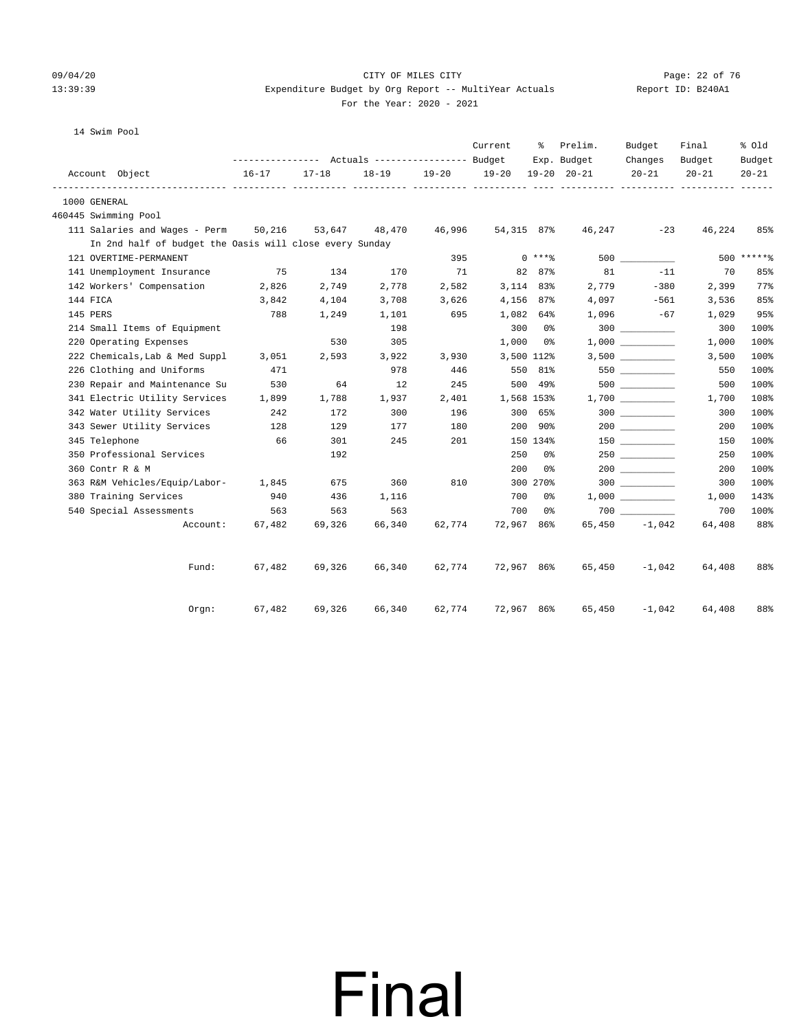CITY OF MILES CITY

Expenditure Budget by Org Report -- MultiYear Actuals

For the Year: 2020 - 2021

Report ID: B240A1

09/04/20 13:39:39

14 Swim Pool

| Account Object | Actuals 16-17 | Actuals 17-18 | Actuals 18-19 | Actuals 19-20 | Current Budget 19-20 | % Exp. 19-20 | Prelim. Budget 20-21 | Budget Changes 20-21 | Final Budget 20-21 | % Old Budget 20-21 |
|---|---|---|---|---|---|---|---|---|---|---|
| 1000 GENERAL | | | | | | | | | | |
| 460445 Swimming Pool | | | | | | | | | | |
| 111 Salaries and Wages - Perm | 50,216 | 53,647 | 48,470 | 46,996 | 54,315 | 87% | 46,247 | -23 | 46,224 | 85% |
| In 2nd half of budget the Oasis will close every Sunday | | | | | | | | | | |
| 121 OVERTIME-PERMANENT | | | | 395 | 0 | ***% | 500 | __________ | 500 | *****% |
| 141 Unemployment Insurance | 75 | 134 | 170 | 71 | 82 | 87% | 81 | -11 | 70 | 85% |
| 142 Workers' Compensation | 2,826 | 2,749 | 2,778 | 2,582 | 3,114 | 83% | 2,779 | -380 | 2,399 | 77% |
| 144 FICA | 3,842 | 4,104 | 3,708 | 3,626 | 4,156 | 87% | 4,097 | -561 | 3,536 | 85% |
| 145 PERS | 788 | 1,249 | 1,101 | 695 | 1,082 | 64% | 1,096 | -67 | 1,029 | 95% |
| 214 Small Items of Equipment | | | 198 | | 300 | 0% | 300 | __________ | 300 | 100% |
| 220 Operating Expenses | | 530 | 305 | | 1,000 | 0% | 1,000 | __________ | 1,000 | 100% |
| 222 Chemicals,Lab & Med Suppl | 3,051 | 2,593 | 3,922 | 3,930 | 3,500 | 112% | 3,500 | __________ | 3,500 | 100% |
| 226 Clothing and Uniforms | 471 | | 978 | 446 | 550 | 81% | 550 | __________ | 550 | 100% |
| 230 Repair and Maintenance Su | 530 | 64 | 12 | 245 | 500 | 49% | 500 | __________ | 500 | 100% |
| 341 Electric Utility Services | 1,899 | 1,788 | 1,937 | 2,401 | 1,568 | 153% | 1,700 | __________ | 1,700 | 108% |
| 342 Water Utility Services | 242 | 172 | 300 | 196 | 300 | 65% | 300 | __________ | 300 | 100% |
| 343 Sewer Utility Services | 128 | 129 | 177 | 180 | 200 | 90% | 200 | __________ | 200 | 100% |
| 345 Telephone | 66 | 301 | 245 | 201 | 150 | 134% | 150 | __________ | 150 | 100% |
| 350 Professional Services | | 192 | | | 250 | 0% | 250 | __________ | 250 | 100% |
| 360 Contr R & M | | | | | 200 | 0% | 200 | __________ | 200 | 100% |
| 363 R&M Vehicles/Equip/Labor- | 1,845 | 675 | 360 | 810 | 300 | 270% | 300 | __________ | 300 | 100% |
| 380 Training Services | 940 | 436 | 1,116 | | 700 | 0% | 1,000 | __________ | 1,000 | 143% |
| 540 Special Assessments | 563 | 563 | 563 | | 700 | 0% | 700 | __________ | 700 | 100% |
| Account: | 67,482 | 69,326 | 66,340 | 62,774 | 72,967 | 86% | 65,450 | -1,042 | 64,408 | 88% |
| Fund: | 67,482 | 69,326 | 66,340 | 62,774 | 72,967 | 86% | 65,450 | -1,042 | 64,408 | 88% |
| Orgn: | 67,482 | 69,326 | 66,340 | 62,774 | 72,967 | 86% | 65,450 | -1,042 | 64,408 | 88% |

# Final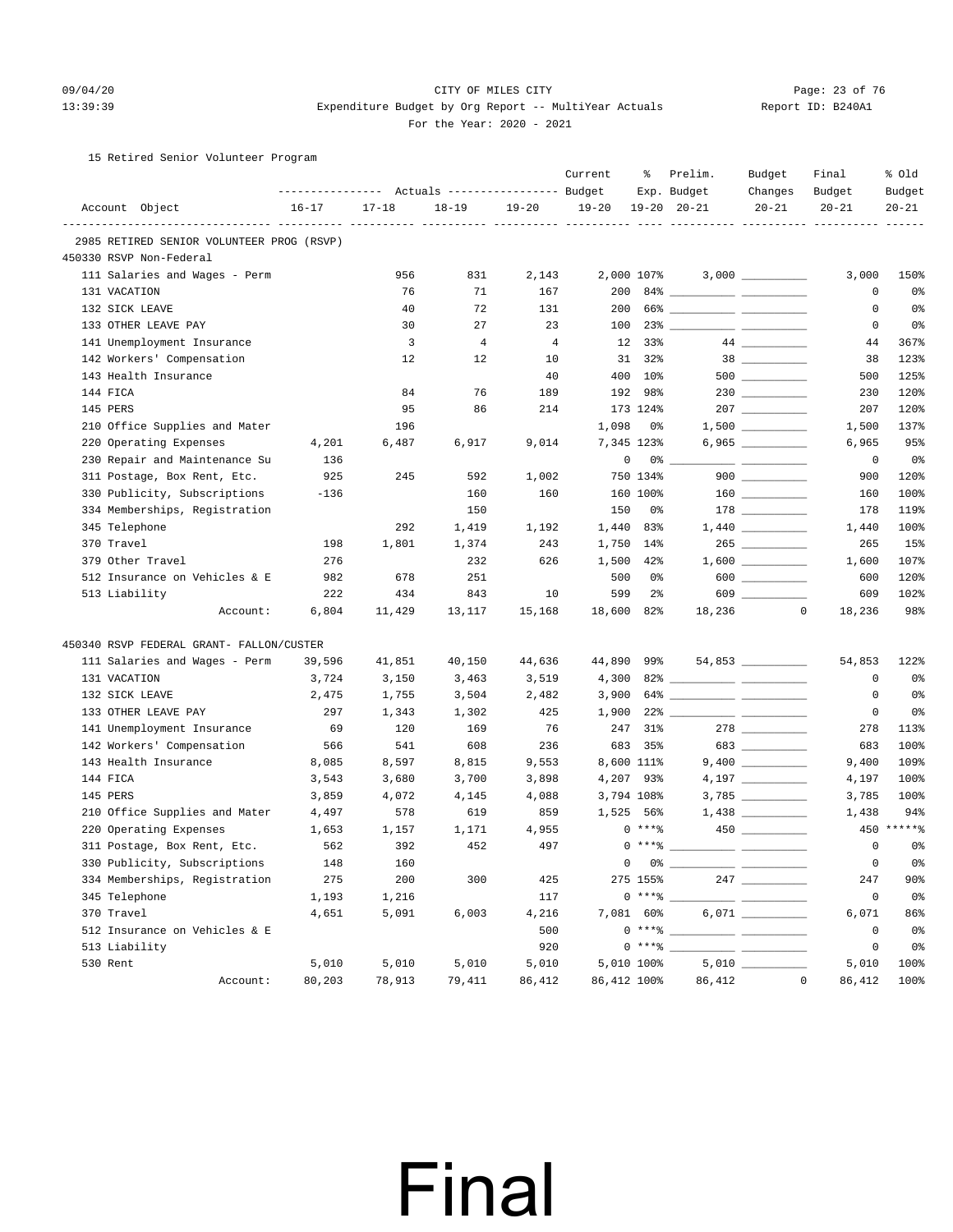CITY OF MILES CITY

Expenditure Budget by Org Report -- MultiYear Actuals

For the Year: 2020 - 2021

15 Retired Senior Volunteer Program

| Account Object | Actuals 16-17 | Actuals 17-18 | Actuals 18-19 | Actuals 19-20 | Current Budget 19-20 | % Exp. 19-20 | Prelim. Budget 20-21 | Budget Changes 20-21 | Final Budget 20-21 | % Old Budget 20-21 |
|---|---|---|---|---|---|---|---|---|---|---|
| **2985 RETIRED SENIOR VOLUNTEER PROG (RSVP)** | | | | | | | | | | |
| **450330 RSVP Non-Federal** | | | | | | | | | | |
| 111 Salaries and Wages - Perm | | 956 | 831 | 2,143 | 2,000 | 107% | 3,000 | | 3,000 | 150% |
| 131 VACATION | | 76 | 71 | 167 | 200 | 84% | | | 0 | 0% |
| 132 SICK LEAVE | | 40 | 72 | 131 | 200 | 66% | | | 0 | 0% |
| 133 OTHER LEAVE PAY | | 30 | 27 | 23 | 100 | 23% | | | 0 | 0% |
| 141 Unemployment Insurance | | 3 | 4 | 4 | 12 | 33% | 44 | | 44 | 367% |
| 142 Workers' Compensation | | 12 | 12 | 10 | 31 | 32% | 38 | | 38 | 123% |
| 143 Health Insurance | | | | 40 | 400 | 10% | 500 | | 500 | 125% |
| 144 FICA | | 84 | 76 | 189 | 192 | 98% | 230 | | 230 | 120% |
| 145 PERS | | 95 | 86 | 214 | 173 | 124% | 207 | | 207 | 120% |
| 210 Office Supplies and Mater | | 196 | | | 1,098 | 0% | 1,500 | | 1,500 | 137% |
| 220 Operating Expenses | 4,201 | 6,487 | 6,917 | 9,014 | 7,345 | 123% | 6,965 | | 6,965 | 95% |
| 230 Repair and Maintenance Su | 136 | | | | 0 | 0% | | | 0 | 0% |
| 311 Postage, Box Rent, Etc. | 925 | 245 | 592 | 1,002 | 750 | 134% | 900 | | 900 | 120% |
| 330 Publicity, Subscriptions | -136 | | 160 | 160 | 160 | 100% | 160 | | 160 | 100% |
| 334 Memberships, Registration | | | 150 | | 150 | 0% | 178 | | 178 | 119% |
| 345 Telephone | | 292 | 1,419 | 1,192 | 1,440 | 83% | 1,440 | | 1,440 | 100% |
| 370 Travel | 198 | 1,801 | 1,374 | 243 | 1,750 | 14% | 265 | | 265 | 15% |
| 379 Other Travel | 276 | | 232 | 626 | 1,500 | 42% | 1,600 | | 1,600 | 107% |
| 512 Insurance on Vehicles & E | 982 | 678 | 251 | | 500 | 0% | 600 | | 600 | 120% |
| 513 Liability | 222 | 434 | 843 | 10 | 599 | 2% | 609 | | 609 | 102% |
| Account: | 6,804 | 11,429 | 13,117 | 15,168 | 18,600 | 82% | 18,236 | 0 | 18,236 | 98% |
| **450340 RSVP FEDERAL GRANT- FALLON/CUSTER** | | | | | | | | | | |
| 111 Salaries and Wages - Perm | 39,596 | 41,851 | 40,150 | 44,636 | 44,890 | 99% | 54,853 | | 54,853 | 122% |
| 131 VACATION | 3,724 | 3,150 | 3,463 | 3,519 | 4,300 | 82% | | | 0 | 0% |
| 132 SICK LEAVE | 2,475 | 1,755 | 3,504 | 2,482 | 3,900 | 64% | | | 0 | 0% |
| 133 OTHER LEAVE PAY | 297 | 1,343 | 1,302 | 425 | 1,900 | 22% | | | 0 | 0% |
| 141 Unemployment Insurance | 69 | 120 | 169 | 76 | 247 | 31% | 278 | | 278 | 113% |
| 142 Workers' Compensation | 566 | 541 | 608 | 236 | 683 | 35% | 683 | | 683 | 100% |
| 143 Health Insurance | 8,085 | 8,597 | 8,815 | 9,553 | 8,600 | 111% | 9,400 | | 9,400 | 109% |
| 144 FICA | 3,543 | 3,680 | 3,700 | 3,898 | 4,207 | 93% | 4,197 | | 4,197 | 100% |
| 145 PERS | 3,859 | 4,072 | 4,145 | 4,088 | 3,794 | 108% | 3,785 | | 3,785 | 100% |
| 210 Office Supplies and Mater | 4,497 | 578 | 619 | 859 | 1,525 | 56% | 1,438 | | 1,438 | 94% |
| 220 Operating Expenses | 1,653 | 1,157 | 1,171 | 4,955 | 0 | ***% | 450 | | 450 | *****% |
| 311 Postage, Box Rent, Etc. | 562 | 392 | 452 | 497 | 0 | ***% | | | 0 | 0% |
| 330 Publicity, Subscriptions | 148 | 160 | | | 0 | 0% | | | 0 | 0% |
| 334 Memberships, Registration | 275 | 200 | 300 | 425 | 275 | 155% | 247 | | 247 | 90% |
| 345 Telephone | 1,193 | 1,216 | | 117 | 0 | ***% | | | 0 | 0% |
| 370 Travel | 4,651 | 5,091 | 6,003 | 4,216 | 7,081 | 60% | 6,071 | | 6,071 | 86% |
| 512 Insurance on Vehicles & E | | | | 500 | 0 | ***% | | | 0 | 0% |
| 513 Liability | | | | 920 | 0 | ***% | | | 0 | 0% |
| 530 Rent | 5,010 | 5,010 | 5,010 | 5,010 | 5,010 | 100% | 5,010 | | 5,010 | 100% |
| Account: | 80,203 | 78,913 | 79,411 | 86,412 | 86,412 | 100% | 86,412 | 0 | 86,412 | 100% |

Final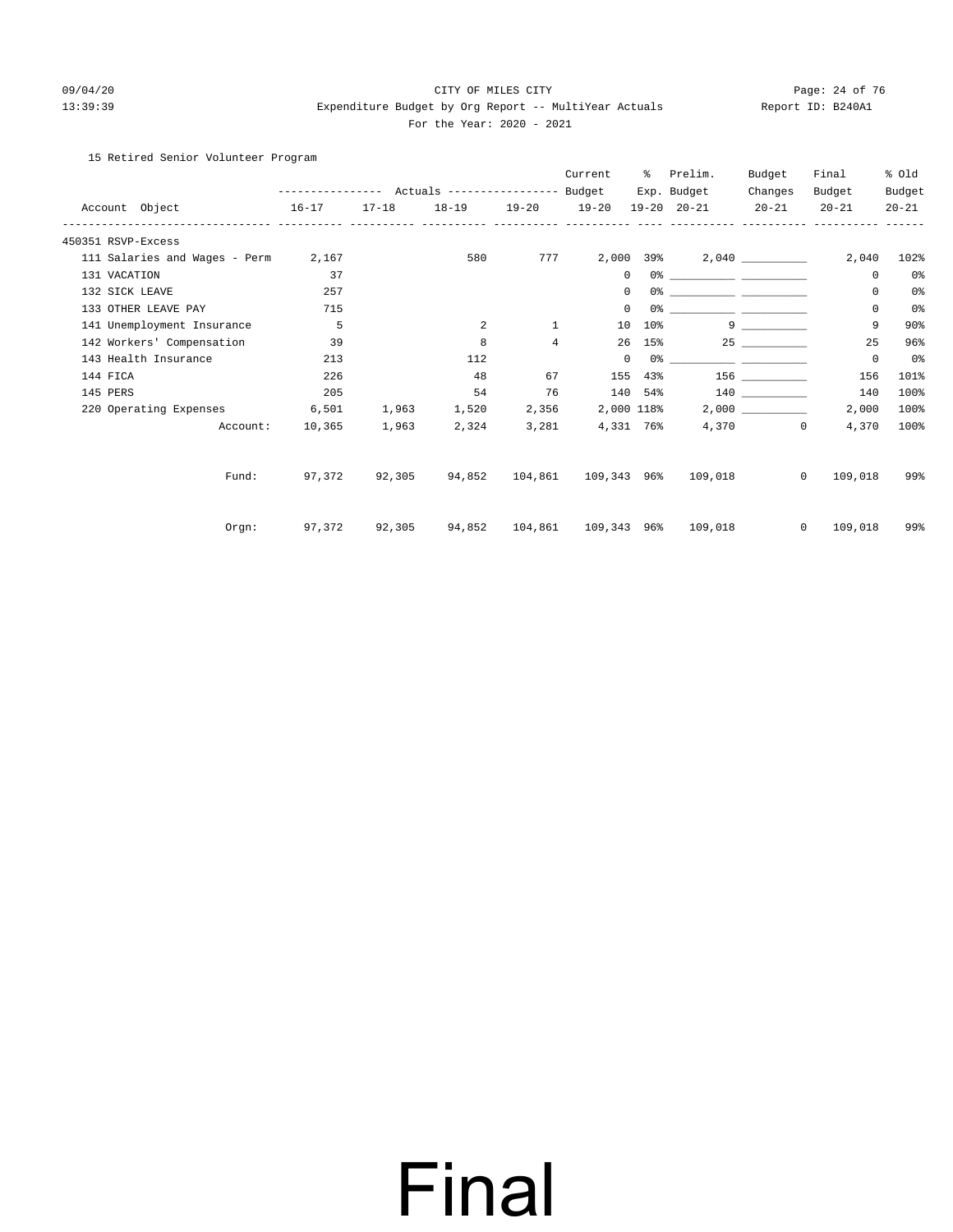CITY OF MILES CITY

Expenditure Budget by Org Report -- MultiYear Actuals

For the Year: 2020 - 2021

15 Retired Senior Volunteer Program

| Account Object | Actuals 16-17 | Actuals 17-18 | Actuals 18-19 | Actuals 19-20 | Current Budget 19-20 | % Exp. 19-20 | Prelim. Budget 20-21 | Budget Changes 20-21 | Final Budget 20-21 | % Old Budget 20-21 |
|---|---|---|---|---|---|---|---|---|---|---|
| **450351 RSVP-Excess** | | | | | | | | | | |
| 111 Salaries and Wages - Perm | 2,167 | | 580 | 777 | 2,000 | 39% | 2,040 | __________ | 2,040 | 102% |
| 131 VACATION | 37 | | | | 0 | 0% | __________ | __________ | 0 | 0% |
| 132 SICK LEAVE | 257 | | | | 0 | 0% | __________ | __________ | 0 | 0% |
| 133 OTHER LEAVE PAY | 715 | | | | 0 | 0% | __________ | __________ | 0 | 0% |
| 141 Unemployment Insurance | 5 | | 2 | 1 | 10 | 10% | 9 | __________ | 9 | 90% |
| 142 Workers' Compensation | 39 | | 8 | 4 | 26 | 15% | 25 | __________ | 25 | 96% |
| 143 Health Insurance | 213 | | 112 | | 0 | 0% | __________ | __________ | 0 | 0% |
| 144 FICA | 226 | | 48 | 67 | 155 | 43% | 156 | __________ | 156 | 101% |
| 145 PERS | 205 | | 54 | 76 | 140 | 54% | 140 | __________ | 140 | 100% |
| 220 Operating Expenses | 6,501 | 1,963 | 1,520 | 2,356 | 2,000 | 118% | 2,000 | __________ | 2,000 | 100% |
| Account: | 10,365 | 1,963 | 2,324 | 3,281 | 4,331 | 76% | 4,370 | 0 | 4,370 | 100% |
| Fund: | 97,372 | 92,305 | 94,852 | 104,861 | 109,343 | 96% | 109,018 | 0 | 109,018 | 99% |
| Orgn: | 97,372 | 92,305 | 94,852 | 104,861 | 109,343 | 96% | 109,018 | 0 | 109,018 | 99% |

Final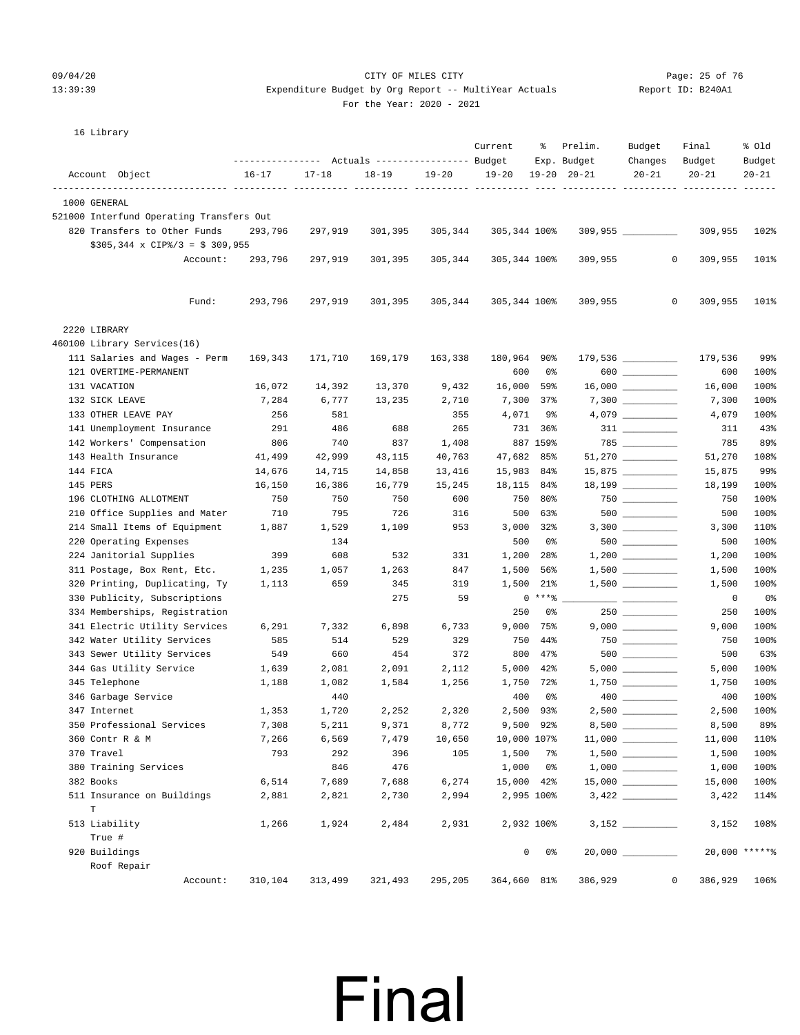CITY OF MILES CITY
Expenditure Budget by Org Report -- MultiYear Actuals
For the Year: 2020 - 2021

Report ID: B240A1

16 Library

| Account Object | Actuals 16-17 | Actuals 17-18 | Actuals 18-19 | Actuals 19-20 | Current Budget 19-20 | % Exp. 19-20 | Prelim. Budget 20-21 | Budget Changes 20-21 | Final Budget 20-21 | % Old Budget 20-21 |
|---|---|---|---|---|---|---|---|---|---|---|
| **1000 GENERAL** | | | | | | | | | | |
| **521000 Interfund Operating Transfers Out** | | | | | | | | | | |
| 820 Transfers to Other Funds | 293,796 | 297,919 | 301,395 | 305,344 | 305,344 | 100% | 309,955 | __________ | 309,955 | 102% |
| $305,344 x CIP%/3 = $ 309,955 | | | | | | | | | | |
| Account: | 293,796 | 297,919 | 301,395 | 305,344 | 305,344 | 100% | 309,955 | 0 | 309,955 | 101% |
| Fund: | 293,796 | 297,919 | 301,395 | 305,344 | 305,344 | 100% | 309,955 | 0 | 309,955 | 101% |
| **2220 LIBRARY** | | | | | | | | | | |
| **460100 Library Services(16)** | | | | | | | | | | |
| 111 Salaries and Wages - Perm | 169,343 | 171,710 | 169,179 | 163,338 | 180,964 | 90% | 179,536 | __________ | 179,536 | 99% |
| 121 OVERTIME-PERMANENT | | | | | 600 | 0% | 600 | __________ | 600 | 100% |
| 131 VACATION | 16,072 | 14,392 | 13,370 | 9,432 | 16,000 | 59% | 16,000 | __________ | 16,000 | 100% |
| 132 SICK LEAVE | 7,284 | 6,777 | 13,235 | 2,710 | 7,300 | 37% | 7,300 | __________ | 7,300 | 100% |
| 133 OTHER LEAVE PAY | 256 | 581 | | 355 | 4,071 | 9% | 4,079 | __________ | 4,079 | 100% |
| 141 Unemployment Insurance | 291 | 486 | 688 | 265 | 731 | 36% | 311 | __________ | 311 | 43% |
| 142 Workers' Compensation | 806 | 740 | 837 | 1,408 | 887 | 159% | 785 | __________ | 785 | 89% |
| 143 Health Insurance | 41,499 | 42,999 | 43,115 | 40,763 | 47,682 | 85% | 51,270 | __________ | 51,270 | 108% |
| 144 FICA | 14,676 | 14,715 | 14,858 | 13,416 | 15,983 | 84% | 15,875 | __________ | 15,875 | 99% |
| 145 PERS | 16,150 | 16,386 | 16,779 | 15,245 | 18,115 | 84% | 18,199 | __________ | 18,199 | 100% |
| 196 CLOTHING ALLOTMENT | 750 | 750 | 750 | 600 | 750 | 80% | 750 | __________ | 750 | 100% |
| 210 Office Supplies and Mater | 710 | 795 | 726 | 316 | 500 | 63% | 500 | __________ | 500 | 100% |
| 214 Small Items of Equipment | 1,887 | 1,529 | 1,109 | 953 | 3,000 | 32% | 3,300 | __________ | 3,300 | 110% |
| 220 Operating Expenses | | 134 | | | 500 | 0% | 500 | __________ | 500 | 100% |
| 224 Janitorial Supplies | 399 | 608 | 532 | 331 | 1,200 | 28% | 1,200 | __________ | 1,200 | 100% |
| 311 Postage, Box Rent, Etc. | 1,235 | 1,057 | 1,263 | 847 | 1,500 | 56% | 1,500 | __________ | 1,500 | 100% |
| 320 Printing, Duplicating, Ty | 1,113 | 659 | 345 | 319 | 1,500 | 21% | 1,500 | __________ | 1,500 | 100% |
| 330 Publicity, Subscriptions | | | 275 | 59 | 0 | ***% | __________ | __________ | 0 | 0% |
| 334 Memberships, Registration | | | | | 250 | 0% | 250 | __________ | 250 | 100% |
| 341 Electric Utility Services | 6,291 | 7,332 | 6,898 | 6,733 | 9,000 | 75% | 9,000 | __________ | 9,000 | 100% |
| 342 Water Utility Services | 585 | 514 | 529 | 329 | 750 | 44% | 750 | __________ | 750 | 100% |
| 343 Sewer Utility Services | 549 | 660 | 454 | 372 | 800 | 47% | 500 | __________ | 500 | 63% |
| 344 Gas Utility Service | 1,639 | 2,081 | 2,091 | 2,112 | 5,000 | 42% | 5,000 | __________ | 5,000 | 100% |
| 345 Telephone | 1,188 | 1,082 | 1,584 | 1,256 | 1,750 | 72% | 1,750 | __________ | 1,750 | 100% |
| 346 Garbage Service | | 440 | | | 400 | 0% | 400 | __________ | 400 | 100% |
| 347 Internet | 1,353 | 1,720 | 2,252 | 2,320 | 2,500 | 93% | 2,500 | __________ | 2,500 | 100% |
| 350 Professional Services | 7,308 | 5,211 | 9,371 | 8,772 | 9,500 | 92% | 8,500 | __________ | 8,500 | 89% |
| 360 Contr R & M | 7,266 | 6,569 | 7,479 | 10,650 | 10,000 | 107% | 11,000 | __________ | 11,000 | 110% |
| 370 Travel | 793 | 292 | 396 | 105 | 1,500 | 7% | 1,500 | __________ | 1,500 | 100% |
| 380 Training Services | | 846 | 476 | | 1,000 | 0% | 1,000 | __________ | 1,000 | 100% |
| 382 Books | 6,514 | 7,689 | 7,688 | 6,274 | 15,000 | 42% | 15,000 | __________ | 15,000 | 100% |
| 511 Insurance on Buildings | 2,881 | 2,821 | 2,730 | 2,994 | 2,995 | 100% | 3,422 | __________ | 3,422 | 114% |
| T | | | | | | | | | | |
| 513 Liability | 1,266 | 1,924 | 2,484 | 2,931 | 2,932 | 100% | 3,152 | __________ | 3,152 | 108% |
| True # | | | | | | | | | | |
| 920 Buildings | | | | | 0 | 0% | 20,000 | __________ | 20,000 | *****% |
| Roof Repair | | | | | | | | | | |
| Account: | 310,104 | 313,499 | 321,493 | 295,205 | 364,660 | 81% | 386,929 | 0 | 386,929 | 106% |

# Final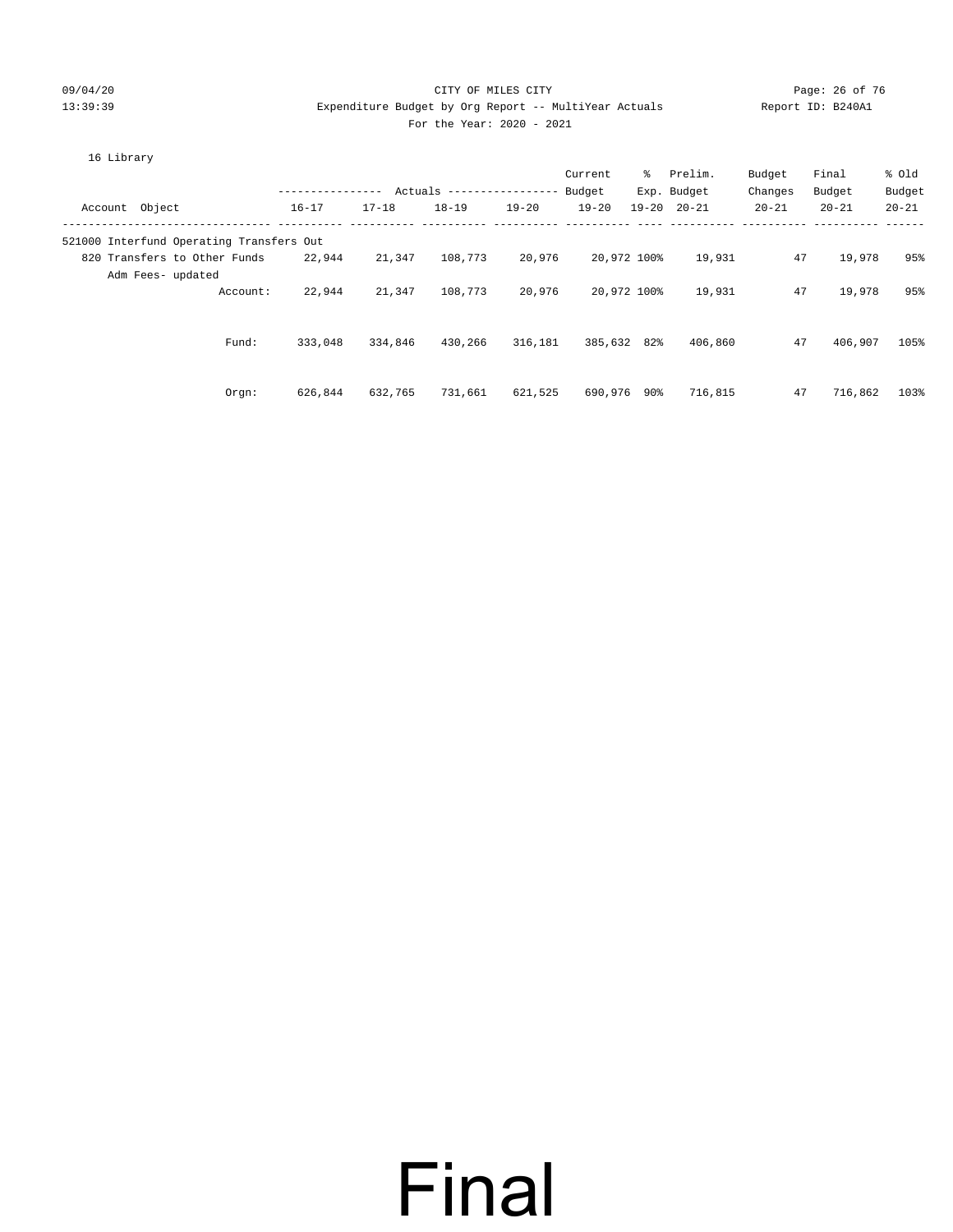CITY OF MILES CITY

Expenditure Budget by Org Report -- MultiYear Actuals

For the Year: 2020 - 2021

16 Library

| Account Object | Actuals 16-17 | Actuals 17-18 | Actuals 18-19 | Actuals 19-20 | Current Budget 19-20 | % Exp. 19-20 | Prelim. Budget 20-21 | Budget Changes 20-21 | Final Budget 20-21 | % Old Budget 20-21 |
|---|---|---|---|---|---|---|---|---|---|---|
| 521000 Interfund Operating Transfers Out | | | | | | | | | | |
| 820 Transfers to Other Funds | 22,944 | 21,347 | 108,773 | 20,976 | 20,972 | 100% | 19,931 | 47 | 19,978 | 95% |
| Adm Fees- updated | | | | | | | | | | |
| Account: | 22,944 | 21,347 | 108,773 | 20,976 | 20,972 | 100% | 19,931 | 47 | 19,978 | 95% |
| Fund: | 333,048 | 334,846 | 430,266 | 316,181 | 385,632 | 82% | 406,860 | 47 | 406,907 | 105% |
| Orgn: | 626,844 | 632,765 | 731,661 | 621,525 | 690,976 | 90% | 716,815 | 47 | 716,862 | 103% |

Final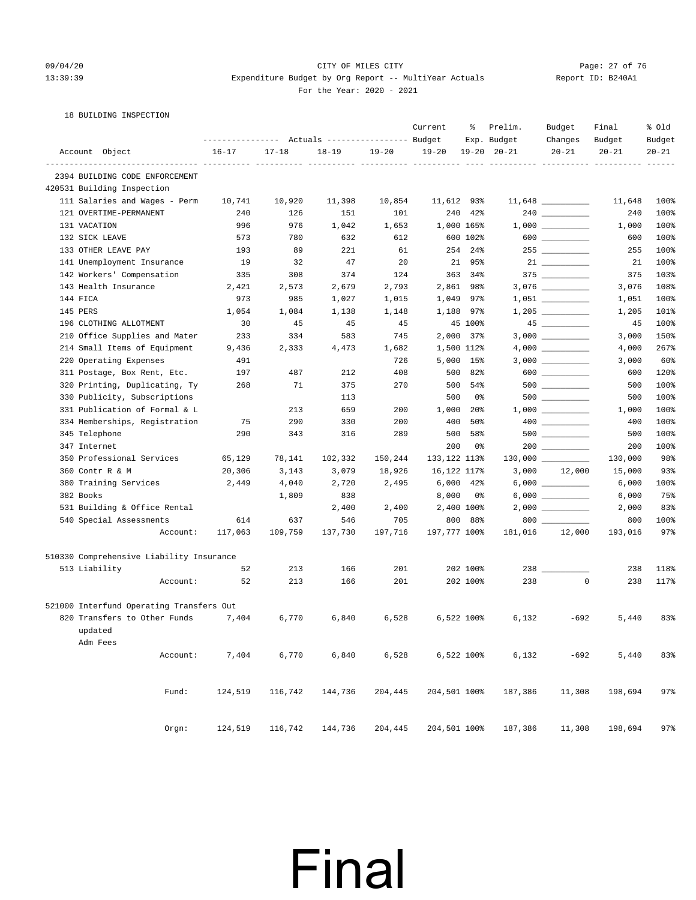CITY OF MILES CITY
Expenditure Budget by Org Report -- MultiYear Actuals
For the Year: 2020 - 2021

18 BUILDING INSPECTION

| Account Object | Actuals 16-17 | Actuals 17-18 | Actuals 18-19 | Actuals 19-20 | Current Budget 19-20 | % Exp. 19-20 | Prelim. Budget 20-21 | Budget Changes 20-21 | Final Budget 20-21 | % Old Budget 20-21 |
|---|---|---|---|---|---|---|---|---|---|---|
| **2394 BUILDING CODE ENFORCEMENT** | | | | | | | | | | |
| **420531 Building Inspection** | | | | | | | | | | |
| 111 Salaries and Wages - Perm | 10,741 | 10,920 | 11,398 | 10,854 | 11,612 | 93% | 11,648 | | 11,648 | 100% |
| 121 OVERTIME-PERMANENT | 240 | 126 | 151 | 101 | 240 | 42% | 240 | | 240 | 100% |
| 131 VACATION | 996 | 976 | 1,042 | 1,653 | 1,000 | 165% | 1,000 | | 1,000 | 100% |
| 132 SICK LEAVE | 573 | 780 | 632 | 612 | 600 | 102% | 600 | | 600 | 100% |
| 133 OTHER LEAVE PAY | 193 | 89 | 221 | 61 | 254 | 24% | 255 | | 255 | 100% |
| 141 Unemployment Insurance | 19 | 32 | 47 | 20 | 21 | 95% | 21 | | 21 | 100% |
| 142 Workers' Compensation | 335 | 308 | 374 | 124 | 363 | 34% | 375 | | 375 | 103% |
| 143 Health Insurance | 2,421 | 2,573 | 2,679 | 2,793 | 2,861 | 98% | 3,076 | | 3,076 | 108% |
| 144 FICA | 973 | 985 | 1,027 | 1,015 | 1,049 | 97% | 1,051 | | 1,051 | 100% |
| 145 PERS | 1,054 | 1,084 | 1,138 | 1,148 | 1,188 | 97% | 1,205 | | 1,205 | 101% |
| 196 CLOTHING ALLOTMENT | 30 | 45 | 45 | 45 | 45 | 100% | 45 | | 45 | 100% |
| 210 Office Supplies and Mater | 233 | 334 | 583 | 745 | 2,000 | 37% | 3,000 | | 3,000 | 150% |
| 214 Small Items of Equipment | 9,436 | 2,333 | 4,473 | 1,682 | 1,500 | 112% | 4,000 | | 4,000 | 267% |
| 220 Operating Expenses | 491 | | | 726 | 5,000 | 15% | 3,000 | | 3,000 | 60% |
| 311 Postage, Box Rent, Etc. | 197 | 487 | 212 | 408 | 500 | 82% | 600 | | 600 | 120% |
| 320 Printing, Duplicating, Ty | 268 | 71 | 375 | 270 | 500 | 54% | 500 | | 500 | 100% |
| 330 Publicity, Subscriptions | | | 113 | | 500 | 0% | 500 | | 500 | 100% |
| 331 Publication of Formal & L | | 213 | 659 | 200 | 1,000 | 20% | 1,000 | | 1,000 | 100% |
| 334 Memberships, Registration | 75 | 290 | 330 | 200 | 400 | 50% | 400 | | 400 | 100% |
| 345 Telephone | 290 | 343 | 316 | 289 | 500 | 58% | 500 | | 500 | 100% |
| 347 Internet | | | | | 200 | 0% | 200 | | 200 | 100% |
| 350 Professional Services | 65,129 | 78,141 | 102,332 | 150,244 | 133,122 | 113% | 130,000 | | 130,000 | 98% |
| 360 Contr R & M | 20,306 | 3,143 | 3,079 | 18,926 | 16,122 | 117% | 3,000 | 12,000 | 15,000 | 93% |
| 380 Training Services | 2,449 | 4,040 | 2,720 | 2,495 | 6,000 | 42% | 6,000 | | 6,000 | 100% |
| 382 Books | | 1,809 | 838 | | 8,000 | 0% | 6,000 | | 6,000 | 75% |
| 531 Building & Office Rental | | | 2,400 | 2,400 | 2,400 | 100% | 2,000 | | 2,000 | 83% |
| 540 Special Assessments | 614 | 637 | 546 | 705 | 800 | 88% | 800 | | 800 | 100% |
| Account: | 117,063 | 109,759 | 137,730 | 197,716 | 197,777 | 100% | 181,016 | 12,000 | 193,016 | 97% |
| **510330 Comprehensive Liability Insurance** | | | | | | | | | | |
| 513 Liability | 52 | 213 | 166 | 201 | 202 | 100% | 238 | | 238 | 118% |
| Account: | 52 | 213 | 166 | 201 | 202 | 100% | 238 | 0 | 238 | 117% |
| **521000 Interfund Operating Transfers Out** | | | | | | | | | | |
| 820 Transfers to Other Funds updated Adm Fees | 7,404 | 6,770 | 6,840 | 6,528 | 6,522 | 100% | 6,132 | -692 | 5,440 | 83% |
| Account: | 7,404 | 6,770 | 6,840 | 6,528 | 6,522 | 100% | 6,132 | -692 | 5,440 | 83% |
| Fund: | 124,519 | 116,742 | 144,736 | 204,445 | 204,501 | 100% | 187,386 | 11,308 | 198,694 | 97% |
| Orgn: | 124,519 | 116,742 | 144,736 | 204,445 | 204,501 | 100% | 187,386 | 11,308 | 198,694 | 97% |

# Final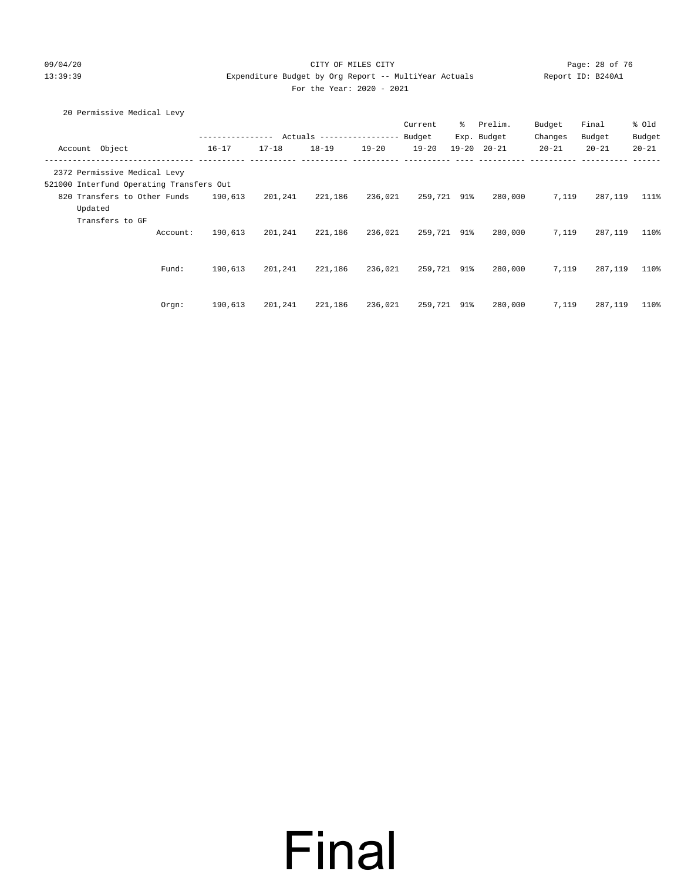CITY OF MILES CITY

Expenditure Budget by Org Report -- MultiYear Actuals

For the Year: 2020 - 2021

20 Permissive Medical Levy

| Account Object | Actuals 16-17 | Actuals 17-18 | Actuals 18-19 | Actuals 19-20 | Current Budget 19-20 | % Exp. 19-20 | Prelim. Budget 20-21 | Budget Changes 20-21 | Final Budget 20-21 | % Old Budget 20-21 |
|---|---|---|---|---|---|---|---|---|---|---|
| 2372 Permissive Medical Levy | | | | | | | | | | |
| 521000 Interfund Operating Transfers Out | | | | | | | | | | |
| 820 Transfers to Other Funds Updated Transfers to GF | 190,613 | 201,241 | 221,186 | 236,021 | 259,721 | 91% | 280,000 | 7,119 | 287,119 | 111% |
| Account: | 190,613 | 201,241 | 221,186 | 236,021 | 259,721 | 91% | 280,000 | 7,119 | 287,119 | 110% |
| Fund: | 190,613 | 201,241 | 221,186 | 236,021 | 259,721 | 91% | 280,000 | 7,119 | 287,119 | 110% |
| Orgn: | 190,613 | 201,241 | 221,186 | 236,021 | 259,721 | 91% | 280,000 | 7,119 | 287,119 | 110% |

Final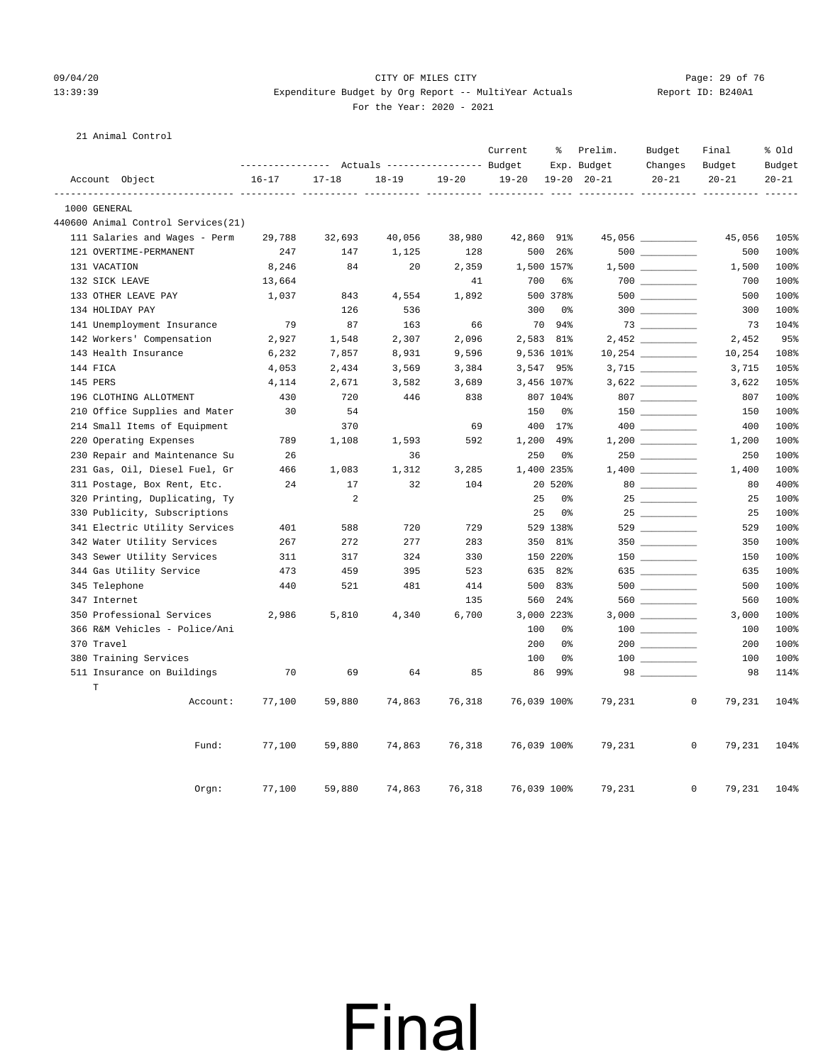CITY OF MILES CITY

Expenditure Budget by Org Report -- MultiYear Actuals

For the Year: 2020 - 2021

09/04/20 13:39:39 — Report ID: B240A1

21 Animal Control

| Account Object | Actuals 16-17 | Actuals 17-18 | Actuals 18-19 | Actuals 19-20 | Current Budget 19-20 | % Exp. 19-20 | Prelim. Budget 20-21 | Budget Changes 20-21 | Final Budget 20-21 | % Old Budget 20-21 |
|---|---|---|---|---|---|---|---|---|---|---|
| 1000 GENERAL | | | | | | | | | | |
| 440600 Animal Control Services(21) | | | | | | | | | | |
| 111 Salaries and Wages - Perm | 29,788 | 32,693 | 40,056 | 38,980 | 42,860 | 91% | 45,056 | __________ | 45,056 | 105% |
| 121 OVERTIME-PERMANENT | 247 | 147 | 1,125 | 128 | 500 | 26% | 500 | __________ | 500 | 100% |
| 131 VACATION | 8,246 | 84 | 20 | 2,359 | 1,500 | 157% | 1,500 | __________ | 1,500 | 100% |
| 132 SICK LEAVE | 13,664 | | | 41 | 700 | 6% | 700 | __________ | 700 | 100% |
| 133 OTHER LEAVE PAY | 1,037 | 843 | 4,554 | 1,892 | 500 | 378% | 500 | __________ | 500 | 100% |
| 134 HOLIDAY PAY | | 126 | 536 | | 300 | 0% | 300 | __________ | 300 | 100% |
| 141 Unemployment Insurance | 79 | 87 | 163 | 66 | 70 | 94% | 73 | __________ | 73 | 104% |
| 142 Workers' Compensation | 2,927 | 1,548 | 2,307 | 2,096 | 2,583 | 81% | 2,452 | __________ | 2,452 | 95% |
| 143 Health Insurance | 6,232 | 7,857 | 8,931 | 9,596 | 9,536 | 101% | 10,254 | __________ | 10,254 | 108% |
| 144 FICA | 4,053 | 2,434 | 3,569 | 3,384 | 3,547 | 95% | 3,715 | __________ | 3,715 | 105% |
| 145 PERS | 4,114 | 2,671 | 3,582 | 3,689 | 3,456 | 107% | 3,622 | __________ | 3,622 | 105% |
| 196 CLOTHING ALLOTMENT | 430 | 720 | 446 | 838 | 807 | 104% | 807 | __________ | 807 | 100% |
| 210 Office Supplies and Mater | 30 | 54 | | | 150 | 0% | 150 | __________ | 150 | 100% |
| 214 Small Items of Equipment | | 370 | | 69 | 400 | 17% | 400 | __________ | 400 | 100% |
| 220 Operating Expenses | 789 | 1,108 | 1,593 | 592 | 1,200 | 49% | 1,200 | __________ | 1,200 | 100% |
| 230 Repair and Maintenance Su | 26 | | 36 | | 250 | 0% | 250 | __________ | 250 | 100% |
| 231 Gas, Oil, Diesel Fuel, Gr | 466 | 1,083 | 1,312 | 3,285 | 1,400 | 235% | 1,400 | __________ | 1,400 | 100% |
| 311 Postage, Box Rent, Etc. | 24 | 17 | 32 | 104 | 20 | 520% | 80 | __________ | 80 | 400% |
| 320 Printing, Duplicating, Ty | | 2 | | | 25 | 0% | 25 | __________ | 25 | 100% |
| 330 Publicity, Subscriptions | | | | | 25 | 0% | 25 | __________ | 25 | 100% |
| 341 Electric Utility Services | 401 | 588 | 720 | 729 | 529 | 138% | 529 | __________ | 529 | 100% |
| 342 Water Utility Services | 267 | 272 | 277 | 283 | 350 | 81% | 350 | __________ | 350 | 100% |
| 343 Sewer Utility Services | 311 | 317 | 324 | 330 | 150 | 220% | 150 | __________ | 150 | 100% |
| 344 Gas Utility Service | 473 | 459 | 395 | 523 | 635 | 82% | 635 | __________ | 635 | 100% |
| 345 Telephone | 440 | 521 | 481 | 414 | 500 | 83% | 500 | __________ | 500 | 100% |
| 347 Internet | | | | 135 | 560 | 24% | 560 | __________ | 560 | 100% |
| 350 Professional Services | 2,986 | 5,810 | 4,340 | 6,700 | 3,000 | 223% | 3,000 | __________ | 3,000 | 100% |
| 366 R&M Vehicles - Police/Ani | | | | | 100 | 0% | 100 | __________ | 100 | 100% |
| 370 Travel | | | | | 200 | 0% | 200 | __________ | 200 | 100% |
| 380 Training Services | | | | | 100 | 0% | 100 | __________ | 100 | 100% |
| 511 Insurance on Buildings T | 70 | 69 | 64 | 85 | 86 | 99% | 98 | __________ | 98 | 114% |
| Account: | 77,100 | 59,880 | 74,863 | 76,318 | 76,039 | 100% | 79,231 | 0 | 79,231 | 104% |
| Fund: | 77,100 | 59,880 | 74,863 | 76,318 | 76,039 | 100% | 79,231 | 0 | 79,231 | 104% |
| Orgn: | 77,100 | 59,880 | 74,863 | 76,318 | 76,039 | 100% | 79,231 | 0 | 79,231 | 104% |

# Final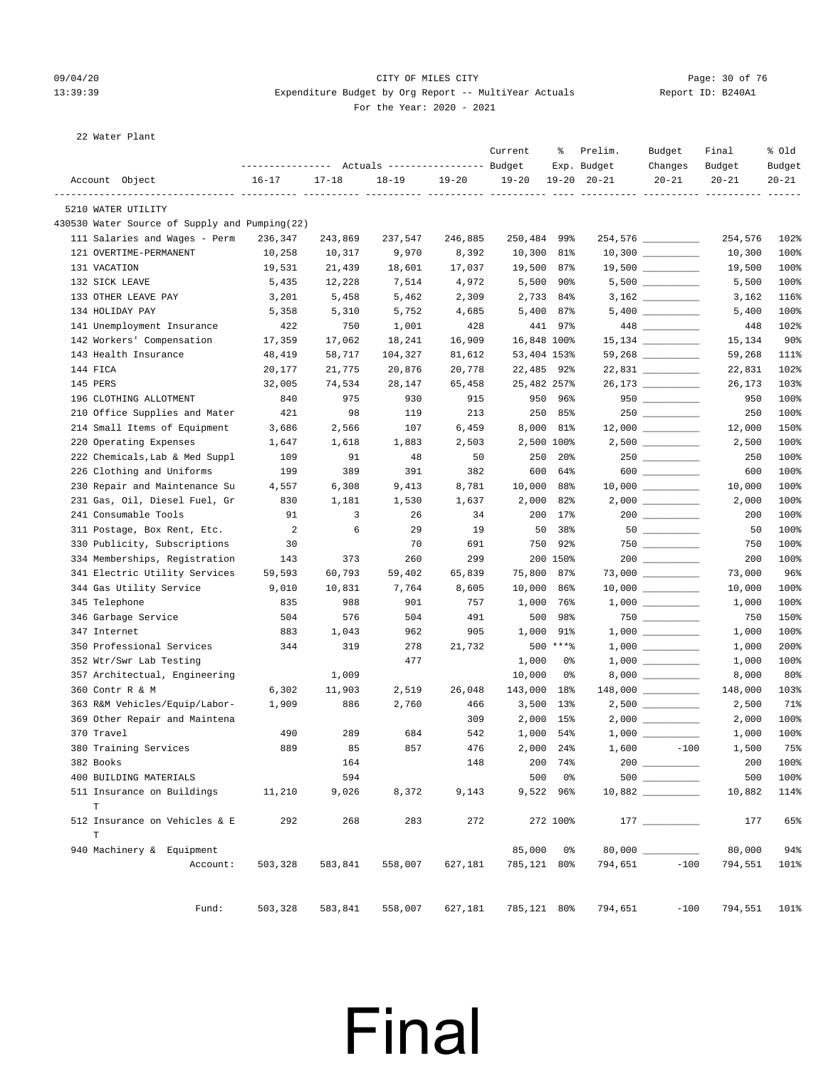CITY OF MILES CITY

Expenditure Budget by Org Report -- MultiYear Actuals

For the Year: 2020 - 2021

22 Water Plant

| Account Object | Actuals 16-17 | Actuals 17-18 | Actuals 18-19 | Actuals 19-20 | Current Budget 19-20 | % Exp. 19-20 | Prelim. Budget 20-21 | Budget Changes 20-21 | Final Budget 20-21 | % Old Budget 20-21 |
|---|---|---|---|---|---|---|---|---|---|---|
| 5210 WATER UTILITY | | | | | | | | | | |
| 430530 Water Source of Supply and Pumping(22) | | | | | | | | | | |
| 111 Salaries and Wages - Perm | 236,347 | 243,869 | 237,547 | 246,885 | 250,484 | 99% | 254,576 | | 254,576 | 102% |
| 121 OVERTIME-PERMANENT | 10,258 | 10,317 | 9,970 | 8,392 | 10,300 | 81% | 10,300 | | 10,300 | 100% |
| 131 VACATION | 19,531 | 21,439 | 18,601 | 17,037 | 19,500 | 87% | 19,500 | | 19,500 | 100% |
| 132 SICK LEAVE | 5,435 | 12,228 | 7,514 | 4,972 | 5,500 | 90% | 5,500 | | 5,500 | 100% |
| 133 OTHER LEAVE PAY | 3,201 | 5,458 | 5,462 | 2,309 | 2,733 | 84% | 3,162 | | 3,162 | 116% |
| 134 HOLIDAY PAY | 5,358 | 5,310 | 5,752 | 4,685 | 5,400 | 87% | 5,400 | | 5,400 | 100% |
| 141 Unemployment Insurance | 422 | 750 | 1,001 | 428 | 441 | 97% | 448 | | 448 | 102% |
| 142 Workers' Compensation | 17,359 | 17,062 | 18,241 | 16,909 | 16,848 | 100% | 15,134 | | 15,134 | 90% |
| 143 Health Insurance | 48,419 | 58,717 | 104,327 | 81,612 | 53,404 | 153% | 59,268 | | 59,268 | 111% |
| 144 FICA | 20,177 | 21,775 | 20,876 | 20,778 | 22,485 | 92% | 22,831 | | 22,831 | 102% |
| 145 PERS | 32,005 | 74,534 | 28,147 | 65,458 | 25,482 | 257% | 26,173 | | 26,173 | 103% |
| 196 CLOTHING ALLOTMENT | 840 | 975 | 930 | 915 | 950 | 96% | 950 | | 950 | 100% |
| 210 Office Supplies and Mater | 421 | 98 | 119 | 213 | 250 | 85% | 250 | | 250 | 100% |
| 214 Small Items of Equipment | 3,686 | 2,566 | 107 | 6,459 | 8,000 | 81% | 12,000 | | 12,000 | 150% |
| 220 Operating Expenses | 1,647 | 1,618 | 1,883 | 2,503 | 2,500 | 100% | 2,500 | | 2,500 | 100% |
| 222 Chemicals,Lab & Med Suppl | 109 | 91 | 48 | 50 | 250 | 20% | 250 | | 250 | 100% |
| 226 Clothing and Uniforms | 199 | 389 | 391 | 382 | 600 | 64% | 600 | | 600 | 100% |
| 230 Repair and Maintenance Su | 4,557 | 6,308 | 9,413 | 8,781 | 10,000 | 88% | 10,000 | | 10,000 | 100% |
| 231 Gas, Oil, Diesel Fuel, Gr | 830 | 1,181 | 1,530 | 1,637 | 2,000 | 82% | 2,000 | | 2,000 | 100% |
| 241 Consumable Tools | 91 | 3 | 26 | 34 | 200 | 17% | 200 | | 200 | 100% |
| 311 Postage, Box Rent, Etc. | 2 | 6 | 29 | 19 | 50 | 38% | 50 | | 50 | 100% |
| 330 Publicity, Subscriptions | 30 | | 70 | 691 | 750 | 92% | 750 | | 750 | 100% |
| 334 Memberships, Registration | 143 | 373 | 260 | 299 | 200 | 150% | 200 | | 200 | 100% |
| 341 Electric Utility Services | 59,593 | 60,793 | 59,402 | 65,839 | 75,800 | 87% | 73,000 | | 73,000 | 96% |
| 344 Gas Utility Service | 9,010 | 10,831 | 7,764 | 8,605 | 10,000 | 86% | 10,000 | | 10,000 | 100% |
| 345 Telephone | 835 | 988 | 901 | 757 | 1,000 | 76% | 1,000 | | 1,000 | 100% |
| 346 Garbage Service | 504 | 576 | 504 | 491 | 500 | 98% | 750 | | 750 | 150% |
| 347 Internet | 883 | 1,043 | 962 | 905 | 1,000 | 91% | 1,000 | | 1,000 | 100% |
| 350 Professional Services | 344 | 319 | 278 | 21,732 | 500 | ***% | 1,000 | | 1,000 | 200% |
| 352 Wtr/Swr Lab Testing | | | 477 | | 1,000 | 0% | 1,000 | | 1,000 | 100% |
| 357 Architectual, Engineering | | 1,009 | | | 10,000 | 0% | 8,000 | | 8,000 | 80% |
| 360 Contr R & M | 6,302 | 11,903 | 2,519 | 26,048 | 143,000 | 18% | 148,000 | | 148,000 | 103% |
| 363 R&M Vehicles/Equip/Labor- | 1,909 | 886 | 2,760 | 466 | 3,500 | 13% | 2,500 | | 2,500 | 71% |
| 369 Other Repair and Maintena | | | | 309 | 2,000 | 15% | 2,000 | | 2,000 | 100% |
| 370 Travel | 490 | 289 | 684 | 542 | 1,000 | 54% | 1,000 | | 1,000 | 100% |
| 380 Training Services | 889 | 85 | 857 | 476 | 2,000 | 24% | 1,600 | -100 | 1,500 | 75% |
| 382 Books | | 164 | | 148 | 200 | 74% | 200 | | 200 | 100% |
| 400 BUILDING MATERIALS | | 594 | | | 500 | 0% | 500 | | 500 | 100% |
| 511 Insurance on Buildings T | 11,210 | 9,026 | 8,372 | 9,143 | 9,522 | 96% | 10,882 | | 10,882 | 114% |
| 512 Insurance on Vehicles & E T | 292 | 268 | 283 | 272 | 272 | 100% | 177 | | 177 | 65% |
| 940 Machinery & Equipment | | | | | 85,000 | 0% | 80,000 | | 80,000 | 94% |
| Account: | 503,328 | 583,841 | 558,007 | 627,181 | 785,121 | 80% | 794,651 | -100 | 794,551 | 101% |
| Fund: | 503,328 | 583,841 | 558,007 | 627,181 | 785,121 | 80% | 794,651 | -100 | 794,551 | 101% |

# Final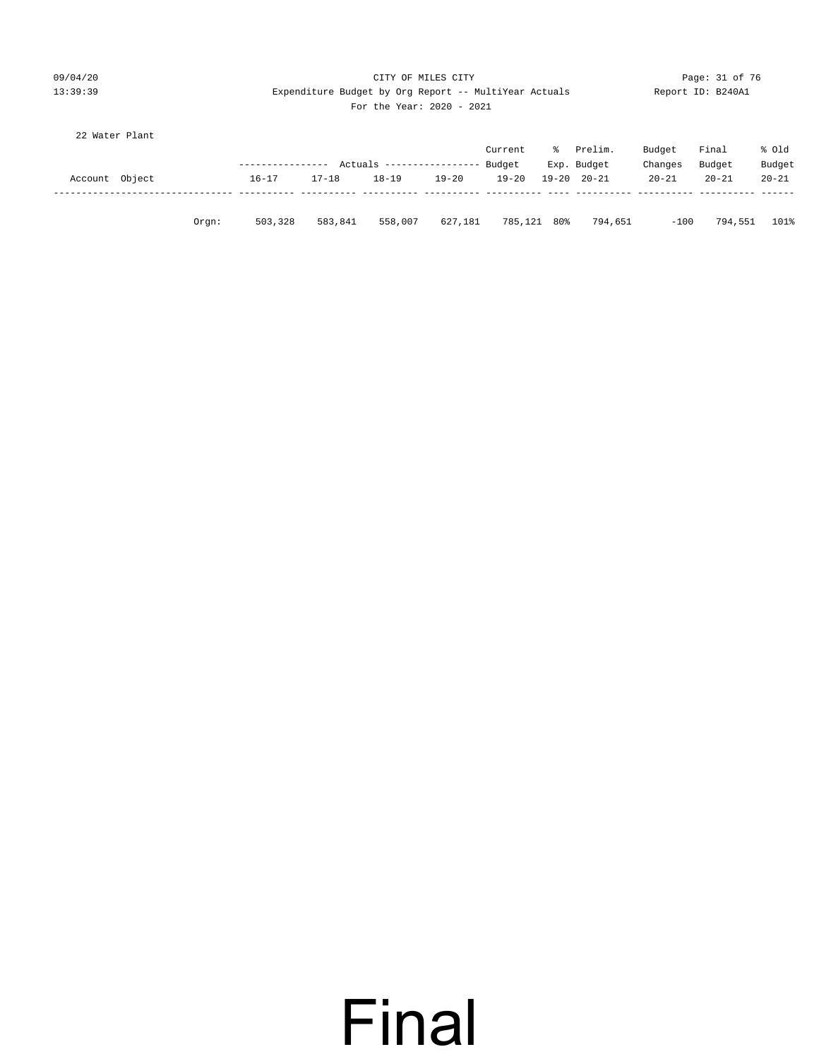CITY OF MILES CITY

Expenditure Budget by Org Report -- MultiYear Actuals

For the Year: 2020 - 2021

22 Water Plant

| Account Object | | Actuals 16-17 | Actuals 17-18 | Actuals 18-19 | Actuals 19-20 | Current Budget 19-20 | % Exp. 19-20 | Prelim. Budget 20-21 | Budget Changes 20-21 | Final Budget 20-21 | % Old Budget 20-21 |
|---|---|---|---|---|---|---|---|---|---|---|---|
| | Orgn: | 503,328 | 583,841 | 558,007 | 627,181 | 785,121 | 80% | 794,651 | -100 | 794,551 | 101% |

Final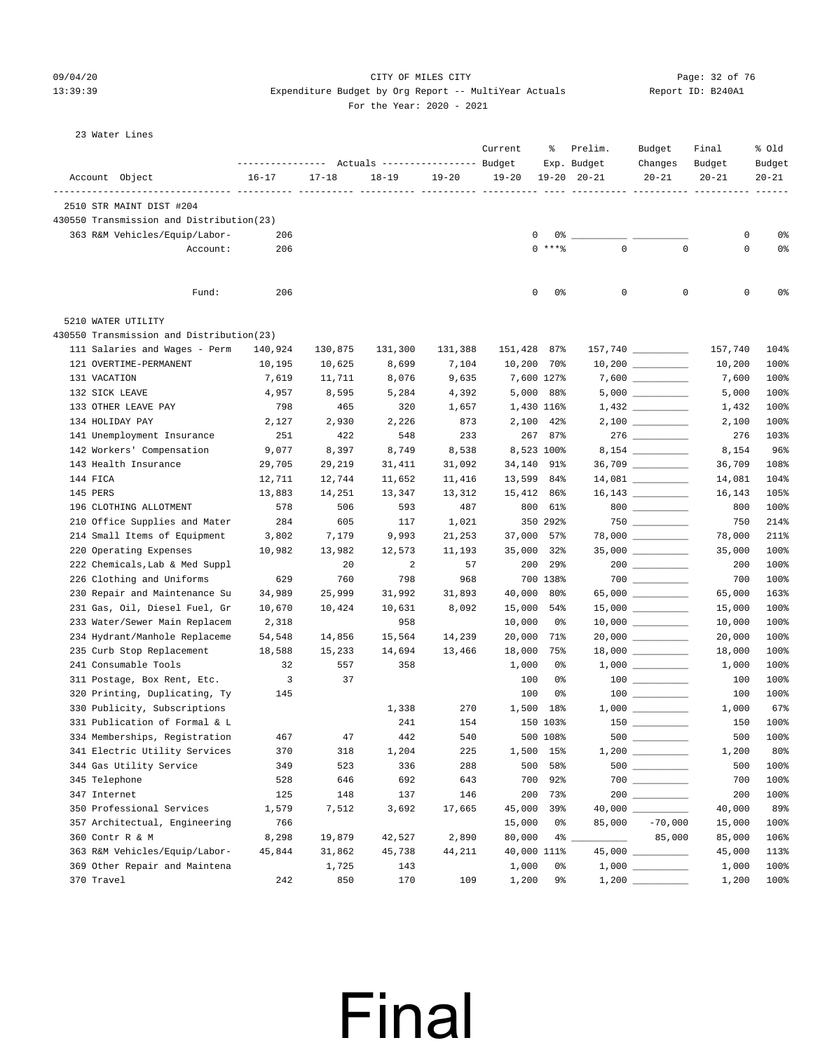CITY OF MILES CITY

Expenditure Budget by Org Report -- MultiYear Actuals

For the Year: 2020 - 2021

23 Water Lines

| Account Object | Actuals 16-17 | Actuals 17-18 | Actuals 18-19 | Actuals 19-20 | Current Budget 19-20 | % Exp. 19-20 | Prelim. Budget 20-21 | Budget Changes 20-21 | Final Budget 20-21 | % Old Budget 20-21 |
|---|---|---|---|---|---|---|---|---|---|---|
| **2510 STR MAINT DIST #204** | | | | | | | | | | |
| **430550 Transmission and Distribution(23)** | | | | | | | | | | |
| 363 R&M Vehicles/Equip/Labor- | 206 | | | | 0 | 0% | __________ | __________ | 0 | 0% |
| Account: | 206 | | | | 0 | ***% | 0 | 0 | 0 | 0% |
| Fund: | 206 | | | | 0 | 0% | 0 | 0 | 0 | 0% |
| **5210 WATER UTILITY** | | | | | | | | | | |
| **430550 Transmission and Distribution(23)** | | | | | | | | | | |
| 111 Salaries and Wages - Perm | 140,924 | 130,875 | 131,300 | 131,388 | 151,428 | 87% | 157,740 | __________ | 157,740 | 104% |
| 121 OVERTIME-PERMANENT | 10,195 | 10,625 | 8,699 | 7,104 | 10,200 | 70% | 10,200 | __________ | 10,200 | 100% |
| 131 VACATION | 7,619 | 11,711 | 8,076 | 9,635 | 7,600 | 127% | 7,600 | __________ | 7,600 | 100% |
| 132 SICK LEAVE | 4,957 | 8,595 | 5,284 | 4,392 | 5,000 | 88% | 5,000 | __________ | 5,000 | 100% |
| 133 OTHER LEAVE PAY | 798 | 465 | 320 | 1,657 | 1,430 | 116% | 1,432 | __________ | 1,432 | 100% |
| 134 HOLIDAY PAY | 2,127 | 2,930 | 2,226 | 873 | 2,100 | 42% | 2,100 | __________ | 2,100 | 100% |
| 141 Unemployment Insurance | 251 | 422 | 548 | 233 | 267 | 87% | 276 | __________ | 276 | 103% |
| 142 Workers' Compensation | 9,077 | 8,397 | 8,749 | 8,538 | 8,523 | 100% | 8,154 | __________ | 8,154 | 96% |
| 143 Health Insurance | 29,705 | 29,219 | 31,411 | 31,092 | 34,140 | 91% | 36,709 | __________ | 36,709 | 108% |
| 144 FICA | 12,711 | 12,744 | 11,652 | 11,416 | 13,599 | 84% | 14,081 | __________ | 14,081 | 104% |
| 145 PERS | 13,883 | 14,251 | 13,347 | 13,312 | 15,412 | 86% | 16,143 | __________ | 16,143 | 105% |
| 196 CLOTHING ALLOTMENT | 578 | 506 | 593 | 487 | 800 | 61% | 800 | __________ | 800 | 100% |
| 210 Office Supplies and Mater | 284 | 605 | 117 | 1,021 | 350 | 292% | 750 | __________ | 750 | 214% |
| 214 Small Items of Equipment | 3,802 | 7,179 | 9,993 | 21,253 | 37,000 | 57% | 78,000 | __________ | 78,000 | 211% |
| 220 Operating Expenses | 10,982 | 13,982 | 12,573 | 11,193 | 35,000 | 32% | 35,000 | __________ | 35,000 | 100% |
| 222 Chemicals,Lab & Med Suppl | | 20 | 2 | 57 | 200 | 29% | 200 | __________ | 200 | 100% |
| 226 Clothing and Uniforms | 629 | 760 | 798 | 968 | 700 | 138% | 700 | __________ | 700 | 100% |
| 230 Repair and Maintenance Su | 34,989 | 25,999 | 31,992 | 31,893 | 40,000 | 80% | 65,000 | __________ | 65,000 | 163% |
| 231 Gas, Oil, Diesel Fuel, Gr | 10,670 | 10,424 | 10,631 | 8,092 | 15,000 | 54% | 15,000 | __________ | 15,000 | 100% |
| 233 Water/Sewer Main Replacem | 2,318 | | 958 | | 10,000 | 0% | 10,000 | __________ | 10,000 | 100% |
| 234 Hydrant/Manhole Replaceme | 54,548 | 14,856 | 15,564 | 14,239 | 20,000 | 71% | 20,000 | __________ | 20,000 | 100% |
| 235 Curb Stop Replacement | 18,588 | 15,233 | 14,694 | 13,466 | 18,000 | 75% | 18,000 | __________ | 18,000 | 100% |
| 241 Consumable Tools | 32 | 557 | 358 | | 1,000 | 0% | 1,000 | __________ | 1,000 | 100% |
| 311 Postage, Box Rent, Etc. | 3 | 37 | | | 100 | 0% | 100 | __________ | 100 | 100% |
| 320 Printing, Duplicating, Ty | 145 | | | | 100 | 0% | 100 | __________ | 100 | 100% |
| 330 Publicity, Subscriptions | | | 1,338 | 270 | 1,500 | 18% | 1,000 | __________ | 1,000 | 67% |
| 331 Publication of Formal & L | | | 241 | 154 | 150 | 103% | 150 | __________ | 150 | 100% |
| 334 Memberships, Registration | 467 | 47 | 442 | 540 | 500 | 108% | 500 | __________ | 500 | 100% |
| 341 Electric Utility Services | 370 | 318 | 1,204 | 225 | 1,500 | 15% | 1,200 | __________ | 1,200 | 80% |
| 344 Gas Utility Service | 349 | 523 | 336 | 288 | 500 | 58% | 500 | __________ | 500 | 100% |
| 345 Telephone | 528 | 646 | 692 | 643 | 700 | 92% | 700 | __________ | 700 | 100% |
| 347 Internet | 125 | 148 | 137 | 146 | 200 | 73% | 200 | __________ | 200 | 100% |
| 350 Professional Services | 1,579 | 7,512 | 3,692 | 17,665 | 45,000 | 39% | 40,000 | __________ | 40,000 | 89% |
| 357 Architectual, Engineering | 766 | | | | 15,000 | 0% | 85,000 | -70,000 | 15,000 | 100% |
| 360 Contr R & M | 8,298 | 19,879 | 42,527 | 2,890 | 80,000 | 4% | __________ | 85,000 | 85,000 | 106% |
| 363 R&M Vehicles/Equip/Labor- | 45,844 | 31,862 | 45,738 | 44,211 | 40,000 | 111% | 45,000 | __________ | 45,000 | 113% |
| 369 Other Repair and Maintena | | 1,725 | 143 | | 1,000 | 0% | 1,000 | __________ | 1,000 | 100% |
| 370 Travel | 242 | 850 | 170 | 109 | 1,200 | 9% | 1,200 | __________ | 1,200 | 100% |

Final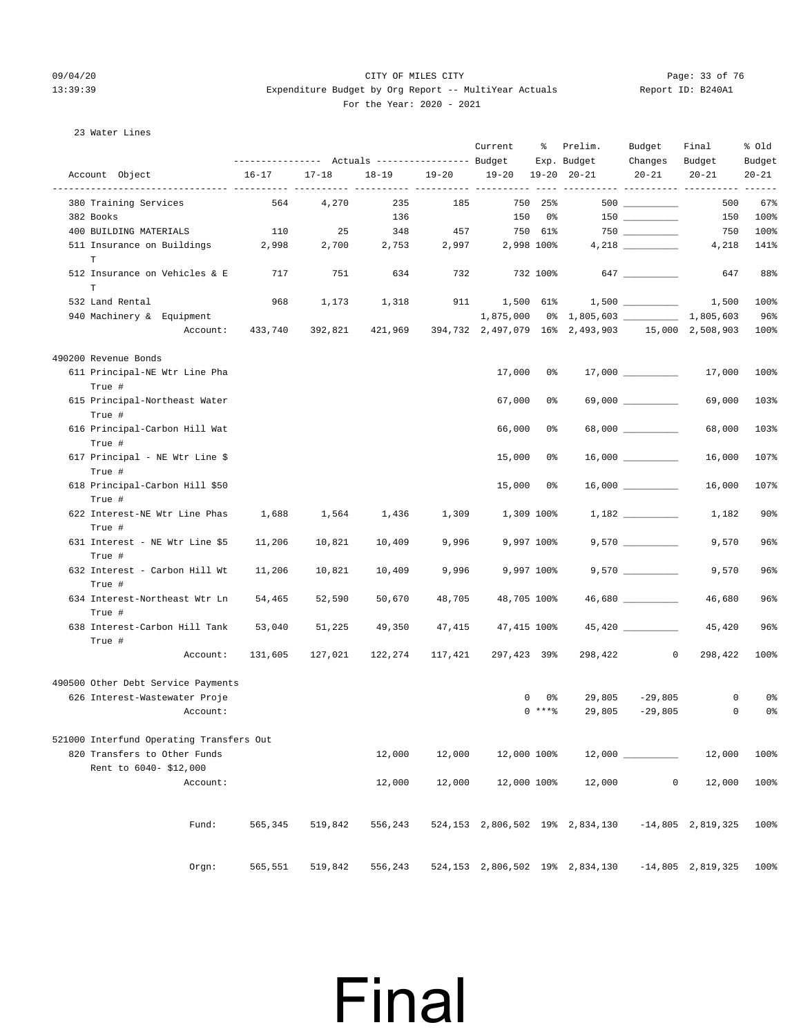CITY OF MILES CITY

Expenditure Budget by Org Report -- MultiYear Actuals

For the Year: 2020 - 2021

23 Water Lines

| Account Object | Actuals 16-17 | Actuals 17-18 | Actuals 18-19 | Actuals 19-20 | Current Budget 19-20 | % Exp. 19-20 | Prelim. Budget 20-21 | Budget Changes 20-21 | Final Budget 20-21 | % Old Budget 20-21 |
|---|---|---|---|---|---|---|---|---|---|---|
| 380 Training Services | 564 | 4,270 | 235 | 185 | 750 | 25% | 500 | __________ | 500 | 67% |
| 382 Books | | | 136 | | 150 | 0% | 150 | __________ | 150 | 100% |
| 400 BUILDING MATERIALS | 110 | 25 | 348 | 457 | 750 | 61% | 750 | __________ | 750 | 100% |
| 511 Insurance on Buildings T | 2,998 | 2,700 | 2,753 | 2,997 | 2,998 | 100% | 4,218 | __________ | 4,218 | 141% |
| 512 Insurance on Vehicles & E T | 717 | 751 | 634 | 732 | 732 | 100% | 647 | __________ | 647 | 88% |
| 532 Land Rental | 968 | 1,173 | 1,318 | 911 | 1,500 | 61% | 1,500 | __________ | 1,500 | 100% |
| 940 Machinery & Equipment | | | | | 1,875,000 | 0% | 1,805,603 | __________ | 1,805,603 | 96% |
| Account: | 433,740 | 392,821 | 421,969 | 394,732 | 2,497,079 | 16% | 2,493,903 | 15,000 | 2,508,903 | 100% |
| **490200 Revenue Bonds** | | | | | | | | | | |
| 611 Principal-NE Wtr Line Pha True # | | | | | 17,000 | 0% | 17,000 | __________ | 17,000 | 100% |
| 615 Principal-Northeast Water True # | | | | | 67,000 | 0% | 69,000 | __________ | 69,000 | 103% |
| 616 Principal-Carbon Hill Wat True # | | | | | 66,000 | 0% | 68,000 | __________ | 68,000 | 103% |
| 617 Principal - NE Wtr Line $ True # | | | | | 15,000 | 0% | 16,000 | __________ | 16,000 | 107% |
| 618 Principal-Carbon Hill $50 True # | | | | | 15,000 | 0% | 16,000 | __________ | 16,000 | 107% |
| 622 Interest-NE Wtr Line Phas True # | 1,688 | 1,564 | 1,436 | 1,309 | 1,309 | 100% | 1,182 | __________ | 1,182 | 90% |
| 631 Interest - NE Wtr Line $5 True # | 11,206 | 10,821 | 10,409 | 9,996 | 9,997 | 100% | 9,570 | __________ | 9,570 | 96% |
| 632 Interest - Carbon Hill Wt True # | 11,206 | 10,821 | 10,409 | 9,996 | 9,997 | 100% | 9,570 | __________ | 9,570 | 96% |
| 634 Interest-Northeast Wtr Ln True # | 54,465 | 52,590 | 50,670 | 48,705 | 48,705 | 100% | 46,680 | __________ | 46,680 | 96% |
| 638 Interest-Carbon Hill Tank True # | 53,040 | 51,225 | 49,350 | 47,415 | 47,415 | 100% | 45,420 | __________ | 45,420 | 96% |
| Account: | 131,605 | 127,021 | 122,274 | 117,421 | 297,423 | 39% | 298,422 | 0 | 298,422 | 100% |
| **490500 Other Debt Service Payments** | | | | | | | | | | |
| 626 Interest-Wastewater Proje | | | | | 0 | 0% | 29,805 | -29,805 | 0 | 0% |
| Account: | | | | | 0 | ***% | 29,805 | -29,805 | 0 | 0% |
| **521000 Interfund Operating Transfers Out** | | | | | | | | | | |
| 820 Transfers to Other Funds Rent to 6040- $12,000 | | | 12,000 | 12,000 | 12,000 | 100% | 12,000 | __________ | 12,000 | 100% |
| Account: | | | 12,000 | 12,000 | 12,000 | 100% | 12,000 | 0 | 12,000 | 100% |
| Fund: | 565,345 | 519,842 | 556,243 | 524,153 | 2,806,502 | 19% | 2,834,130 | -14,805 | 2,819,325 | 100% |
| Orgn: | 565,551 | 519,842 | 556,243 | 524,153 | 2,806,502 | 19% | 2,834,130 | -14,805 | 2,819,325 | 100% |

Final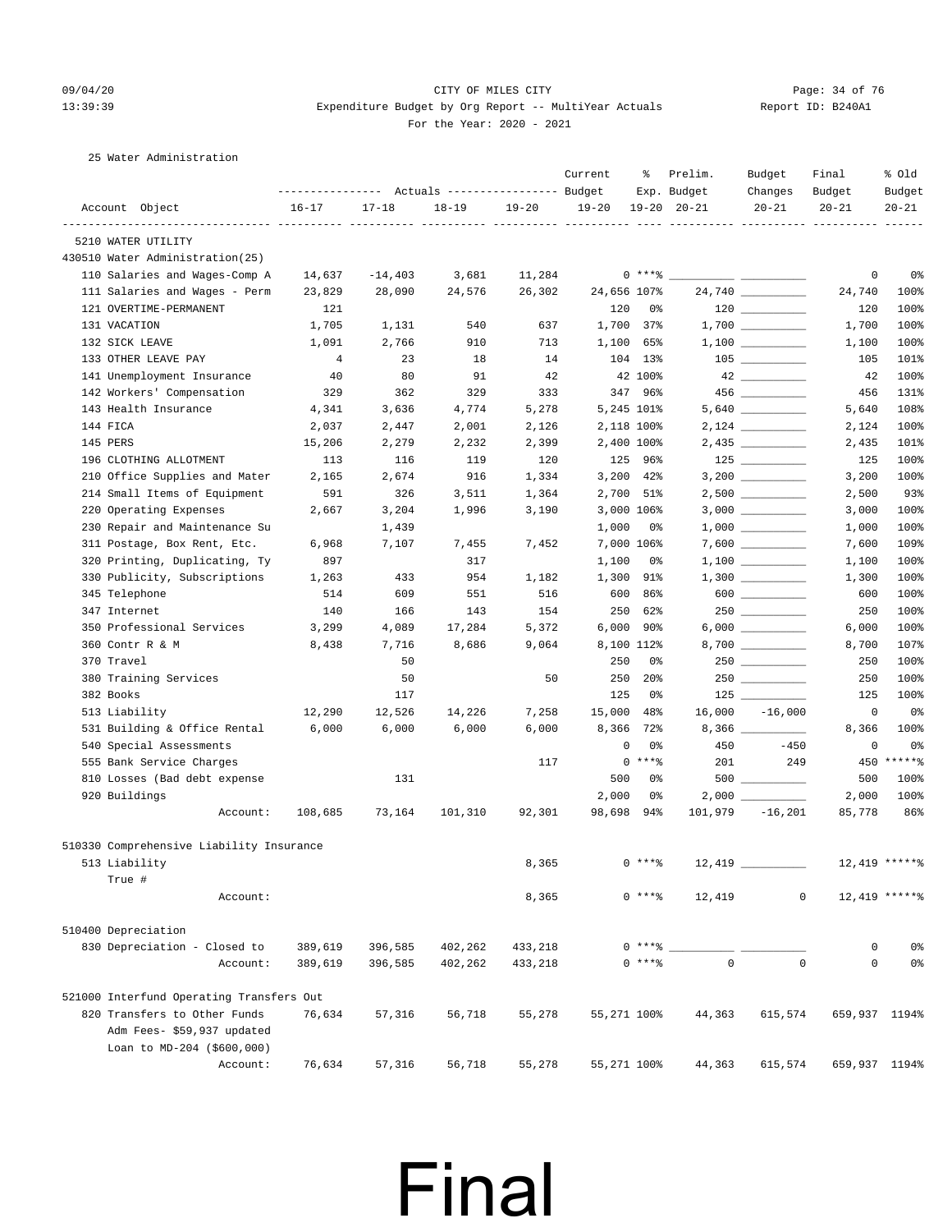CITY OF MILES CITY

Expenditure Budget by Org Report -- MultiYear Actuals

For the Year: 2020 - 2021

25 Water Administration

| Account Object | Actuals 16-17 | Actuals 17-18 | Actuals 18-19 | Actuals 19-20 | Current Budget 19-20 | % Exp. 19-20 | Prelim. Budget 20-21 | Budget Changes 20-21 | Final Budget 20-21 | % Old Budget 20-21 |
|---|---|---|---|---|---|---|---|---|---|---|
| 5210 WATER UTILITY | | | | | | | | | | |
| 430510 Water Administration(25) | | | | | | | | | | |
| 110 Salaries and Wages-Comp A | 14,637 | -14,403 | 3,681 | 11,284 | 0 | ***% | | | 0 | 0% |
| 111 Salaries and Wages - Perm | 23,829 | 28,090 | 24,576 | 26,302 | 24,656 | 107% | 24,740 | | 24,740 | 100% |
| 121 OVERTIME-PERMANENT | 121 | | | | 120 | 0% | 120 | | 120 | 100% |
| 131 VACATION | 1,705 | 1,131 | 540 | 637 | 1,700 | 37% | 1,700 | | 1,700 | 100% |
| 132 SICK LEAVE | 1,091 | 2,766 | 910 | 713 | 1,100 | 65% | 1,100 | | 1,100 | 100% |
| 133 OTHER LEAVE PAY | 4 | 23 | 18 | 14 | 104 | 13% | 105 | | 105 | 101% |
| 141 Unemployment Insurance | 40 | 80 | 91 | 42 | 42 | 100% | 42 | | 42 | 100% |
| 142 Workers' Compensation | 329 | 362 | 329 | 333 | 347 | 96% | 456 | | 456 | 131% |
| 143 Health Insurance | 4,341 | 3,636 | 4,774 | 5,278 | 5,245 | 101% | 5,640 | | 5,640 | 108% |
| 144 FICA | 2,037 | 2,447 | 2,001 | 2,126 | 2,118 | 100% | 2,124 | | 2,124 | 100% |
| 145 PERS | 15,206 | 2,279 | 2,232 | 2,399 | 2,400 | 100% | 2,435 | | 2,435 | 101% |
| 196 CLOTHING ALLOTMENT | 113 | 116 | 119 | 120 | 125 | 96% | 125 | | 125 | 100% |
| 210 Office Supplies and Mater | 2,165 | 2,674 | 916 | 1,334 | 3,200 | 42% | 3,200 | | 3,200 | 100% |
| 214 Small Items of Equipment | 591 | 326 | 3,511 | 1,364 | 2,700 | 51% | 2,500 | | 2,500 | 93% |
| 220 Operating Expenses | 2,667 | 3,204 | 1,996 | 3,190 | 3,000 | 106% | 3,000 | | 3,000 | 100% |
| 230 Repair and Maintenance Su | | 1,439 | | | 1,000 | 0% | 1,000 | | 1,000 | 100% |
| 311 Postage, Box Rent, Etc. | 6,968 | 7,107 | 7,455 | 7,452 | 7,000 | 106% | 7,600 | | 7,600 | 109% |
| 320 Printing, Duplicating, Ty | 897 | | 317 | | 1,100 | 0% | 1,100 | | 1,100 | 100% |
| 330 Publicity, Subscriptions | 1,263 | 433 | 954 | 1,182 | 1,300 | 91% | 1,300 | | 1,300 | 100% |
| 345 Telephone | 514 | 609 | 551 | 516 | 600 | 86% | 600 | | 600 | 100% |
| 347 Internet | 140 | 166 | 143 | 154 | 250 | 62% | 250 | | 250 | 100% |
| 350 Professional Services | 3,299 | 4,089 | 17,284 | 5,372 | 6,000 | 90% | 6,000 | | 6,000 | 100% |
| 360 Contr R & M | 8,438 | 7,716 | 8,686 | 9,064 | 8,100 | 112% | 8,700 | | 8,700 | 107% |
| 370 Travel | | 50 | | | 250 | 0% | 250 | | 250 | 100% |
| 380 Training Services | | 50 | | 50 | 250 | 20% | 250 | | 250 | 100% |
| 382 Books | | 117 | | | 125 | 0% | 125 | | 125 | 100% |
| 513 Liability | 12,290 | 12,526 | 14,226 | 7,258 | 15,000 | 48% | 16,000 | -16,000 | 0 | 0% |
| 531 Building & Office Rental | 6,000 | 6,000 | 6,000 | 6,000 | 8,366 | 72% | 8,366 | | 8,366 | 100% |
| 540 Special Assessments | | | | | 0 | 0% | 450 | -450 | 0 | 0% |
| 555 Bank Service Charges | | | | 117 | 0 | ***% | 201 | 249 | 450 | *****% |
| 810 Losses (Bad debt expense | | 131 | | | 500 | 0% | 500 | | 500 | 100% |
| 920 Buildings | | | | | 2,000 | 0% | 2,000 | | 2,000 | 100% |
| Account: | 108,685 | 73,164 | 101,310 | 92,301 | 98,698 | 94% | 101,979 | -16,201 | 85,778 | 86% |
| 510330 Comprehensive Liability Insurance | | | | | | | | | | |
| 513 Liability True # | | | | 8,365 | 0 | ***% | 12,419 | | 12,419 | *****% |
| Account: | | | | 8,365 | 0 | ***% | 12,419 | 0 | 12,419 | *****% |
| 510400 Depreciation | | | | | | | | | | |
| 830 Depreciation - Closed to | 389,619 | 396,585 | 402,262 | 433,218 | 0 | ***% | | | 0 | 0% |
| Account: | 389,619 | 396,585 | 402,262 | 433,218 | 0 | ***% | 0 | 0 | 0 | 0% |
| 521000 Interfund Operating Transfers Out | | | | | | | | | | |
| 820 Transfers to Other Funds Adm Fees- $59,937 updated Loan to MD-204 ($600,000) | 76,634 | 57,316 | 56,718 | 55,278 | 55,271 | 100% | 44,363 | 615,574 | 659,937 | 1194% |
| Account: | 76,634 | 57,316 | 56,718 | 55,278 | 55,271 | 100% | 44,363 | 615,574 | 659,937 | 1194% |

Final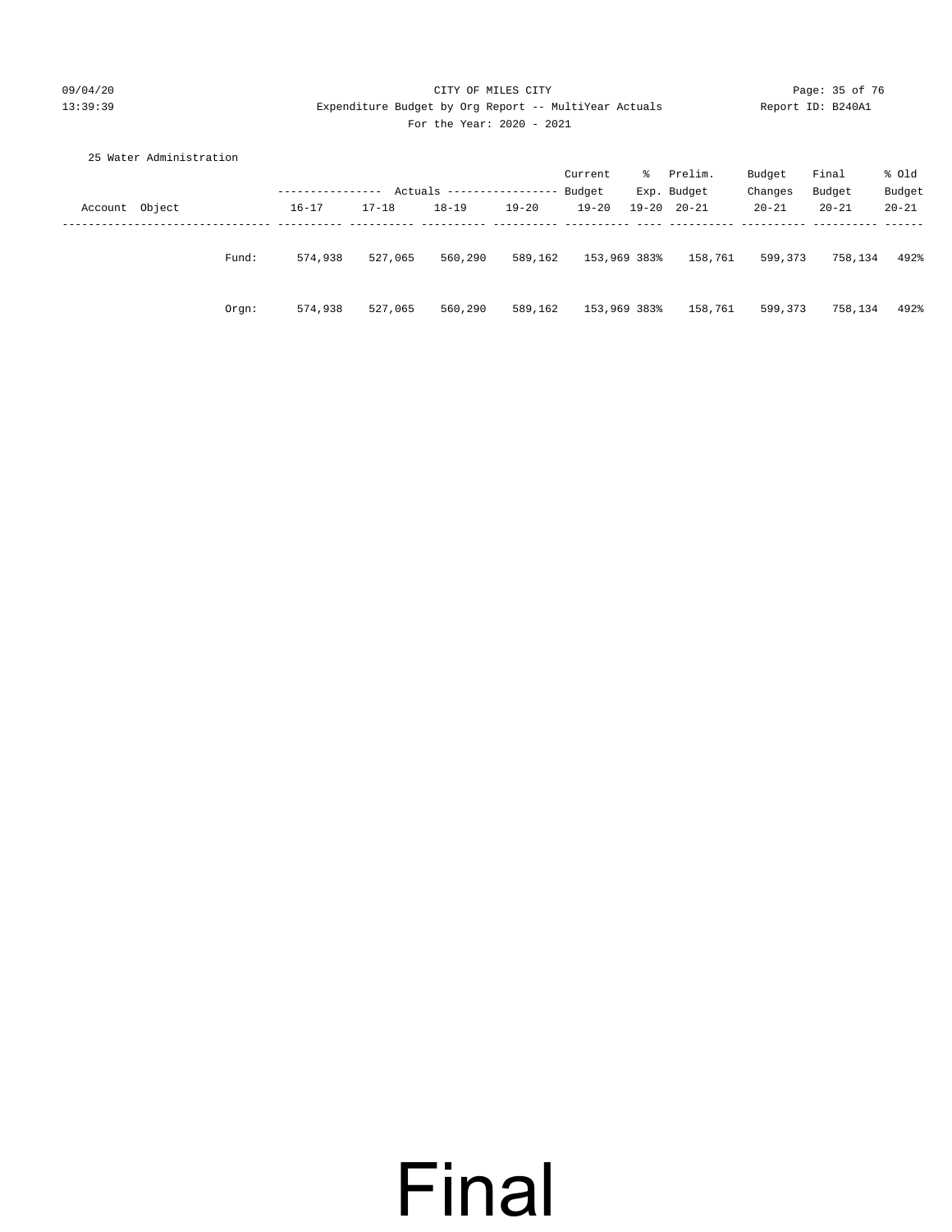CITY OF MILES CITY

Expenditure Budget by Org Report -- MultiYear Actuals

For the Year: 2020 - 2021

25 Water Administration

| Account | Object | | Actuals 16-17 | Actuals 17-18 | Actuals 18-19 | Actuals 19-20 | Current Budget 19-20 | % Exp. 19-20 | Prelim. Budget 20-21 | Budget Changes 20-21 | Final Budget 20-21 | % Old Budget 20-21 |
|---|---|---|---|---|---|---|---|---|---|---|---|---|
| | | Fund: | 574,938 | 527,065 | 560,290 | 589,162 | 153,969 | 383% | 158,761 | 599,373 | 758,134 | 492% |
| | | Orgn: | 574,938 | 527,065 | 560,290 | 589,162 | 153,969 | 383% | 158,761 | 599,373 | 758,134 | 492% |

Final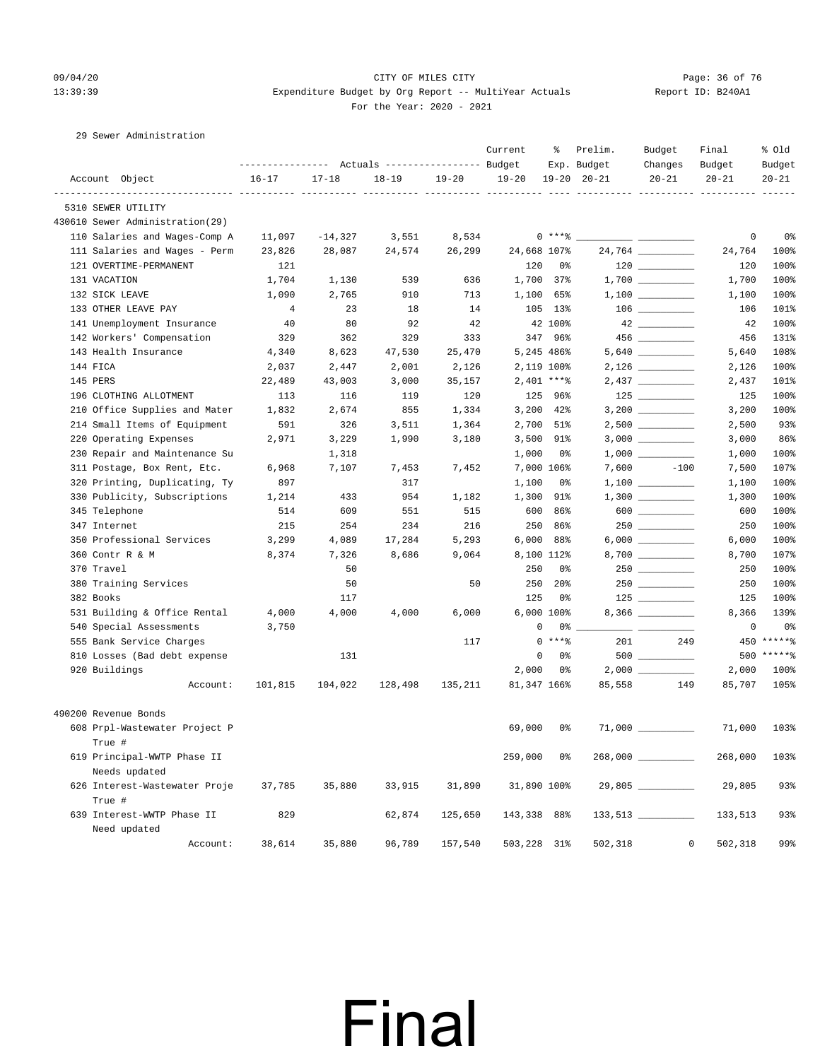CITY OF MILES CITY

Expenditure Budget by Org Report -- MultiYear Actuals

For the Year: 2020 - 2021

29 Sewer Administration

| Account Object | Actuals 16-17 | Actuals 17-18 | Actuals 18-19 | Actuals 19-20 | Current Budget 19-20 | % Exp. 19-20 | Prelim. Budget 20-21 | Budget Changes 20-21 | Final Budget 20-21 | % Old Budget 20-21 |
|---|---|---|---|---|---|---|---|---|---|---|
| 5310 SEWER UTILITY | | | | | | | | | | |
| 430610 Sewer Administration(29) | | | | | | | | | | |
| 110 Salaries and Wages-Comp A | 11,097 | -14,327 | 3,551 | 8,534 | 0 | ***% | | | 0 | 0% |
| 111 Salaries and Wages - Perm | 23,826 | 28,087 | 24,574 | 26,299 | 24,668 | 107% | 24,764 | | 24,764 | 100% |
| 121 OVERTIME-PERMANENT | 121 | | | | 120 | 0% | 120 | | 120 | 100% |
| 131 VACATION | 1,704 | 1,130 | 539 | 636 | 1,700 | 37% | 1,700 | | 1,700 | 100% |
| 132 SICK LEAVE | 1,090 | 2,765 | 910 | 713 | 1,100 | 65% | 1,100 | | 1,100 | 100% |
| 133 OTHER LEAVE PAY | 4 | 23 | 18 | 14 | 105 | 13% | 106 | | 106 | 101% |
| 141 Unemployment Insurance | 40 | 80 | 92 | 42 | 42 | 100% | 42 | | 42 | 100% |
| 142 Workers' Compensation | 329 | 362 | 329 | 333 | 347 | 96% | 456 | | 456 | 131% |
| 143 Health Insurance | 4,340 | 8,623 | 47,530 | 25,470 | 5,245 | 486% | 5,640 | | 5,640 | 108% |
| 144 FICA | 2,037 | 2,447 | 2,001 | 2,126 | 2,119 | 100% | 2,126 | | 2,126 | 100% |
| 145 PERS | 22,489 | 43,003 | 3,000 | 35,157 | 2,401 | ***% | 2,437 | | 2,437 | 101% |
| 196 CLOTHING ALLOTMENT | 113 | 116 | 119 | 120 | 125 | 96% | 125 | | 125 | 100% |
| 210 Office Supplies and Mater | 1,832 | 2,674 | 855 | 1,334 | 3,200 | 42% | 3,200 | | 3,200 | 100% |
| 214 Small Items of Equipment | 591 | 326 | 3,511 | 1,364 | 2,700 | 51% | 2,500 | | 2,500 | 93% |
| 220 Operating Expenses | 2,971 | 3,229 | 1,990 | 3,180 | 3,500 | 91% | 3,000 | | 3,000 | 86% |
| 230 Repair and Maintenance Su | | 1,318 | | | 1,000 | 0% | 1,000 | | 1,000 | 100% |
| 311 Postage, Box Rent, Etc. | 6,968 | 7,107 | 7,453 | 7,452 | 7,000 | 106% | 7,600 | -100 | 7,500 | 107% |
| 320 Printing, Duplicating, Ty | 897 | | 317 | | 1,100 | 0% | 1,100 | | 1,100 | 100% |
| 330 Publicity, Subscriptions | 1,214 | 433 | 954 | 1,182 | 1,300 | 91% | 1,300 | | 1,300 | 100% |
| 345 Telephone | 514 | 609 | 551 | 515 | 600 | 86% | 600 | | 600 | 100% |
| 347 Internet | 215 | 254 | 234 | 216 | 250 | 86% | 250 | | 250 | 100% |
| 350 Professional Services | 3,299 | 4,089 | 17,284 | 5,293 | 6,000 | 88% | 6,000 | | 6,000 | 100% |
| 360 Contr R & M | 8,374 | 7,326 | 8,686 | 9,064 | 8,100 | 112% | 8,700 | | 8,700 | 107% |
| 370 Travel | | 50 | | | 250 | 0% | 250 | | 250 | 100% |
| 380 Training Services | | 50 | | 50 | 250 | 20% | 250 | | 250 | 100% |
| 382 Books | | 117 | | | 125 | 0% | 125 | | 125 | 100% |
| 531 Building & Office Rental | 4,000 | 4,000 | 4,000 | 6,000 | 6,000 | 100% | 8,366 | | 8,366 | 139% |
| 540 Special Assessments | 3,750 | | | | 0 | 0% | | | 0 | 0% |
| 555 Bank Service Charges | | | | 117 | 0 | ***% | 201 | 249 | 450 | *****% |
| 810 Losses (Bad debt expense | | 131 | | | 0 | 0% | 500 | | 500 | *****% |
| 920 Buildings | | | | | 2,000 | 0% | 2,000 | | 2,000 | 100% |
| Account: | 101,815 | 104,022 | 128,498 | 135,211 | 81,347 | 166% | 85,558 | 149 | 85,707 | 105% |
| 490200 Revenue Bonds | | | | | | | | | | |
| 608 Prpl-Wastewater Project P True # | | | | | 69,000 | 0% | 71,000 | | 71,000 | 103% |
| 619 Principal-WWTP Phase II Needs updated | | | | | 259,000 | 0% | 268,000 | | 268,000 | 103% |
| 626 Interest-Wastewater Proje True # | 37,785 | 35,880 | 33,915 | 31,890 | 31,890 | 100% | 29,805 | | 29,805 | 93% |
| 639 Interest-WWTP Phase II Need updated | 829 | | 62,874 | 125,650 | 143,338 | 88% | 133,513 | | 133,513 | 93% |
| Account: | 38,614 | 35,880 | 96,789 | 157,540 | 503,228 | 31% | 502,318 | 0 | 502,318 | 99% |

# Final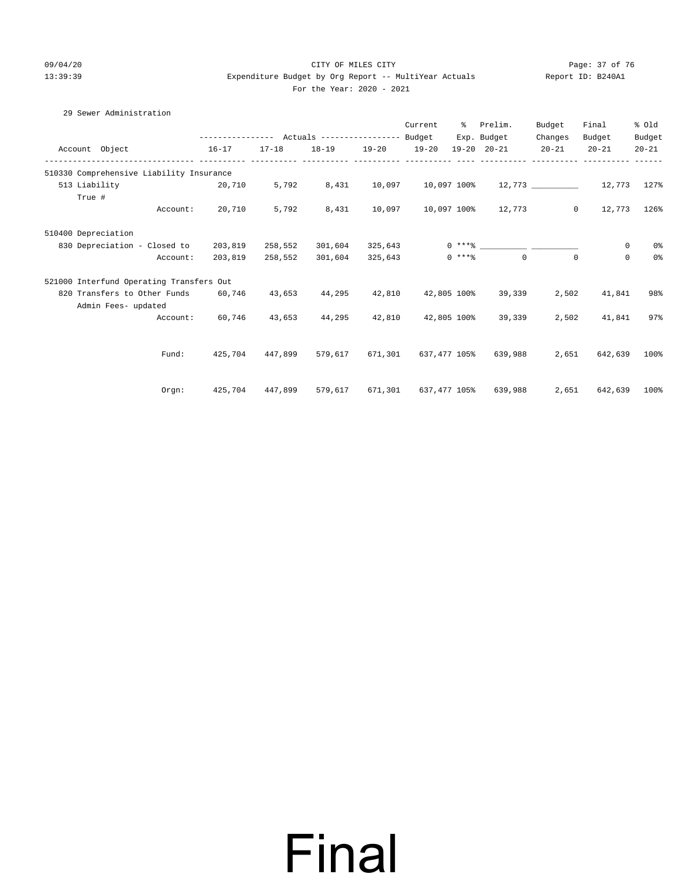CITY OF MILES CITY

Expenditure Budget by Org Report -- MultiYear Actuals

For the Year: 2020 - 2021

29 Sewer Administration

| Account Object | Actuals 16-17 | Actuals 17-18 | Actuals 18-19 | Actuals 19-20 | Current Budget 19-20 | % Exp. 19-20 | Prelim. Budget 20-21 | Budget Changes 20-21 | Final Budget 20-21 | % Old Budget 20-21 |
|---|---|---|---|---|---|---|---|---|---|---|
| **510330 Comprehensive Liability Insurance** | | | | | | | | | | |
| 513 Liability | 20,710 | 5,792 | 8,431 | 10,097 | 10,097 | 100% | 12,773 | __________ | 12,773 | 127% |
| True # | | | | | | | | | | |
| Account: | 20,710 | 5,792 | 8,431 | 10,097 | 10,097 | 100% | 12,773 | 0 | 12,773 | 126% |
| **510400 Depreciation** | | | | | | | | | | |
| 830 Depreciation - Closed to | 203,819 | 258,552 | 301,604 | 325,643 | 0 | ***% | __________ | __________ | 0 | 0% |
| Account: | 203,819 | 258,552 | 301,604 | 325,643 | 0 | ***% | 0 | 0 | 0 | 0% |
| **521000 Interfund Operating Transfers Out** | | | | | | | | | | |
| 820 Transfers to Other Funds | 60,746 | 43,653 | 44,295 | 42,810 | 42,805 | 100% | 39,339 | 2,502 | 41,841 | 98% |
| Admin Fees- updated | | | | | | | | | | |
| Account: | 60,746 | 43,653 | 44,295 | 42,810 | 42,805 | 100% | 39,339 | 2,502 | 41,841 | 97% |
| Fund: | 425,704 | 447,899 | 579,617 | 671,301 | 637,477 | 105% | 639,988 | 2,651 | 642,639 | 100% |
| Orgn: | 425,704 | 447,899 | 579,617 | 671,301 | 637,477 | 105% | 639,988 | 2,651 | 642,639 | 100% |

# Final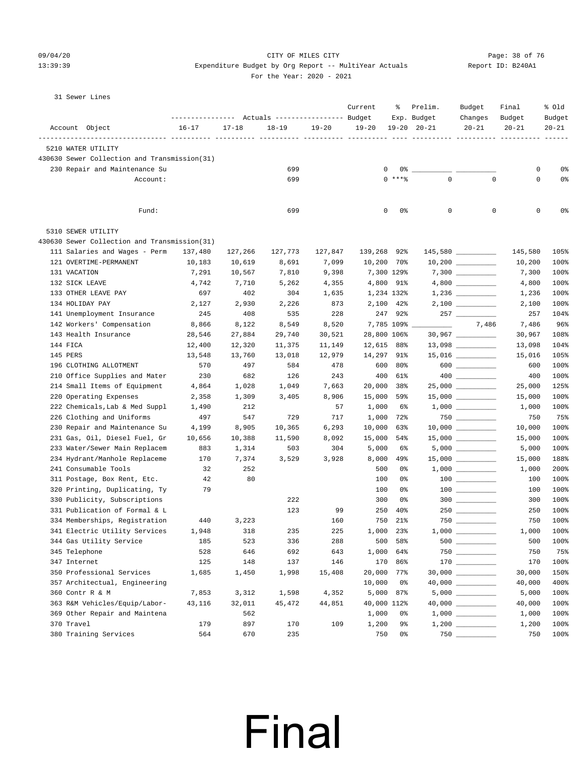CITY OF MILES CITY

Expenditure Budget by Org Report -- MultiYear Actuals

For the Year: 2020 - 2021

31 Sewer Lines

| Account Object | Actuals 16-17 | Actuals 17-18 | Actuals 18-19 | Actuals 19-20 | Current Budget 19-20 | % Exp. 19-20 | Prelim. Budget 20-21 | Budget Changes 20-21 | Final Budget 20-21 | % Old Budget 20-21 |
|---|---|---|---|---|---|---|---|---|---|---|
| **5210 WATER UTILITY** | | | | | | | | | | |
| 430630 Sewer Collection and Transmission(31) | | | | | | | | | | |
| 230 Repair and Maintenance Su | | | 699 | | 0 | 0% | ___ | ___ | 0 | 0% |
| Account: | | | 699 | | 0 | ***% | 0 | 0 | 0 | 0% |
| Fund: | | | 699 | | 0 | 0% | 0 | 0 | 0 | 0% |
| **5310 SEWER UTILITY** | | | | | | | | | | |
| 430630 Sewer Collection and Transmission(31) | | | | | | | | | | |
| 111 Salaries and Wages - Perm | 137,480 | 127,266 | 127,773 | 127,847 | 139,268 | 92% | 145,580 | ___ | 145,580 | 105% |
| 121 OVERTIME-PERMANENT | 10,183 | 10,619 | 8,691 | 7,099 | 10,200 | 70% | 10,200 | ___ | 10,200 | 100% |
| 131 VACATION | 7,291 | 10,567 | 7,810 | 9,398 | 7,300 | 129% | 7,300 | ___ | 7,300 | 100% |
| 132 SICK LEAVE | 4,742 | 7,710 | 5,262 | 4,355 | 4,800 | 91% | 4,800 | ___ | 4,800 | 100% |
| 133 OTHER LEAVE PAY | 697 | 402 | 304 | 1,635 | 1,234 | 132% | 1,236 | ___ | 1,236 | 100% |
| 134 HOLIDAY PAY | 2,127 | 2,930 | 2,226 | 873 | 2,100 | 42% | 2,100 | ___ | 2,100 | 100% |
| 141 Unemployment Insurance | 245 | 408 | 535 | 228 | 247 | 92% | 257 | ___ | 257 | 104% |
| 142 Workers' Compensation | 8,866 | 8,122 | 8,549 | 8,520 | 7,785 | 109% | ___ | 7,486 | 7,486 | 96% |
| 143 Health Insurance | 28,546 | 27,884 | 29,740 | 30,521 | 28,800 | 106% | 30,967 | ___ | 30,967 | 108% |
| 144 FICA | 12,400 | 12,320 | 11,375 | 11,149 | 12,615 | 88% | 13,098 | ___ | 13,098 | 104% |
| 145 PERS | 13,548 | 13,760 | 13,018 | 12,979 | 14,297 | 91% | 15,016 | ___ | 15,016 | 105% |
| 196 CLOTHING ALLOTMENT | 570 | 497 | 584 | 478 | 600 | 80% | 600 | ___ | 600 | 100% |
| 210 Office Supplies and Mater | 230 | 682 | 126 | 243 | 400 | 61% | 400 | ___ | 400 | 100% |
| 214 Small Items of Equipment | 4,864 | 1,028 | 1,049 | 7,663 | 20,000 | 38% | 25,000 | ___ | 25,000 | 125% |
| 220 Operating Expenses | 2,358 | 1,309 | 3,405 | 8,906 | 15,000 | 59% | 15,000 | ___ | 15,000 | 100% |
| 222 Chemicals,Lab & Med Suppl | 1,490 | 212 | | 57 | 1,000 | 6% | 1,000 | ___ | 1,000 | 100% |
| 226 Clothing and Uniforms | 497 | 547 | 729 | 717 | 1,000 | 72% | 750 | ___ | 750 | 75% |
| 230 Repair and Maintenance Su | 4,199 | 8,905 | 10,365 | 6,293 | 10,000 | 63% | 10,000 | ___ | 10,000 | 100% |
| 231 Gas, Oil, Diesel Fuel, Gr | 10,656 | 10,388 | 11,590 | 8,092 | 15,000 | 54% | 15,000 | ___ | 15,000 | 100% |
| 233 Water/Sewer Main Replacem | 883 | 1,314 | 503 | 304 | 5,000 | 6% | 5,000 | ___ | 5,000 | 100% |
| 234 Hydrant/Manhole Replaceme | 170 | 7,374 | 3,529 | 3,928 | 8,000 | 49% | 15,000 | ___ | 15,000 | 188% |
| 241 Consumable Tools | 32 | 252 | | | 500 | 0% | 1,000 | ___ | 1,000 | 200% |
| 311 Postage, Box Rent, Etc. | 42 | 80 | | | 100 | 0% | 100 | ___ | 100 | 100% |
| 320 Printing, Duplicating, Ty | 79 | | | | 100 | 0% | 100 | ___ | 100 | 100% |
| 330 Publicity, Subscriptions | | | 222 | | 300 | 0% | 300 | ___ | 300 | 100% |
| 331 Publication of Formal & L | | | 123 | 99 | 250 | 40% | 250 | ___ | 250 | 100% |
| 334 Memberships, Registration | 440 | 3,223 | | 160 | 750 | 21% | 750 | ___ | 750 | 100% |
| 341 Electric Utility Services | 1,948 | 318 | 235 | 225 | 1,000 | 23% | 1,000 | ___ | 1,000 | 100% |
| 344 Gas Utility Service | 185 | 523 | 336 | 288 | 500 | 58% | 500 | ___ | 500 | 100% |
| 345 Telephone | 528 | 646 | 692 | 643 | 1,000 | 64% | 750 | ___ | 750 | 75% |
| 347 Internet | 125 | 148 | 137 | 146 | 170 | 86% | 170 | ___ | 170 | 100% |
| 350 Professional Services | 1,685 | 1,450 | 1,998 | 15,408 | 20,000 | 77% | 30,000 | ___ | 30,000 | 150% |
| 357 Architectual, Engineering | | | | | 10,000 | 0% | 40,000 | ___ | 40,000 | 400% |
| 360 Contr R & M | 7,853 | 3,312 | 1,598 | 4,352 | 5,000 | 87% | 5,000 | ___ | 5,000 | 100% |
| 363 R&M Vehicles/Equip/Labor- | 43,116 | 32,011 | 45,472 | 44,851 | 40,000 | 112% | 40,000 | ___ | 40,000 | 100% |
| 369 Other Repair and Maintena | | 562 | | | 1,000 | 0% | 1,000 | ___ | 1,000 | 100% |
| 370 Travel | 179 | 897 | 170 | 109 | 1,200 | 9% | 1,200 | ___ | 1,200 | 100% |
| 380 Training Services | 564 | 670 | 235 | | 750 | 0% | 750 | ___ | 750 | 100% |

Final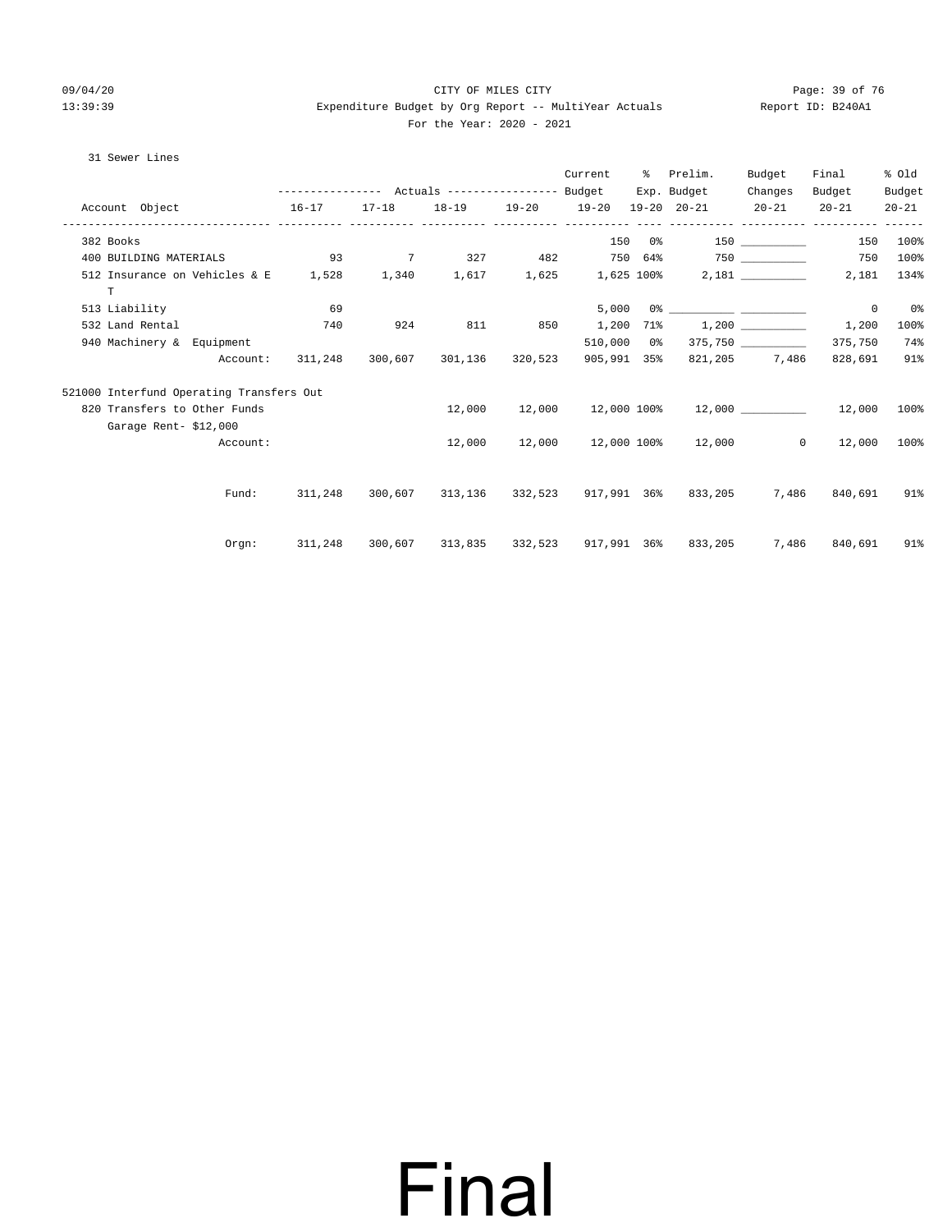CITY OF MILES CITY

Expenditure Budget by Org Report -- MultiYear Actuals

For the Year: 2020 - 2021

31 Sewer Lines

| Account Object | Actuals 16-17 | Actuals 17-18 | Actuals 18-19 | Actuals 19-20 | Current Budget 19-20 | % Exp. 19-20 | Prelim. Budget 20-21 | Budget Changes 20-21 | Final Budget 20-21 | % Old Budget 20-21 |
|---|---|---|---|---|---|---|---|---|---|---|
| 382 Books | | | | | 150 | 0% | 150 | | 150 | 100% |
| 400 BUILDING MATERIALS | 93 | 7 | 327 | 482 | 750 | 64% | 750 | | 750 | 100% |
| 512 Insurance on Vehicles & E T | 1,528 | 1,340 | 1,617 | 1,625 | 1,625 | 100% | 2,181 | | 2,181 | 134% |
| 513 Liability | 69 | | | | 5,000 | 0% | | | 0 | 0% |
| 532 Land Rental | 740 | 924 | 811 | 850 | 1,200 | 71% | 1,200 | | 1,200 | 100% |
| 940 Machinery & Equipment | | | | | 510,000 | 0% | 375,750 | | 375,750 | 74% |
| Account: | 311,248 | 300,607 | 301,136 | 320,523 | 905,991 | 35% | 821,205 | 7,486 | 828,691 | 91% |
| **521000 Interfund Operating Transfers Out** | | | | | | | | | | |
| 820 Transfers to Other Funds | | | 12,000 | 12,000 | 12,000 | 100% | 12,000 | | 12,000 | 100% |
| Garage Rent- $12,000 | | | | | | | | | | |
| Account: | | | 12,000 | 12,000 | 12,000 | 100% | 12,000 | 0 | 12,000 | 100% |
| Fund: | 311,248 | 300,607 | 313,136 | 332,523 | 917,991 | 36% | 833,205 | 7,486 | 840,691 | 91% |
| Orgn: | 311,248 | 300,607 | 313,835 | 332,523 | 917,991 | 36% | 833,205 | 7,486 | 840,691 | 91% |

Final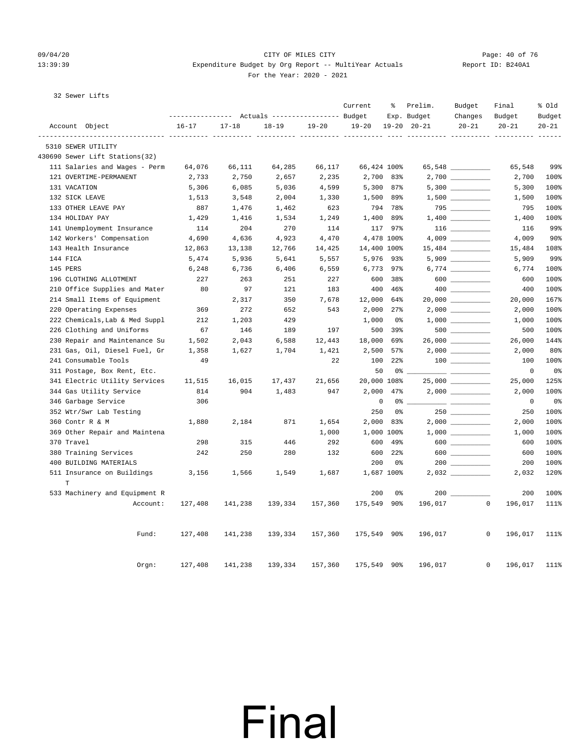CITY OF MILES CITY

Expenditure Budget by Org Report -- MultiYear Actuals

For the Year: 2020 - 2021

32 Sewer Lifts

| Account Object | Actuals 16-17 | Actuals 17-18 | Actuals 18-19 | Actuals 19-20 | Current Budget 19-20 | % Exp. 19-20 | Prelim. Budget 20-21 | Budget Changes 20-21 | Final Budget 20-21 | % Old Budget 20-21 |
|---|---|---|---|---|---|---|---|---|---|---|
| 5310 SEWER UTILITY | | | | | | | | | | |
| 430690 Sewer Lift Stations(32) | | | | | | | | | | |
| 111 Salaries and Wages - Perm | 64,076 | 66,111 | 64,285 | 66,117 | 66,424 | 100% | 65,548 | __________ | 65,548 | 99% |
| 121 OVERTIME-PERMANENT | 2,733 | 2,750 | 2,657 | 2,235 | 2,700 | 83% | 2,700 | __________ | 2,700 | 100% |
| 131 VACATION | 5,306 | 6,085 | 5,036 | 4,599 | 5,300 | 87% | 5,300 | __________ | 5,300 | 100% |
| 132 SICK LEAVE | 1,513 | 3,548 | 2,004 | 1,330 | 1,500 | 89% | 1,500 | __________ | 1,500 | 100% |
| 133 OTHER LEAVE PAY | 887 | 1,476 | 1,462 | 623 | 794 | 78% | 795 | __________ | 795 | 100% |
| 134 HOLIDAY PAY | 1,429 | 1,416 | 1,534 | 1,249 | 1,400 | 89% | 1,400 | __________ | 1,400 | 100% |
| 141 Unemployment Insurance | 114 | 204 | 270 | 114 | 117 | 97% | 116 | __________ | 116 | 99% |
| 142 Workers' Compensation | 4,690 | 4,636 | 4,923 | 4,470 | 4,478 | 100% | 4,009 | __________ | 4,009 | 90% |
| 143 Health Insurance | 12,863 | 13,138 | 12,766 | 14,425 | 14,400 | 100% | 15,484 | __________ | 15,484 | 108% |
| 144 FICA | 5,474 | 5,936 | 5,641 | 5,557 | 5,976 | 93% | 5,909 | __________ | 5,909 | 99% |
| 145 PERS | 6,248 | 6,736 | 6,406 | 6,559 | 6,773 | 97% | 6,774 | __________ | 6,774 | 100% |
| 196 CLOTHING ALLOTMENT | 227 | 263 | 251 | 227 | 600 | 38% | 600 | __________ | 600 | 100% |
| 210 Office Supplies and Mater | 80 | 97 | 121 | 183 | 400 | 46% | 400 | __________ | 400 | 100% |
| 214 Small Items of Equipment | | 2,317 | 350 | 7,678 | 12,000 | 64% | 20,000 | __________ | 20,000 | 167% |
| 220 Operating Expenses | 369 | 272 | 652 | 543 | 2,000 | 27% | 2,000 | __________ | 2,000 | 100% |
| 222 Chemicals,Lab & Med Suppl | 212 | 1,203 | 429 | | 1,000 | 0% | 1,000 | __________ | 1,000 | 100% |
| 226 Clothing and Uniforms | 67 | 146 | 189 | 197 | 500 | 39% | 500 | __________ | 500 | 100% |
| 230 Repair and Maintenance Su | 1,502 | 2,043 | 6,588 | 12,443 | 18,000 | 69% | 26,000 | __________ | 26,000 | 144% |
| 231 Gas, Oil, Diesel Fuel, Gr | 1,358 | 1,627 | 1,704 | 1,421 | 2,500 | 57% | 2,000 | __________ | 2,000 | 80% |
| 241 Consumable Tools | 49 | | | 22 | 100 | 22% | 100 | __________ | 100 | 100% |
| 311 Postage, Box Rent, Etc. | | | | | 50 | 0% | __________ | __________ | 0 | 0% |
| 341 Electric Utility Services | 11,515 | 16,015 | 17,437 | 21,656 | 20,000 | 108% | 25,000 | __________ | 25,000 | 125% |
| 344 Gas Utility Service | 814 | 904 | 1,483 | 947 | 2,000 | 47% | 2,000 | __________ | 2,000 | 100% |
| 346 Garbage Service | 306 | | | | 0 | 0% | __________ | __________ | 0 | 0% |
| 352 Wtr/Swr Lab Testing | | | | | 250 | 0% | 250 | __________ | 250 | 100% |
| 360 Contr R & M | 1,880 | 2,184 | 871 | 1,654 | 2,000 | 83% | 2,000 | __________ | 2,000 | 100% |
| 369 Other Repair and Maintena | | | | 1,000 | 1,000 | 100% | 1,000 | __________ | 1,000 | 100% |
| 370 Travel | 298 | 315 | 446 | 292 | 600 | 49% | 600 | __________ | 600 | 100% |
| 380 Training Services | 242 | 250 | 280 | 132 | 600 | 22% | 600 | __________ | 600 | 100% |
| 400 BUILDING MATERIALS | | | | | 200 | 0% | 200 | __________ | 200 | 100% |
| 511 Insurance on Buildings T | 3,156 | 1,566 | 1,549 | 1,687 | 1,687 | 100% | 2,032 | __________ | 2,032 | 120% |
| 533 Machinery and Equipment R | | | | | 200 | 0% | 200 | __________ | 200 | 100% |
| Account: | 127,408 | 141,238 | 139,334 | 157,360 | 175,549 | 90% | 196,017 | 0 | 196,017 | 111% |
| Fund: | 127,408 | 141,238 | 139,334 | 157,360 | 175,549 | 90% | 196,017 | 0 | 196,017 | 111% |
| Orgn: | 127,408 | 141,238 | 139,334 | 157,360 | 175,549 | 90% | 196,017 | 0 | 196,017 | 111% |

# Final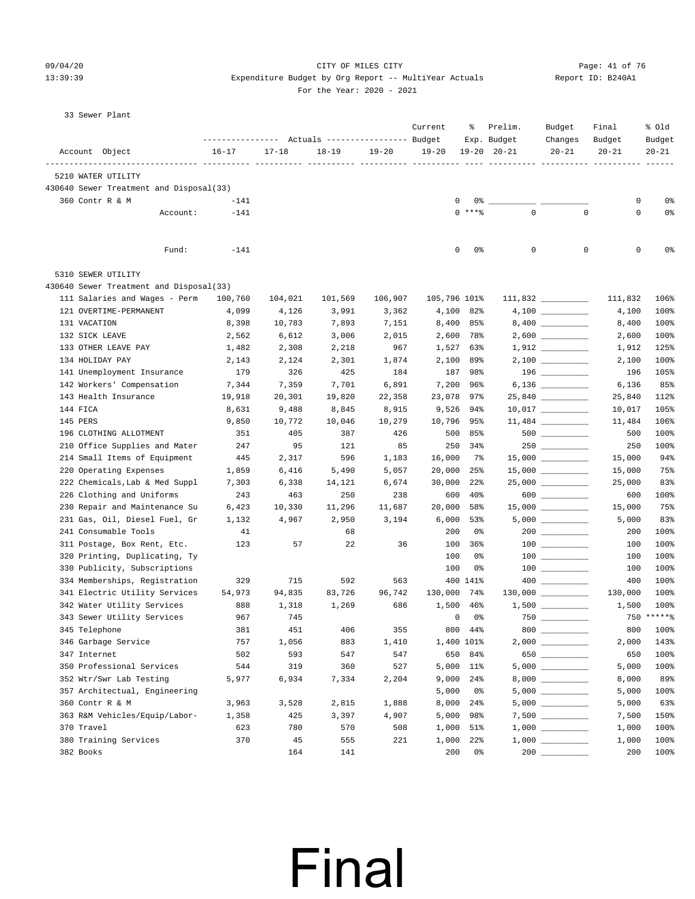CITY OF MILES CITY

Expenditure Budget by Org Report -- MultiYear Actuals

For the Year: 2020 - 2021

Report ID: B240A1

09/04/20 13:39:39

## 33 Sewer Plant

| Account Object | Actuals 16-17 | Actuals 17-18 | Actuals 18-19 | Actuals 19-20 | Current Budget 19-20 | % Exp. 19-20 | Prelim. Budget 20-21 | Budget Changes 20-21 | Final Budget 20-21 | % Old Budget 20-21 |
|---|---|---|---|---|---|---|---|---|---|---|
| **5210 WATER UTILITY** | | | | | | | | | | |
| **430640 Sewer Treatment and Disposal(33)** | | | | | | | | | | |
| 360 Contr R & M | -141 | | | | 0 | 0% | | | 0 | 0% |
| Account: | -141 | | | | 0 | ***% | 0 | 0 | 0 | 0% |
| Fund: | -141 | | | | 0 | 0% | 0 | 0 | 0 | 0% |
| **5310 SEWER UTILITY** | | | | | | | | | | |
| **430640 Sewer Treatment and Disposal(33)** | | | | | | | | | | |
| 111 Salaries and Wages - Perm | 100,760 | 104,021 | 101,569 | 106,907 | 105,796 | 101% | 111,832 | | 111,832 | 106% |
| 121 OVERTIME-PERMANENT | 4,099 | 4,126 | 3,991 | 3,362 | 4,100 | 82% | 4,100 | | 4,100 | 100% |
| 131 VACATION | 8,398 | 10,783 | 7,893 | 7,151 | 8,400 | 85% | 8,400 | | 8,400 | 100% |
| 132 SICK LEAVE | 2,562 | 6,612 | 3,006 | 2,015 | 2,600 | 78% | 2,600 | | 2,600 | 100% |
| 133 OTHER LEAVE PAY | 1,482 | 2,308 | 2,218 | 967 | 1,527 | 63% | 1,912 | | 1,912 | 125% |
| 134 HOLIDAY PAY | 2,143 | 2,124 | 2,301 | 1,874 | 2,100 | 89% | 2,100 | | 2,100 | 100% |
| 141 Unemployment Insurance | 179 | 326 | 425 | 184 | 187 | 98% | 196 | | 196 | 105% |
| 142 Workers' Compensation | 7,344 | 7,359 | 7,701 | 6,891 | 7,200 | 96% | 6,136 | | 6,136 | 85% |
| 143 Health Insurance | 19,918 | 20,301 | 19,820 | 22,358 | 23,078 | 97% | 25,840 | | 25,840 | 112% |
| 144 FICA | 8,631 | 9,488 | 8,845 | 8,915 | 9,526 | 94% | 10,017 | | 10,017 | 105% |
| 145 PERS | 9,850 | 10,772 | 10,046 | 10,279 | 10,796 | 95% | 11,484 | | 11,484 | 106% |
| 196 CLOTHING ALLOTMENT | 351 | 405 | 387 | 426 | 500 | 85% | 500 | | 500 | 100% |
| 210 Office Supplies and Mater | 247 | 95 | 121 | 85 | 250 | 34% | 250 | | 250 | 100% |
| 214 Small Items of Equipment | 445 | 2,317 | 596 | 1,183 | 16,000 | 7% | 15,000 | | 15,000 | 94% |
| 220 Operating Expenses | 1,859 | 6,416 | 5,490 | 5,057 | 20,000 | 25% | 15,000 | | 15,000 | 75% |
| 222 Chemicals,Lab & Med Suppl | 7,303 | 6,338 | 14,121 | 6,674 | 30,000 | 22% | 25,000 | | 25,000 | 83% |
| 226 Clothing and Uniforms | 243 | 463 | 250 | 238 | 600 | 40% | 600 | | 600 | 100% |
| 230 Repair and Maintenance Su | 6,423 | 10,330 | 11,296 | 11,687 | 20,000 | 58% | 15,000 | | 15,000 | 75% |
| 231 Gas, Oil, Diesel Fuel, Gr | 1,132 | 4,967 | 2,950 | 3,194 | 6,000 | 53% | 5,000 | | 5,000 | 83% |
| 241 Consumable Tools | 41 | | 68 | | 200 | 0% | 200 | | 200 | 100% |
| 311 Postage, Box Rent, Etc. | 123 | 57 | 22 | 36 | 100 | 36% | 100 | | 100 | 100% |
| 320 Printing, Duplicating, Ty | | | | | 100 | 0% | 100 | | 100 | 100% |
| 330 Publicity, Subscriptions | | | | | 100 | 0% | 100 | | 100 | 100% |
| 334 Memberships, Registration | 329 | 715 | 592 | 563 | 400 | 141% | 400 | | 400 | 100% |
| 341 Electric Utility Services | 54,973 | 94,835 | 83,726 | 96,742 | 130,000 | 74% | 130,000 | | 130,000 | 100% |
| 342 Water Utility Services | 888 | 1,318 | 1,269 | 686 | 1,500 | 46% | 1,500 | | 1,500 | 100% |
| 343 Sewer Utility Services | 967 | 745 | | | 0 | 0% | 750 | | 750 | *****% |
| 345 Telephone | 381 | 451 | 406 | 355 | 800 | 44% | 800 | | 800 | 100% |
| 346 Garbage Service | 757 | 1,056 | 883 | 1,410 | 1,400 | 101% | 2,000 | | 2,000 | 143% |
| 347 Internet | 502 | 593 | 547 | 547 | 650 | 84% | 650 | | 650 | 100% |
| 350 Professional Services | 544 | 319 | 360 | 527 | 5,000 | 11% | 5,000 | | 5,000 | 100% |
| 352 Wtr/Swr Lab Testing | 5,977 | 6,934 | 7,334 | 2,204 | 9,000 | 24% | 8,000 | | 8,000 | 89% |
| 357 Architectual, Engineering | | | | | 5,000 | 0% | 5,000 | | 5,000 | 100% |
| 360 Contr R & M | 3,963 | 3,528 | 2,815 | 1,888 | 8,000 | 24% | 5,000 | | 5,000 | 63% |
| 363 R&M Vehicles/Equip/Labor- | 1,358 | 425 | 3,397 | 4,907 | 5,000 | 98% | 7,500 | | 7,500 | 150% |
| 370 Travel | 623 | 780 | 570 | 508 | 1,000 | 51% | 1,000 | | 1,000 | 100% |
| 380 Training Services | 370 | 45 | 555 | 221 | 1,000 | 22% | 1,000 | | 1,000 | 100% |
| 382 Books | | 164 | 141 | | 200 | 0% | 200 | | 200 | 100% |

Final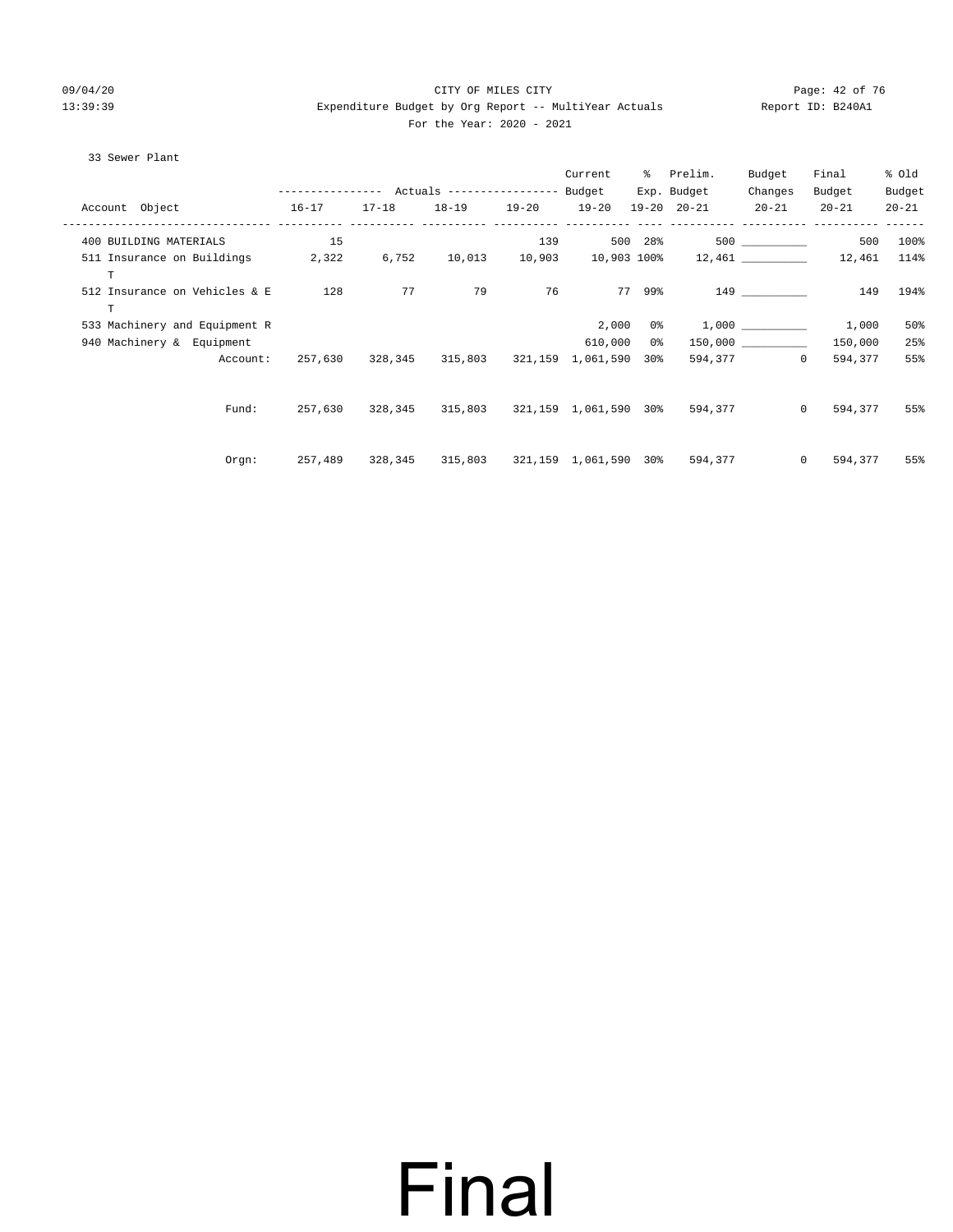CITY OF MILES CITY

Expenditure Budget by Org Report -- MultiYear Actuals

For the Year: 2020 - 2021

09/04/20 13:39:39 — Report ID: B240A1

33 Sewer Plant

| Account Object | Actuals 16-17 | Actuals 17-18 | Actuals 18-19 | Actuals 19-20 | Current Budget 19-20 | % Exp. 19-20 | Prelim. Budget 20-21 | Budget Changes 20-21 | Final Budget 20-21 | % Old Budget 20-21 |
|---|---|---|---|---|---|---|---|---|---|---|
| 400 BUILDING MATERIALS | 15 | | | 139 | 500 | 28% | 500 | __________ | 500 | 100% |
| 511 Insurance on Buildings | 2,322 | 6,752 | 10,013 | 10,903 | 10,903 | 100% | 12,461 | __________ | 12,461 | 114% |
| 512 Insurance on Vehicles & E T | 128 | 77 | 79 | 76 | 77 | 99% | 149 | __________ | 149 | 194% |
| 533 Machinery and Equipment R | | | | | 2,000 | 0% | 1,000 | __________ | 1,000 | 50% |
| 940 Machinery & Equipment | | | | | 610,000 | 0% | 150,000 | __________ | 150,000 | 25% |
| Account: | 257,630 | 328,345 | 315,803 | 321,159 | 1,061,590 | 30% | 594,377 | 0 | 594,377 | 55% |
| Fund: | 257,630 | 328,345 | 315,803 | 321,159 | 1,061,590 | 30% | 594,377 | 0 | 594,377 | 55% |
| Orgn: | 257,489 | 328,345 | 315,803 | 321,159 | 1,061,590 | 30% | 594,377 | 0 | 594,377 | 55% |

# Final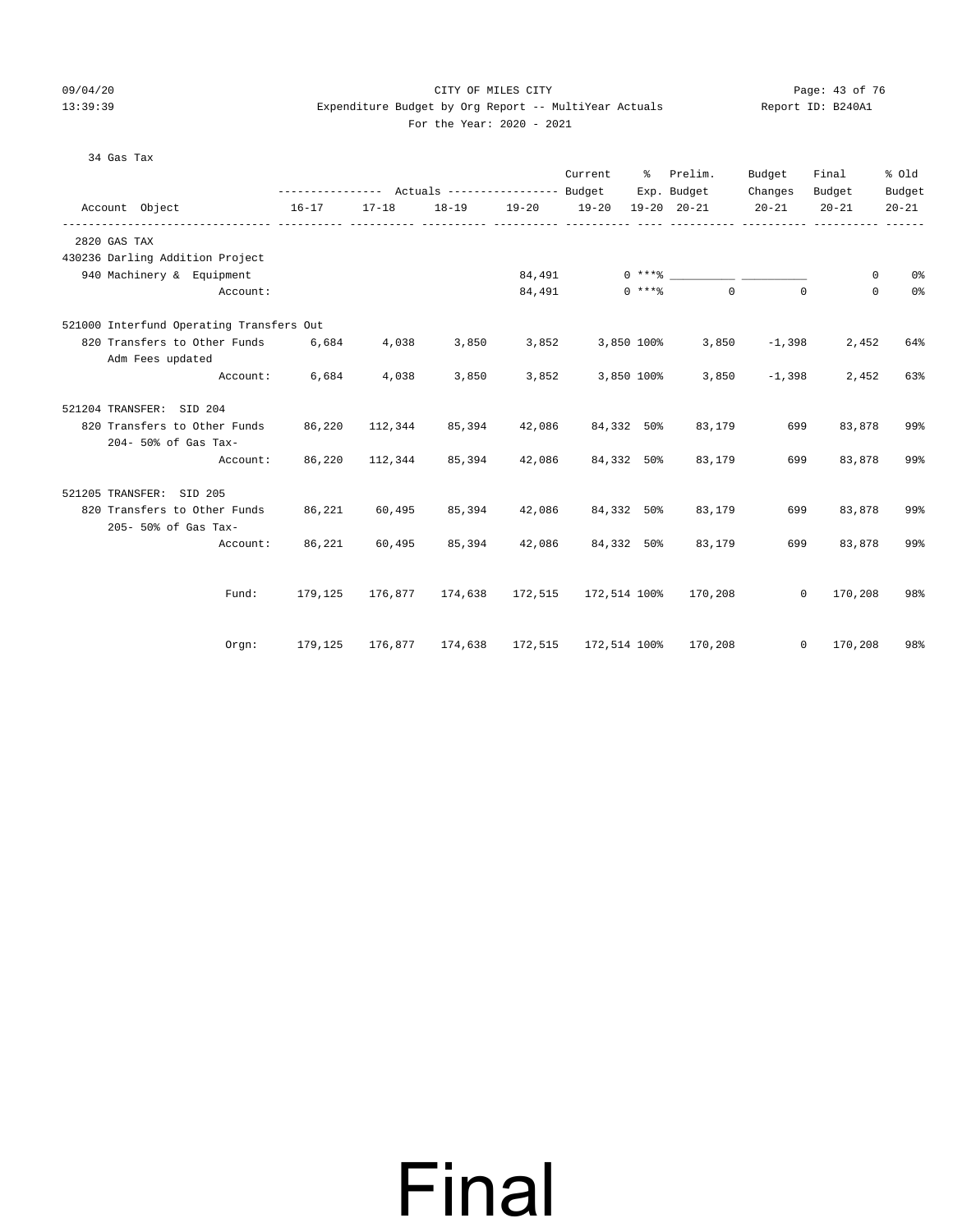CITY OF MILES CITY

Expenditure Budget by Org Report -- MultiYear Actuals

For the Year: 2020 - 2021

34 Gas Tax

| Account Object | Actuals 16-17 | Actuals 17-18 | Actuals 18-19 | Actuals 19-20 | Current Budget 19-20 | % Exp. 19-20 | Prelim. Budget 20-21 | Budget Changes 20-21 | Final Budget 20-21 | % Old Budget 20-21 |
|---|---|---|---|---|---|---|---|---|---|---|
| 2820 GAS TAX | | | | | | | | | | |
| 430236 Darling Addition Project | | | | | | | | | | |
| 940 Machinery & Equipment | | | | 84,491 | 0 | ***% | ___________ | ___________ | 0 | 0% |
| Account: | | | | 84,491 | 0 | ***% | 0 | 0 | 0 | 0% |
| 521000 Interfund Operating Transfers Out | | | | | | | | | | |
| 820 Transfers to Other Funds<br>Adm Fees updated | 6,684 | 4,038 | 3,850 | 3,852 | 3,850 | 100% | 3,850 | -1,398 | 2,452 | 64% |
| Account: | 6,684 | 4,038 | 3,850 | 3,852 | 3,850 | 100% | 3,850 | -1,398 | 2,452 | 63% |
| 521204 TRANSFER: SID 204 | | | | | | | | | | |
| 820 Transfers to Other Funds<br>204- 50% of Gas Tax- | 86,220 | 112,344 | 85,394 | 42,086 | 84,332 | 50% | 83,179 | 699 | 83,878 | 99% |
| Account: | 86,220 | 112,344 | 85,394 | 42,086 | 84,332 | 50% | 83,179 | 699 | 83,878 | 99% |
| 521205 TRANSFER: SID 205 | | | | | | | | | | |
| 820 Transfers to Other Funds<br>205- 50% of Gas Tax- | 86,221 | 60,495 | 85,394 | 42,086 | 84,332 | 50% | 83,179 | 699 | 83,878 | 99% |
| Account: | 86,221 | 60,495 | 85,394 | 42,086 | 84,332 | 50% | 83,179 | 699 | 83,878 | 99% |
| Fund: | 179,125 | 176,877 | 174,638 | 172,515 | 172,514 | 100% | 170,208 | 0 | 170,208 | 98% |
| Orgn: | 179,125 | 176,877 | 174,638 | 172,515 | 172,514 | 100% | 170,208 | 0 | 170,208 | 98% |

# Final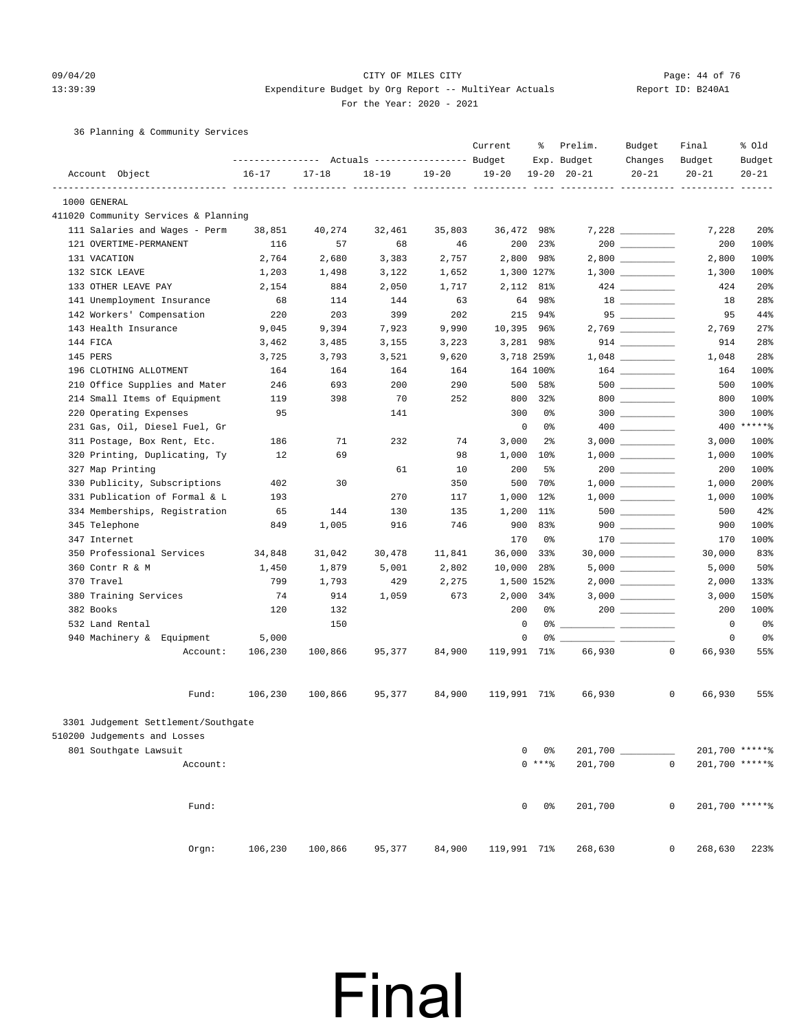CITY OF MILES CITY

Expenditure Budget by Org Report -- MultiYear Actuals

For the Year: 2020 - 2021

36 Planning & Community Services

| Account Object | Actuals 16-17 | Actuals 17-18 | Actuals 18-19 | Actuals 19-20 | Current Budget 19-20 | % Exp. 19-20 | Prelim. Budget 20-21 | Budget Changes 20-21 | Final Budget 20-21 | % Old Budget 20-21 |
|---|---|---|---|---|---|---|---|---|---|---|
| 1000 GENERAL | | | | | | | | | | |
| 411020 Community Services & Planning | | | | | | | | | | |
| 111 Salaries and Wages - Perm | 38,851 | 40,274 | 32,461 | 35,803 | 36,472 | 98% | 7,228 | __________ | 7,228 | 20% |
| 121 OVERTIME-PERMANENT | 116 | 57 | 68 | 46 | 200 | 23% | 200 | __________ | 200 | 100% |
| 131 VACATION | 2,764 | 2,680 | 3,383 | 2,757 | 2,800 | 98% | 2,800 | __________ | 2,800 | 100% |
| 132 SICK LEAVE | 1,203 | 1,498 | 3,122 | 1,652 | 1,300 | 127% | 1,300 | __________ | 1,300 | 100% |
| 133 OTHER LEAVE PAY | 2,154 | 884 | 2,050 | 1,717 | 2,112 | 81% | 424 | __________ | 424 | 20% |
| 141 Unemployment Insurance | 68 | 114 | 144 | 63 | 64 | 98% | 18 | __________ | 18 | 28% |
| 142 Workers' Compensation | 220 | 203 | 399 | 202 | 215 | 94% | 95 | __________ | 95 | 44% |
| 143 Health Insurance | 9,045 | 9,394 | 7,923 | 9,990 | 10,395 | 96% | 2,769 | __________ | 2,769 | 27% |
| 144 FICA | 3,462 | 3,485 | 3,155 | 3,223 | 3,281 | 98% | 914 | __________ | 914 | 28% |
| 145 PERS | 3,725 | 3,793 | 3,521 | 9,620 | 3,718 | 259% | 1,048 | __________ | 1,048 | 28% |
| 196 CLOTHING ALLOTMENT | 164 | 164 | 164 | 164 | 164 | 100% | 164 | __________ | 164 | 100% |
| 210 Office Supplies and Mater | 246 | 693 | 200 | 290 | 500 | 58% | 500 | __________ | 500 | 100% |
| 214 Small Items of Equipment | 119 | 398 | 70 | 252 | 800 | 32% | 800 | __________ | 800 | 100% |
| 220 Operating Expenses | 95 | | 141 | | 300 | 0% | 300 | __________ | 300 | 100% |
| 231 Gas, Oil, Diesel Fuel, Gr | | | | | 0 | 0% | 400 | __________ | 400 | *****% |
| 311 Postage, Box Rent, Etc. | 186 | 71 | 232 | 74 | 3,000 | 2% | 3,000 | __________ | 3,000 | 100% |
| 320 Printing, Duplicating, Ty | 12 | 69 | | 98 | 1,000 | 10% | 1,000 | __________ | 1,000 | 100% |
| 327 Map Printing | | | 61 | 10 | 200 | 5% | 200 | __________ | 200 | 100% |
| 330 Publicity, Subscriptions | 402 | 30 | | 350 | 500 | 70% | 1,000 | __________ | 1,000 | 200% |
| 331 Publication of Formal & L | 193 | | 270 | 117 | 1,000 | 12% | 1,000 | __________ | 1,000 | 100% |
| 334 Memberships, Registration | 65 | 144 | 130 | 135 | 1,200 | 11% | 500 | __________ | 500 | 42% |
| 345 Telephone | 849 | 1,005 | 916 | 746 | 900 | 83% | 900 | __________ | 900 | 100% |
| 347 Internet | | | | | 170 | 0% | 170 | __________ | 170 | 100% |
| 350 Professional Services | 34,848 | 31,042 | 30,478 | 11,841 | 36,000 | 33% | 30,000 | __________ | 30,000 | 83% |
| 360 Contr R & M | 1,450 | 1,879 | 5,001 | 2,802 | 10,000 | 28% | 5,000 | __________ | 5,000 | 50% |
| 370 Travel | 799 | 1,793 | 429 | 2,275 | 1,500 | 152% | 2,000 | __________ | 2,000 | 133% |
| 380 Training Services | 74 | 914 | 1,059 | 673 | 2,000 | 34% | 3,000 | __________ | 3,000 | 150% |
| 382 Books | 120 | 132 | | | 200 | 0% | 200 | __________ | 200 | 100% |
| 532 Land Rental | | 150 | | | 0 | 0% | __________ | __________ | 0 | 0% |
| 940 Machinery & Equipment | 5,000 | | | | 0 | 0% | __________ | __________ | 0 | 0% |
| Account: | 106,230 | 100,866 | 95,377 | 84,900 | 119,991 | 71% | 66,930 | 0 | 66,930 | 55% |
| Fund: | 106,230 | 100,866 | 95,377 | 84,900 | 119,991 | 71% | 66,930 | 0 | 66,930 | 55% |
| 3301 Judgement Settlement/Southgate | | | | | | | | | | |
| 510200 Judgements and Losses | | | | | | | | | | |
| 801 Southgate Lawsuit | | | | | 0 | 0% | 201,700 | __________ | 201,700 | *****% |
| Account: | | | | | 0 | ***% | 201,700 | 0 | 201,700 | *****% |
| Fund: | | | | | 0 | 0% | 201,700 | 0 | 201,700 | *****% |
| Orgn: | 106,230 | 100,866 | 95,377 | 84,900 | 119,991 | 71% | 268,630 | 0 | 268,630 | 223% |

Final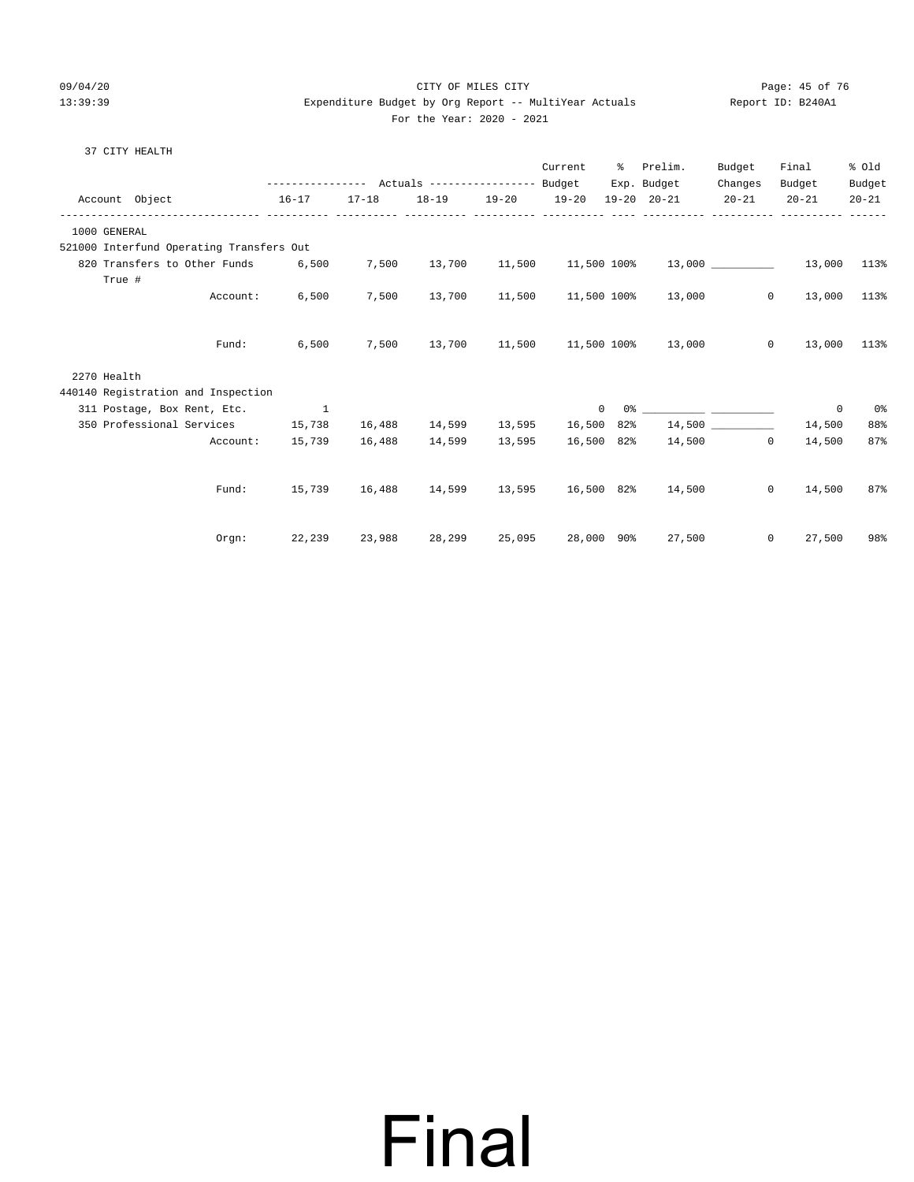CITY OF MILES CITY

Expenditure Budget by Org Report -- MultiYear Actuals

For the Year: 2020 - 2021

37 CITY HEALTH

| Account Object | Actuals 16-17 | Actuals 17-18 | Actuals 18-19 | Actuals 19-20 | Current Budget 19-20 | % Exp. 19-20 | Prelim. Budget 20-21 | Budget Changes 20-21 | Final Budget 20-21 | % Old Budget 20-21 |
|---|---|---|---|---|---|---|---|---|---|---|
| **1000 GENERAL** | | | | | | | | | | |
| 521000 Interfund Operating Transfers Out | | | | | | | | | | |
| 820 Transfers to Other Funds True # | 6,500 | 7,500 | 13,700 | 11,500 | 11,500 | 100% | 13,000 | __________ | 13,000 | 113% |
| Account: | 6,500 | 7,500 | 13,700 | 11,500 | 11,500 | 100% | 13,000 | 0 | 13,000 | 113% |
| Fund: | 6,500 | 7,500 | 13,700 | 11,500 | 11,500 | 100% | 13,000 | 0 | 13,000 | 113% |
| **2270 Health** | | | | | | | | | | |
| 440140 Registration and Inspection | | | | | | | | | | |
| 311 Postage, Box Rent, Etc. | 1 | | | | 0 | 0% | __________ | __________ | 0 | 0% |
| 350 Professional Services | 15,738 | 16,488 | 14,599 | 13,595 | 16,500 | 82% | 14,500 | __________ | 14,500 | 88% |
| Account: | 15,739 | 16,488 | 14,599 | 13,595 | 16,500 | 82% | 14,500 | 0 | 14,500 | 87% |
| Fund: | 15,739 | 16,488 | 14,599 | 13,595 | 16,500 | 82% | 14,500 | 0 | 14,500 | 87% |
| Orgn: | 22,239 | 23,988 | 28,299 | 25,095 | 28,000 | 90% | 27,500 | 0 | 27,500 | 98% |

Final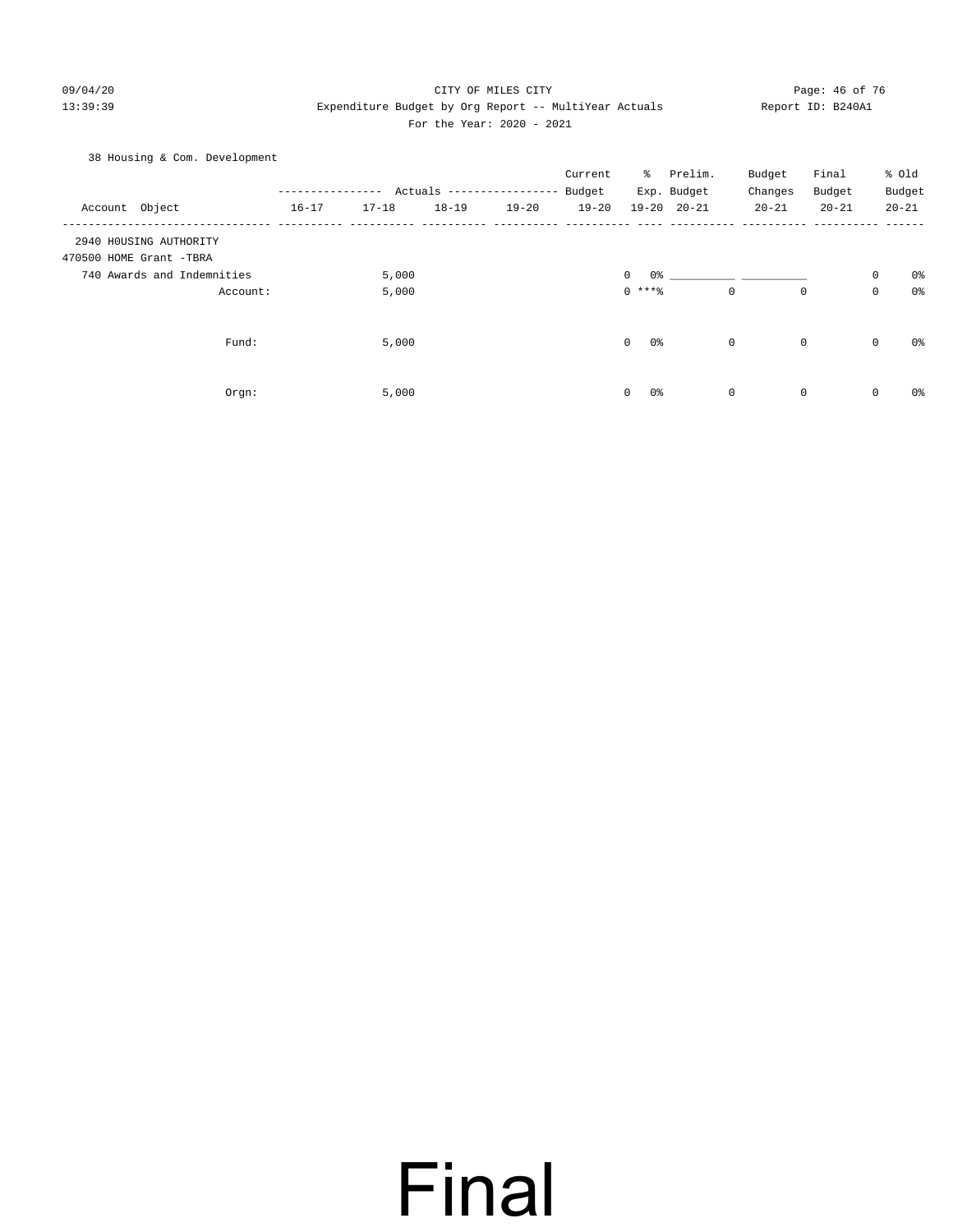CITY OF MILES CITY

Expenditure Budget by Org Report -- MultiYear Actuals

For the Year: 2020 - 2021

38 Housing & Com. Development

| Account Object | Actuals 16-17 | Actuals 17-18 | Actuals 18-19 | Actuals 19-20 | Current Budget 19-20 | % Exp. 19-20 | Prelim. Budget 20-21 | Budget Changes 20-21 | Final Budget 20-21 | % Old Budget 20-21 |
|---|---|---|---|---|---|---|---|---|---|---|
| 2940 H0USING AUTHORITY | | | | | | | | | | |
| 470500 HOME Grant -TBRA | | | | | | | | | | |
| 740 Awards and Indemnities | | 5,000 | | | 0 | 0% | __________ | __________ | 0 | 0% |
| Account: | | 5,000 | | | 0 | ***% | 0 | 0 | 0 | 0% |
| Fund: | | 5,000 | | | 0 | 0% | 0 | 0 | 0 | 0% |
| Orgn: | | 5,000 | | | 0 | 0% | 0 | 0 | 0 | 0% |

Final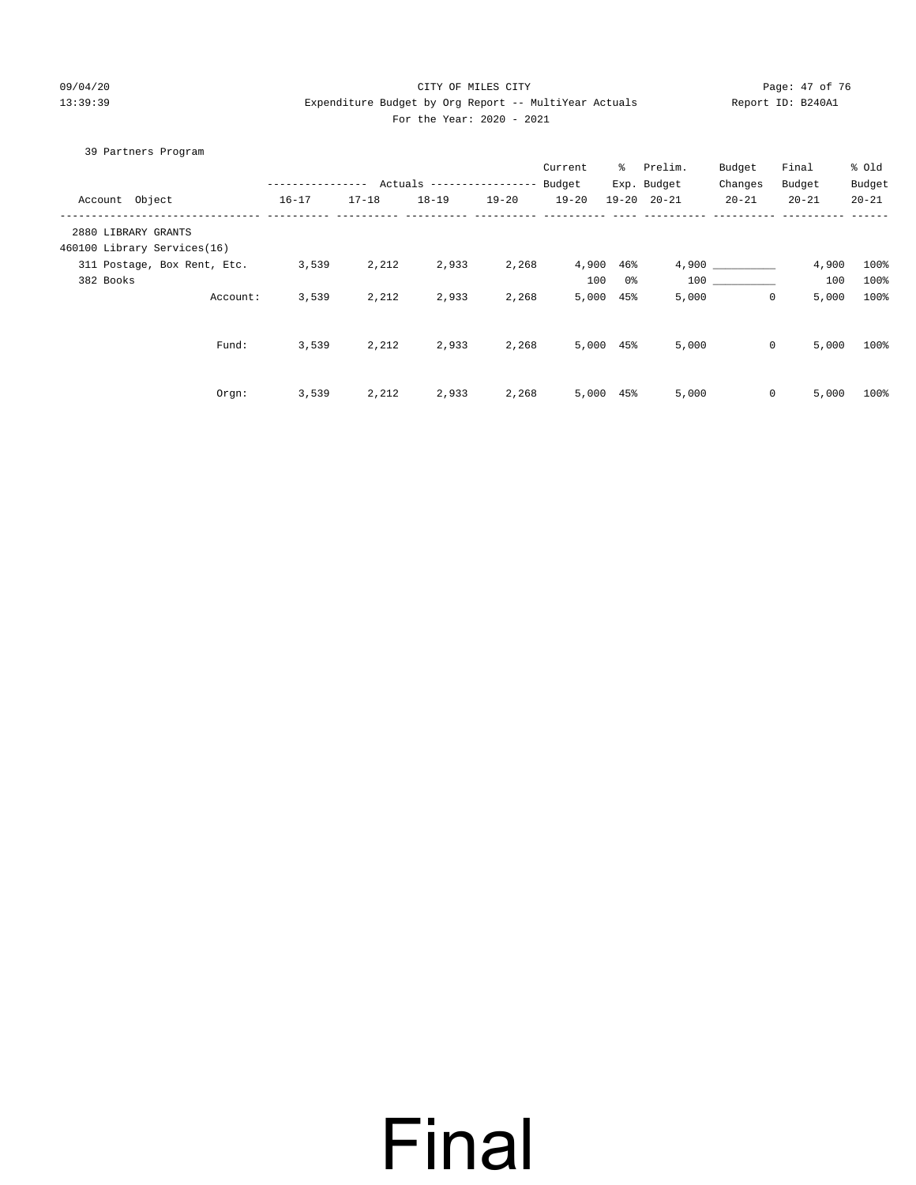CITY OF MILES CITY

Expenditure Budget by Org Report -- MultiYear Actuals

For the Year: 2020 - 2021

39 Partners Program

| Account Object | Actuals 16-17 | Actuals 17-18 | Actuals 18-19 | Actuals 19-20 | Current Budget 19-20 | % Exp. 19-20 | Prelim. Budget 20-21 | Budget Changes 20-21 | Final Budget 20-21 | % Old Budget 20-21 |
|---|---|---|---|---|---|---|---|---|---|---|
| 2880 LIBRARY GRANTS | | | | | | | | | | |
| 460100 Library Services(16) | | | | | | | | | | |
| 311 Postage, Box Rent, Etc. | 3,539 | 2,212 | 2,933 | 2,268 | 4,900 | 46% | 4,900 | __________ | 4,900 | 100% |
| 382 Books | | | | | 100 | 0% | 100 | __________ | 100 | 100% |
| Account: | 3,539 | 2,212 | 2,933 | 2,268 | 5,000 | 45% | 5,000 | 0 | 5,000 | 100% |
| Fund: | 3,539 | 2,212 | 2,933 | 2,268 | 5,000 | 45% | 5,000 | 0 | 5,000 | 100% |
| Orgn: | 3,539 | 2,212 | 2,933 | 2,268 | 5,000 | 45% | 5,000 | 0 | 5,000 | 100% |

Final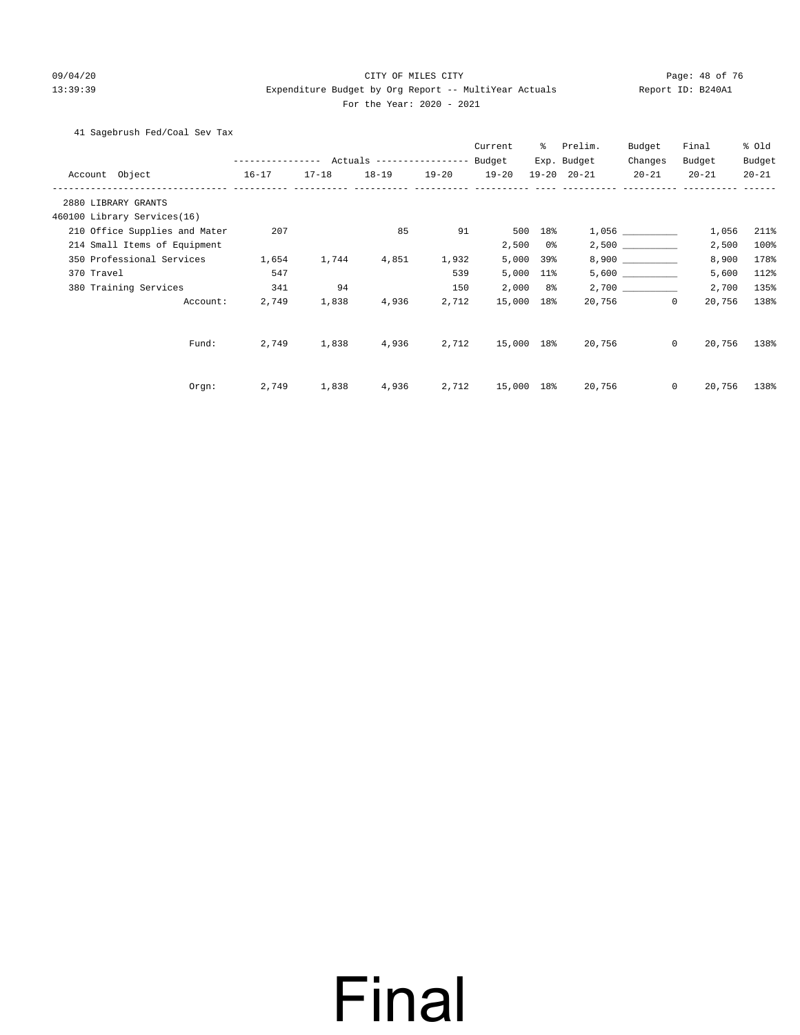CITY OF MILES CITY

Expenditure Budget by Org Report -- MultiYear Actuals

For the Year: 2020 - 2021

41 Sagebrush Fed/Coal Sev Tax

| Account Object | Actuals 16-17 | 17-18 | 18-19 | 19-20 | Current Budget 19-20 | % Exp. 19-20 | Prelim. Budget 20-21 | Budget Changes 20-21 | Final Budget 20-21 | % Old Budget 20-21 |
|---|---|---|---|---|---|---|---|---|---|---|
| 2880 LIBRARY GRANTS | | | | | | | | | | |
| 460100 Library Services(16) | | | | | | | | | | |
| 210 Office Supplies and Mater | 207 | | 85 | 91 | 500 | 18% | 1,056 | ___________ | 1,056 | 211% |
| 214 Small Items of Equipment | | | | | 2,500 | 0% | 2,500 | ___________ | 2,500 | 100% |
| 350 Professional Services | 1,654 | 1,744 | 4,851 | 1,932 | 5,000 | 39% | 8,900 | ___________ | 8,900 | 178% |
| 370 Travel | 547 | | | 539 | 5,000 | 11% | 5,600 | ___________ | 5,600 | 112% |
| 380 Training Services | 341 | 94 | | 150 | 2,000 | 8% | 2,700 | ___________ | 2,700 | 135% |
| Account: | 2,749 | 1,838 | 4,936 | 2,712 | 15,000 | 18% | 20,756 | 0 | 20,756 | 138% |
| Fund: | 2,749 | 1,838 | 4,936 | 2,712 | 15,000 | 18% | 20,756 | 0 | 20,756 | 138% |
| Orgn: | 2,749 | 1,838 | 4,936 | 2,712 | 15,000 | 18% | 20,756 | 0 | 20,756 | 138% |

Final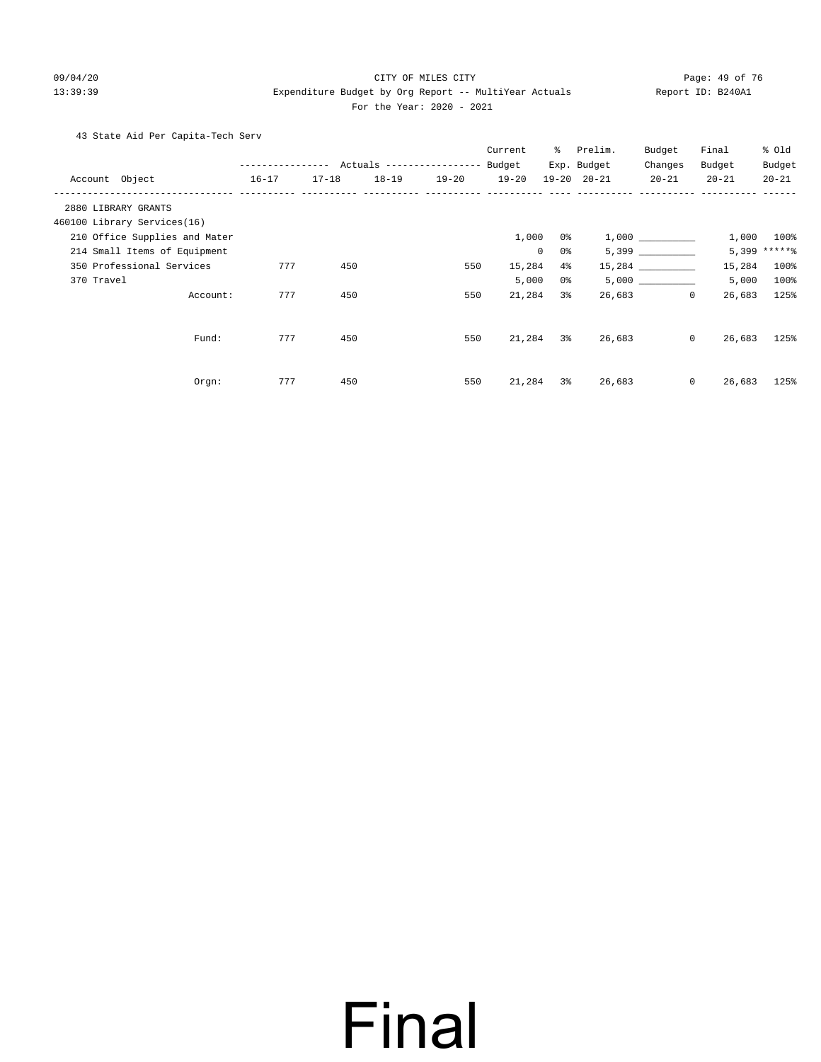CITY OF MILES CITY

Expenditure Budget by Org Report -- MultiYear Actuals

For the Year: 2020 - 2021

09/04/20 13:39:39 Report ID: B240A1

43 State Aid Per Capita-Tech Serv

| Account Object | Actuals 16-17 | Actuals 17-18 | Actuals 18-19 | Actuals 19-20 | Current Budget 19-20 | % Exp. 19-20 | Prelim. Budget 20-21 | Budget Changes 20-21 | Final Budget 20-21 | % Old Budget 20-21 |
|---|---|---|---|---|---|---|---|---|---|---|
| 2880 LIBRARY GRANTS | | | | | | | | | | |
| 460100 Library Services(16) | | | | | | | | | | |
| 210 Office Supplies and Mater | | | | | 1,000 | 0% | 1,000 | __________ | 1,000 | 100% |
| 214 Small Items of Equipment | | | | | 0 | 0% | 5,399 | __________ | 5,399 | *****% |
| 350 Professional Services | 777 | 450 | | 550 | 15,284 | 4% | 15,284 | __________ | 15,284 | 100% |
| 370 Travel | | | | | 5,000 | 0% | 5,000 | __________ | 5,000 | 100% |
| Account: | 777 | 450 | | 550 | 21,284 | 3% | 26,683 | 0 | 26,683 | 125% |
| Fund: | 777 | 450 | | 550 | 21,284 | 3% | 26,683 | 0 | 26,683 | 125% |
| Orgn: | 777 | 450 | | 550 | 21,284 | 3% | 26,683 | 0 | 26,683 | 125% |

Final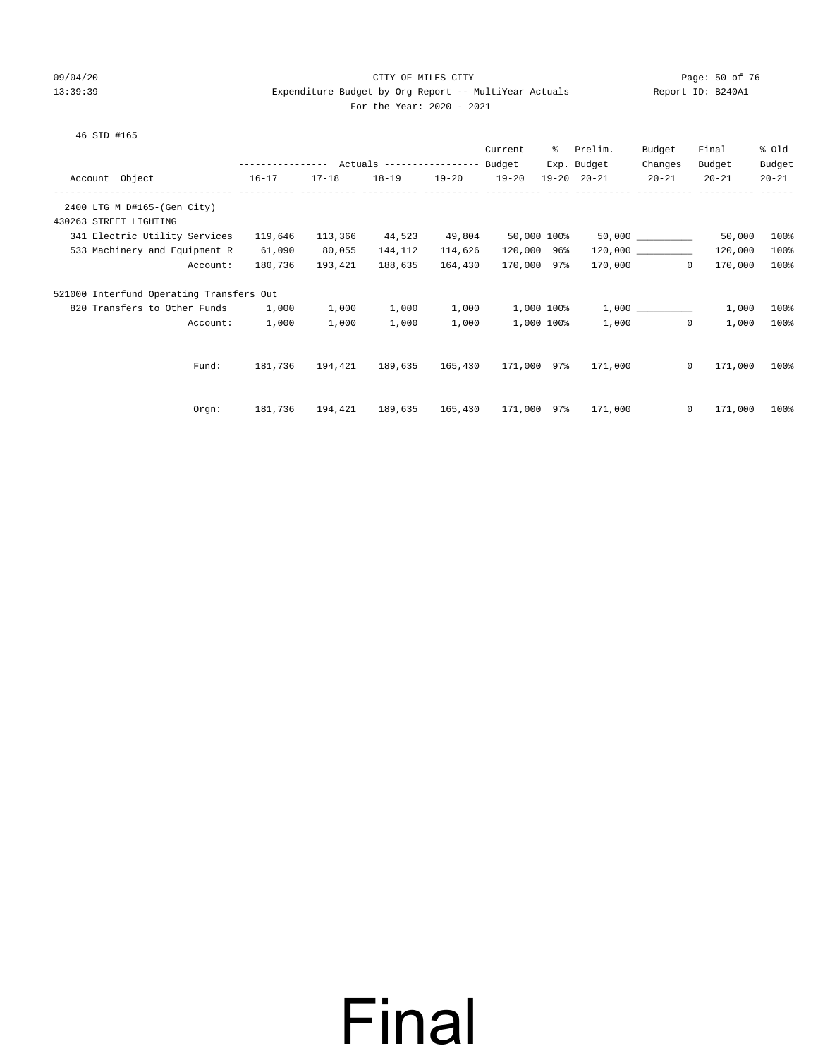CITY OF MILES CITY

Expenditure Budget by Org Report -- MultiYear Actuals

For the Year: 2020 - 2021

09/04/20 13:39:39 — Report ID: B240A1

46 SID #165

| Account Object | Actuals 16-17 | Actuals 17-18 | Actuals 18-19 | Actuals 19-20 | Current Budget 19-20 | % Exp. 19-20 | Prelim. Budget 20-21 | Budget Changes 20-21 | Final Budget 20-21 | % Old Budget 20-21 |
|---|---|---|---|---|---|---|---|---|---|---|
| 2400 LTG M D#165-(Gen City) | | | | | | | | | | |
| 430263 STREET LIGHTING | | | | | | | | | | |
| 341 Electric Utility Services | 119,646 | 113,366 | 44,523 | 49,804 | 50,000 | 100% | 50,000 | __________ | 50,000 | 100% |
| 533 Machinery and Equipment R | 61,090 | 80,055 | 144,112 | 114,626 | 120,000 | 96% | 120,000 | __________ | 120,000 | 100% |
| Account: | 180,736 | 193,421 | 188,635 | 164,430 | 170,000 | 97% | 170,000 | 0 | 170,000 | 100% |
| 521000 Interfund Operating Transfers Out | | | | | | | | | | |
| 820 Transfers to Other Funds | 1,000 | 1,000 | 1,000 | 1,000 | 1,000 | 100% | 1,000 | __________ | 1,000 | 100% |
| Account: | 1,000 | 1,000 | 1,000 | 1,000 | 1,000 | 100% | 1,000 | 0 | 1,000 | 100% |
| Fund: | 181,736 | 194,421 | 189,635 | 165,430 | 171,000 | 97% | 171,000 | 0 | 171,000 | 100% |
| Orgn: | 181,736 | 194,421 | 189,635 | 165,430 | 171,000 | 97% | 171,000 | 0 | 171,000 | 100% |

# Final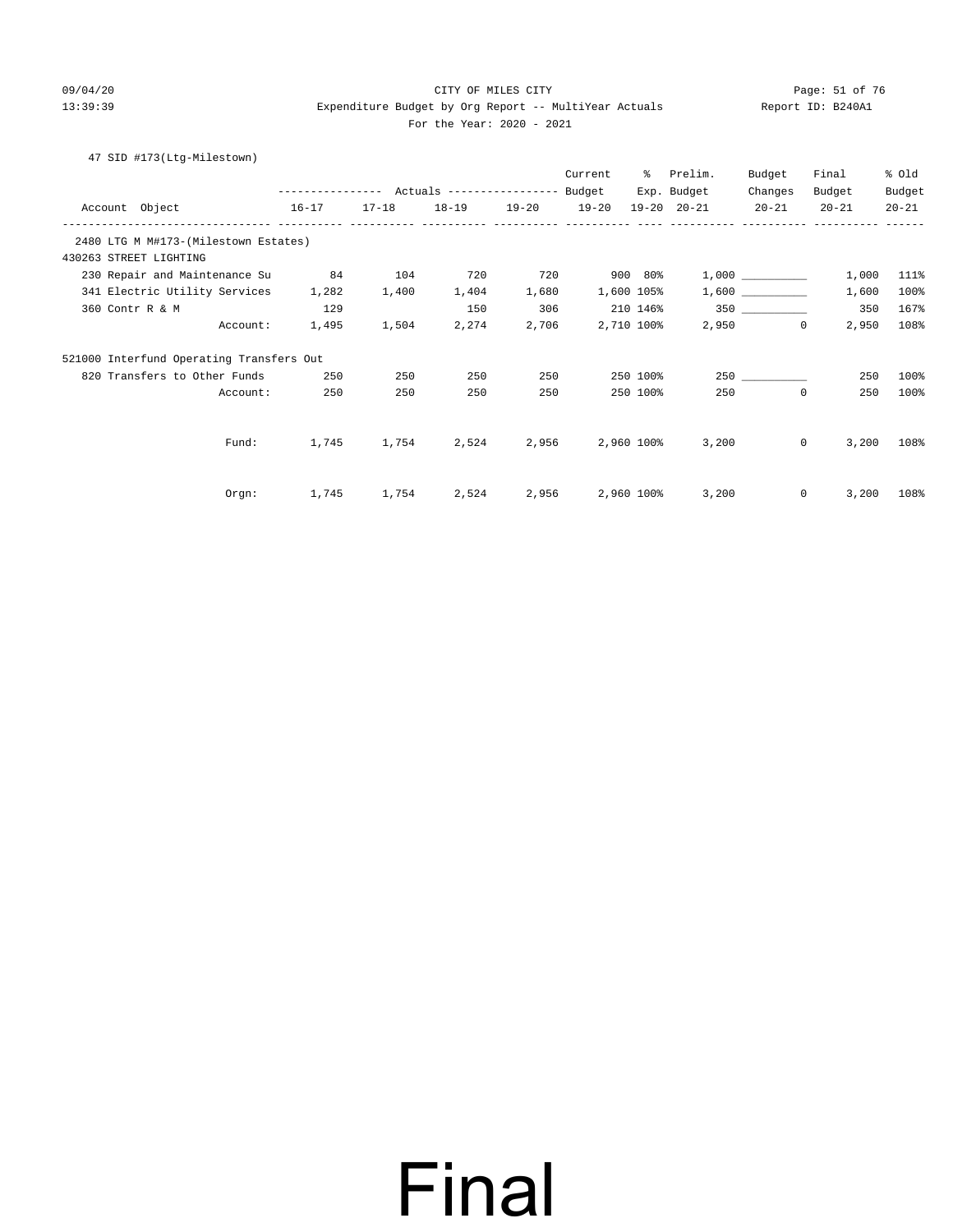CITY OF MILES CITY

Expenditure Budget by Org Report -- MultiYear Actuals

For the Year: 2020 - 2021

47 SID #173(Ltg-Milestown)

| Account Object | Actuals 16-17 | Actuals 17-18 | Actuals 18-19 | Actuals 19-20 | Current Budget 19-20 | % Exp. 19-20 | Prelim. Budget 20-21 | Budget Changes 20-21 | Final Budget 20-21 | % Old Budget 20-21 |
|---|---|---|---|---|---|---|---|---|---|---|
| 2480 LTG M M#173-(Milestown Estates) | | | | | | | | | | |
| 430263 STREET LIGHTING | | | | | | | | | | |
| 230 Repair and Maintenance Su | 84 | 104 | 720 | 720 | 900 | 80% | 1,000 | __________ | 1,000 | 111% |
| 341 Electric Utility Services | 1,282 | 1,400 | 1,404 | 1,680 | 1,600 | 105% | 1,600 | __________ | 1,600 | 100% |
| 360 Contr R & M | 129 | | 150 | 306 | 210 | 146% | 350 | __________ | 350 | 167% |
| Account: | 1,495 | 1,504 | 2,274 | 2,706 | 2,710 | 100% | 2,950 | 0 | 2,950 | 108% |
| 521000 Interfund Operating Transfers Out | | | | | | | | | | |
| 820 Transfers to Other Funds | 250 | 250 | 250 | 250 | 250 | 100% | 250 | __________ | 250 | 100% |
| Account: | 250 | 250 | 250 | 250 | 250 | 100% | 250 | 0 | 250 | 100% |
| Fund: | 1,745 | 1,754 | 2,524 | 2,956 | 2,960 | 100% | 3,200 | 0 | 3,200 | 108% |
| Orgn: | 1,745 | 1,754 | 2,524 | 2,956 | 2,960 | 100% | 3,200 | 0 | 3,200 | 108% |

Final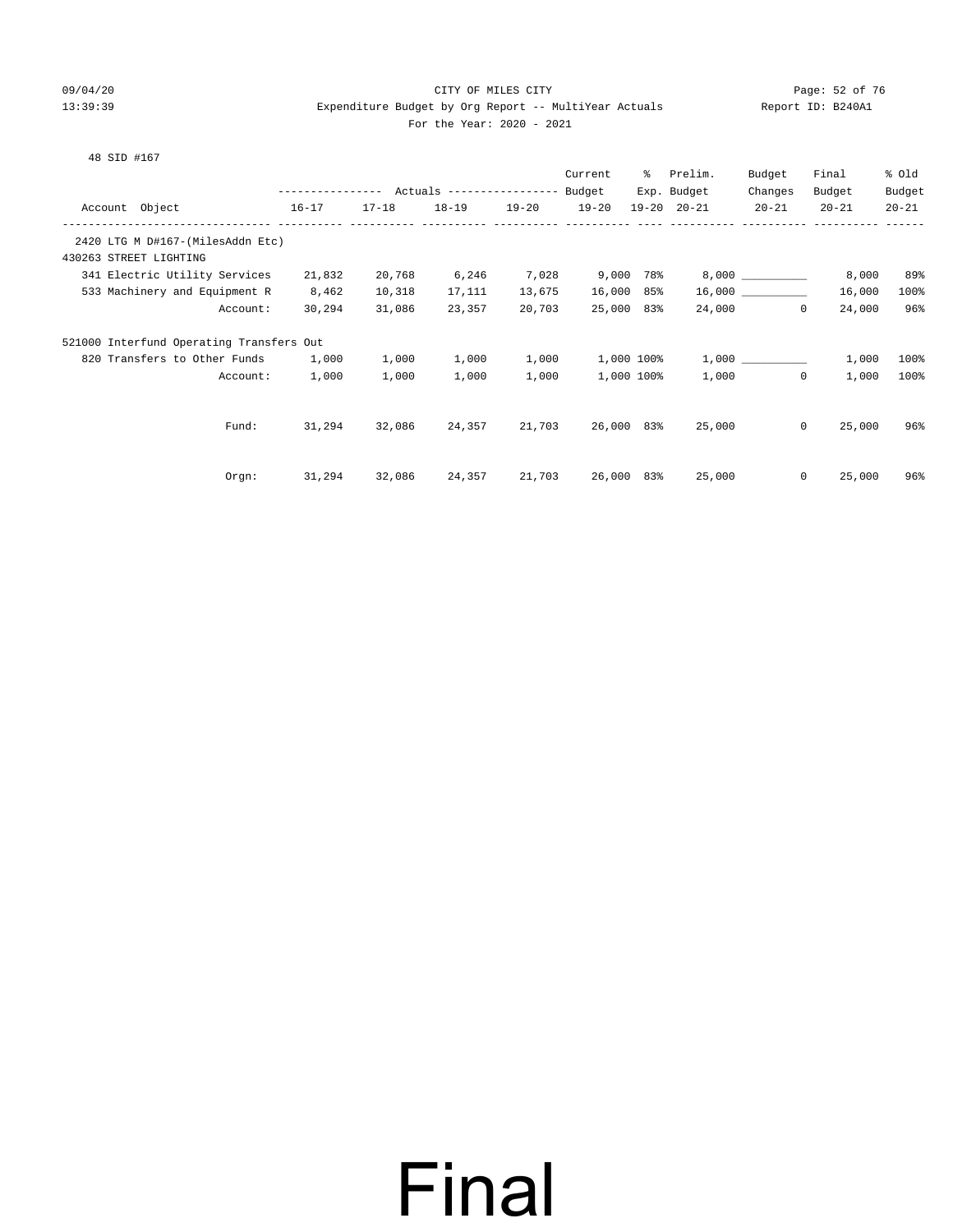CITY OF MILES CITY

Expenditure Budget by Org Report -- MultiYear Actuals

For the Year: 2020 - 2021

48 SID #167

| Account Object | Actuals 16-17 | Actuals 17-18 | Actuals 18-19 | Actuals 19-20 | Current Budget 19-20 | % Exp. 19-20 | Prelim. Budget 20-21 | Budget Changes 20-21 | Final Budget 20-21 | % Old Budget 20-21 |
|---|---|---|---|---|---|---|---|---|---|---|
| 2420 LTG M D#167-(MilesAddn Etc) | | | | | | | | | | |
| 430263 STREET LIGHTING | | | | | | | | | | |
| 341 Electric Utility Services | 21,832 | 20,768 | 6,246 | 7,028 | 9,000 | 78% | 8,000 | __________ | 8,000 | 89% |
| 533 Machinery and Equipment R | 8,462 | 10,318 | 17,111 | 13,675 | 16,000 | 85% | 16,000 | __________ | 16,000 | 100% |
| Account: | 30,294 | 31,086 | 23,357 | 20,703 | 25,000 | 83% | 24,000 | 0 | 24,000 | 96% |
| 521000 Interfund Operating Transfers Out | | | | | | | | | | |
| 820 Transfers to Other Funds | 1,000 | 1,000 | 1,000 | 1,000 | 1,000 | 100% | 1,000 | __________ | 1,000 | 100% |
| Account: | 1,000 | 1,000 | 1,000 | 1,000 | 1,000 | 100% | 1,000 | 0 | 1,000 | 100% |
| Fund: | 31,294 | 32,086 | 24,357 | 21,703 | 26,000 | 83% | 25,000 | 0 | 25,000 | 96% |
| Orgn: | 31,294 | 32,086 | 24,357 | 21,703 | 26,000 | 83% | 25,000 | 0 | 25,000 | 96% |

Final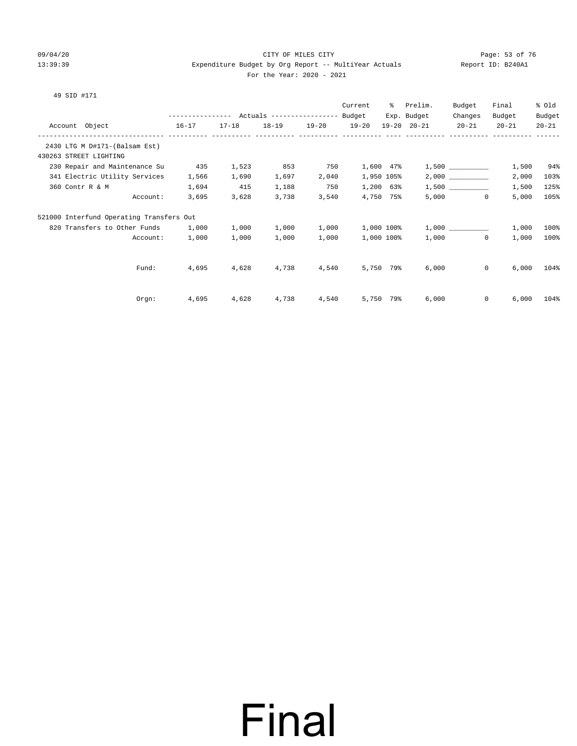CITY OF MILES CITY

Expenditure Budget by Org Report -- MultiYear Actuals

For the Year: 2020 - 2021

49 SID #171

| Account Object | Actuals 16-17 | Actuals 17-18 | Actuals 18-19 | Actuals 19-20 | Current Budget 19-20 | % Exp. 19-20 | Prelim. Budget 20-21 | Budget Changes 20-21 | Final Budget 20-21 | % Old Budget 20-21 |
|---|---|---|---|---|---|---|---|---|---|---|
| 2430 LTG M D#171-(Balsam Est) | | | | | | | | | | |
| 430263 STREET LIGHTING | | | | | | | | | | |
| 230 Repair and Maintenance Su | 435 | 1,523 | 853 | 750 | 1,600 | 47% | 1,500 | __________ | 1,500 | 94% |
| 341 Electric Utility Services | 1,566 | 1,690 | 1,697 | 2,040 | 1,950 | 105% | 2,000 | __________ | 2,000 | 103% |
| 360 Contr R & M | 1,694 | 415 | 1,188 | 750 | 1,200 | 63% | 1,500 | __________ | 1,500 | 125% |
| Account: | 3,695 | 3,628 | 3,738 | 3,540 | 4,750 | 75% | 5,000 | 0 | 5,000 | 105% |
| 521000 Interfund Operating Transfers Out | | | | | | | | | | |
| 820 Transfers to Other Funds | 1,000 | 1,000 | 1,000 | 1,000 | 1,000 | 100% | 1,000 | __________ | 1,000 | 100% |
| Account: | 1,000 | 1,000 | 1,000 | 1,000 | 1,000 | 100% | 1,000 | 0 | 1,000 | 100% |
| Fund: | 4,695 | 4,628 | 4,738 | 4,540 | 5,750 | 79% | 6,000 | 0 | 6,000 | 104% |
| Orgn: | 4,695 | 4,628 | 4,738 | 4,540 | 5,750 | 79% | 6,000 | 0 | 6,000 | 104% |

# Final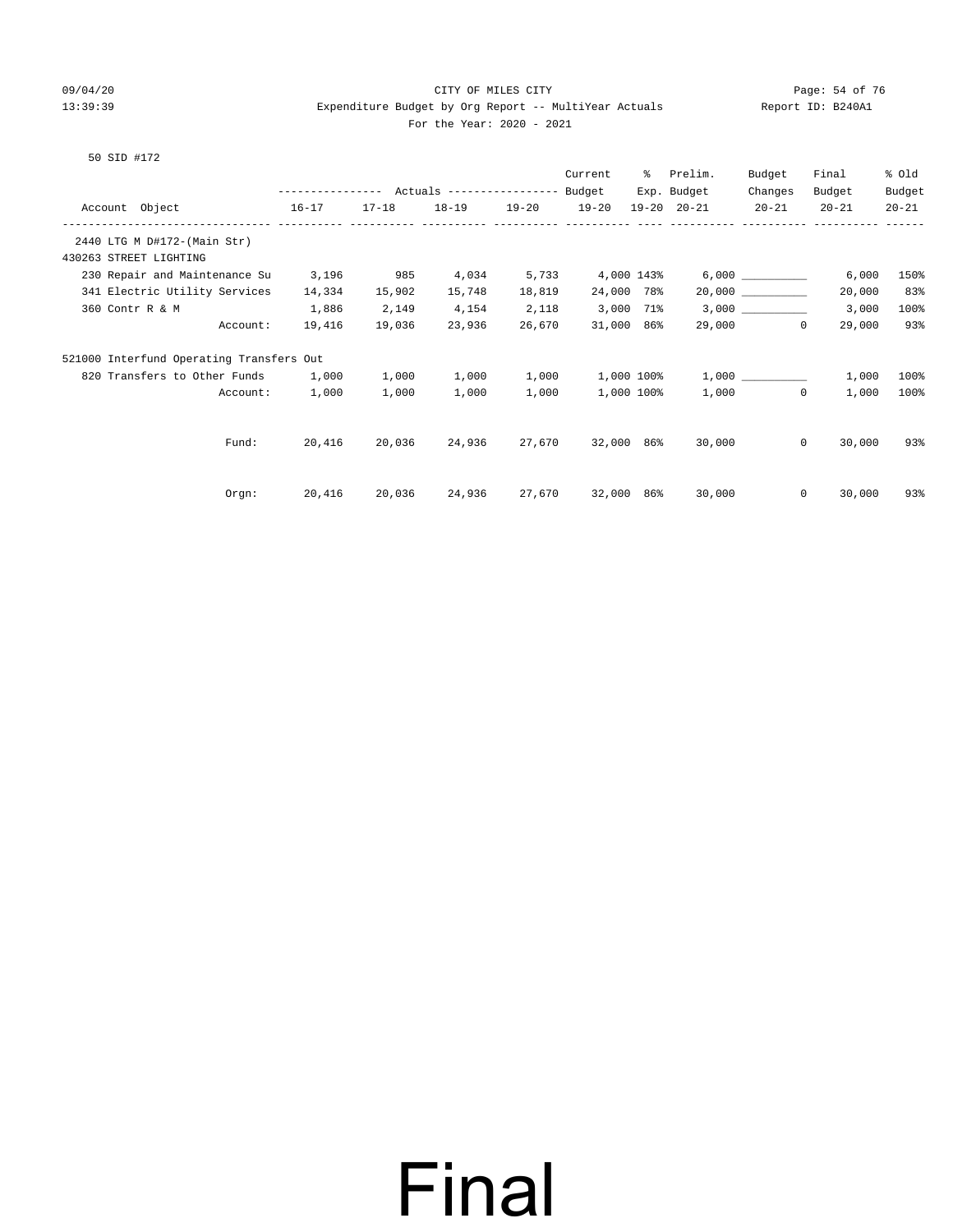CITY OF MILES CITY

Expenditure Budget by Org Report -- MultiYear Actuals

For the Year: 2020 - 2021

50 SID #172

| Account Object | Actuals 16-17 | Actuals 17-18 | Actuals 18-19 | Actuals 19-20 | Current Budget 19-20 | % Exp. 19-20 | Prelim. Budget 20-21 | Budget Changes 20-21 | Final Budget 20-21 | % Old Budget 20-21 |
|---|---|---|---|---|---|---|---|---|---|---|
| 2440 LTG M D#172-(Main Str) | | | | | | | | | | |
| 430263 STREET LIGHTING | | | | | | | | | | |
| 230 Repair and Maintenance Su | 3,196 | 985 | 4,034 | 5,733 | 4,000 | 143% | 6,000 | __________ | 6,000 | 150% |
| 341 Electric Utility Services | 14,334 | 15,902 | 15,748 | 18,819 | 24,000 | 78% | 20,000 | __________ | 20,000 | 83% |
| 360 Contr R & M | 1,886 | 2,149 | 4,154 | 2,118 | 3,000 | 71% | 3,000 | __________ | 3,000 | 100% |
| Account: | 19,416 | 19,036 | 23,936 | 26,670 | 31,000 | 86% | 29,000 | 0 | 29,000 | 93% |
| 521000 Interfund Operating Transfers Out | | | | | | | | | | |
| 820 Transfers to Other Funds | 1,000 | 1,000 | 1,000 | 1,000 | 1,000 | 100% | 1,000 | __________ | 1,000 | 100% |
| Account: | 1,000 | 1,000 | 1,000 | 1,000 | 1,000 | 100% | 1,000 | 0 | 1,000 | 100% |
| Fund: | 20,416 | 20,036 | 24,936 | 27,670 | 32,000 | 86% | 30,000 | 0 | 30,000 | 93% |
| Orgn: | 20,416 | 20,036 | 24,936 | 27,670 | 32,000 | 86% | 30,000 | 0 | 30,000 | 93% |

Final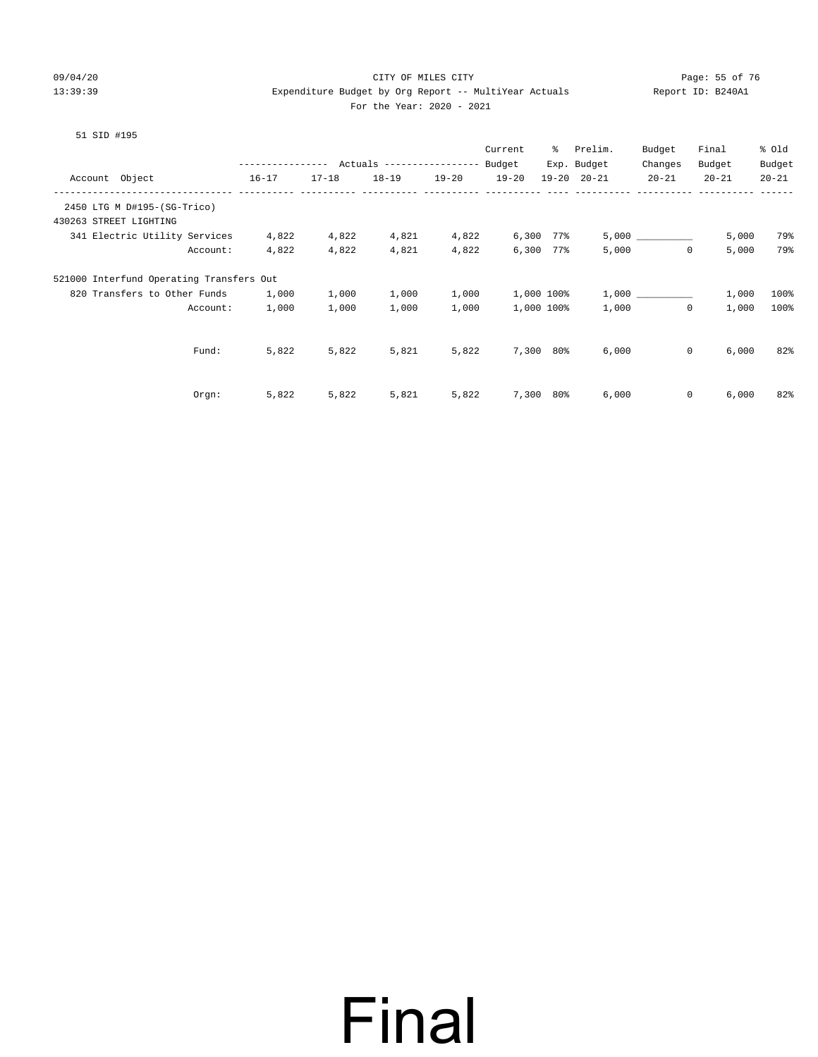CITY OF MILES CITY

Expenditure Budget by Org Report -- MultiYear Actuals

For the Year: 2020 - 2021

09/04/20 13:39:39 — Report ID: B240A1

51 SID #195

| Account Object | Actuals 16-17 | Actuals 17-18 | Actuals 18-19 | Actuals 19-20 | Current Budget 19-20 | % Exp. 19-20 | Prelim. Budget 20-21 | Budget Changes 20-21 | Final Budget 20-21 | % Old Budget 20-21 |
|---|---|---|---|---|---|---|---|---|---|---|
| 2450 LTG M D#195-(SG-Trico) | | | | | | | | | | |
| 430263 STREET LIGHTING | | | | | | | | | | |
| 341 Electric Utility Services | 4,822 | 4,822 | 4,821 | 4,822 | 6,300 | 77% | 5,000 | ________ | 5,000 | 79% |
| Account: | 4,822 | 4,822 | 4,821 | 4,822 | 6,300 | 77% | 5,000 | 0 | 5,000 | 79% |
| 521000 Interfund Operating Transfers Out | | | | | | | | | | |
| 820 Transfers to Other Funds | 1,000 | 1,000 | 1,000 | 1,000 | 1,000 | 100% | 1,000 | ________ | 1,000 | 100% |
| Account: | 1,000 | 1,000 | 1,000 | 1,000 | 1,000 | 100% | 1,000 | 0 | 1,000 | 100% |
| Fund: | 5,822 | 5,822 | 5,821 | 5,822 | 7,300 | 80% | 6,000 | 0 | 6,000 | 82% |
| Orgn: | 5,822 | 5,822 | 5,821 | 5,822 | 7,300 | 80% | 6,000 | 0 | 6,000 | 82% |

# Final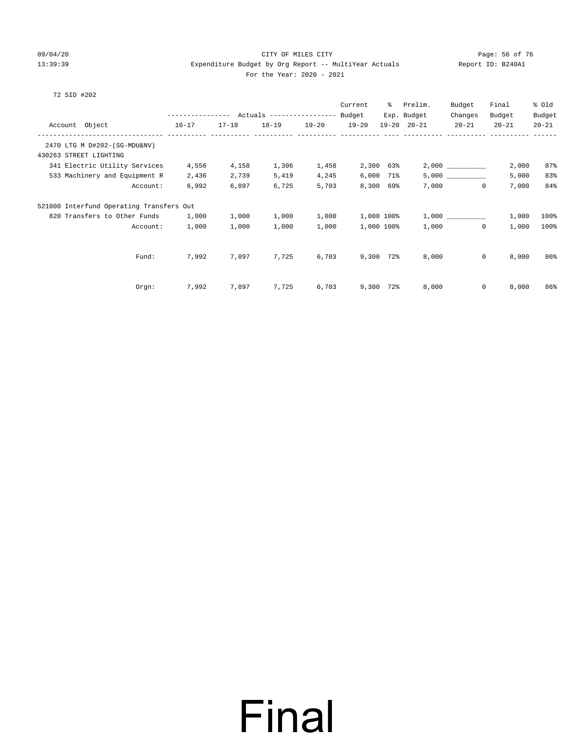CITY OF MILES CITY

Expenditure Budget by Org Report -- MultiYear Actuals

For the Year: 2020 - 2021

72 SID #202

| Account Object | Actuals 16-17 | Actuals 17-18 | Actuals 18-19 | Actuals 19-20 | Current Budget 19-20 | % Exp. 19-20 | Prelim. Budget 20-21 | Budget Changes 20-21 | Final Budget 20-21 | % Old Budget 20-21 |
|---|---|---|---|---|---|---|---|---|---|---|
| 2470 LTG M D#202-(SG-MDU&NV) | | | | | | | | | | |
| 430263 STREET LIGHTING | | | | | | | | | | |
| 341 Electric Utility Services | 4,556 | 4,158 | 1,306 | 1,458 | 2,300 | 63% | 2,000 | __________ | 2,000 | 87% |
| 533 Machinery and Equipment R | 2,436 | 2,739 | 5,419 | 4,245 | 6,000 | 71% | 5,000 | __________ | 5,000 | 83% |
| Account: | 6,992 | 6,897 | 6,725 | 5,703 | 8,300 | 69% | 7,000 | 0 | 7,000 | 84% |
| 521000 Interfund Operating Transfers Out | | | | | | | | | | |
| 820 Transfers to Other Funds | 1,000 | 1,000 | 1,000 | 1,000 | 1,000 | 100% | 1,000 | __________ | 1,000 | 100% |
| Account: | 1,000 | 1,000 | 1,000 | 1,000 | 1,000 | 100% | 1,000 | 0 | 1,000 | 100% |
| Fund: | 7,992 | 7,897 | 7,725 | 6,703 | 9,300 | 72% | 8,000 | 0 | 8,000 | 86% |
| Orgn: | 7,992 | 7,897 | 7,725 | 6,703 | 9,300 | 72% | 8,000 | 0 | 8,000 | 86% |

Final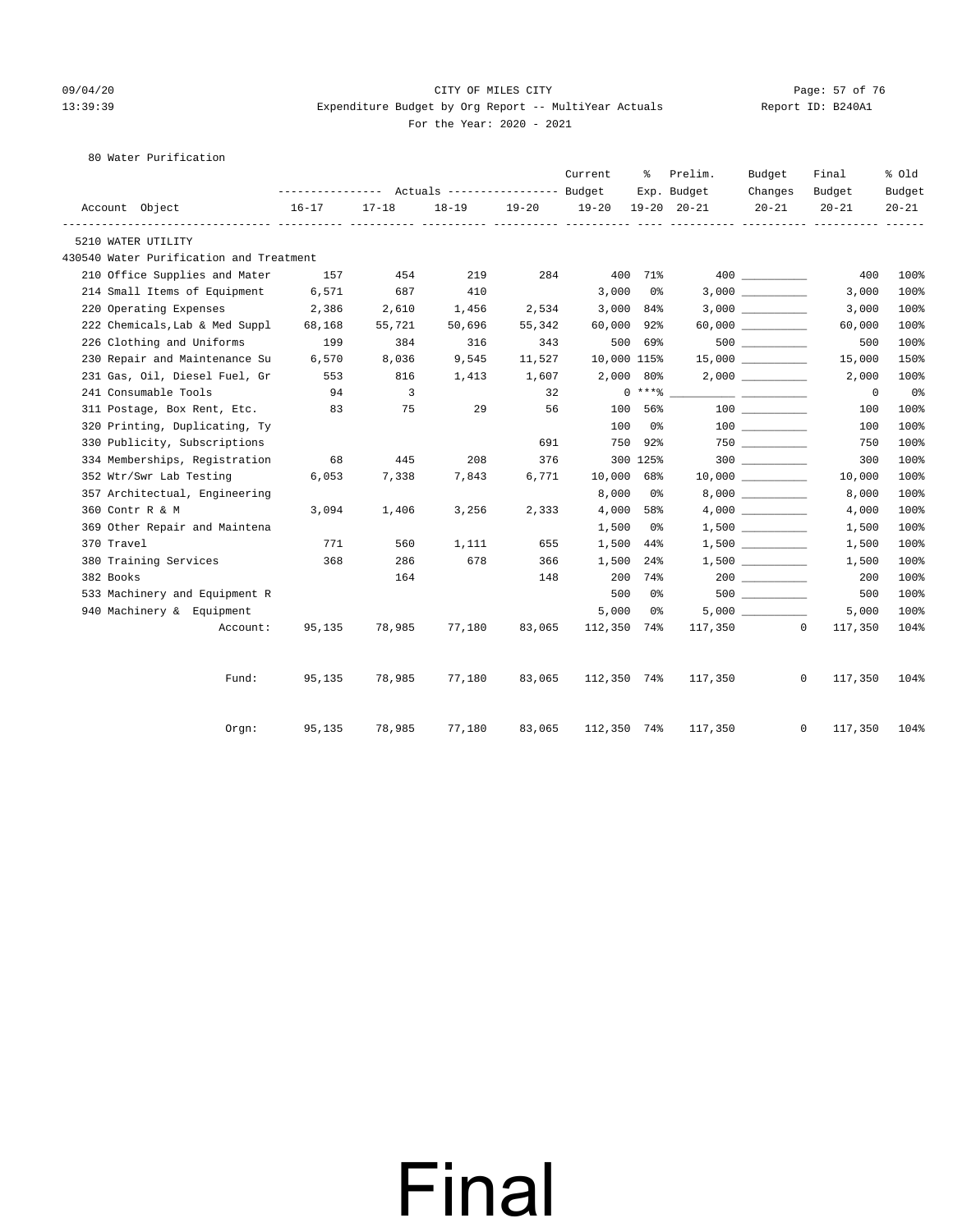CITY OF MILES CITY

Expenditure Budget by Org Report -- MultiYear Actuals

For the Year: 2020 - 2021

80 Water Purification

| Account Object | Actuals 16-17 | Actuals 17-18 | Actuals 18-19 | Actuals 19-20 | Current Budget 19-20 | % Exp. 19-20 | Prelim. Budget 20-21 | Budget Changes 20-21 | Final Budget 20-21 | % Old Budget 20-21 |
|---|---|---|---|---|---|---|---|---|---|---|
| 5210 WATER UTILITY | | | | | | | | | | |
| 430540 Water Purification and Treatment | | | | | | | | | | |
| 210 Office Supplies and Mater | 157 | 454 | 219 | 284 | 400 | 71% | 400 | __________ | 400 | 100% |
| 214 Small Items of Equipment | 6,571 | 687 | 410 | | 3,000 | 0% | 3,000 | __________ | 3,000 | 100% |
| 220 Operating Expenses | 2,386 | 2,610 | 1,456 | 2,534 | 3,000 | 84% | 3,000 | __________ | 3,000 | 100% |
| 222 Chemicals,Lab & Med Suppl | 68,168 | 55,721 | 50,696 | 55,342 | 60,000 | 92% | 60,000 | __________ | 60,000 | 100% |
| 226 Clothing and Uniforms | 199 | 384 | 316 | 343 | 500 | 69% | 500 | __________ | 500 | 100% |
| 230 Repair and Maintenance Su | 6,570 | 8,036 | 9,545 | 11,527 | 10,000 | 115% | 15,000 | __________ | 15,000 | 150% |
| 231 Gas, Oil, Diesel Fuel, Gr | 553 | 816 | 1,413 | 1,607 | 2,000 | 80% | 2,000 | __________ | 2,000 | 100% |
| 241 Consumable Tools | 94 | 3 | | 32 | 0 | ***% | __________ | __________ | 0 | 0% |
| 311 Postage, Box Rent, Etc. | 83 | 75 | 29 | 56 | 100 | 56% | 100 | __________ | 100 | 100% |
| 320 Printing, Duplicating, Ty | | | | | 100 | 0% | 100 | __________ | 100 | 100% |
| 330 Publicity, Subscriptions | | | | 691 | 750 | 92% | 750 | __________ | 750 | 100% |
| 334 Memberships, Registration | 68 | 445 | 208 | 376 | 300 | 125% | 300 | __________ | 300 | 100% |
| 352 Wtr/Swr Lab Testing | 6,053 | 7,338 | 7,843 | 6,771 | 10,000 | 68% | 10,000 | __________ | 10,000 | 100% |
| 357 Architectual, Engineering | | | | | 8,000 | 0% | 8,000 | __________ | 8,000 | 100% |
| 360 Contr R & M | 3,094 | 1,406 | 3,256 | 2,333 | 4,000 | 58% | 4,000 | __________ | 4,000 | 100% |
| 369 Other Repair and Maintena | | | | | 1,500 | 0% | 1,500 | __________ | 1,500 | 100% |
| 370 Travel | 771 | 560 | 1,111 | 655 | 1,500 | 44% | 1,500 | __________ | 1,500 | 100% |
| 380 Training Services | 368 | 286 | 678 | 366 | 1,500 | 24% | 1,500 | __________ | 1,500 | 100% |
| 382 Books | | 164 | | 148 | 200 | 74% | 200 | __________ | 200 | 100% |
| 533 Machinery and Equipment R | | | | | 500 | 0% | 500 | __________ | 500 | 100% |
| 940 Machinery & Equipment | | | | | 5,000 | 0% | 5,000 | __________ | 5,000 | 100% |
| Account: | 95,135 | 78,985 | 77,180 | 83,065 | 112,350 | 74% | 117,350 | 0 | 117,350 | 104% |
| Fund: | 95,135 | 78,985 | 77,180 | 83,065 | 112,350 | 74% | 117,350 | 0 | 117,350 | 104% |
| Orgn: | 95,135 | 78,985 | 77,180 | 83,065 | 112,350 | 74% | 117,350 | 0 | 117,350 | 104% |

# Final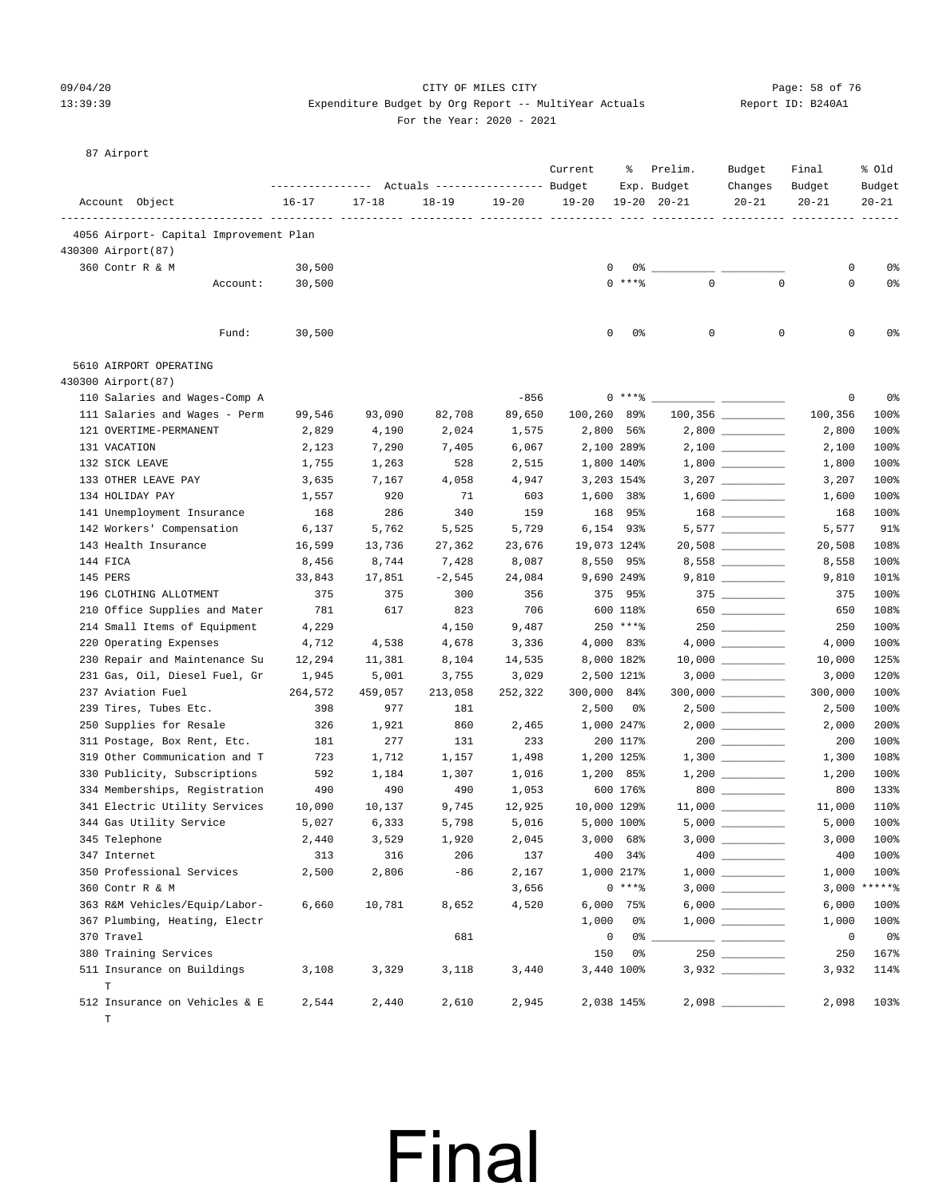CITY OF MILES CITY

Expenditure Budget by Org Report -- MultiYear Actuals

For the Year: 2020 - 2021

87 Airport

| Account Object | Actuals 16-17 | Actuals 17-18 | Actuals 18-19 | Actuals 19-20 | Current Budget 19-20 | % Exp. 19-20 | Prelim. Budget 20-21 | Budget Changes 20-21 | Final Budget 20-21 | % Old Budget 20-21 |
|---|---|---|---|---|---|---|---|---|---|---|
| **4056 Airport- Capital Improvement Plan** | | | | | | | | | | |
| 430300 Airport(87) | | | | | | | | | | |
| 360 Contr R & M | 30,500 | | | | 0 | 0% | | | 0 | 0% |
| Account: | 30,500 | | | | 0 | *** % | 0 | 0 | 0 | 0% |
| Fund: | 30,500 | | | | 0 | 0% | 0 | 0 | 0 | 0% |
| **5610 AIRPORT OPERATING** | | | | | | | | | | |
| 430300 Airport(87) | | | | | | | | | | |
| 110 Salaries and Wages-Comp A | | | | -856 | 0 | *** % | | | 0 | 0% |
| 111 Salaries and Wages - Perm | 99,546 | 93,090 | 82,708 | 89,650 | 100,260 | 89% | 100,356 | | 100,356 | 100% |
| 121 OVERTIME-PERMANENT | 2,829 | 4,190 | 2,024 | 1,575 | 2,800 | 56% | 2,800 | | 2,800 | 100% |
| 131 VACATION | 2,123 | 7,290 | 7,405 | 6,067 | 2,100 | 289% | 2,100 | | 2,100 | 100% |
| 132 SICK LEAVE | 1,755 | 1,263 | 528 | 2,515 | 1,800 | 140% | 1,800 | | 1,800 | 100% |
| 133 OTHER LEAVE PAY | 3,635 | 7,167 | 4,058 | 4,947 | 3,203 | 154% | 3,207 | | 3,207 | 100% |
| 134 HOLIDAY PAY | 1,557 | 920 | 71 | 603 | 1,600 | 38% | 1,600 | | 1,600 | 100% |
| 141 Unemployment Insurance | 168 | 286 | 340 | 159 | 168 | 95% | 168 | | 168 | 100% |
| 142 Workers' Compensation | 6,137 | 5,762 | 5,525 | 5,729 | 6,154 | 93% | 5,577 | | 5,577 | 91% |
| 143 Health Insurance | 16,599 | 13,736 | 27,362 | 23,676 | 19,073 | 124% | 20,508 | | 20,508 | 108% |
| 144 FICA | 8,456 | 8,744 | 7,428 | 8,087 | 8,550 | 95% | 8,558 | | 8,558 | 100% |
| 145 PERS | 33,843 | 17,851 | -2,545 | 24,084 | 9,690 | 249% | 9,810 | | 9,810 | 101% |
| 196 CLOTHING ALLOTMENT | 375 | 375 | 300 | 356 | 375 | 95% | 375 | | 375 | 100% |
| 210 Office Supplies and Mater | 781 | 617 | 823 | 706 | 600 | 118% | 650 | | 650 | 108% |
| 214 Small Items of Equipment | 4,229 | | 4,150 | 9,487 | 250 | *** % | 250 | | 250 | 100% |
| 220 Operating Expenses | 4,712 | 4,538 | 4,678 | 3,336 | 4,000 | 83% | 4,000 | | 4,000 | 100% |
| 230 Repair and Maintenance Su | 12,294 | 11,381 | 8,104 | 14,535 | 8,000 | 182% | 10,000 | | 10,000 | 125% |
| 231 Gas, Oil, Diesel Fuel, Gr | 1,945 | 5,001 | 3,755 | 3,029 | 2,500 | 121% | 3,000 | | 3,000 | 120% |
| 237 Aviation Fuel | 264,572 | 459,057 | 213,058 | 252,322 | 300,000 | 84% | 300,000 | | 300,000 | 100% |
| 239 Tires, Tubes Etc. | 398 | 977 | 181 | | 2,500 | 0% | 2,500 | | 2,500 | 100% |
| 250 Supplies for Resale | 326 | 1,921 | 860 | 2,465 | 1,000 | 247% | 2,000 | | 2,000 | 200% |
| 311 Postage, Box Rent, Etc. | 181 | 277 | 131 | 233 | 200 | 117% | 200 | | 200 | 100% |
| 319 Other Communication and T | 723 | 1,712 | 1,157 | 1,498 | 1,200 | 125% | 1,300 | | 1,300 | 108% |
| 330 Publicity, Subscriptions | 592 | 1,184 | 1,307 | 1,016 | 1,200 | 85% | 1,200 | | 1,200 | 100% |
| 334 Memberships, Registration | 490 | 490 | 490 | 1,053 | 600 | 176% | 800 | | 800 | 133% |
| 341 Electric Utility Services | 10,090 | 10,137 | 9,745 | 12,925 | 10,000 | 129% | 11,000 | | 11,000 | 110% |
| 344 Gas Utility Service | 5,027 | 6,333 | 5,798 | 5,016 | 5,000 | 100% | 5,000 | | 5,000 | 100% |
| 345 Telephone | 2,440 | 3,529 | 1,920 | 2,045 | 3,000 | 68% | 3,000 | | 3,000 | 100% |
| 347 Internet | 313 | 316 | 206 | 137 | 400 | 34% | 400 | | 400 | 100% |
| 350 Professional Services | 2,500 | 2,806 | -86 | 2,167 | 1,000 | 217% | 1,000 | | 1,000 | 100% |
| 360 Contr R & M | | | | 3,656 | 0 | *** % | 3,000 | | 3,000 | ***** % |
| 363 R&M Vehicles/Equip/Labor- | 6,660 | 10,781 | 8,652 | 4,520 | 6,000 | 75% | 6,000 | | 6,000 | 100% |
| 367 Plumbing, Heating, Electr | | | | | 1,000 | 0% | 1,000 | | 1,000 | 100% |
| 370 Travel | | | 681 | | 0 | 0% | | | 0 | 0% |
| 380 Training Services | | | | | 150 | 0% | 250 | | 250 | 167% |
| 511 Insurance on Buildings T | 3,108 | 3,329 | 3,118 | 3,440 | 3,440 | 100% | 3,932 | | 3,932 | 114% |
| 512 Insurance on Vehicles & E T | 2,544 | 2,440 | 2,610 | 2,945 | 2,038 | 145% | 2,098 | | 2,098 | 103% |

Final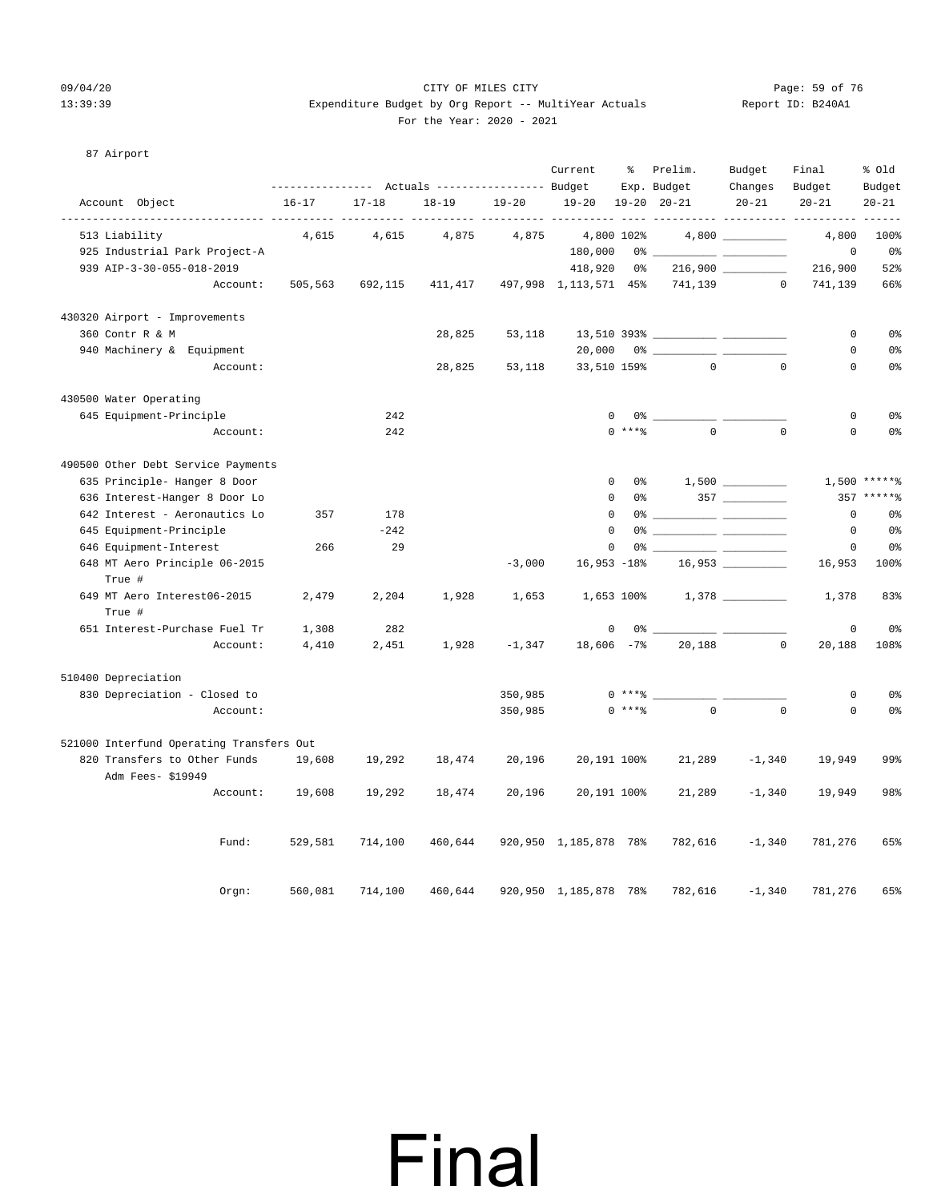CITY OF MILES CITY
Expenditure Budget by Org Report -- MultiYear Actuals
For the Year: 2020 - 2021

87 Airport

| Account Object | Actuals 16-17 | Actuals 17-18 | Actuals 18-19 | Actuals 19-20 | Current Budget 19-20 | % Exp. 19-20 | Prelim. Budget 20-21 | Budget Changes 20-21 | Final Budget 20-21 | % Old Budget 20-21 |
|---|---|---|---|---|---|---|---|---|---|---|
| 513 Liability | 4,615 | 4,615 | 4,875 | 4,875 | 4,800 | 102% | 4,800 | | 4,800 | 100% |
| 925 Industrial Park Project-A | | | | | 180,000 | 0% | | | 0 | 0% |
| 939 AIP-3-30-055-018-2019 | | | | | 418,920 | 0% | 216,900 | | 216,900 | 52% |
| Account: | 505,563 | 692,115 | 411,417 | 497,998 | 1,113,571 | 45% | 741,139 | 0 | 741,139 | 66% |
| **430320 Airport - Improvements** | | | | | | | | | | |
| 360 Contr R & M | | | 28,825 | 53,118 | 13,510 | 393% | | | 0 | 0% |
| 940 Machinery & Equipment | | | | | 20,000 | 0% | | | 0 | 0% |
| Account: | | | 28,825 | 53,118 | 33,510 | 159% | 0 | 0 | 0 | 0% |
| **430500 Water Operating** | | | | | | | | | | |
| 645 Equipment-Principle | | 242 | | | 0 | 0% | | | 0 | 0% |
| Account: | | 242 | | | 0 | ***% | 0 | 0 | 0 | 0% |
| **490500 Other Debt Service Payments** | | | | | | | | | | |
| 635 Principle- Hanger 8 Door | | | | | 0 | 0% | 1,500 | | 1,500 | *****% |
| 636 Interest-Hanger 8 Door Lo | | | | | 0 | 0% | 357 | | 357 | *****% |
| 642 Interest - Aeronautics Lo | 357 | 178 | | | 0 | 0% | | | 0 | 0% |
| 645 Equipment-Principle | | -242 | | | 0 | 0% | | | 0 | 0% |
| 646 Equipment-Interest | 266 | 29 | | | 0 | 0% | | | 0 | 0% |
| 648 MT Aero Principle 06-2015 True # | | | | -3,000 | 16,953 | -18% | 16,953 | | 16,953 | 100% |
| 649 MT Aero Interest06-2015 True # | 2,479 | 2,204 | 1,928 | 1,653 | 1,653 | 100% | 1,378 | | 1,378 | 83% |
| 651 Interest-Purchase Fuel Tr | 1,308 | 282 | | | 0 | 0% | | | 0 | 0% |
| Account: | 4,410 | 2,451 | 1,928 | -1,347 | 18,606 | -7% | 20,188 | 0 | 20,188 | 108% |
| **510400 Depreciation** | | | | | | | | | | |
| 830 Depreciation - Closed to | | | | 350,985 | 0 | ***% | | | 0 | 0% |
| Account: | | | | 350,985 | 0 | ***% | 0 | 0 | 0 | 0% |
| **521000 Interfund Operating Transfers Out** | | | | | | | | | | |
| 820 Transfers to Other Funds Adm Fees- $19949 | 19,608 | 19,292 | 18,474 | 20,196 | 20,191 | 100% | 21,289 | -1,340 | 19,949 | 99% |
| Account: | 19,608 | 19,292 | 18,474 | 20,196 | 20,191 | 100% | 21,289 | -1,340 | 19,949 | 98% |
| Fund: | 529,581 | 714,100 | 460,644 | 920,950 | 1,185,878 | 78% | 782,616 | -1,340 | 781,276 | 65% |
| Orgn: | 560,081 | 714,100 | 460,644 | 920,950 | 1,185,878 | 78% | 782,616 | -1,340 | 781,276 | 65% |

Final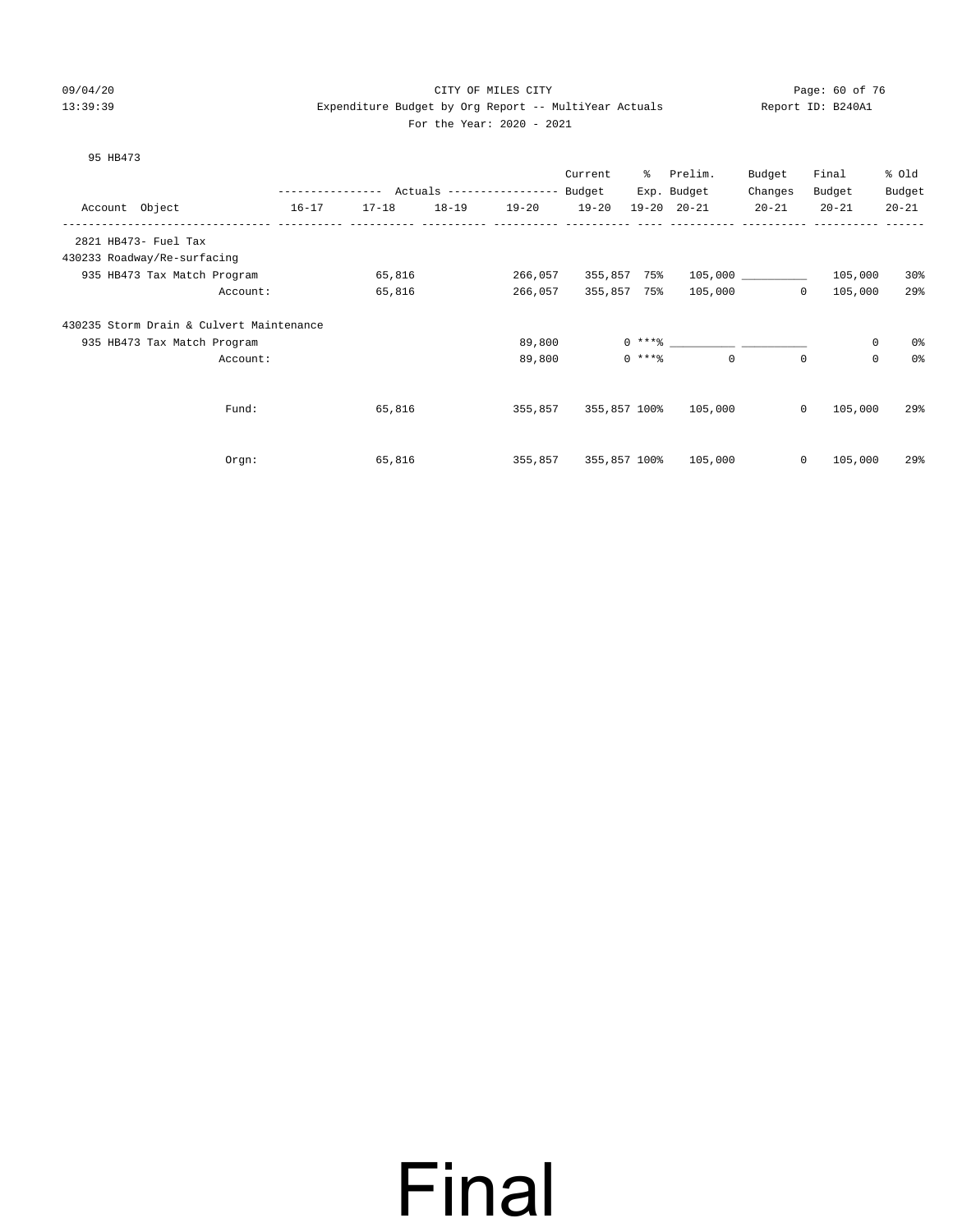CITY OF MILES CITY
Expenditure Budget by Org Report -- MultiYear Actuals
For the Year: 2020 - 2021

09/04/20
13:39:39

Report ID: B240A1

95 HB473

| Account Object | Actuals 16-17 | Actuals 17-18 | Actuals 18-19 | Actuals 19-20 | Current Budget 19-20 | % Exp. 19-20 | Prelim. Budget 20-21 | Budget Changes 20-21 | Final Budget 20-21 | % Old Budget 20-21 |
|---|---|---|---|---|---|---|---|---|---|---|
| 2821 HB473- Fuel Tax | | | | | | | | | | |
| 430233 Roadway/Re-surfacing | | | | | | | | | | |
| 935 HB473 Tax Match Program | | 65,816 | | 266,057 | 355,857 | 75% | 105,000 | __________ | 105,000 | 30% |
| Account: | | 65,816 | | 266,057 | 355,857 | 75% | 105,000 | 0 | 105,000 | 29% |
| 430235 Storm Drain & Culvert Maintenance | | | | | | | | | | |
| 935 HB473 Tax Match Program | | | | 89,800 | 0 | ***% | __________ | __________ | 0 | 0% |
| Account: | | | | 89,800 | 0 | ***% | 0 | 0 | 0 | 0% |
| Fund: | | 65,816 | | 355,857 | 355,857 | 100% | 105,000 | 0 | 105,000 | 29% |
| Orgn: | | 65,816 | | 355,857 | 355,857 | 100% | 105,000 | 0 | 105,000 | 29% |

Final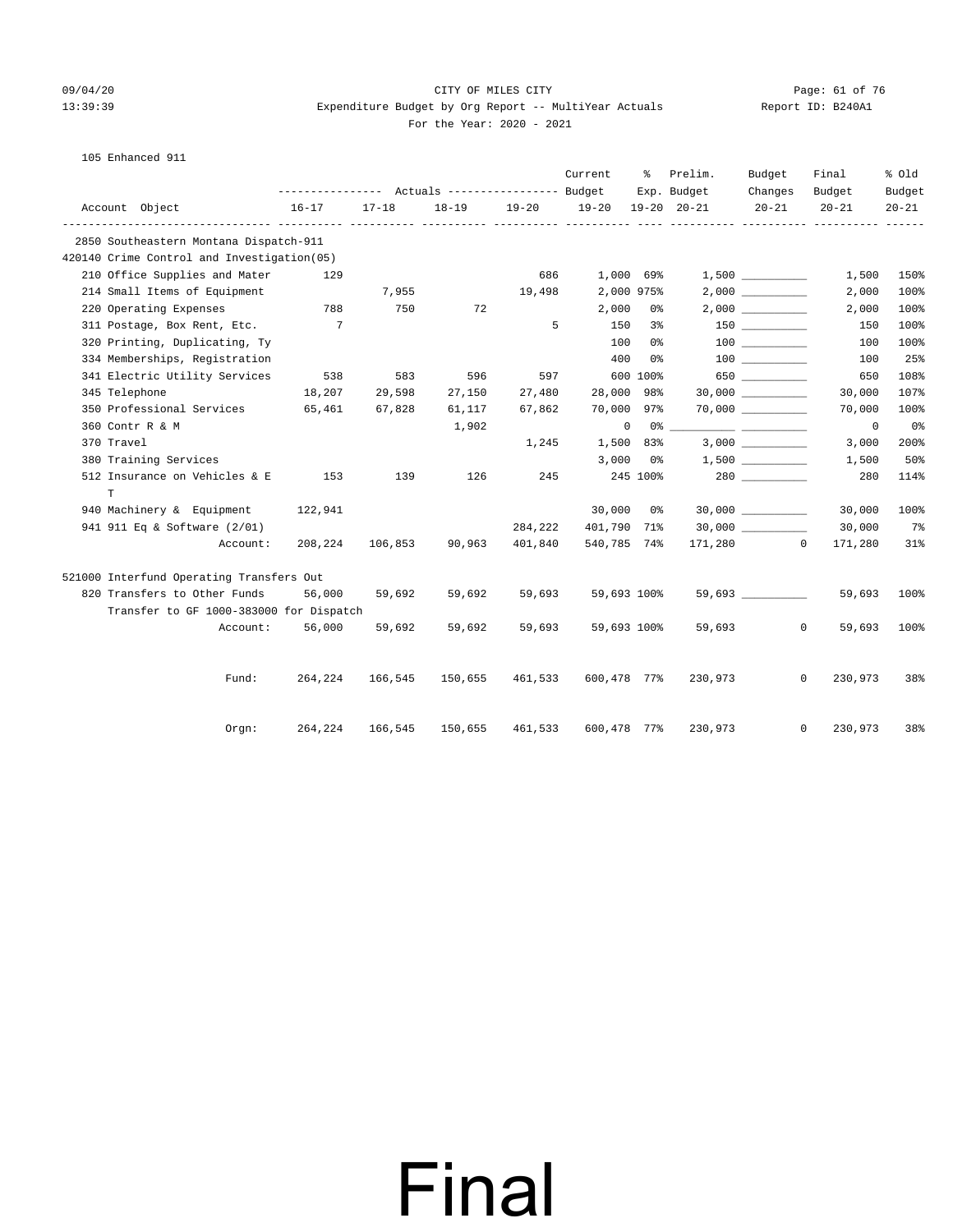CITY OF MILES CITY

Expenditure Budget by Org Report -- MultiYear Actuals

For the Year: 2020 - 2021

09/04/20 13:39:39 Report ID: B240A1

105 Enhanced 911

| Account Object | Actuals 16-17 | Actuals 17-18 | Actuals 18-19 | Actuals 19-20 | Current Budget 19-20 | % Exp. 19-20 | Prelim. Budget 20-21 | Budget Changes 20-21 | Final Budget 20-21 | % Old Budget 20-21 |
|---|---|---|---|---|---|---|---|---|---|---|
| **2850 Southeastern Montana Dispatch-911** | | | | | | | | | | |
| **420140 Crime Control and Investigation(05)** | | | | | | | | | | |
| 210 Office Supplies and Mater | 129 | | | 686 | 1,000 | 69% | 1,500 | __________ | 1,500 | 150% |
| 214 Small Items of Equipment | | 7,955 | | 19,498 | 2,000 | 975% | 2,000 | __________ | 2,000 | 100% |
| 220 Operating Expenses | 788 | 750 | 72 | | 2,000 | 0% | 2,000 | __________ | 2,000 | 100% |
| 311 Postage, Box Rent, Etc. | 7 | | | 5 | 150 | 3% | 150 | __________ | 150 | 100% |
| 320 Printing, Duplicating, Ty | | | | | 100 | 0% | 100 | __________ | 100 | 100% |
| 334 Memberships, Registration | | | | | 400 | 0% | 100 | __________ | 100 | 25% |
| 341 Electric Utility Services | 538 | 583 | 596 | 597 | 600 | 100% | 650 | __________ | 650 | 108% |
| 345 Telephone | 18,207 | 29,598 | 27,150 | 27,480 | 28,000 | 98% | 30,000 | __________ | 30,000 | 107% |
| 350 Professional Services | 65,461 | 67,828 | 61,117 | 67,862 | 70,000 | 97% | 70,000 | __________ | 70,000 | 100% |
| 360 Contr R & M | | | 1,902 | | 0 | 0% | __________ | __________ | 0 | 0% |
| 370 Travel | | | | 1,245 | 1,500 | 83% | 3,000 | __________ | 3,000 | 200% |
| 380 Training Services | | | | | 3,000 | 0% | 1,500 | __________ | 1,500 | 50% |
| 512 Insurance on Vehicles & E T | 153 | 139 | 126 | 245 | 245 | 100% | 280 | __________ | 280 | 114% |
| 940 Machinery & Equipment | 122,941 | | | | 30,000 | 0% | 30,000 | __________ | 30,000 | 100% |
| 941 911 Eq & Software (2/01) | | | | 284,222 | 401,790 | 71% | 30,000 | __________ | 30,000 | 7% |
| Account: | 208,224 | 106,853 | 90,963 | 401,840 | 540,785 | 74% | 171,280 | 0 | 171,280 | 31% |
| **521000 Interfund Operating Transfers Out** | | | | | | | | | | |
| 820 Transfers to Other Funds | 56,000 | 59,692 | 59,692 | 59,693 | 59,693 | 100% | 59,693 | __________ | 59,693 | 100% |
| Transfer to GF 1000-383000 for Dispatch | | | | | | | | | | |
| Account: | 56,000 | 59,692 | 59,692 | 59,693 | 59,693 | 100% | 59,693 | 0 | 59,693 | 100% |
| Fund: | 264,224 | 166,545 | 150,655 | 461,533 | 600,478 | 77% | 230,973 | 0 | 230,973 | 38% |
| Orgn: | 264,224 | 166,545 | 150,655 | 461,533 | 600,478 | 77% | 230,973 | 0 | 230,973 | 38% |

Final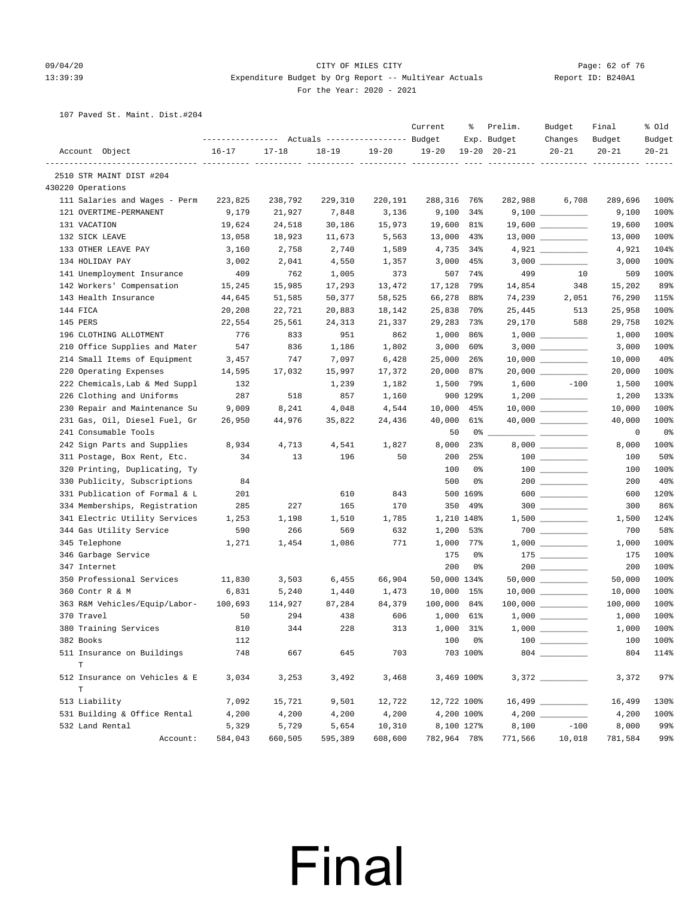09/04/20 CITY OF MILES CITY
13:39:39 Expenditure Budget by Org Report -- MultiYear Actuals Report ID: B240A1
For the Year: 2020 - 2021

107 Paved St. Maint. Dist.#204

| Account Object | Actuals 16-17 | Actuals 17-18 | Actuals 18-19 | Actuals 19-20 | Current Budget 19-20 | % Exp. 19-20 | Prelim. Budget 20-21 | Budget Changes 20-21 | Final Budget 20-21 | % Old Budget 20-21 |
|---|---|---|---|---|---|---|---|---|---|---|
| 2510 STR MAINT DIST #204 | | | | | | | | | | |
| 430220 Operations | | | | | | | | | | |
| 111 Salaries and Wages - Perm | 223,825 | 238,792 | 229,310 | 220,191 | 288,316 | 76% | 282,988 | 6,708 | 289,696 | 100% |
| 121 OVERTIME-PERMANENT | 9,179 | 21,927 | 7,848 | 3,136 | 9,100 | 34% | 9,100 | | 9,100 | 100% |
| 131 VACATION | 19,624 | 24,518 | 30,186 | 15,973 | 19,600 | 81% | 19,600 | | 19,600 | 100% |
| 132 SICK LEAVE | 13,058 | 18,923 | 11,673 | 5,563 | 13,000 | 43% | 13,000 | | 13,000 | 100% |
| 133 OTHER LEAVE PAY | 3,160 | 2,758 | 2,740 | 1,589 | 4,735 | 34% | 4,921 | | 4,921 | 104% |
| 134 HOLIDAY PAY | 3,002 | 2,041 | 4,550 | 1,357 | 3,000 | 45% | 3,000 | | 3,000 | 100% |
| 141 Unemployment Insurance | 409 | 762 | 1,005 | 373 | 507 | 74% | 499 | 10 | 509 | 100% |
| 142 Workers' Compensation | 15,245 | 15,985 | 17,293 | 13,472 | 17,128 | 79% | 14,854 | 348 | 15,202 | 89% |
| 143 Health Insurance | 44,645 | 51,585 | 50,377 | 58,525 | 66,278 | 88% | 74,239 | 2,051 | 76,290 | 115% |
| 144 FICA | 20,208 | 22,721 | 20,883 | 18,142 | 25,838 | 70% | 25,445 | 513 | 25,958 | 100% |
| 145 PERS | 22,554 | 25,561 | 24,313 | 21,337 | 29,283 | 73% | 29,170 | 588 | 29,758 | 102% |
| 196 CLOTHING ALLOTMENT | 776 | 833 | 951 | 862 | 1,000 | 86% | 1,000 | | 1,000 | 100% |
| 210 Office Supplies and Mater | 547 | 836 | 1,186 | 1,802 | 3,000 | 60% | 3,000 | | 3,000 | 100% |
| 214 Small Items of Equipment | 3,457 | 747 | 7,097 | 6,428 | 25,000 | 26% | 10,000 | | 10,000 | 40% |
| 220 Operating Expenses | 14,595 | 17,032 | 15,997 | 17,372 | 20,000 | 87% | 20,000 | | 20,000 | 100% |
| 222 Chemicals,Lab & Med Suppl | 132 | | 1,239 | 1,182 | 1,500 | 79% | 1,600 | -100 | 1,500 | 100% |
| 226 Clothing and Uniforms | 287 | 518 | 857 | 1,160 | 900 | 129% | 1,200 | | 1,200 | 133% |
| 230 Repair and Maintenance Su | 9,009 | 8,241 | 4,048 | 4,544 | 10,000 | 45% | 10,000 | | 10,000 | 100% |
| 231 Gas, Oil, Diesel Fuel, Gr | 26,950 | 44,976 | 35,822 | 24,436 | 40,000 | 61% | 40,000 | | 40,000 | 100% |
| 241 Consumable Tools | | | | | 50 | 0% | | | 0 | 0% |
| 242 Sign Parts and Supplies | 8,934 | 4,713 | 4,541 | 1,827 | 8,000 | 23% | 8,000 | | 8,000 | 100% |
| 311 Postage, Box Rent, Etc. | 34 | 13 | 196 | 50 | 200 | 25% | 100 | | 100 | 50% |
| 320 Printing, Duplicating, Ty | | | | | 100 | 0% | 100 | | 100 | 100% |
| 330 Publicity, Subscriptions | 84 | | | | 500 | 0% | 200 | | 200 | 40% |
| 331 Publication of Formal & L | 201 | | 610 | 843 | 500 | 169% | 600 | | 600 | 120% |
| 334 Memberships, Registration | 285 | 227 | 165 | 170 | 350 | 49% | 300 | | 300 | 86% |
| 341 Electric Utility Services | 1,253 | 1,198 | 1,510 | 1,785 | 1,210 | 148% | 1,500 | | 1,500 | 124% |
| 344 Gas Utility Service | 590 | 266 | 569 | 632 | 1,200 | 53% | 700 | | 700 | 58% |
| 345 Telephone | 1,271 | 1,454 | 1,086 | 771 | 1,000 | 77% | 1,000 | | 1,000 | 100% |
| 346 Garbage Service | | | | | 175 | 0% | 175 | | 175 | 100% |
| 347 Internet | | | | | 200 | 0% | 200 | | 200 | 100% |
| 350 Professional Services | 11,830 | 3,503 | 6,455 | 66,904 | 50,000 | 134% | 50,000 | | 50,000 | 100% |
| 360 Contr R & M | 6,831 | 5,240 | 1,440 | 1,473 | 10,000 | 15% | 10,000 | | 10,000 | 100% |
| 363 R&M Vehicles/Equip/Labor- | 100,693 | 114,927 | 87,284 | 84,379 | 100,000 | 84% | 100,000 | | 100,000 | 100% |
| 370 Travel | 50 | 294 | 438 | 606 | 1,000 | 61% | 1,000 | | 1,000 | 100% |
| 380 Training Services | 810 | 344 | 228 | 313 | 1,000 | 31% | 1,000 | | 1,000 | 100% |
| 382 Books | 112 | | | | 100 | 0% | 100 | | 100 | 100% |
| 511 Insurance on Buildings T | 748 | 667 | 645 | 703 | 703 | 100% | 804 | | 804 | 114% |
| 512 Insurance on Vehicles & E T | 3,034 | 3,253 | 3,492 | 3,468 | 3,469 | 100% | 3,372 | | 3,372 | 97% |
| 513 Liability | 7,092 | 15,721 | 9,501 | 12,722 | 12,722 | 100% | 16,499 | | 16,499 | 130% |
| 531 Building & Office Rental | 4,200 | 4,200 | 4,200 | 4,200 | 4,200 | 100% | 4,200 | | 4,200 | 100% |
| 532 Land Rental | 5,329 | 5,729 | 5,654 | 10,310 | 8,100 | 127% | 8,100 | -100 | 8,000 | 99% |
| Account: | 584,043 | 660,505 | 595,389 | 608,600 | 782,964 | 78% | 771,566 | 10,018 | 781,584 | 99% |

# Final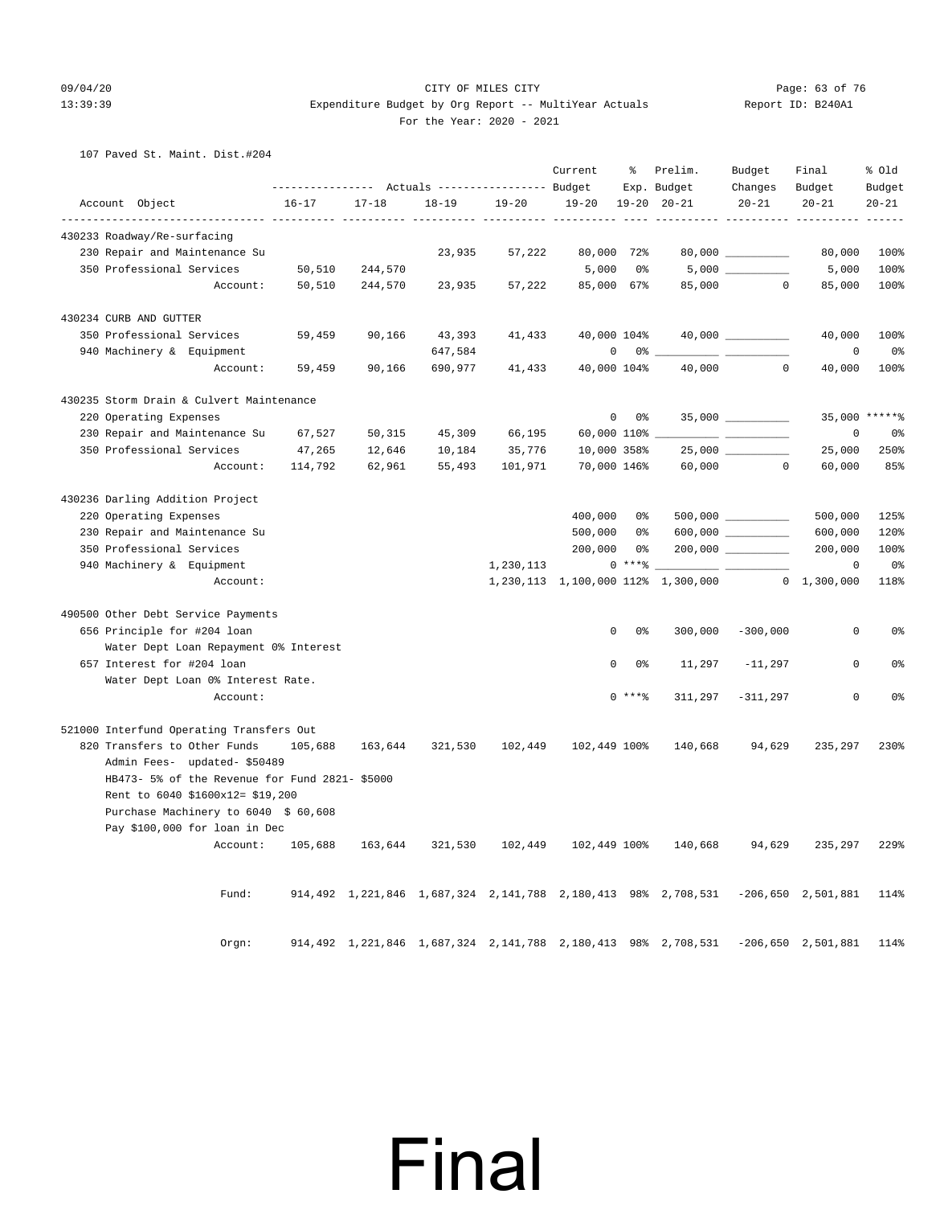CITY OF MILES CITY

Expenditure Budget by Org Report -- MultiYear Actuals

For the Year: 2020 - 2021

107 Paved St. Maint. Dist.#204

| Account Object | Actuals 16-17 | Actuals 17-18 | Actuals 18-19 | Actuals 19-20 | Current Budget 19-20 | % Exp. 19-20 | Prelim. Budget 20-21 | Budget Changes 20-21 | Final Budget 20-21 | % Old Budget 20-21 |
|---|---|---|---|---|---|---|---|---|---|---|
| **430233 Roadway/Re-surfacing** | | | | | | | | | | |
| 230 Repair and Maintenance Su | | | 23,935 | 57,222 | 80,000 | 72% | 80,000 | | 80,000 | 100% |
| 350 Professional Services | 50,510 | 244,570 | | | 5,000 | 0% | 5,000 | | 5,000 | 100% |
| Account: | 50,510 | 244,570 | 23,935 | 57,222 | 85,000 | 67% | 85,000 | 0 | 85,000 | 100% |
| **430234 CURB AND GUTTER** | | | | | | | | | | |
| 350 Professional Services | 59,459 | 90,166 | 43,393 | 41,433 | 40,000 | 104% | 40,000 | | 40,000 | 100% |
| 940 Machinery & Equipment | | | 647,584 | | 0 | 0% | | | 0 | 0% |
| Account: | 59,459 | 90,166 | 690,977 | 41,433 | 40,000 | 104% | 40,000 | 0 | 40,000 | 100% |
| **430235 Storm Drain & Culvert Maintenance** | | | | | | | | | | |
| 220 Operating Expenses | | | | | 0 | 0% | 35,000 | | 35,000 | *****% |
| 230 Repair and Maintenance Su | 67,527 | 50,315 | 45,309 | 66,195 | 60,000 | 110% | | | 0 | 0% |
| 350 Professional Services | 47,265 | 12,646 | 10,184 | 35,776 | 10,000 | 358% | 25,000 | | 25,000 | 250% |
| Account: | 114,792 | 62,961 | 55,493 | 101,971 | 70,000 | 146% | 60,000 | 0 | 60,000 | 85% |
| **430236 Darling Addition Project** | | | | | | | | | | |
| 220 Operating Expenses | | | | | 400,000 | 0% | 500,000 | | 500,000 | 125% |
| 230 Repair and Maintenance Su | | | | | 500,000 | 0% | 600,000 | | 600,000 | 120% |
| 350 Professional Services | | | | | 200,000 | 0% | 200,000 | | 200,000 | 100% |
| 940 Machinery & Equipment | | | | 1,230,113 | 0 | ***% | | | 0 | 0% |
| Account: | | | | 1,230,113 | 1,100,000 | 112% | 1,300,000 | 0 | 1,300,000 | 118% |
| **490500 Other Debt Service Payments** | | | | | | | | | | |
| 656 Principle for #204 loan<br>Water Dept Loan Repayment 0% Interest | | | | | 0 | 0% | 300,000 | -300,000 | 0 | 0% |
| 657 Interest for #204 loan<br>Water Dept Loan 0% Interest Rate. | | | | | 0 | 0% | 11,297 | -11,297 | 0 | 0% |
| Account: | | | | | 0 | ***% | 311,297 | -311,297 | 0 | 0% |
| **521000 Interfund Operating Transfers Out** | | | | | | | | | | |
| 820 Transfers to Other Funds<br>Admin Fees- updated- $50489<br>HB473- 5% of the Revenue for Fund 2821- $5000<br>Rent to 6040 $1600x12= $19,200<br>Purchase Machinery to 6040 $ 60,608<br>Pay $100,000 for loan in Dec | 105,688 | 163,644 | 321,530 | 102,449 | 102,449 | 100% | 140,668 | 94,629 | 235,297 | 230% |
| Account: | 105,688 | 163,644 | 321,530 | 102,449 | 102,449 | 100% | 140,668 | 94,629 | 235,297 | 229% |
| Fund: | 914,492 | 1,221,846 | 1,687,324 | 2,141,788 | 2,180,413 | 98% | 2,708,531 | -206,650 | 2,501,881 | 114% |
| Orgn: | 914,492 | 1,221,846 | 1,687,324 | 2,141,788 | 2,180,413 | 98% | 2,708,531 | -206,650 | 2,501,881 | 114% |

Final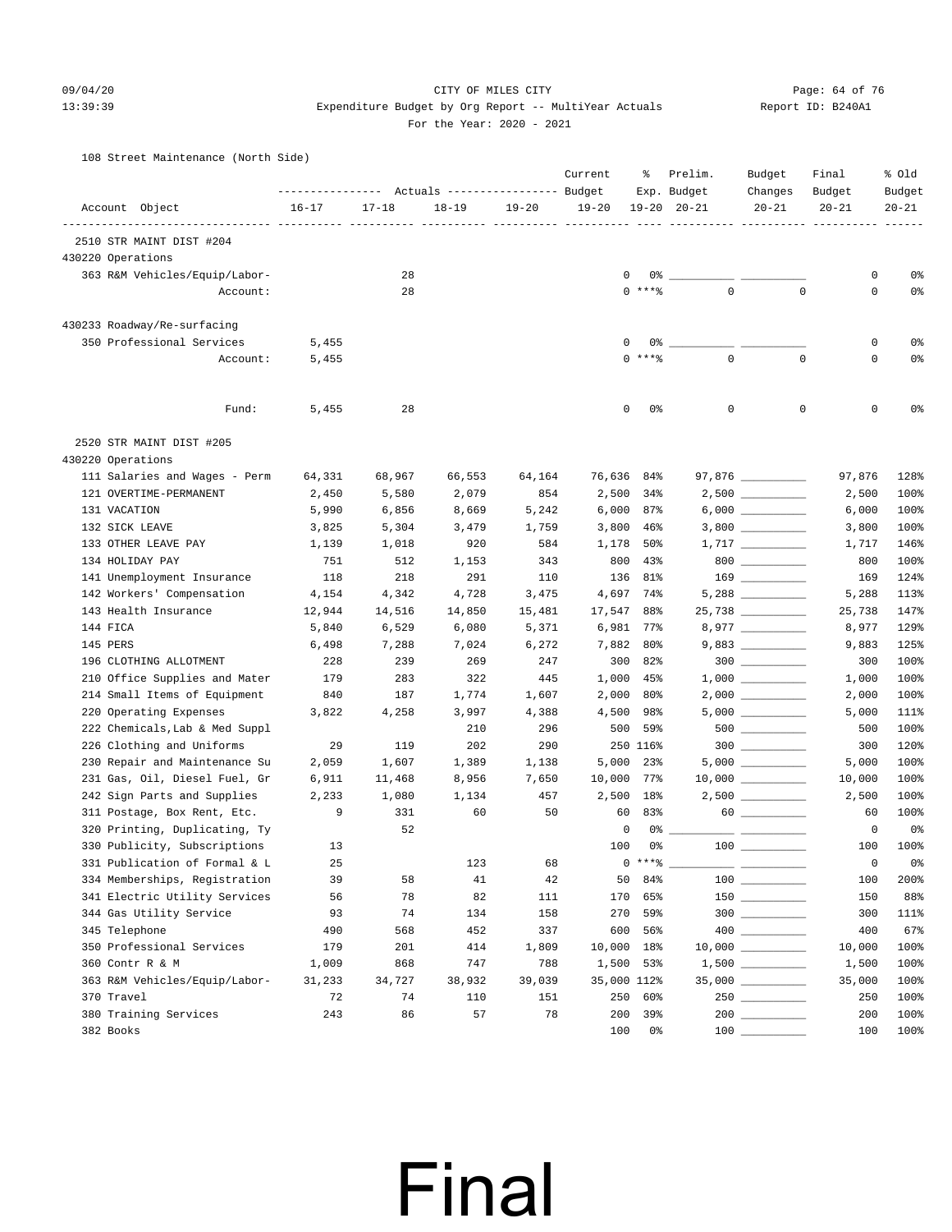CITY OF MILES CITY

Expenditure Budget by Org Report -- MultiYear Actuals

For the Year: 2020 - 2021

108 Street Maintenance (North Side)

| Account Object | Actuals 16-17 | Actuals 17-18 | Actuals 18-19 | Actuals 19-20 | Current Budget 19-20 | % Exp. 19-20 | Prelim. Budget 20-21 | Budget Changes 20-21 | Final Budget 20-21 | % Old Budget 20-21 |
|---|---|---|---|---|---|---|---|---|---|---|
| **2510 STR MAINT DIST #204** | | | | | | | | | | |
| 430220 Operations | | | | | | | | | | |
| 363 R&M Vehicles/Equip/Labor- | | 28 | | | 0 | 0% | __________ | __________ | 0 | 0% |
| Account: | | 28 | | | 0 | ***% | 0 | 0 | 0 | 0% |
| 430233 Roadway/Re-surfacing | | | | | | | | | | |
| 350 Professional Services | 5,455 | | | | 0 | 0% | __________ | __________ | 0 | 0% |
| Account: | 5,455 | | | | 0 | ***% | 0 | 0 | 0 | 0% |
| Fund: | 5,455 | 28 | | | 0 | 0% | 0 | 0 | 0 | 0% |
| **2520 STR MAINT DIST #205** | | | | | | | | | | |
| 430220 Operations | | | | | | | | | | |
| 111 Salaries and Wages - Perm | 64,331 | 68,967 | 66,553 | 64,164 | 76,636 | 84% | 97,876 | __________ | 97,876 | 128% |
| 121 OVERTIME-PERMANENT | 2,450 | 5,580 | 2,079 | 854 | 2,500 | 34% | 2,500 | __________ | 2,500 | 100% |
| 131 VACATION | 5,990 | 6,856 | 8,669 | 5,242 | 6,000 | 87% | 6,000 | __________ | 6,000 | 100% |
| 132 SICK LEAVE | 3,825 | 5,304 | 3,479 | 1,759 | 3,800 | 46% | 3,800 | __________ | 3,800 | 100% |
| 133 OTHER LEAVE PAY | 1,139 | 1,018 | 920 | 584 | 1,178 | 50% | 1,717 | __________ | 1,717 | 146% |
| 134 HOLIDAY PAY | 751 | 512 | 1,153 | 343 | 800 | 43% | 800 | __________ | 800 | 100% |
| 141 Unemployment Insurance | 118 | 218 | 291 | 110 | 136 | 81% | 169 | __________ | 169 | 124% |
| 142 Workers' Compensation | 4,154 | 4,342 | 4,728 | 3,475 | 4,697 | 74% | 5,288 | __________ | 5,288 | 113% |
| 143 Health Insurance | 12,944 | 14,516 | 14,850 | 15,481 | 17,547 | 88% | 25,738 | __________ | 25,738 | 147% |
| 144 FICA | 5,840 | 6,529 | 6,080 | 5,371 | 6,981 | 77% | 8,977 | __________ | 8,977 | 129% |
| 145 PERS | 6,498 | 7,288 | 7,024 | 6,272 | 7,882 | 80% | 9,883 | __________ | 9,883 | 125% |
| 196 CLOTHING ALLOTMENT | 228 | 239 | 269 | 247 | 300 | 82% | 300 | __________ | 300 | 100% |
| 210 Office Supplies and Mater | 179 | 283 | 322 | 445 | 1,000 | 45% | 1,000 | __________ | 1,000 | 100% |
| 214 Small Items of Equipment | 840 | 187 | 1,774 | 1,607 | 2,000 | 80% | 2,000 | __________ | 2,000 | 100% |
| 220 Operating Expenses | 3,822 | 4,258 | 3,997 | 4,388 | 4,500 | 98% | 5,000 | __________ | 5,000 | 111% |
| 222 Chemicals,Lab & Med Suppl | | | 210 | 296 | 500 | 59% | 500 | __________ | 500 | 100% |
| 226 Clothing and Uniforms | 29 | 119 | 202 | 290 | 250 | 116% | 300 | __________ | 300 | 120% |
| 230 Repair and Maintenance Su | 2,059 | 1,607 | 1,389 | 1,138 | 5,000 | 23% | 5,000 | __________ | 5,000 | 100% |
| 231 Gas, Oil, Diesel Fuel, Gr | 6,911 | 11,468 | 8,956 | 7,650 | 10,000 | 77% | 10,000 | __________ | 10,000 | 100% |
| 242 Sign Parts and Supplies | 2,233 | 1,080 | 1,134 | 457 | 2,500 | 18% | 2,500 | __________ | 2,500 | 100% |
| 311 Postage, Box Rent, Etc. | 9 | 331 | 60 | 50 | 60 | 83% | 60 | __________ | 60 | 100% |
| 320 Printing, Duplicating, Ty | | 52 | | | 0 | 0% | __________ | __________ | 0 | 0% |
| 330 Publicity, Subscriptions | 13 | | | | 100 | 0% | 100 | __________ | 100 | 100% |
| 331 Publication of Formal & L | 25 | | 123 | 68 | 0 | ***% | __________ | __________ | 0 | 0% |
| 334 Memberships, Registration | 39 | 58 | 41 | 42 | 50 | 84% | 100 | __________ | 100 | 200% |
| 341 Electric Utility Services | 56 | 78 | 82 | 111 | 170 | 65% | 150 | __________ | 150 | 88% |
| 344 Gas Utility Service | 93 | 74 | 134 | 158 | 270 | 59% | 300 | __________ | 300 | 111% |
| 345 Telephone | 490 | 568 | 452 | 337 | 600 | 56% | 400 | __________ | 400 | 67% |
| 350 Professional Services | 179 | 201 | 414 | 1,809 | 10,000 | 18% | 10,000 | __________ | 10,000 | 100% |
| 360 Contr R & M | 1,009 | 868 | 747 | 788 | 1,500 | 53% | 1,500 | __________ | 1,500 | 100% |
| 363 R&M Vehicles/Equip/Labor- | 31,233 | 34,727 | 38,932 | 39,039 | 35,000 | 112% | 35,000 | __________ | 35,000 | 100% |
| 370 Travel | 72 | 74 | 110 | 151 | 250 | 60% | 250 | __________ | 250 | 100% |
| 380 Training Services | 243 | 86 | 57 | 78 | 200 | 39% | 200 | __________ | 200 | 100% |
| 382 Books | | | | | 100 | 0% | 100 | __________ | 100 | 100% |

Final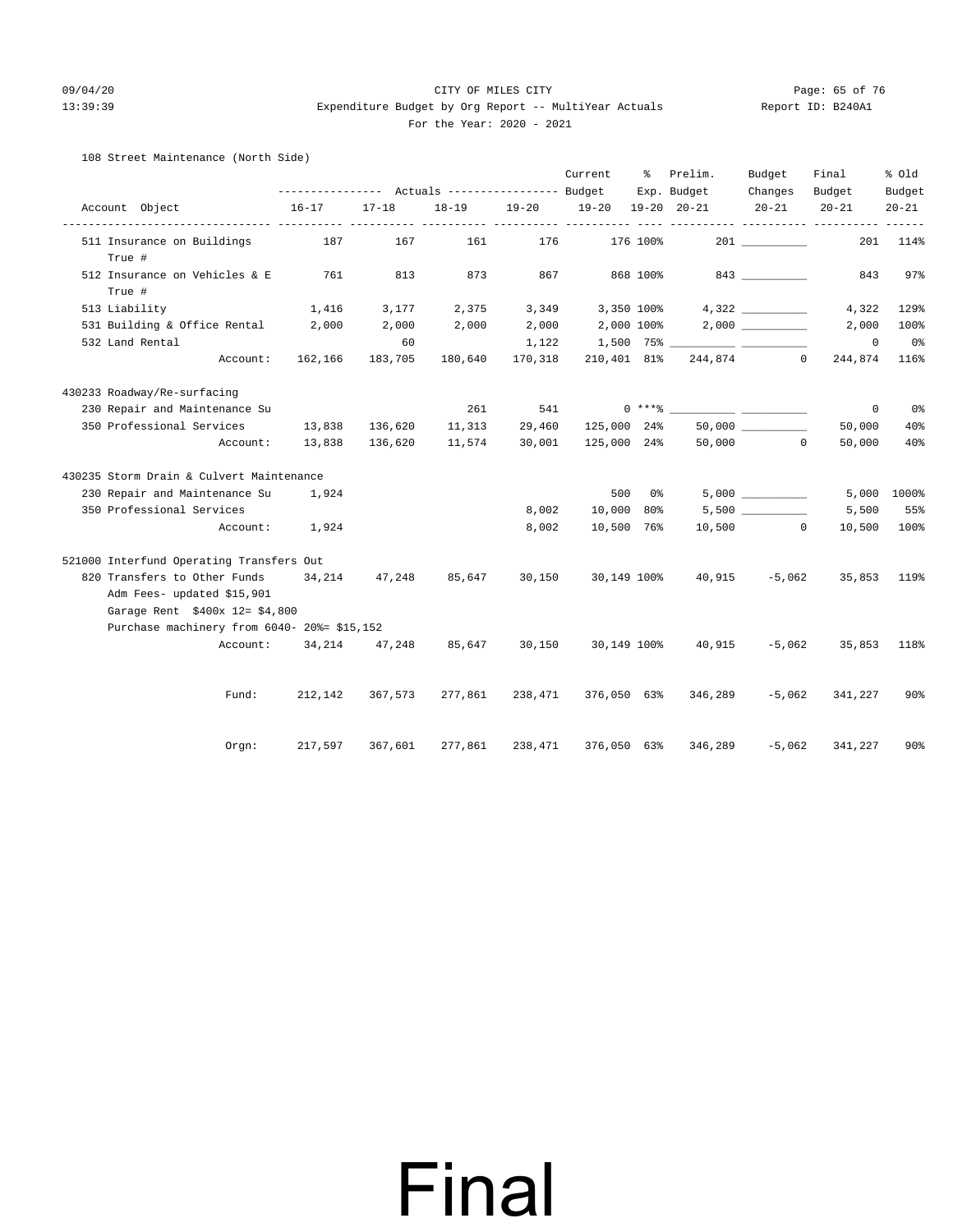CITY OF MILES CITY

Expenditure Budget by Org Report -- MultiYear Actuals

For the Year: 2020 - 2021

108 Street Maintenance (North Side)

| Account Object | Actuals 16-17 | Actuals 17-18 | Actuals 18-19 | Actuals 19-20 | Current Budget 19-20 | % Exp. 19-20 | Prelim. Budget 20-21 | Budget Changes 20-21 | Final Budget 20-21 | % Old Budget 20-21 |
|---|---|---|---|---|---|---|---|---|---|---|
| 511 Insurance on Buildings True # | 187 | 167 | 161 | 176 | 176 | 100% | 201 | __________ | 201 | 114% |
| 512 Insurance on Vehicles & E True # | 761 | 813 | 873 | 867 | 868 | 100% | 843 | __________ | 843 | 97% |
| 513 Liability | 1,416 | 3,177 | 2,375 | 3,349 | 3,350 | 100% | 4,322 | __________ | 4,322 | 129% |
| 531 Building & Office Rental | 2,000 | 2,000 | 2,000 | 2,000 | 2,000 | 100% | 2,000 | __________ | 2,000 | 100% |
| 532 Land Rental | | 60 | | 1,122 | 1,500 | 75% | __________ | __________ | 0 | 0% |
| Account: | 162,166 | 183,705 | 180,640 | 170,318 | 210,401 | 81% | 244,874 | 0 | 244,874 | 116% |
| **430233 Roadway/Re-surfacing** | | | | | | | | | | |
| 230 Repair and Maintenance Su | | | 261 | 541 | 0 | ***% | __________ | __________ | 0 | 0% |
| 350 Professional Services | 13,838 | 136,620 | 11,313 | 29,460 | 125,000 | 24% | 50,000 | __________ | 50,000 | 40% |
| Account: | 13,838 | 136,620 | 11,574 | 30,001 | 125,000 | 24% | 50,000 | 0 | 50,000 | 40% |
| **430235 Storm Drain & Culvert Maintenance** | | | | | | | | | | |
| 230 Repair and Maintenance Su | 1,924 | | | | 500 | 0% | 5,000 | __________ | 5,000 | 1000% |
| 350 Professional Services | | | | 8,002 | 10,000 | 80% | 5,500 | __________ | 5,500 | 55% |
| Account: | 1,924 | | | 8,002 | 10,500 | 76% | 10,500 | 0 | 10,500 | 100% |
| **521000 Interfund Operating Transfers Out** | | | | | | | | | | |
| 820 Transfers to Other Funds<br>Adm Fees- updated $15,901<br>Garage Rent $400x 12= $4,800<br>Purchase machinery from 6040- 20%= $15,152 | 34,214 | 47,248 | 85,647 | 30,150 | 30,149 | 100% | 40,915 | -5,062 | 35,853 | 119% |
| Account: | 34,214 | 47,248 | 85,647 | 30,150 | 30,149 | 100% | 40,915 | -5,062 | 35,853 | 118% |
| Fund: | 212,142 | 367,573 | 277,861 | 238,471 | 376,050 | 63% | 346,289 | -5,062 | 341,227 | 90% |
| Orgn: | 217,597 | 367,601 | 277,861 | 238,471 | 376,050 | 63% | 346,289 | -5,062 | 341,227 | 90% |

# Final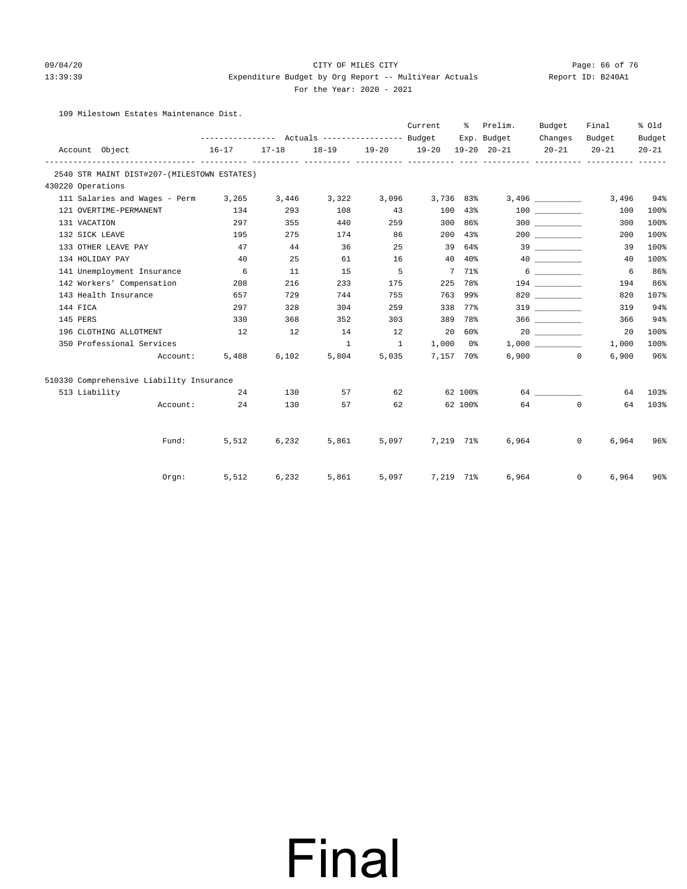CITY OF MILES CITY

Expenditure Budget by Org Report -- MultiYear Actuals

For the Year: 2020 - 2021

109 Milestown Estates Maintenance Dist.

| Account Object | Actuals 16-17 | Actuals 17-18 | Actuals 18-19 | Actuals 19-20 | Current Budget 19-20 | % Exp. 19-20 | Prelim. Budget 20-21 | Budget Changes 20-21 | Final Budget 20-21 | % Old Budget 20-21 |
|---|---|---|---|---|---|---|---|---|---|---|
| **2540 STR MAINT DIST#207-(MILESTOWN ESTATES)** | | | | | | | | | | |
| **430220 Operations** | | | | | | | | | | |
| 111 Salaries and Wages - Perm | 3,265 | 3,446 | 3,322 | 3,096 | 3,736 | 83% | 3,496 | ___________ | 3,496 | 94% |
| 121 OVERTIME-PERMANENT | 134 | 293 | 108 | 43 | 100 | 43% | 100 | ___________ | 100 | 100% |
| 131 VACATION | 297 | 355 | 440 | 259 | 300 | 86% | 300 | ___________ | 300 | 100% |
| 132 SICK LEAVE | 195 | 275 | 174 | 86 | 200 | 43% | 200 | ___________ | 200 | 100% |
| 133 OTHER LEAVE PAY | 47 | 44 | 36 | 25 | 39 | 64% | 39 | ___________ | 39 | 100% |
| 134 HOLIDAY PAY | 40 | 25 | 61 | 16 | 40 | 40% | 40 | ___________ | 40 | 100% |
| 141 Unemployment Insurance | 6 | 11 | 15 | 5 | 7 | 71% | 6 | ___________ | 6 | 86% |
| 142 Workers' Compensation | 208 | 216 | 233 | 175 | 225 | 78% | 194 | ___________ | 194 | 86% |
| 143 Health Insurance | 657 | 729 | 744 | 755 | 763 | 99% | 820 | ___________ | 820 | 107% |
| 144 FICA | 297 | 328 | 304 | 259 | 338 | 77% | 319 | ___________ | 319 | 94% |
| 145 PERS | 330 | 368 | 352 | 303 | 389 | 78% | 366 | ___________ | 366 | 94% |
| 196 CLOTHING ALLOTMENT | 12 | 12 | 14 | 12 | 20 | 60% | 20 | ___________ | 20 | 100% |
| 350 Professional Services | | | 1 | 1 | 1,000 | 0% | 1,000 | ___________ | 1,000 | 100% |
| Account: | 5,488 | 6,102 | 5,804 | 5,035 | 7,157 | 70% | 6,900 | 0 | 6,900 | 96% |
| **510330 Comprehensive Liability Insurance** | | | | | | | | | | |
| 513 Liability | 24 | 130 | 57 | 62 | 62 | 100% | 64 | ___________ | 64 | 103% |
| Account: | 24 | 130 | 57 | 62 | 62 | 100% | 64 | 0 | 64 | 103% |
| Fund: | 5,512 | 6,232 | 5,861 | 5,097 | 7,219 | 71% | 6,964 | 0 | 6,964 | 96% |
| Orgn: | 5,512 | 6,232 | 5,861 | 5,097 | 7,219 | 71% | 6,964 | 0 | 6,964 | 96% |

Final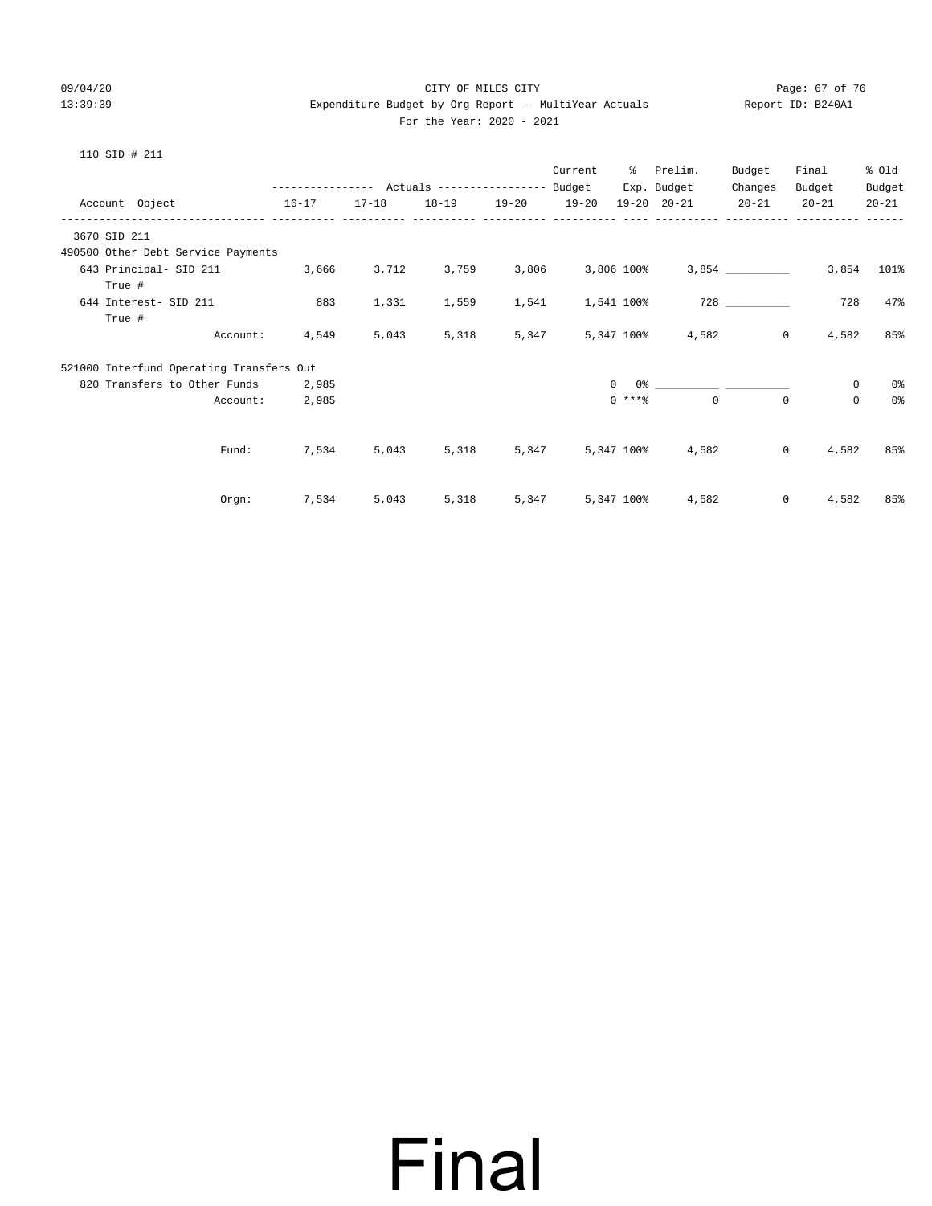CITY OF MILES CITY

Expenditure Budget by Org Report -- MultiYear Actuals

For the Year: 2020 - 2021

110 SID # 211

| Account Object | Actuals 16-17 | Actuals 17-18 | Actuals 18-19 | Actuals 19-20 | Current Budget 19-20 | % Exp. 19-20 | Prelim. Budget 20-21 | Budget Changes 20-21 | Final Budget 20-21 | % Old Budget 20-21 |
|---|---|---|---|---|---|---|---|---|---|---|
| 3670 SID 211 | | | | | | | | | | |
| 490500 Other Debt Service Payments | | | | | | | | | | |
| 643 Principal- SID 211 True # | 3,666 | 3,712 | 3,759 | 3,806 | 3,806 | 100% | 3,854 | __________ | 3,854 | 101% |
| 644 Interest- SID 211 True # | 883 | 1,331 | 1,559 | 1,541 | 1,541 | 100% | 728 | __________ | 728 | 47% |
| Account: | 4,549 | 5,043 | 5,318 | 5,347 | 5,347 | 100% | 4,582 | 0 | 4,582 | 85% |
| 521000 Interfund Operating Transfers Out | | | | | | | | | | |
| 820 Transfers to Other Funds | 2,985 | | | | 0 | 0% | __________ | __________ | 0 | 0% |
| Account: | 2,985 | | | | 0 | ***% | 0 | 0 | 0 | 0% |
| Fund: | 7,534 | 5,043 | 5,318 | 5,347 | 5,347 | 100% | 4,582 | 0 | 4,582 | 85% |
| Orgn: | 7,534 | 5,043 | 5,318 | 5,347 | 5,347 | 100% | 4,582 | 0 | 4,582 | 85% |

Final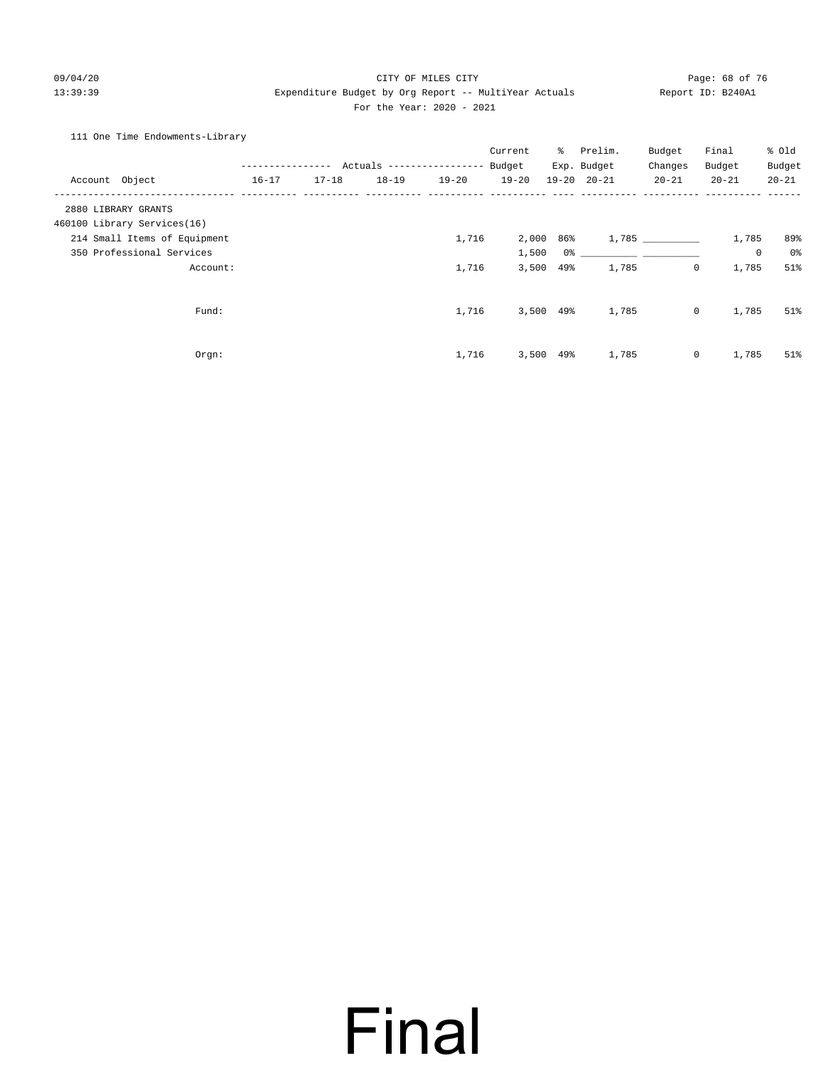CITY OF MILES CITY

Expenditure Budget by Org Report -- MultiYear Actuals

For the Year: 2020 - 2021

111 One Time Endowments-Library

| Account Object | Actuals 16-17 | Actuals 17-18 | Actuals 18-19 | Actuals 19-20 | Current Budget 19-20 | % Exp. 19-20 | Prelim. Budget 20-21 | Budget Changes 20-21 | Final Budget 20-21 | % Old Budget 20-21 |
|---|---|---|---|---|---|---|---|---|---|---|
| 2880 LIBRARY GRANTS | | | | | | | | | | |
| 460100 Library Services(16) | | | | | | | | | | |
| 214 Small Items of Equipment | | | | 1,716 | 2,000 | 86% | 1,785 | __________ | 1,785 | 89% |
| 350 Professional Services | | | | | 1,500 | 0% | __________ | __________ | 0 | 0% |
| Account: | | | | 1,716 | 3,500 | 49% | 1,785 | 0 | 1,785 | 51% |
| Fund: | | | | 1,716 | 3,500 | 49% | 1,785 | 0 | 1,785 | 51% |
| Orgn: | | | | 1,716 | 3,500 | 49% | 1,785 | 0 | 1,785 | 51% |

Final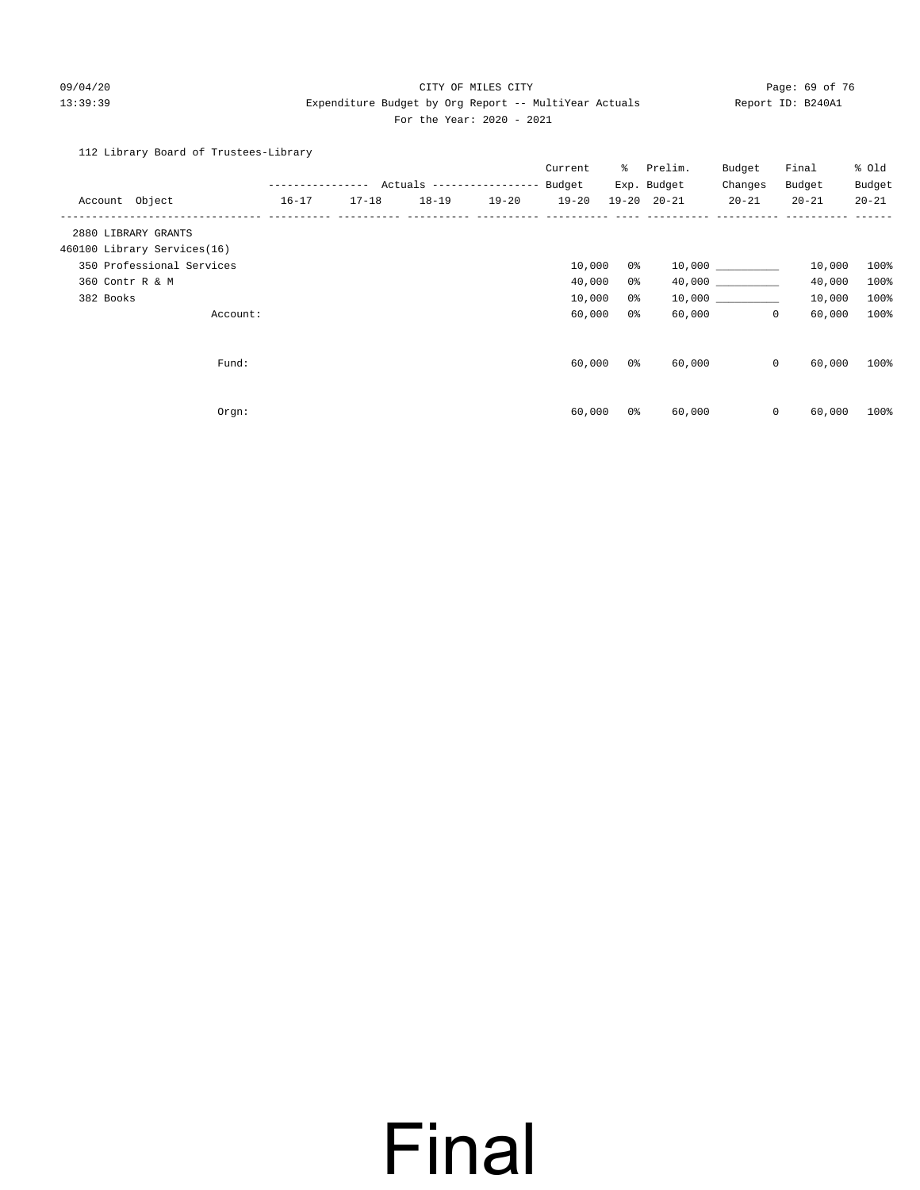CITY OF MILES CITY

Expenditure Budget by Org Report -- MultiYear Actuals

For the Year: 2020 - 2021

112 Library Board of Trustees-Library

| Account Object | Actuals 16-17 | Actuals 17-18 | Actuals 18-19 | Actuals 19-20 | Current Budget 19-20 | % Exp. 19-20 | Prelim. Budget 20-21 | Budget Changes 20-21 | Final Budget 20-21 | % Old Budget 20-21 |
|---|---|---|---|---|---|---|---|---|---|---|
| 2880 LIBRARY GRANTS | | | | | | | | | | |
| 460100 Library Services(16) | | | | | | | | | | |
| 350 Professional Services | | | | | 10,000 | 0% | 10,000 | __________ | 10,000 | 100% |
| 360 Contr R & M | | | | | 40,000 | 0% | 40,000 | __________ | 40,000 | 100% |
| 382 Books | | | | | 10,000 | 0% | 10,000 | __________ | 10,000 | 100% |
| Account: | | | | | 60,000 | 0% | 60,000 | 0 | 60,000 | 100% |
| Fund: | | | | | 60,000 | 0% | 60,000 | 0 | 60,000 | 100% |
| Orgn: | | | | | 60,000 | 0% | 60,000 | 0 | 60,000 | 100% |

Final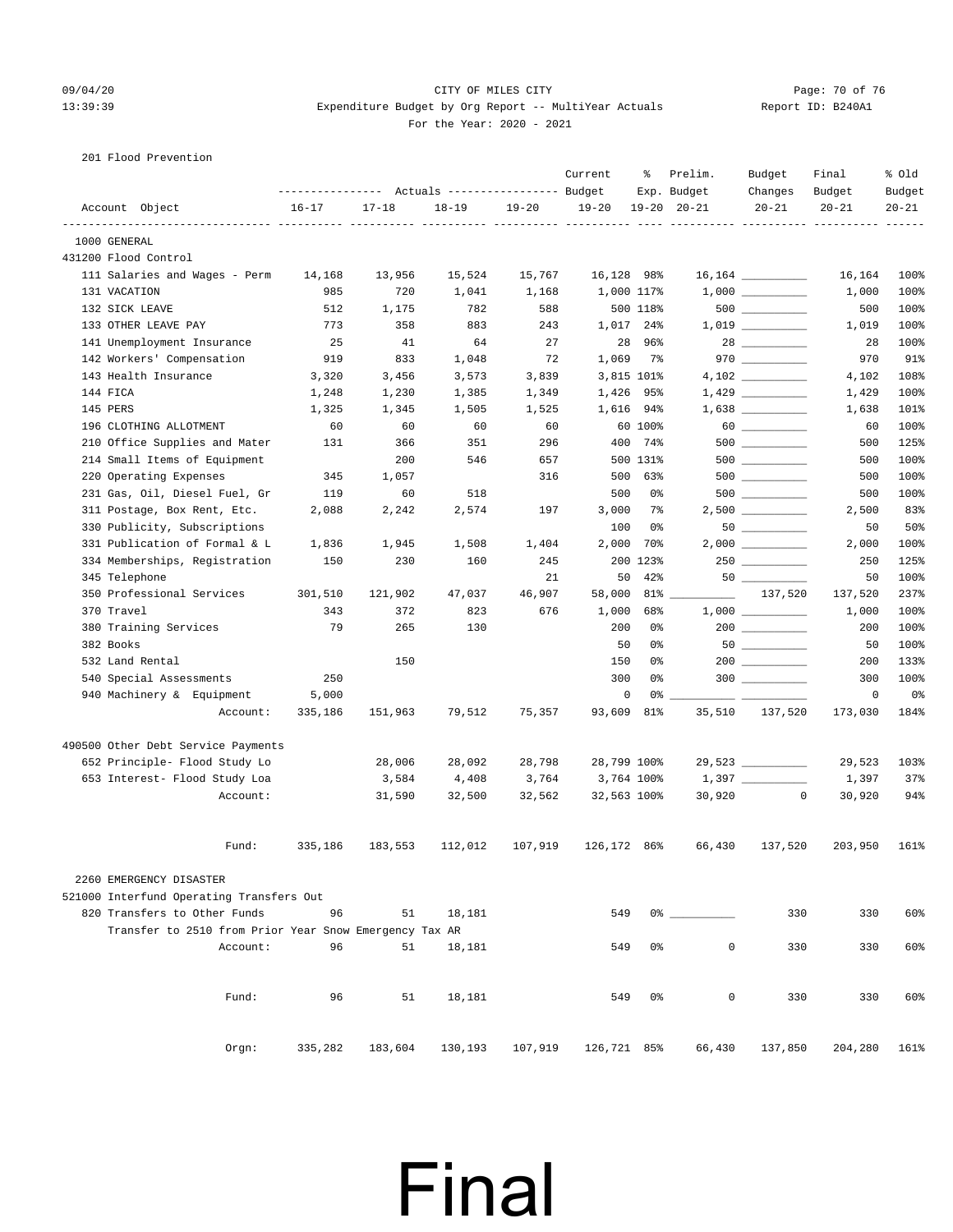CITY OF MILES CITY

Expenditure Budget by Org Report -- MultiYear Actuals

For the Year: 2020 - 2021

Report ID: B240A1

09/04/20
13:39:39

201 Flood Prevention

| Account Object | Actuals 16-17 | Actuals 17-18 | Actuals 18-19 | Actuals 19-20 | Current Budget 19-20 | % Exp. 19-20 | Prelim. Budget 20-21 | Budget Changes 20-21 | Final Budget 20-21 | % Old Budget 20-21 |
|---|---|---|---|---|---|---|---|---|---|---|
| 1000 GENERAL | | | | | | | | | | |
| 431200 Flood Control | | | | | | | | | | |
| 111 Salaries and Wages - Perm | 14,168 | 13,956 | 15,524 | 15,767 | 16,128 | 98% | 16,164 | __________ | 16,164 | 100% |
| 131 VACATION | 985 | 720 | 1,041 | 1,168 | 1,000 | 117% | 1,000 | __________ | 1,000 | 100% |
| 132 SICK LEAVE | 512 | 1,175 | 782 | 588 | 500 | 118% | 500 | __________ | 500 | 100% |
| 133 OTHER LEAVE PAY | 773 | 358 | 883 | 243 | 1,017 | 24% | 1,019 | __________ | 1,019 | 100% |
| 141 Unemployment Insurance | 25 | 41 | 64 | 27 | 28 | 96% | 28 | __________ | 28 | 100% |
| 142 Workers' Compensation | 919 | 833 | 1,048 | 72 | 1,069 | 7% | 970 | __________ | 970 | 91% |
| 143 Health Insurance | 3,320 | 3,456 | 3,573 | 3,839 | 3,815 | 101% | 4,102 | __________ | 4,102 | 108% |
| 144 FICA | 1,248 | 1,230 | 1,385 | 1,349 | 1,426 | 95% | 1,429 | __________ | 1,429 | 100% |
| 145 PERS | 1,325 | 1,345 | 1,505 | 1,525 | 1,616 | 94% | 1,638 | __________ | 1,638 | 101% |
| 196 CLOTHING ALLOTMENT | 60 | 60 | 60 | 60 | 60 | 100% | 60 | __________ | 60 | 100% |
| 210 Office Supplies and Mater | 131 | 366 | 351 | 296 | 400 | 74% | 500 | __________ | 500 | 125% |
| 214 Small Items of Equipment | | 200 | 546 | 657 | 500 | 131% | 500 | __________ | 500 | 100% |
| 220 Operating Expenses | 345 | 1,057 | | 316 | 500 | 63% | 500 | __________ | 500 | 100% |
| 231 Gas, Oil, Diesel Fuel, Gr | 119 | 60 | 518 | | 500 | 0% | 500 | __________ | 500 | 100% |
| 311 Postage, Box Rent, Etc. | 2,088 | 2,242 | 2,574 | 197 | 3,000 | 7% | 2,500 | __________ | 2,500 | 83% |
| 330 Publicity, Subscriptions | | | | | 100 | 0% | 50 | __________ | 50 | 50% |
| 331 Publication of Formal & L | 1,836 | 1,945 | 1,508 | 1,404 | 2,000 | 70% | 2,000 | __________ | 2,000 | 100% |
| 334 Memberships, Registration | 150 | 230 | 160 | 245 | 200 | 123% | 250 | __________ | 250 | 125% |
| 345 Telephone | | | | 21 | 50 | 42% | 50 | __________ | 50 | 100% |
| 350 Professional Services | 301,510 | 121,902 | 47,037 | 46,907 | 58,000 | 81% | __________ | 137,520 | 137,520 | 237% |
| 370 Travel | 343 | 372 | 823 | 676 | 1,000 | 68% | 1,000 | __________ | 1,000 | 100% |
| 380 Training Services | 79 | 265 | 130 | | 200 | 0% | 200 | __________ | 200 | 100% |
| 382 Books | | | | | 50 | 0% | 50 | __________ | 50 | 100% |
| 532 Land Rental | | 150 | | | 150 | 0% | 200 | __________ | 200 | 133% |
| 540 Special Assessments | 250 | | | | 300 | 0% | 300 | __________ | 300 | 100% |
| 940 Machinery & Equipment | 5,000 | | | | 0 | 0% | __________ | __________ | 0 | 0% |
| Account: | 335,186 | 151,963 | 79,512 | 75,357 | 93,609 | 81% | 35,510 | 137,520 | 173,030 | 184% |
| 490500 Other Debt Service Payments | | | | | | | | | | |
| 652 Principle- Flood Study Lo | | 28,006 | 28,092 | 28,798 | 28,799 | 100% | 29,523 | __________ | 29,523 | 103% |
| 653 Interest- Flood Study Loa | | 3,584 | 4,408 | 3,764 | 3,764 | 100% | 1,397 | __________ | 1,397 | 37% |
| Account: | | 31,590 | 32,500 | 32,562 | 32,563 | 100% | 30,920 | 0 | 30,920 | 94% |
| Fund: | 335,186 | 183,553 | 112,012 | 107,919 | 126,172 | 86% | 66,430 | 137,520 | 203,950 | 161% |
| 2260 EMERGENCY DISASTER | | | | | | | | | | |
| 521000 Interfund Operating Transfers Out | | | | | | | | | | |
| 820 Transfers to Other Funds | 96 | 51 | 18,181 | | 549 | 0% | __________ | 330 | 330 | 60% |
| Transfer to 2510 from Prior Year Snow Emergency Tax AR | | | | | | | | | | |
| Account: | 96 | 51 | 18,181 | | 549 | 0% | 0 | 330 | 330 | 60% |
| Fund: | 96 | 51 | 18,181 | | 549 | 0% | 0 | 330 | 330 | 60% |
| Orgn: | 335,282 | 183,604 | 130,193 | 107,919 | 126,721 | 85% | 66,430 | 137,850 | 204,280 | 161% |

# Final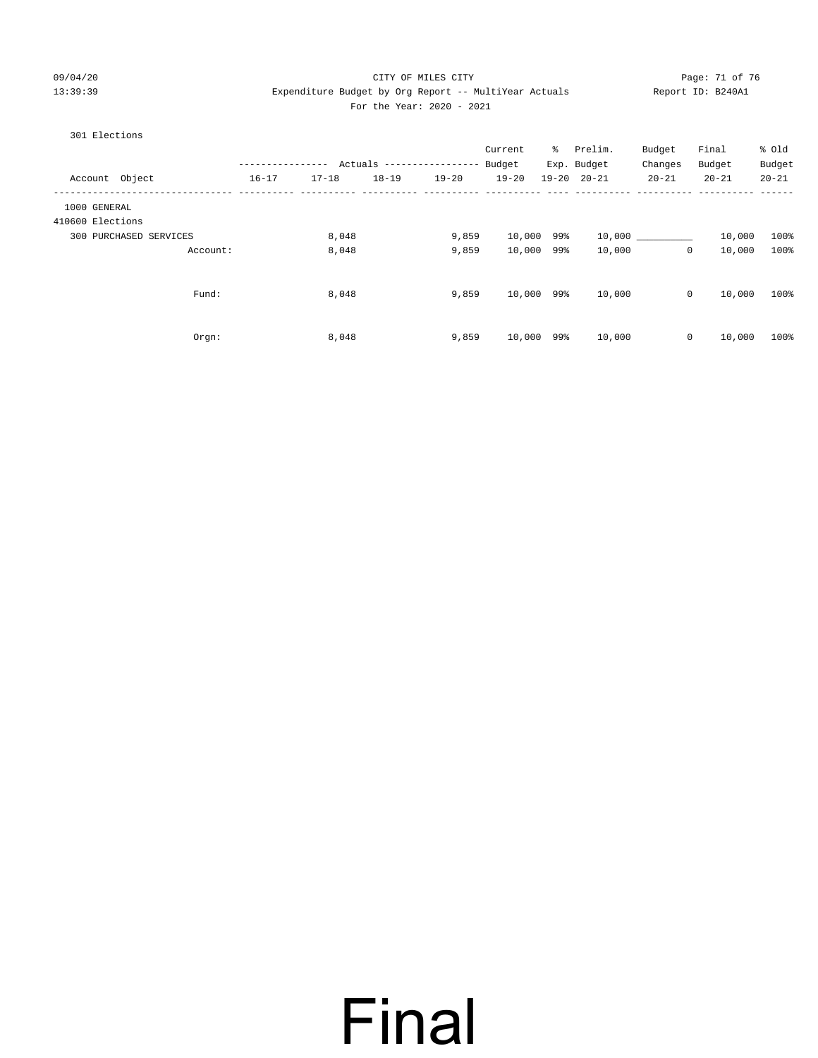CITY OF MILES CITY

Expenditure Budget by Org Report -- MultiYear Actuals

For the Year: 2020 - 2021

301 Elections

| Account Object | Actuals 16-17 | Actuals 17-18 | Actuals 18-19 | Actuals 19-20 | Current Budget 19-20 | % Exp. 19-20 | Prelim. Budget 20-21 | Budget Changes 20-21 | Final Budget 20-21 | % Old Budget 20-21 |
|---|---|---|---|---|---|---|---|---|---|---|
| 1000 GENERAL | | | | | | | | | | |
| 410600 Elections | | | | | | | | | | |
| 300 PURCHASED SERVICES | | 8,048 | | 9,859 | 10,000 | 99% | 10,000 | __________ | 10,000 | 100% |
| Account: | | 8,048 | | 9,859 | 10,000 | 99% | 10,000 | 0 | 10,000 | 100% |
| Fund: | | 8,048 | | 9,859 | 10,000 | 99% | 10,000 | 0 | 10,000 | 100% |
| Orgn: | | 8,048 | | 9,859 | 10,000 | 99% | 10,000 | 0 | 10,000 | 100% |

# Final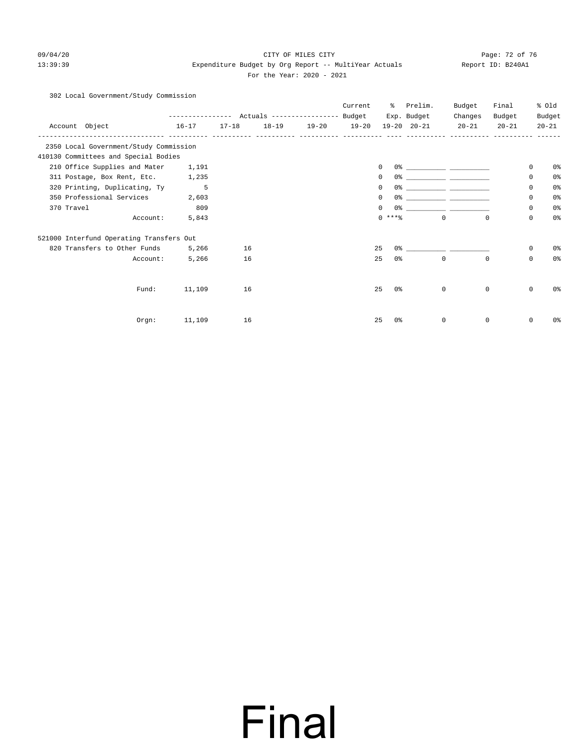CITY OF MILES CITY

Expenditure Budget by Org Report -- MultiYear Actuals

For the Year: 2020 - 2021

09/04/20 13:39:39 Report ID: B240A1

302 Local Government/Study Commission

| Account Object | Actuals 16-17 | Actuals 17-18 | Actuals 18-19 | Actuals 19-20 | Current Budget 19-20 | % Exp. 19-20 | Prelim. Budget 20-21 | Budget Changes 20-21 | Final Budget 20-21 | % Old Budget 20-21 |
|---|---|---|---|---|---|---|---|---|---|---|
| **2350 Local Government/Study Commission** | | | | | | | | | | |
| **410130 Committees and Special Bodies** | | | | | | | | | | |
| 210 Office Supplies and Mater | 1,191 | | | | 0 | 0% | ___________ | ___________ | 0 | 0% |
| 311 Postage, Box Rent, Etc. | 1,235 | | | | 0 | 0% | ___________ | ___________ | 0 | 0% |
| 320 Printing, Duplicating, Ty | 5 | | | | 0 | 0% | ___________ | ___________ | 0 | 0% |
| 350 Professional Services | 2,603 | | | | 0 | 0% | ___________ | ___________ | 0 | 0% |
| 370 Travel | 809 | | | | 0 | 0% | ___________ | ___________ | 0 | 0% |
| Account: | 5,843 | | | | 0 | ***% | 0 | 0 | 0 | 0% |
| **521000 Interfund Operating Transfers Out** | | | | | | | | | | |
| 820 Transfers to Other Funds | 5,266 | 16 | | | 25 | 0% | ___________ | ___________ | 0 | 0% |
| Account: | 5,266 | 16 | | | 25 | 0% | 0 | 0 | 0 | 0% |
| Fund: | 11,109 | 16 | | | 25 | 0% | 0 | 0 | 0 | 0% |
| Orgn: | 11,109 | 16 | | | 25 | 0% | 0 | 0 | 0 | 0% |

# Final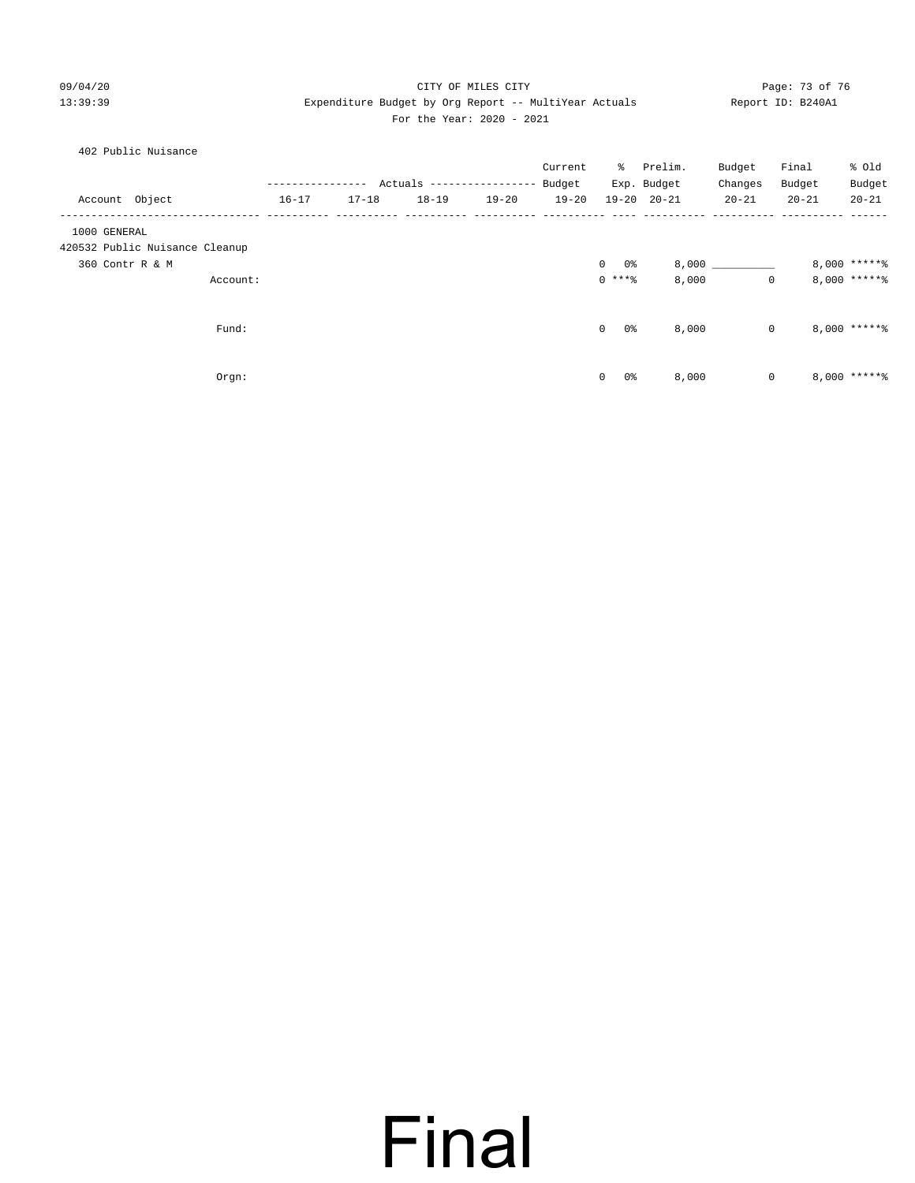CITY OF MILES CITY

Expenditure Budget by Org Report -- MultiYear Actuals

For the Year: 2020 - 2021

402 Public Nuisance

| Account Object | Actuals 16-17 | Actuals 17-18 | Actuals 18-19 | Actuals 19-20 | Current Budget 19-20 | % Exp. 19-20 | Prelim. Budget 20-21 | Budget Changes 20-21 | Final Budget 20-21 | % Old Budget 20-21 |
|---|---|---|---|---|---|---|---|---|---|---|
| 1000 GENERAL | | | | | | | | | | |
| 420532 Public Nuisance Cleanup | | | | | | | | | | |
| 360 Contr R & M | | | | | 0 | 0% | 8,000 | __________ | 8,000 | *****% |
| Account: | | | | | 0 | ***% | 8,000 | 0 | 8,000 | *****% |
| Fund: | | | | | 0 | 0% | 8,000 | 0 | 8,000 | *****% |
| Orgn: | | | | | 0 | 0% | 8,000 | 0 | 8,000 | *****% |

# Final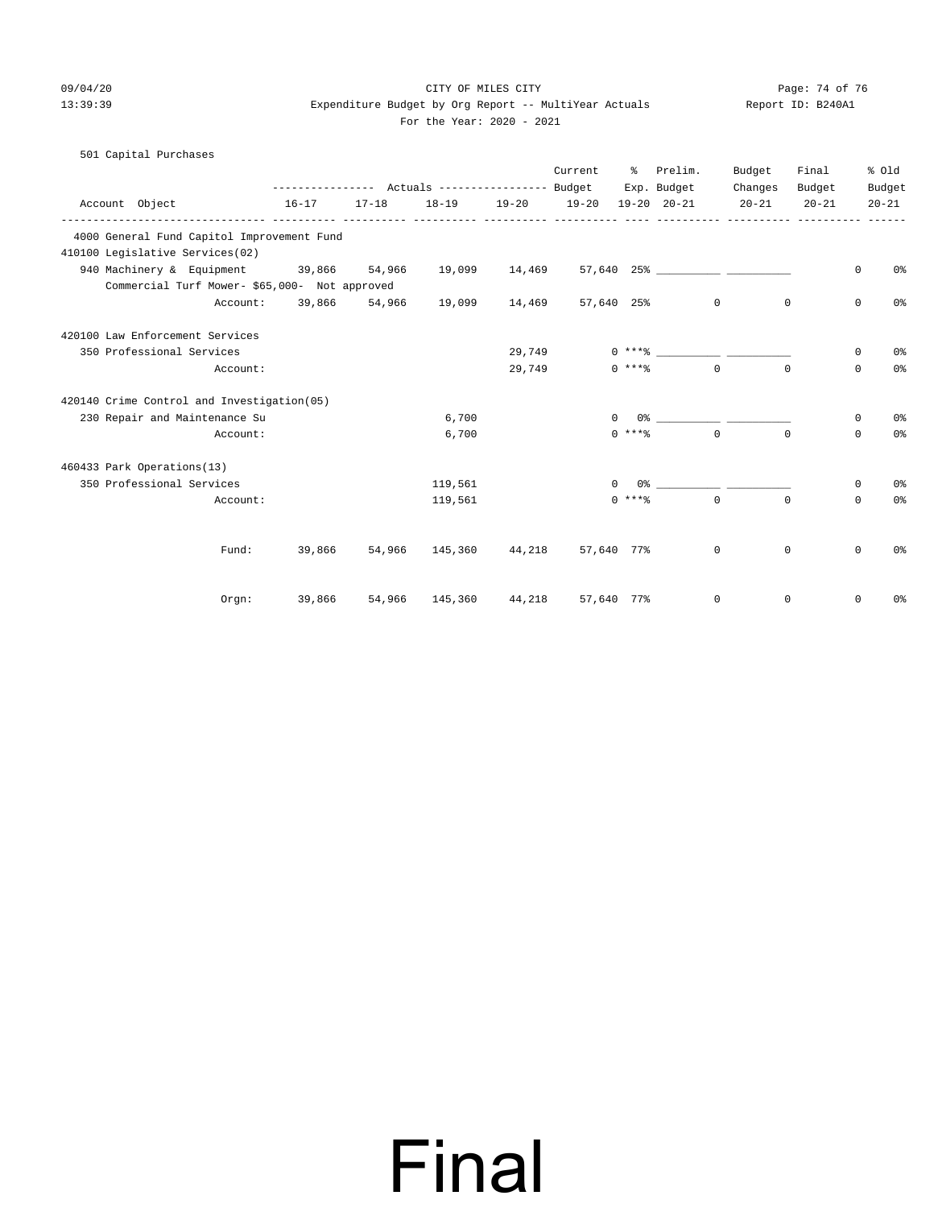CITY OF MILES CITY

Expenditure Budget by Org Report -- MultiYear Actuals

For the Year: 2020 - 2021

501 Capital Purchases

| Account Object | Actuals 16-17 | Actuals 17-18 | Actuals 18-19 | Actuals 19-20 | Current Budget 19-20 | % Exp. 19-20 | Prelim. Budget 20-21 | Budget Changes 20-21 | Final Budget 20-21 | % Old Budget 20-21 |
|---|---|---|---|---|---|---|---|---|---|---|
| **4000 General Fund Capitol Improvement Fund** | | | | | | | | | | |
| **410100 Legislative Services(02)** | | | | | | | | | | |
| 940 Machinery & Equipment | 39,866 | 54,966 | 19,099 | 14,469 | 57,640 | 25% | __________ | __________ | 0 | 0% |
| Commercial Turf Mower- $65,000- Not approved | | | | | | | | | | |
| Account: | 39,866 | 54,966 | 19,099 | 14,469 | 57,640 | 25% | 0 | 0 | 0 | 0% |
| **420100 Law Enforcement Services** | | | | | | | | | | |
| 350 Professional Services | | | | 29,749 | 0 | ***% | __________ | __________ | 0 | 0% |
| Account: | | | | 29,749 | 0 | ***% | 0 | 0 | 0 | 0% |
| **420140 Crime Control and Investigation(05)** | | | | | | | | | | |
| 230 Repair and Maintenance Su | | | 6,700 | | 0 | 0% | __________ | __________ | 0 | 0% |
| Account: | | | 6,700 | | 0 | ***% | 0 | 0 | 0 | 0% |
| **460433 Park Operations(13)** | | | | | | | | | | |
| 350 Professional Services | | | 119,561 | | 0 | 0% | __________ | __________ | 0 | 0% |
| Account: | | | 119,561 | | 0 | ***% | 0 | 0 | 0 | 0% |
| Fund: | 39,866 | 54,966 | 145,360 | 44,218 | 57,640 | 77% | 0 | 0 | 0 | 0% |
| Orgn: | 39,866 | 54,966 | 145,360 | 44,218 | 57,640 | 77% | 0 | 0 | 0 | 0% |

Final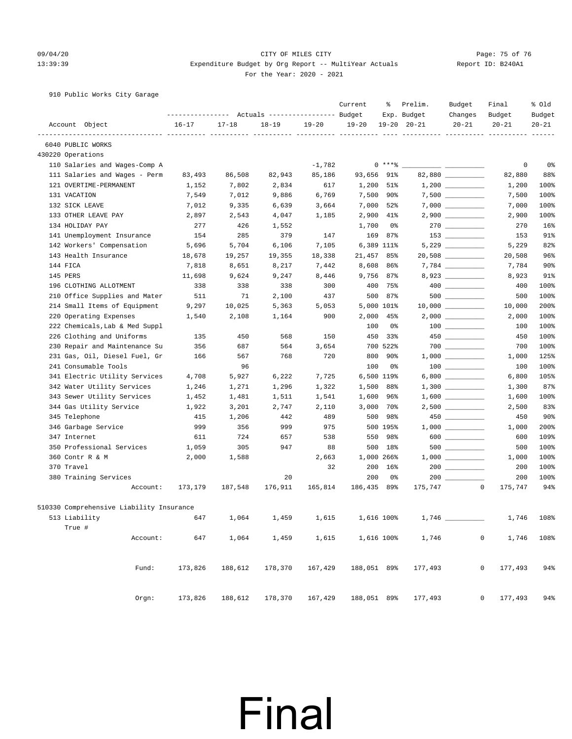CITY OF MILES CITY

Expenditure Budget by Org Report -- MultiYear Actuals

For the Year: 2020 - 2021

09/04/20 13:39:39 — Report ID: B240A1

## 910 Public Works City Garage

| Account Object | Actuals 16-17 | Actuals 17-18 | Actuals 18-19 | Actuals 19-20 | Current Budget 19-20 | % Exp. 19-20 | Prelim. Budget 20-21 | Budget Changes 20-21 | Final Budget 20-21 | % Old Budget 20-21 |
|---|---|---|---|---|---|---|---|---|---|---|
| **6040 PUBLIC WORKS** | | | | | | | | | | |
| **430220 Operations** | | | | | | | | | | |
| 110 Salaries and Wages-Comp A | | | | -1,782 | 0 | ***% | | | 0 | 0% |
| 111 Salaries and Wages - Perm | 83,493 | 86,508 | 82,943 | 85,186 | 93,656 | 91% | 82,880 | | 82,880 | 88% |
| 121 OVERTIME-PERMANENT | 1,152 | 7,802 | 2,834 | 617 | 1,200 | 51% | 1,200 | | 1,200 | 100% |
| 131 VACATION | 7,549 | 7,012 | 9,886 | 6,769 | 7,500 | 90% | 7,500 | | 7,500 | 100% |
| 132 SICK LEAVE | 7,012 | 9,335 | 6,639 | 3,664 | 7,000 | 52% | 7,000 | | 7,000 | 100% |
| 133 OTHER LEAVE PAY | 2,897 | 2,543 | 4,047 | 1,185 | 2,900 | 41% | 2,900 | | 2,900 | 100% |
| 134 HOLIDAY PAY | 277 | 426 | 1,552 | | 1,700 | 0% | 270 | | 270 | 16% |
| 141 Unemployment Insurance | 154 | 285 | 379 | 147 | 169 | 87% | 153 | | 153 | 91% |
| 142 Workers' Compensation | 5,696 | 5,704 | 6,106 | 7,105 | 6,389 | 111% | 5,229 | | 5,229 | 82% |
| 143 Health Insurance | 18,678 | 19,257 | 19,355 | 18,338 | 21,457 | 85% | 20,508 | | 20,508 | 96% |
| 144 FICA | 7,818 | 8,651 | 8,217 | 7,442 | 8,608 | 86% | 7,784 | | 7,784 | 90% |
| 145 PERS | 11,698 | 9,624 | 9,247 | 8,446 | 9,756 | 87% | 8,923 | | 8,923 | 91% |
| 196 CLOTHING ALLOTMENT | 338 | 338 | 338 | 300 | 400 | 75% | 400 | | 400 | 100% |
| 210 Office Supplies and Mater | 511 | 71 | 2,100 | 437 | 500 | 87% | 500 | | 500 | 100% |
| 214 Small Items of Equipment | 9,297 | 10,025 | 5,363 | 5,053 | 5,000 | 101% | 10,000 | | 10,000 | 200% |
| 220 Operating Expenses | 1,540 | 2,108 | 1,164 | 900 | 2,000 | 45% | 2,000 | | 2,000 | 100% |
| 222 Chemicals,Lab & Med Suppl | | | | | 100 | 0% | 100 | | 100 | 100% |
| 226 Clothing and Uniforms | 135 | 450 | 568 | 150 | 450 | 33% | 450 | | 450 | 100% |
| 230 Repair and Maintenance Su | 356 | 687 | 564 | 3,654 | 700 | 522% | 700 | | 700 | 100% |
| 231 Gas, Oil, Diesel Fuel, Gr | 166 | 567 | 768 | 720 | 800 | 90% | 1,000 | | 1,000 | 125% |
| 241 Consumable Tools | | 96 | | | 100 | 0% | 100 | | 100 | 100% |
| 341 Electric Utility Services | 4,708 | 5,927 | 6,222 | 7,725 | 6,500 | 119% | 6,800 | | 6,800 | 105% |
| 342 Water Utility Services | 1,246 | 1,271 | 1,296 | 1,322 | 1,500 | 88% | 1,300 | | 1,300 | 87% |
| 343 Sewer Utility Services | 1,452 | 1,481 | 1,511 | 1,541 | 1,600 | 96% | 1,600 | | 1,600 | 100% |
| 344 Gas Utility Service | 1,922 | 3,201 | 2,747 | 2,110 | 3,000 | 70% | 2,500 | | 2,500 | 83% |
| 345 Telephone | 415 | 1,206 | 442 | 489 | 500 | 98% | 450 | | 450 | 90% |
| 346 Garbage Service | 999 | 356 | 999 | 975 | 500 | 195% | 1,000 | | 1,000 | 200% |
| 347 Internet | 611 | 724 | 657 | 538 | 550 | 98% | 600 | | 600 | 109% |
| 350 Professional Services | 1,059 | 305 | 947 | 88 | 500 | 18% | 500 | | 500 | 100% |
| 360 Contr R & M | 2,000 | 1,588 | | 2,663 | 1,000 | 266% | 1,000 | | 1,000 | 100% |
| 370 Travel | | | | 32 | 200 | 16% | 200 | | 200 | 100% |
| 380 Training Services | | | 20 | | 200 | 0% | 200 | | 200 | 100% |
| Account: | 173,179 | 187,548 | 176,911 | 165,814 | 186,435 | 89% | 175,747 | 0 | 175,747 | 94% |
| **510330 Comprehensive Liability Insurance** | | | | | | | | | | |
| 513 Liability True # | 647 | 1,064 | 1,459 | 1,615 | 1,616 | 100% | 1,746 | | 1,746 | 108% |
| Account: | 647 | 1,064 | 1,459 | 1,615 | 1,616 | 100% | 1,746 | 0 | 1,746 | 108% |
| Fund: | 173,826 | 188,612 | 178,370 | 167,429 | 188,051 | 89% | 177,493 | 0 | 177,493 | 94% |
| Orgn: | 173,826 | 188,612 | 178,370 | 167,429 | 188,051 | 89% | 177,493 | 0 | 177,493 | 94% |

# Final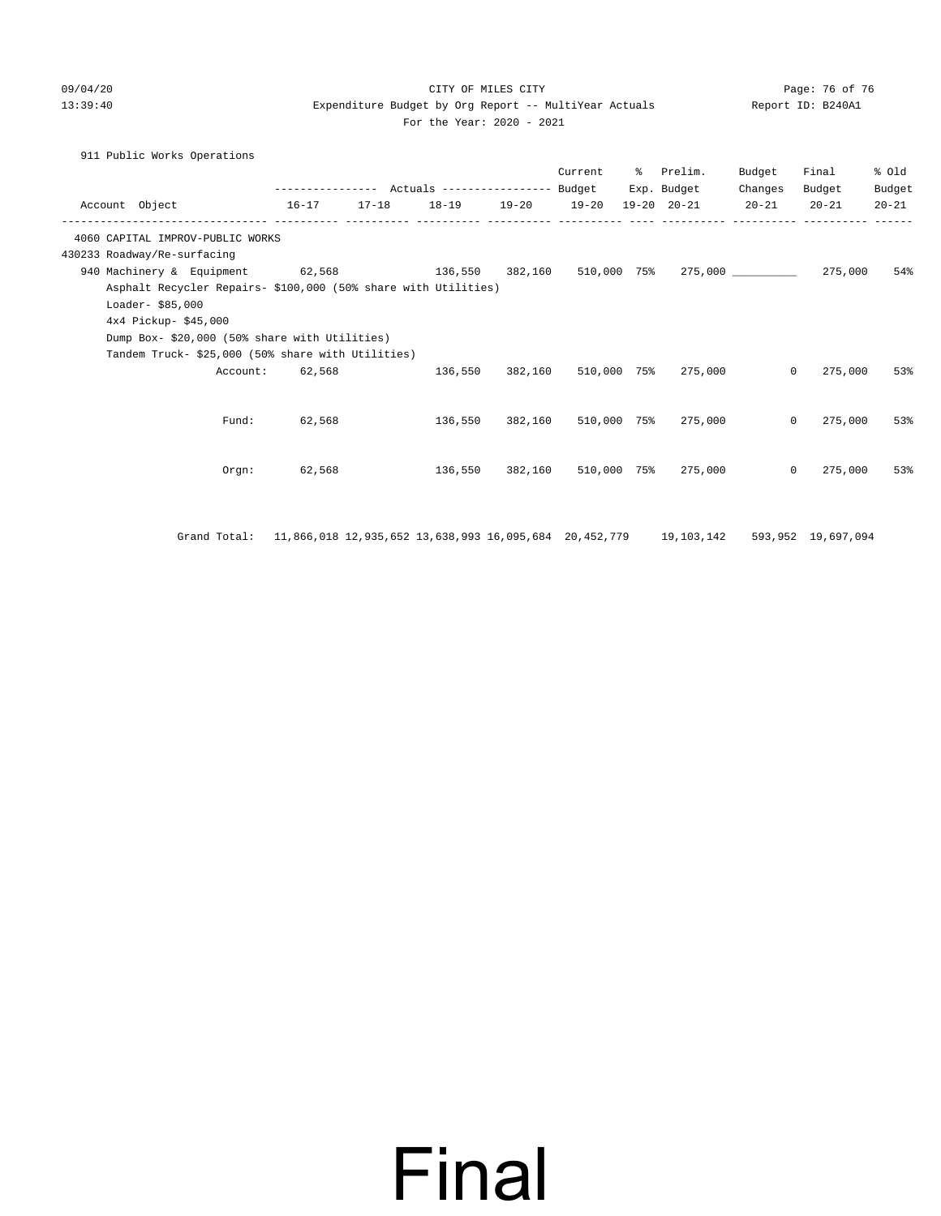CITY OF MILES CITY

Expenditure Budget by Org Report -- MultiYear Actuals

For the Year: 2020 - 2021

911 Public Works Operations

| Account Object | Actuals 16-17 | Actuals 17-18 | Actuals 18-19 | Actuals 19-20 | Current Budget 19-20 | % Exp. 19-20 | Prelim. Budget 20-21 | Budget Changes 20-21 | Final Budget 20-21 | % Old Budget 20-21 |
|---|---|---|---|---|---|---|---|---|---|---|
| 4060 CAPITAL IMPROV-PUBLIC WORKS | | | | | | | | | | |
| 430233 Roadway/Re-surfacing | | | | | | | | | | |
| 940 Machinery & Equipment | 62,568 | | 136,550 | 382,160 | 510,000 | 75% | 275,000 | __________ | 275,000 | 54% |
| Asphalt Recycler Repairs- $100,000 (50% share with Utilities) | | | | | | | | | | |
| Loader- $85,000 | | | | | | | | | | |
| 4x4 Pickup- $45,000 | | | | | | | | | | |
| Dump Box- $20,000 (50% share with Utilities) | | | | | | | | | | |
| Tandem Truck- $25,000 (50% share with Utilities) | | | | | | | | | | |
| Account: | 62,568 | | 136,550 | 382,160 | 510,000 | 75% | 275,000 | 0 | 275,000 | 53% |
| Fund: | 62,568 | | 136,550 | 382,160 | 510,000 | 75% | 275,000 | 0 | 275,000 | 53% |
| Orgn: | 62,568 | | 136,550 | 382,160 | 510,000 | 75% | 275,000 | 0 | 275,000 | 53% |
| Grand Total: | 11,866,018 | 12,935,652 | 13,638,993 | 16,095,684 | 20,452,779 | | 19,103,142 | 593,952 | 19,697,094 | |

# Final